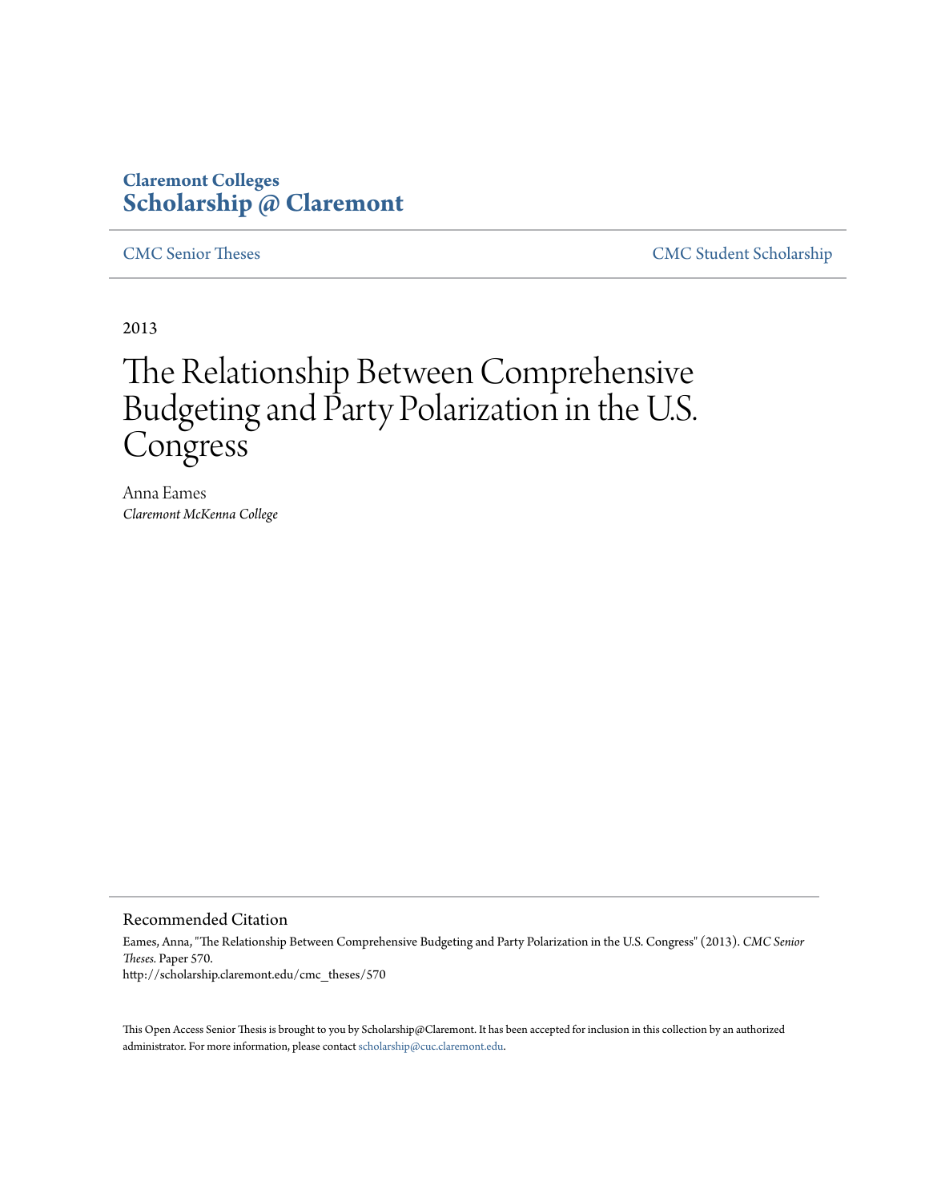Claremont Colleges
**Scholarship @ Claremont**

CMC Senior Theses | CMC Student Scholarship

2013

# The Relationship Between Comprehensive Budgeting and Party Polarization in the U.S. Congress

Anna Eames
*Claremont McKenna College*

## Recommended Citation

Eames, Anna, "The Relationship Between Comprehensive Budgeting and Party Polarization in the U.S. Congress" (2013). *CMC Senior Theses.* Paper 570.
http://scholarship.claremont.edu/cmc_theses/570

This Open Access Senior Thesis is brought to you by Scholarship@Claremont. It has been accepted for inclusion in this collection by an authorized administrator. For more information, please contact scholarship@cuc.claremont.edu.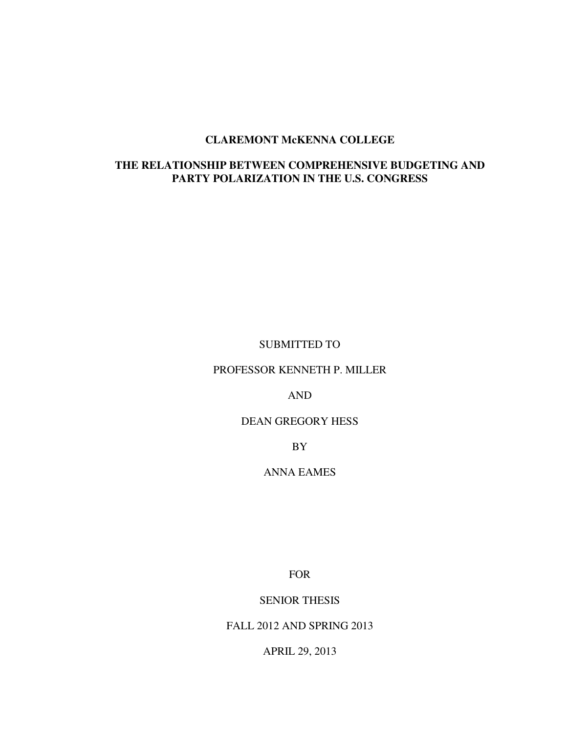**CLAREMONT McKENNA COLLEGE**

**THE RELATIONSHIP BETWEEN COMPREHENSIVE BUDGETING AND PARTY POLARIZATION IN THE U.S. CONGRESS**

SUBMITTED TO

PROFESSOR KENNETH P. MILLER

AND

DEAN GREGORY HESS

BY

ANNA EAMES

FOR

SENIOR THESIS

FALL 2012 AND SPRING 2013

APRIL 29, 2013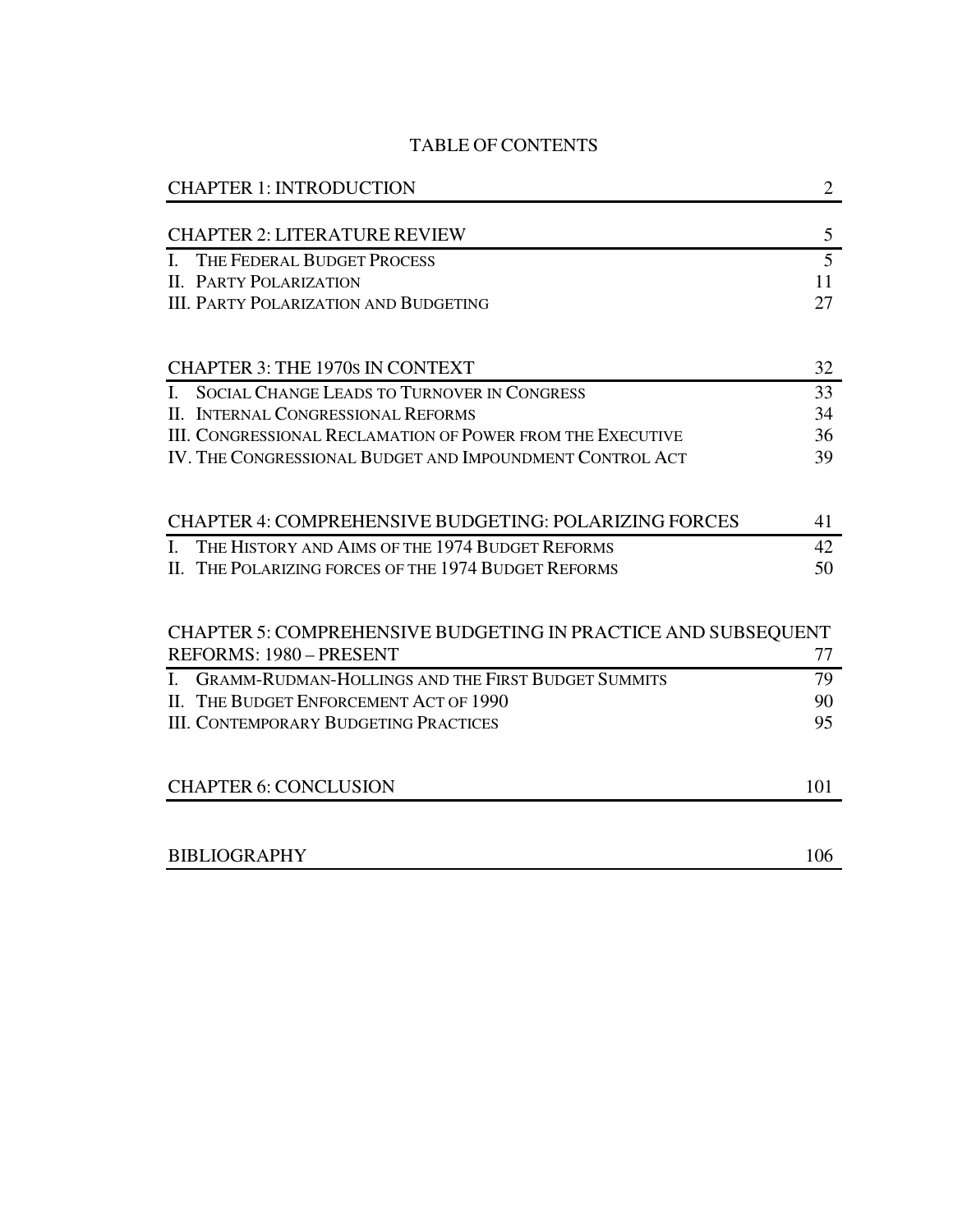# TABLE OF CONTENTS

| | |
|---|---|
| CHAPTER 1: INTRODUCTION | 2 |
| CHAPTER 2: LITERATURE REVIEW | 5 |
| I. THE FEDERAL BUDGET PROCESS | 5 |
| II. PARTY POLARIZATION | 11 |
| III. PARTY POLARIZATION AND BUDGETING | 27 |
| CHAPTER 3: THE 1970S IN CONTEXT | 32 |
| I. SOCIAL CHANGE LEADS TO TURNOVER IN CONGRESS | 33 |
| II. INTERNAL CONGRESSIONAL REFORMS | 34 |
| III. CONGRESSIONAL RECLAMATION OF POWER FROM THE EXECUTIVE | 36 |
| IV. THE CONGRESSIONAL BUDGET AND IMPOUNDMENT CONTROL ACT | 39 |
| CHAPTER 4: COMPREHENSIVE BUDGETING: POLARIZING FORCES | 41 |
| I. THE HISTORY AND AIMS OF THE 1974 BUDGET REFORMS | 42 |
| II. THE POLARIZING FORCES OF THE 1974 BUDGET REFORMS | 50 |
| CHAPTER 5: COMPREHENSIVE BUDGETING IN PRACTICE AND SUBSEQUENT REFORMS: 1980 – PRESENT | 77 |
| I. GRAMM-RUDMAN-HOLLINGS AND THE FIRST BUDGET SUMMITS | 79 |
| II. THE BUDGET ENFORCEMENT ACT OF 1990 | 90 |
| III. CONTEMPORARY BUDGETING PRACTICES | 95 |
| CHAPTER 6: CONCLUSION | 101 |
| BIBLIOGRAPHY | 106 |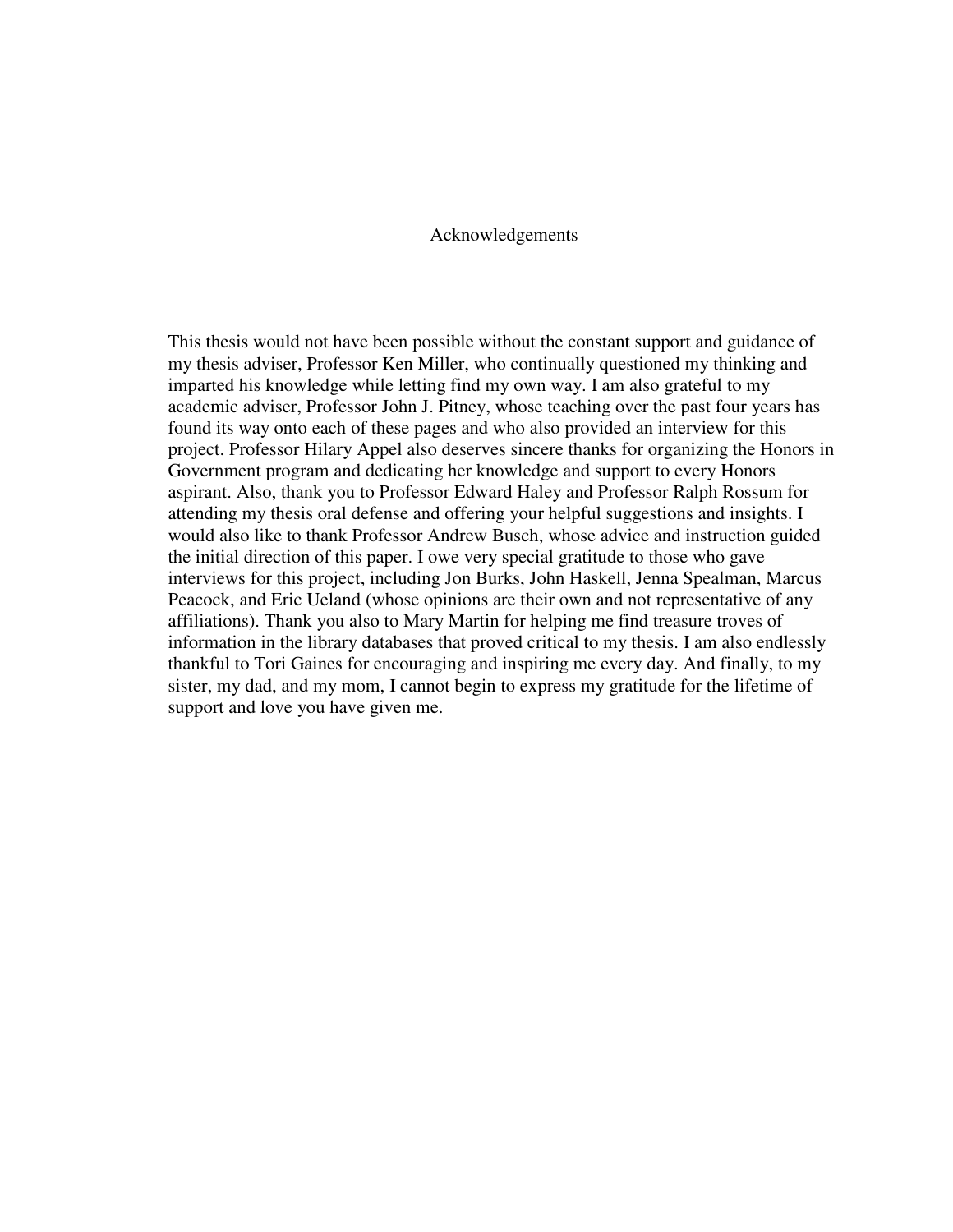# Acknowledgements

This thesis would not have been possible without the constant support and guidance of my thesis adviser, Professor Ken Miller, who continually questioned my thinking and imparted his knowledge while letting find my own way. I am also grateful to my academic adviser, Professor John J. Pitney, whose teaching over the past four years has found its way onto each of these pages and who also provided an interview for this project. Professor Hilary Appel also deserves sincere thanks for organizing the Honors in Government program and dedicating her knowledge and support to every Honors aspirant. Also, thank you to Professor Edward Haley and Professor Ralph Rossum for attending my thesis oral defense and offering your helpful suggestions and insights. I would also like to thank Professor Andrew Busch, whose advice and instruction guided the initial direction of this paper. I owe very special gratitude to those who gave interviews for this project, including Jon Burks, John Haskell, Jenna Spealman, Marcus Peacock, and Eric Ueland (whose opinions are their own and not representative of any affiliations). Thank you also to Mary Martin for helping me find treasure troves of information in the library databases that proved critical to my thesis. I am also endlessly thankful to Tori Gaines for encouraging and inspiring me every day. And finally, to my sister, my dad, and my mom, I cannot begin to express my gratitude for the lifetime of support and love you have given me.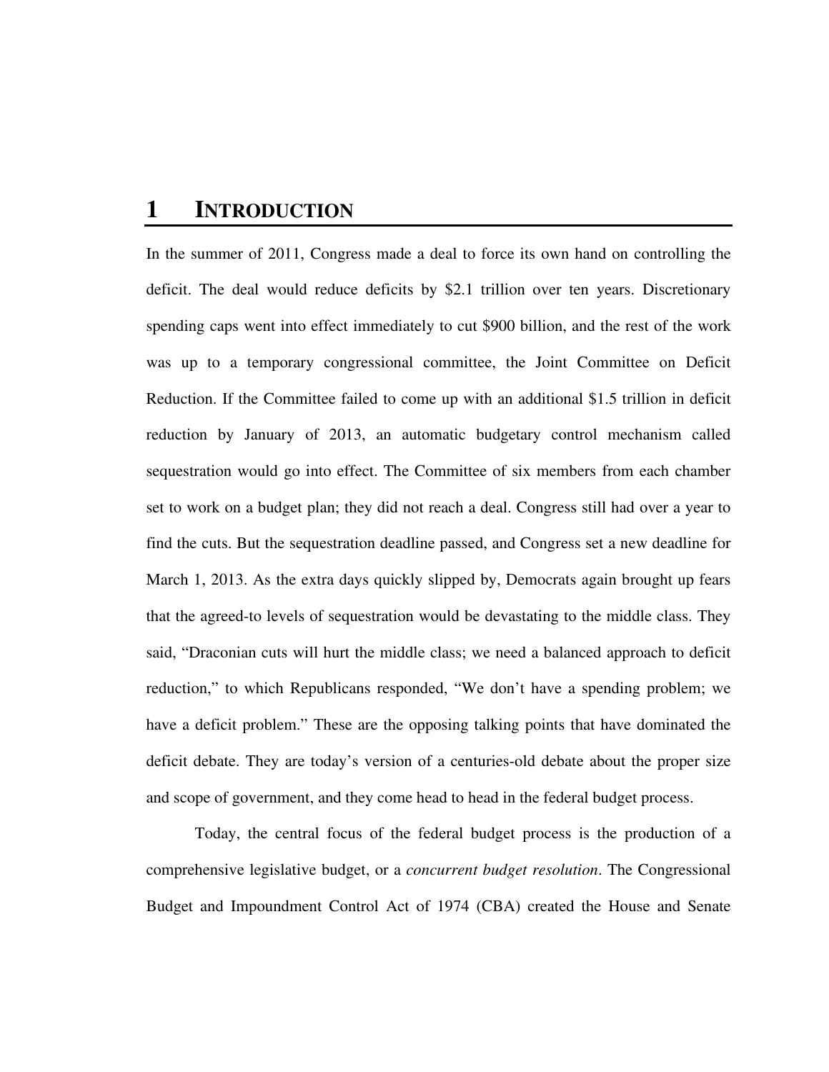# 1 INTRODUCTION

In the summer of 2011, Congress made a deal to force its own hand on controlling the deficit. The deal would reduce deficits by $2.1 trillion over ten years. Discretionary spending caps went into effect immediately to cut $900 billion, and the rest of the work was up to a temporary congressional committee, the Joint Committee on Deficit Reduction. If the Committee failed to come up with an additional $1.5 trillion in deficit reduction by January of 2013, an automatic budgetary control mechanism called sequestration would go into effect. The Committee of six members from each chamber set to work on a budget plan; they did not reach a deal. Congress still had over a year to find the cuts. But the sequestration deadline passed, and Congress set a new deadline for March 1, 2013. As the extra days quickly slipped by, Democrats again brought up fears that the agreed-to levels of sequestration would be devastating to the middle class. They said, "Draconian cuts will hurt the middle class; we need a balanced approach to deficit reduction," to which Republicans responded, "We don't have a spending problem; we have a deficit problem." These are the opposing talking points that have dominated the deficit debate. They are today's version of a centuries-old debate about the proper size and scope of government, and they come head to head in the federal budget process.

Today, the central focus of the federal budget process is the production of a comprehensive legislative budget, or a *concurrent budget resolution*. The Congressional Budget and Impoundment Control Act of 1974 (CBA) created the House and Senate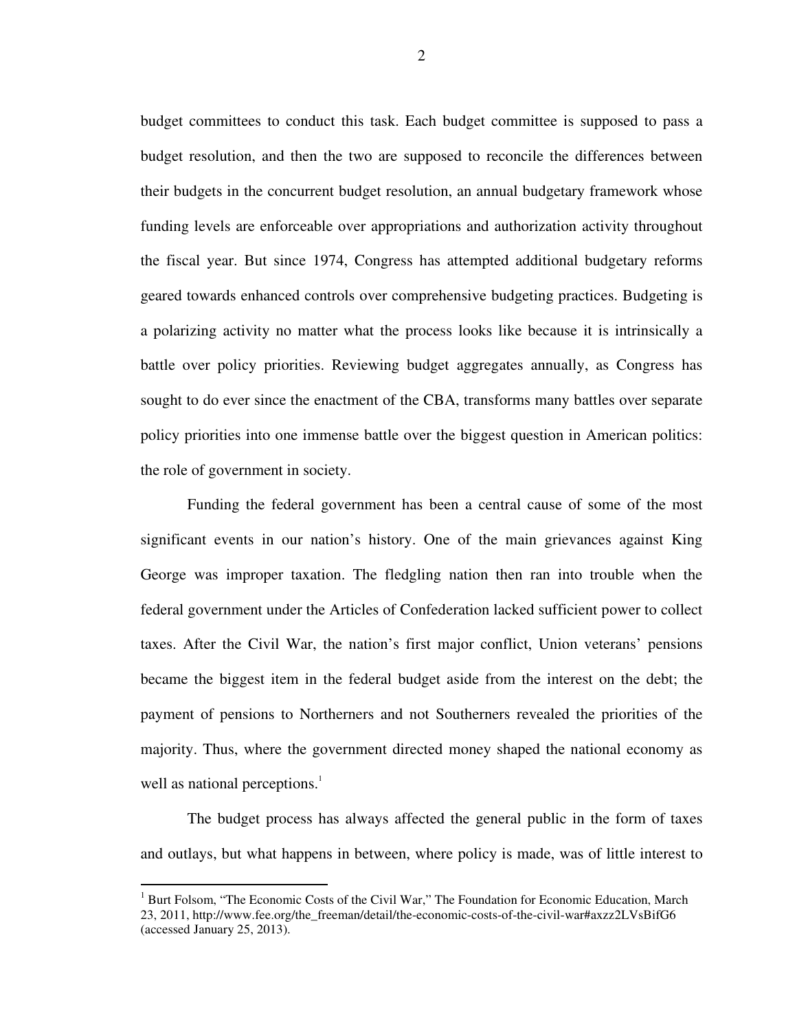budget committees to conduct this task. Each budget committee is supposed to pass a budget resolution, and then the two are supposed to reconcile the differences between their budgets in the concurrent budget resolution, an annual budgetary framework whose funding levels are enforceable over appropriations and authorization activity throughout the fiscal year. But since 1974, Congress has attempted additional budgetary reforms geared towards enhanced controls over comprehensive budgeting practices. Budgeting is a polarizing activity no matter what the process looks like because it is intrinsically a battle over policy priorities. Reviewing budget aggregates annually, as Congress has sought to do ever since the enactment of the CBA, transforms many battles over separate policy priorities into one immense battle over the biggest question in American politics: the role of government in society.

Funding the federal government has been a central cause of some of the most significant events in our nation's history. One of the main grievances against King George was improper taxation. The fledgling nation then ran into trouble when the federal government under the Articles of Confederation lacked sufficient power to collect taxes. After the Civil War, the nation's first major conflict, Union veterans' pensions became the biggest item in the federal budget aside from the interest on the debt; the payment of pensions to Northerners and not Southerners revealed the priorities of the majority. Thus, where the government directed money shaped the national economy as well as national perceptions.[1]

The budget process has always affected the general public in the form of taxes and outlays, but what happens in between, where policy is made, was of little interest to

[1] Burt Folsom, "The Economic Costs of the Civil War," The Foundation for Economic Education, March 23, 2011, http://www.fee.org/the_freeman/detail/the-economic-costs-of-the-civil-war#axzz2LVsBifG6 (accessed January 25, 2013).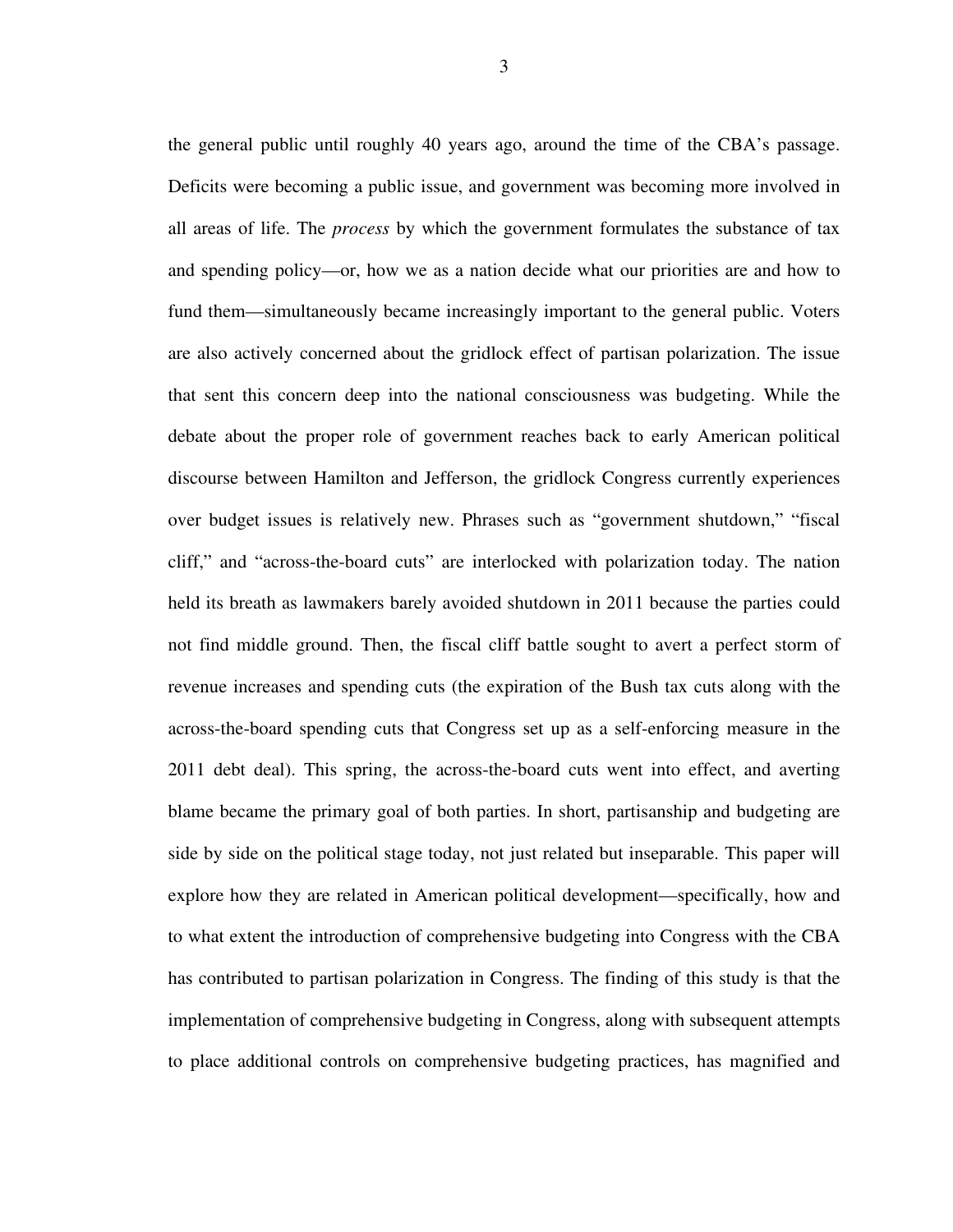the general public until roughly 40 years ago, around the time of the CBA's passage. Deficits were becoming a public issue, and government was becoming more involved in all areas of life. The *process* by which the government formulates the substance of tax and spending policy—or, how we as a nation decide what our priorities are and how to fund them—simultaneously became increasingly important to the general public. Voters are also actively concerned about the gridlock effect of partisan polarization. The issue that sent this concern deep into the national consciousness was budgeting. While the debate about the proper role of government reaches back to early American political discourse between Hamilton and Jefferson, the gridlock Congress currently experiences over budget issues is relatively new. Phrases such as "government shutdown," "fiscal cliff," and "across-the-board cuts" are interlocked with polarization today. The nation held its breath as lawmakers barely avoided shutdown in 2011 because the parties could not find middle ground. Then, the fiscal cliff battle sought to avert a perfect storm of revenue increases and spending cuts (the expiration of the Bush tax cuts along with the across-the-board spending cuts that Congress set up as a self-enforcing measure in the 2011 debt deal). This spring, the across-the-board cuts went into effect, and averting blame became the primary goal of both parties. In short, partisanship and budgeting are side by side on the political stage today, not just related but inseparable. This paper will explore how they are related in American political development—specifically, how and to what extent the introduction of comprehensive budgeting into Congress with the CBA has contributed to partisan polarization in Congress. The finding of this study is that the implementation of comprehensive budgeting in Congress, along with subsequent attempts to place additional controls on comprehensive budgeting practices, has magnified and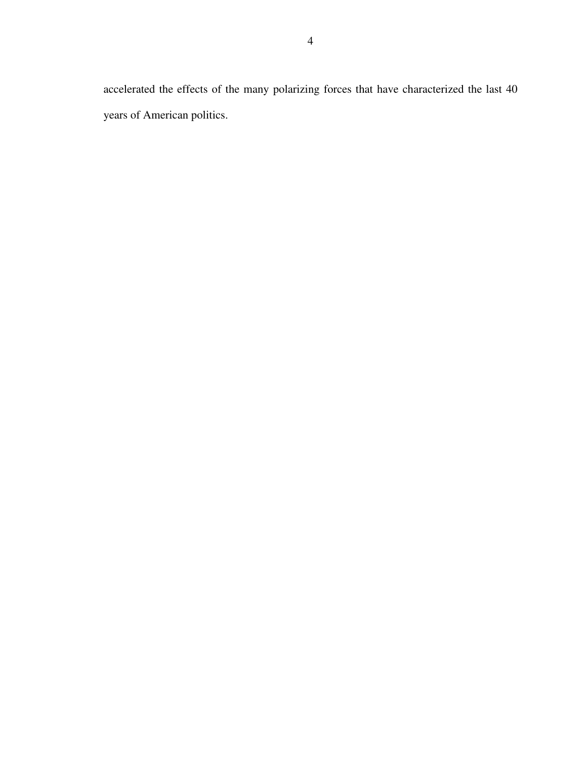accelerated the effects of the many polarizing forces that have characterized the last 40 years of American politics.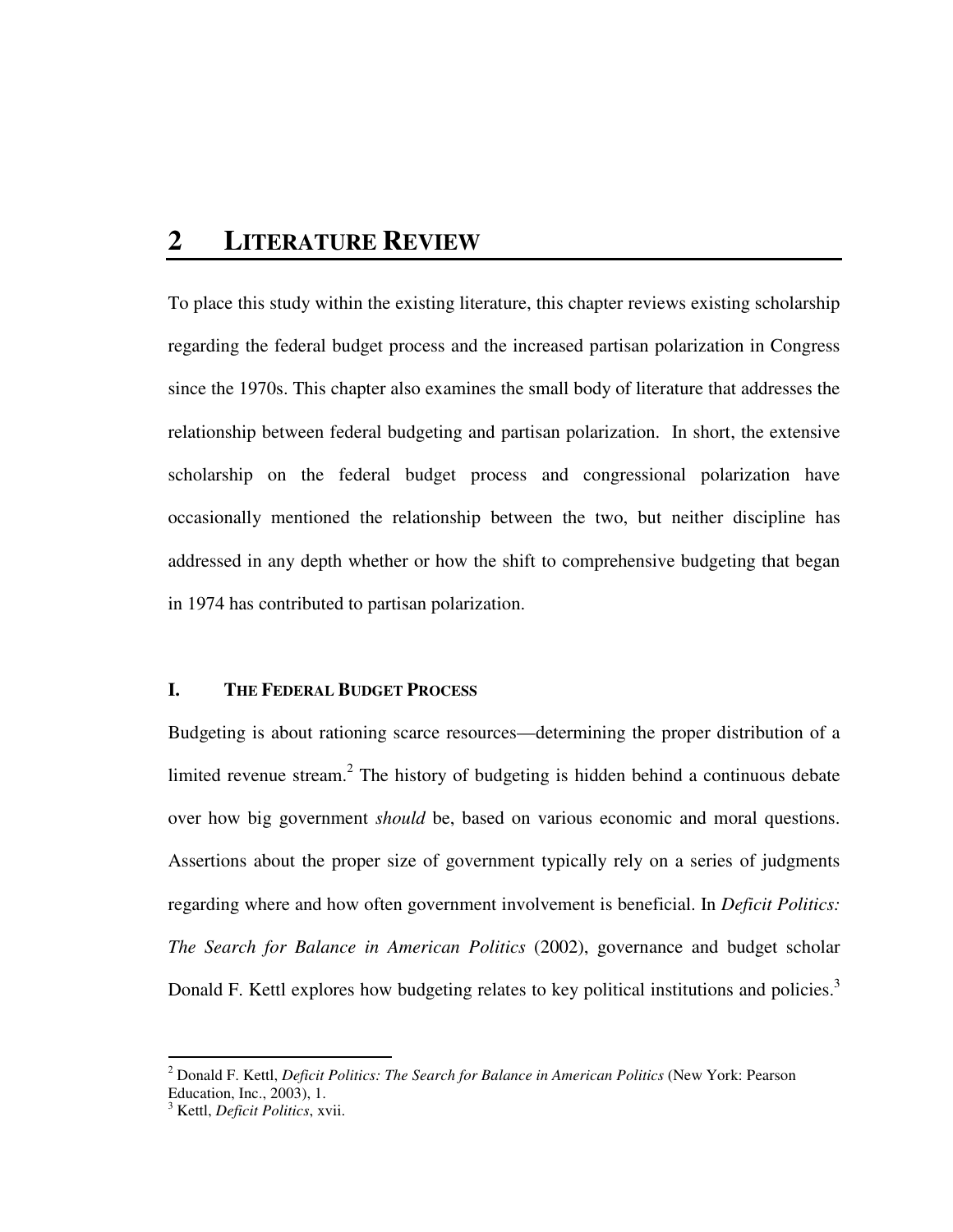# 2 LITERATURE REVIEW

To place this study within the existing literature, this chapter reviews existing scholarship regarding the federal budget process and the increased partisan polarization in Congress since the 1970s. This chapter also examines the small body of literature that addresses the relationship between federal budgeting and partisan polarization. In short, the extensive scholarship on the federal budget process and congressional polarization have occasionally mentioned the relationship between the two, but neither discipline has addressed in any depth whether or how the shift to comprehensive budgeting that began in 1974 has contributed to partisan polarization.

## I. THE FEDERAL BUDGET PROCESS

Budgeting is about rationing scarce resources—determining the proper distribution of a limited revenue stream.[2] The history of budgeting is hidden behind a continuous debate over how big government *should* be, based on various economic and moral questions. Assertions about the proper size of government typically rely on a series of judgments regarding where and how often government involvement is beneficial. In *Deficit Politics: The Search for Balance in American Politics* (2002), governance and budget scholar Donald F. Kettl explores how budgeting relates to key political institutions and policies.[3]

---

[2] Donald F. Kettl, *Deficit Politics: The Search for Balance in American Politics* (New York: Pearson Education, Inc., 2003), 1.

[3] Kettl, *Deficit Politics*, xvii.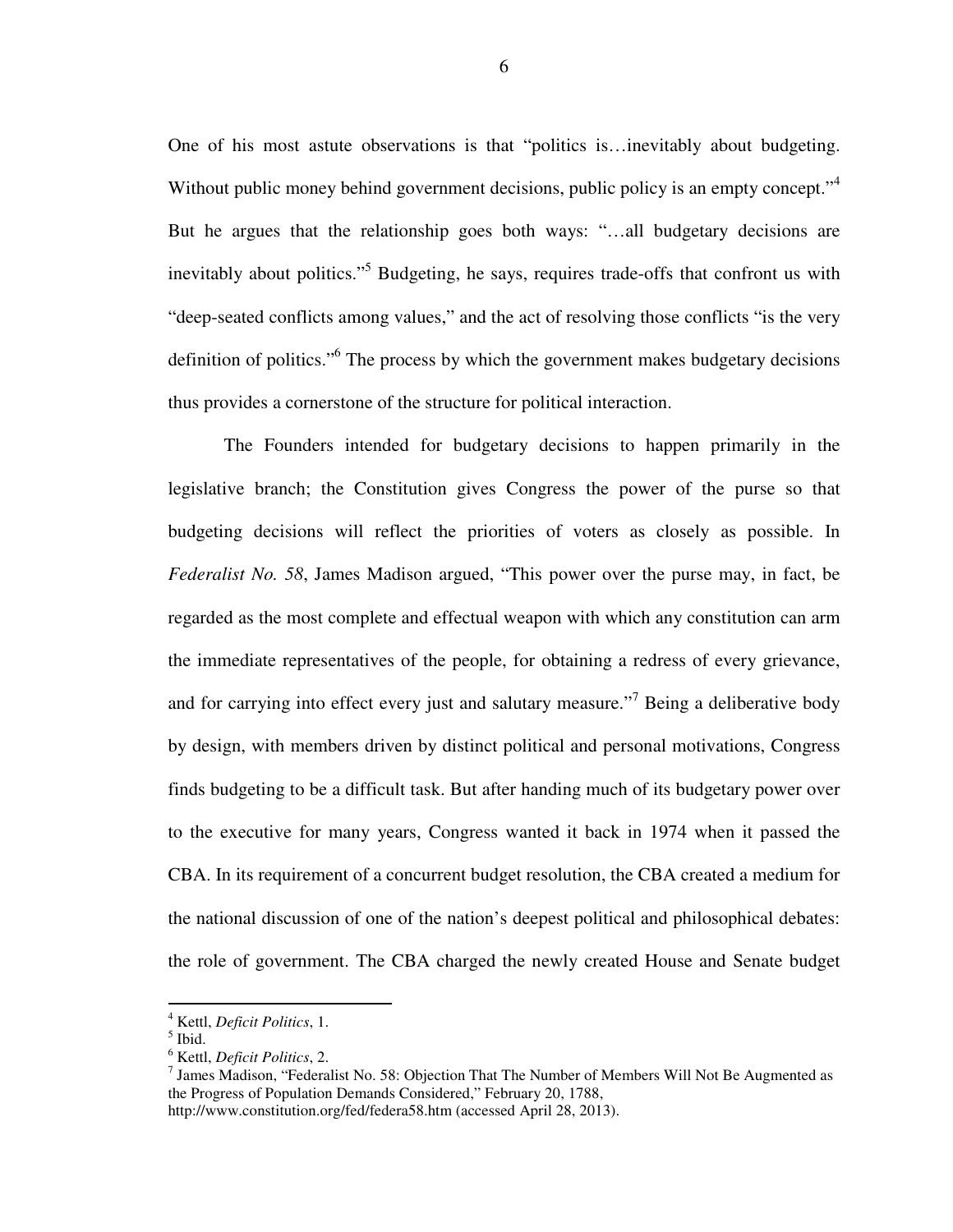One of his most astute observations is that "politics is…inevitably about budgeting. Without public money behind government decisions, public policy is an empty concept."[4] But he argues that the relationship goes both ways: "…all budgetary decisions are inevitably about politics."[5] Budgeting, he says, requires trade-offs that confront us with "deep-seated conflicts among values," and the act of resolving those conflicts "is the very definition of politics."[6] The process by which the government makes budgetary decisions thus provides a cornerstone of the structure for political interaction.

The Founders intended for budgetary decisions to happen primarily in the legislative branch; the Constitution gives Congress the power of the purse so that budgeting decisions will reflect the priorities of voters as closely as possible. In *Federalist No. 58*, James Madison argued, "This power over the purse may, in fact, be regarded as the most complete and effectual weapon with which any constitution can arm the immediate representatives of the people, for obtaining a redress of every grievance, and for carrying into effect every just and salutary measure."[7] Being a deliberative body by design, with members driven by distinct political and personal motivations, Congress finds budgeting to be a difficult task. But after handing much of its budgetary power over to the executive for many years, Congress wanted it back in 1974 when it passed the CBA. In its requirement of a concurrent budget resolution, the CBA created a medium for the national discussion of one of the nation's deepest political and philosophical debates: the role of government. The CBA charged the newly created House and Senate budget

---

[4] Kettl, *Deficit Politics*, 1.

[5] Ibid.

[6] Kettl, *Deficit Politics*, 2.

[7] James Madison, "Federalist No. 58: Objection That The Number of Members Will Not Be Augmented as the Progress of Population Demands Considered," February 20, 1788, http://www.constitution.org/fed/federa58.htm (accessed April 28, 2013).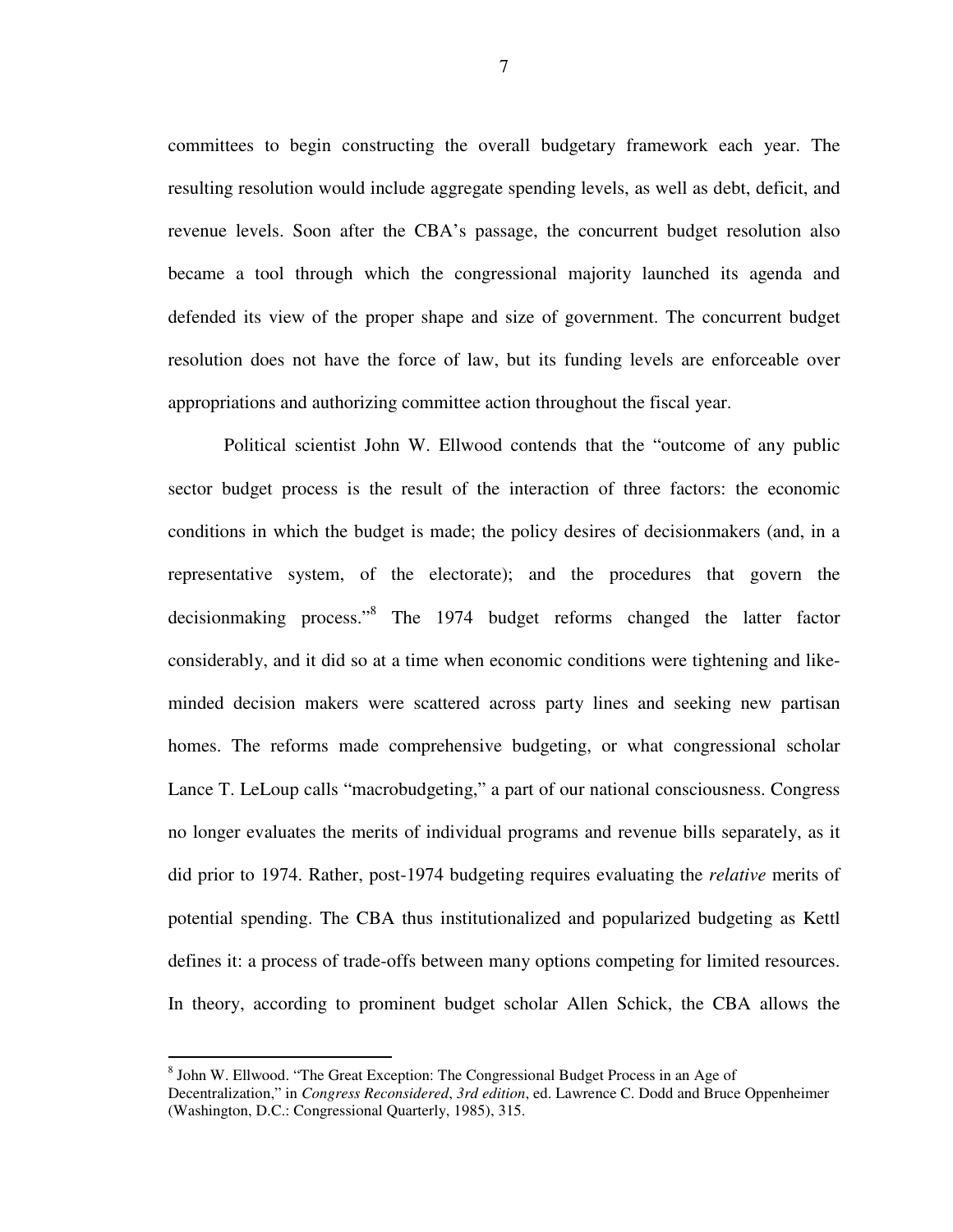committees to begin constructing the overall budgetary framework each year. The resulting resolution would include aggregate spending levels, as well as debt, deficit, and revenue levels. Soon after the CBA's passage, the concurrent budget resolution also became a tool through which the congressional majority launched its agenda and defended its view of the proper shape and size of government. The concurrent budget resolution does not have the force of law, but its funding levels are enforceable over appropriations and authorizing committee action throughout the fiscal year.

Political scientist John W. Ellwood contends that the "outcome of any public sector budget process is the result of the interaction of three factors: the economic conditions in which the budget is made; the policy desires of decisionmakers (and, in a representative system, of the electorate); and the procedures that govern the decisionmaking process."[8] The 1974 budget reforms changed the latter factor considerably, and it did so at a time when economic conditions were tightening and like-minded decision makers were scattered across party lines and seeking new partisan homes. The reforms made comprehensive budgeting, or what congressional scholar Lance T. LeLoup calls "macrobudgeting," a part of our national consciousness. Congress no longer evaluates the merits of individual programs and revenue bills separately, as it did prior to 1974. Rather, post-1974 budgeting requires evaluating the *relative* merits of potential spending. The CBA thus institutionalized and popularized budgeting as Kettl defines it: a process of trade-offs between many options competing for limited resources. In theory, according to prominent budget scholar Allen Schick, the CBA allows the

[8] John W. Ellwood. "The Great Exception: The Congressional Budget Process in an Age of Decentralization," in *Congress Reconsidered*, *3rd edition*, ed. Lawrence C. Dodd and Bruce Oppenheimer (Washington, D.C.: Congressional Quarterly, 1985), 315.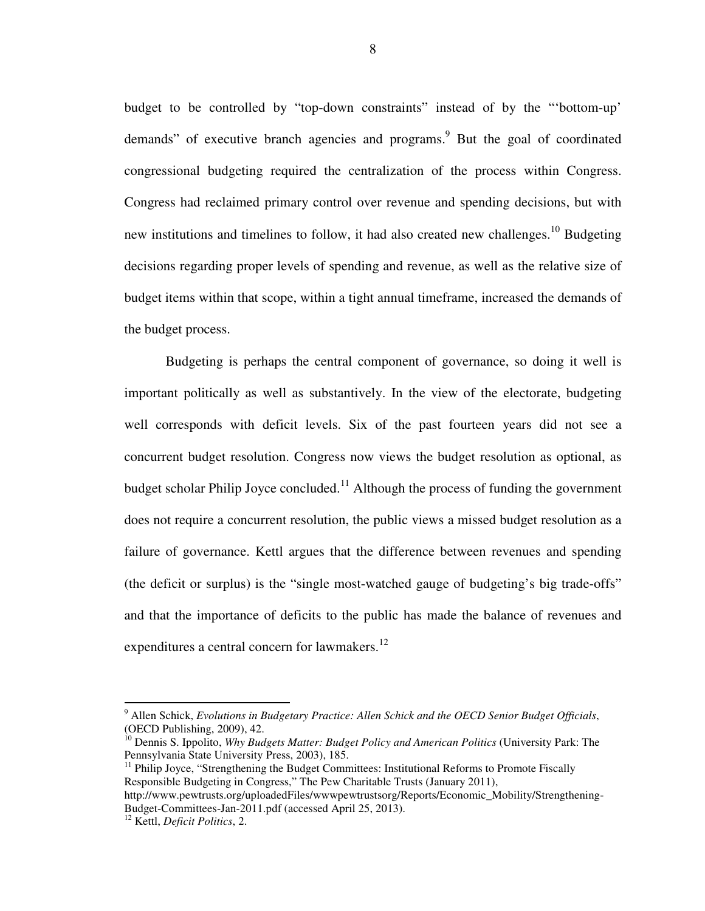budget to be controlled by "top-down constraints" instead of by the "'bottom-up' demands" of executive branch agencies and programs.[9] But the goal of coordinated congressional budgeting required the centralization of the process within Congress. Congress had reclaimed primary control over revenue and spending decisions, but with new institutions and timelines to follow, it had also created new challenges.[10] Budgeting decisions regarding proper levels of spending and revenue, as well as the relative size of budget items within that scope, within a tight annual timeframe, increased the demands of the budget process.

Budgeting is perhaps the central component of governance, so doing it well is important politically as well as substantively. In the view of the electorate, budgeting well corresponds with deficit levels. Six of the past fourteen years did not see a concurrent budget resolution. Congress now views the budget resolution as optional, as budget scholar Philip Joyce concluded.[11] Although the process of funding the government does not require a concurrent resolution, the public views a missed budget resolution as a failure of governance. Kettl argues that the difference between revenues and spending (the deficit or surplus) is the "single most-watched gauge of budgeting's big trade-offs" and that the importance of deficits to the public has made the balance of revenues and expenditures a central concern for lawmakers.[12]

---

[9] Allen Schick, *Evolutions in Budgetary Practice: Allen Schick and the OECD Senior Budget Officials*, (OECD Publishing, 2009), 42.

[10] Dennis S. Ippolito, *Why Budgets Matter: Budget Policy and American Politics* (University Park: The Pennsylvania State University Press, 2003), 185.

[11] Philip Joyce, "Strengthening the Budget Committees: Institutional Reforms to Promote Fiscally Responsible Budgeting in Congress," The Pew Charitable Trusts (January 2011), http://www.pewtrusts.org/uploadedFiles/wwwpewtrustsorg/Reports/Economic_Mobility/Strengthening-Budget-Committees-Jan-2011.pdf (accessed April 25, 2013).

[12] Kettl, *Deficit Politics*, 2.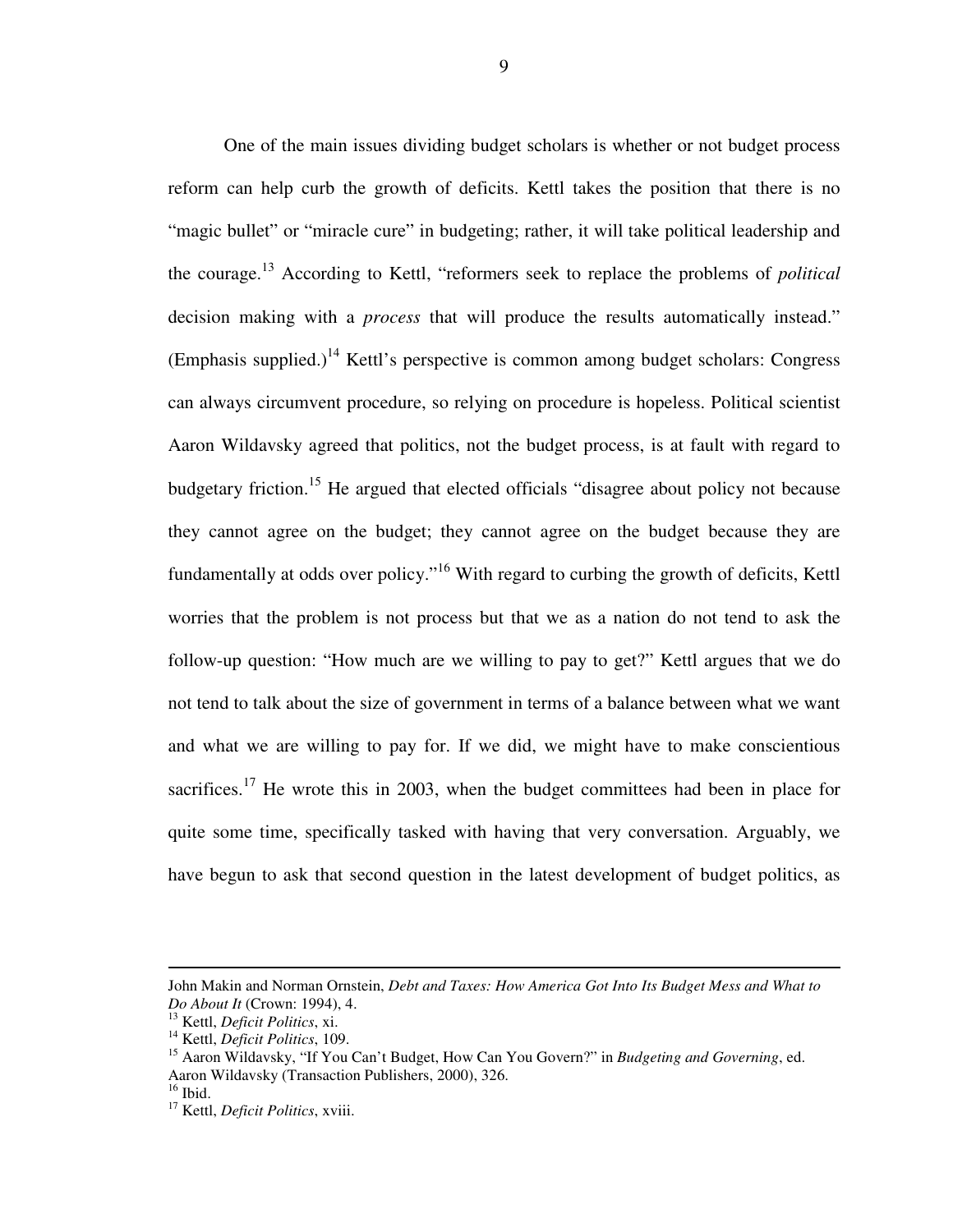One of the main issues dividing budget scholars is whether or not budget process reform can help curb the growth of deficits. Kettl takes the position that there is no "magic bullet" or "miracle cure" in budgeting; rather, it will take political leadership and the courage.[13] According to Kettl, "reformers seek to replace the problems of *political* decision making with a *process* that will produce the results automatically instead." (Emphasis supplied.)[14] Kettl's perspective is common among budget scholars: Congress can always circumvent procedure, so relying on procedure is hopeless. Political scientist Aaron Wildavsky agreed that politics, not the budget process, is at fault with regard to budgetary friction.[15] He argued that elected officials "disagree about policy not because they cannot agree on the budget; they cannot agree on the budget because they are fundamentally at odds over policy."[16] With regard to curbing the growth of deficits, Kettl worries that the problem is not process but that we as a nation do not tend to ask the follow-up question: "How much are we willing to pay to get?" Kettl argues that we do not tend to talk about the size of government in terms of a balance between what we want and what we are willing to pay for. If we did, we might have to make conscientious sacrifices.[17] He wrote this in 2003, when the budget committees had been in place for quite some time, specifically tasked with having that very conversation. Arguably, we have begun to ask that second question in the latest development of budget politics, as

---

John Makin and Norman Ornstein, *Debt and Taxes: How America Got Into Its Budget Mess and What to Do About It* (Crown: 1994), 4.

[13] Kettl, *Deficit Politics*, xi.

[14] Kettl, *Deficit Politics*, 109.

[15] Aaron Wildavsky, "If You Can't Budget, How Can You Govern?" in *Budgeting and Governing*, ed. Aaron Wildavsky (Transaction Publishers, 2000), 326.

[16] Ibid.

[17] Kettl, *Deficit Politics*, xviii.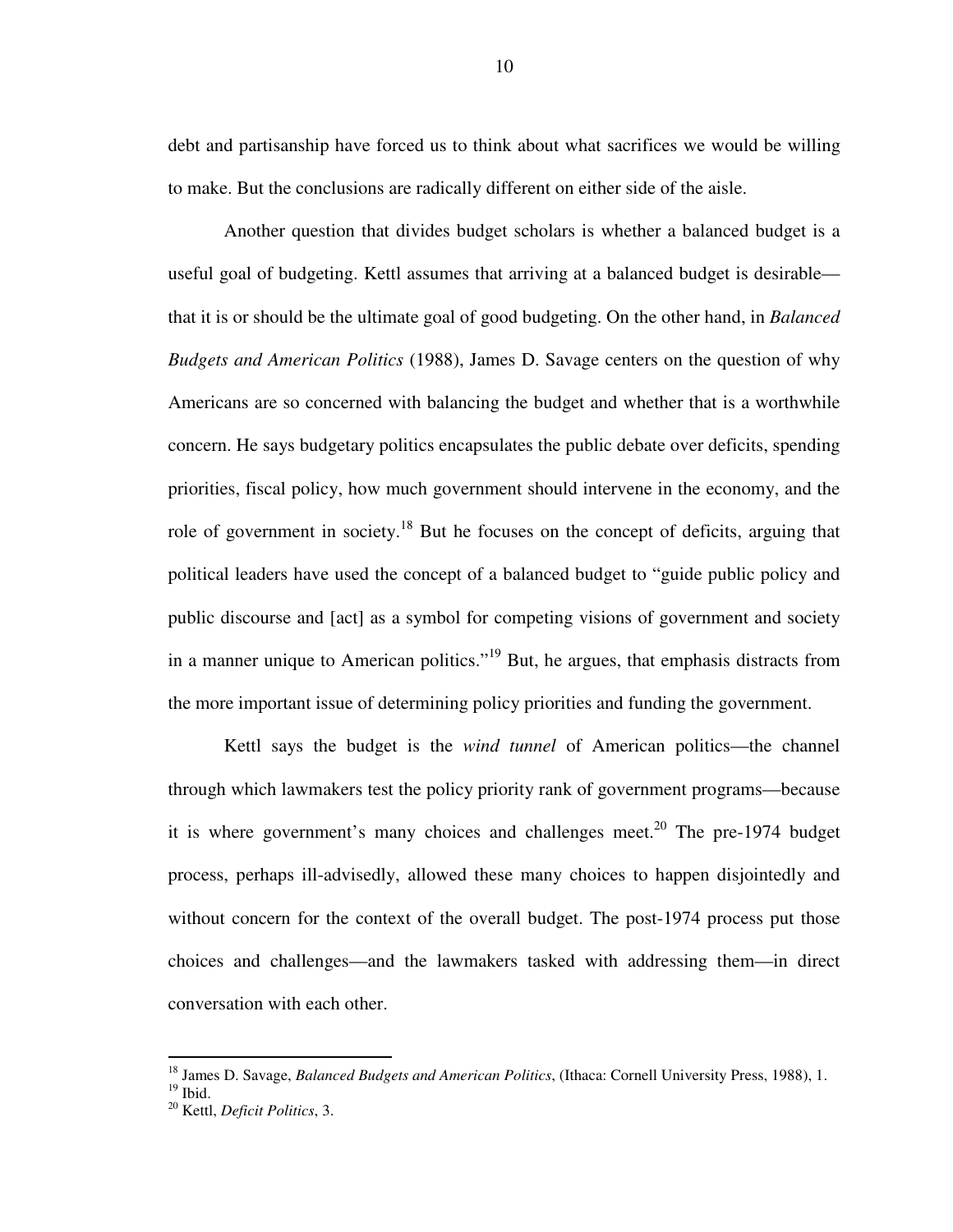debt and partisanship have forced us to think about what sacrifices we would be willing to make. But the conclusions are radically different on either side of the aisle.

Another question that divides budget scholars is whether a balanced budget is a useful goal of budgeting. Kettl assumes that arriving at a balanced budget is desirable—that it is or should be the ultimate goal of good budgeting. On the other hand, in *Balanced Budgets and American Politics* (1988), James D. Savage centers on the question of why Americans are so concerned with balancing the budget and whether that is a worthwhile concern. He says budgetary politics encapsulates the public debate over deficits, spending priorities, fiscal policy, how much government should intervene in the economy, and the role of government in society.[18] But he focuses on the concept of deficits, arguing that political leaders have used the concept of a balanced budget to "guide public policy and public discourse and [act] as a symbol for competing visions of government and society in a manner unique to American politics."[19] But, he argues, that emphasis distracts from the more important issue of determining policy priorities and funding the government.

Kettl says the budget is the *wind tunnel* of American politics—the channel through which lawmakers test the policy priority rank of government programs—because it is where government's many choices and challenges meet.[20] The pre-1974 budget process, perhaps ill-advisedly, allowed these many choices to happen disjointedly and without concern for the context of the overall budget. The post-1974 process put those choices and challenges—and the lawmakers tasked with addressing them—in direct conversation with each other.

---

[18] James D. Savage, *Balanced Budgets and American Politics*, (Ithaca: Cornell University Press, 1988), 1.

[19] Ibid.

[20] Kettl, *Deficit Politics*, 3.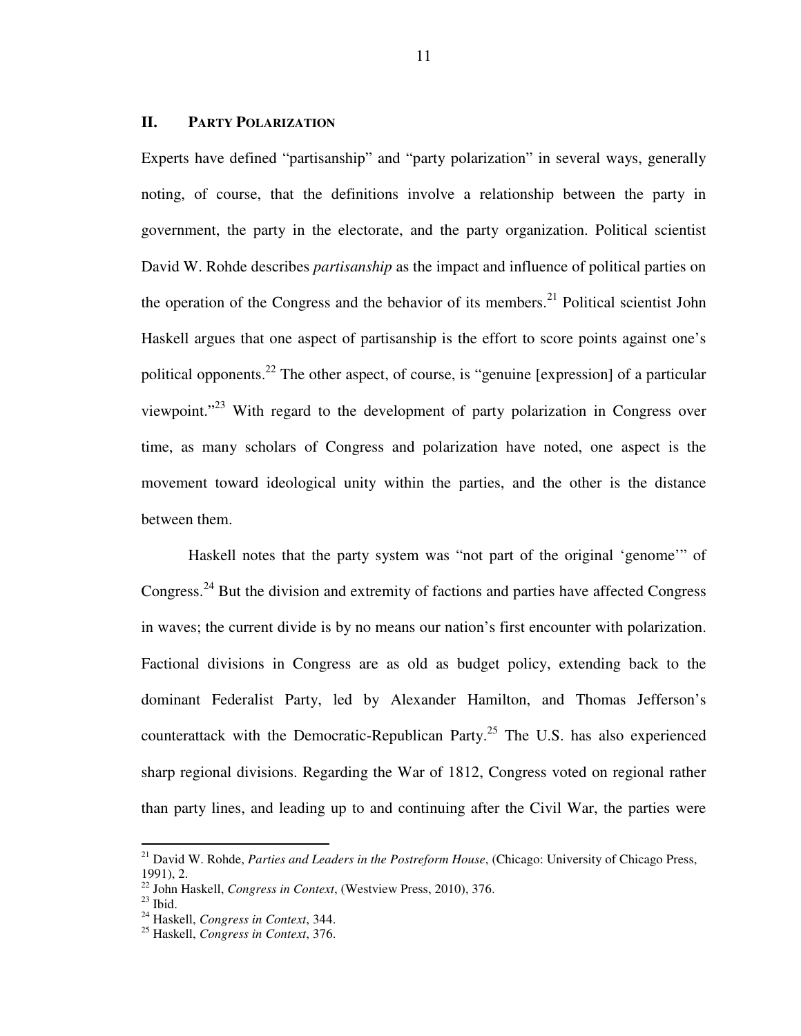## II. Party Polarization

Experts have defined "partisanship" and "party polarization" in several ways, generally noting, of course, that the definitions involve a relationship between the party in government, the party in the electorate, and the party organization. Political scientist David W. Rohde describes *partisanship* as the impact and influence of political parties on the operation of the Congress and the behavior of its members.[21] Political scientist John Haskell argues that one aspect of partisanship is the effort to score points against one's political opponents.[22] The other aspect, of course, is "genuine [expression] of a particular viewpoint."[23] With regard to the development of party polarization in Congress over time, as many scholars of Congress and polarization have noted, one aspect is the movement toward ideological unity within the parties, and the other is the distance between them.

Haskell notes that the party system was "not part of the original 'genome'" of Congress.[24] But the division and extremity of factions and parties have affected Congress in waves; the current divide is by no means our nation's first encounter with polarization. Factional divisions in Congress are as old as budget policy, extending back to the dominant Federalist Party, led by Alexander Hamilton, and Thomas Jefferson's counterattack with the Democratic-Republican Party.[25] The U.S. has also experienced sharp regional divisions. Regarding the War of 1812, Congress voted on regional rather than party lines, and leading up to and continuing after the Civil War, the parties were

---

[21] David W. Rohde, *Parties and Leaders in the Postreform House*, (Chicago: University of Chicago Press, 1991), 2.

[22] John Haskell, *Congress in Context*, (Westview Press, 2010), 376.

[23] Ibid.

[24] Haskell, *Congress in Context*, 344.

[25] Haskell, *Congress in Context*, 376.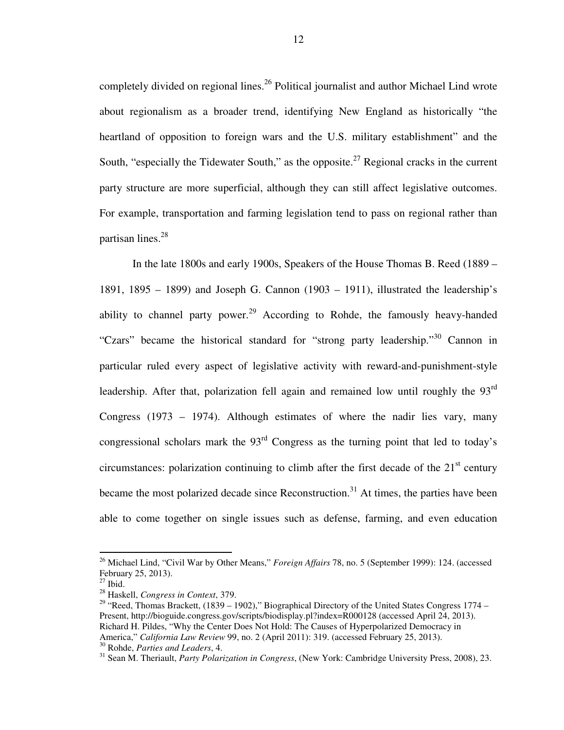completely divided on regional lines.[26] Political journalist and author Michael Lind wrote about regionalism as a broader trend, identifying New England as historically "the heartland of opposition to foreign wars and the U.S. military establishment" and the South, "especially the Tidewater South," as the opposite.[27] Regional cracks in the current party structure are more superficial, although they can still affect legislative outcomes. For example, transportation and farming legislation tend to pass on regional rather than partisan lines.[28]

In the late 1800s and early 1900s, Speakers of the House Thomas B. Reed (1889 – 1891, 1895 – 1899) and Joseph G. Cannon (1903 – 1911), illustrated the leadership's ability to channel party power.[29] According to Rohde, the famously heavy-handed "Czars" became the historical standard for "strong party leadership."[30] Cannon in particular ruled every aspect of legislative activity with reward-and-punishment-style leadership. After that, polarization fell again and remained low until roughly the 93rd Congress (1973 – 1974). Although estimates of where the nadir lies vary, many congressional scholars mark the 93rd Congress as the turning point that led to today's circumstances: polarization continuing to climb after the first decade of the 21st century became the most polarized decade since Reconstruction.[31] At times, the parties have been able to come together on single issues such as defense, farming, and even education

---

[26] Michael Lind, "Civil War by Other Means," *Foreign Affairs* 78, no. 5 (September 1999): 124. (accessed February 25, 2013).

[27] Ibid.

[28] Haskell, *Congress in Context*, 379.

[29] "Reed, Thomas Brackett, (1839 – 1902)," Biographical Directory of the United States Congress 1774 – Present, http://bioguide.congress.gov/scripts/biodisplay.pl?index=R000128 (accessed April 24, 2013). Richard H. Pildes, "Why the Center Does Not Hold: The Causes of Hyperpolarized Democracy in America," *California Law Review* 99, no. 2 (April 2011): 319. (accessed February 25, 2013).

[30] Rohde, *Parties and Leaders*, 4.

[31] Sean M. Theriault, *Party Polarization in Congress*, (New York: Cambridge University Press, 2008), 23.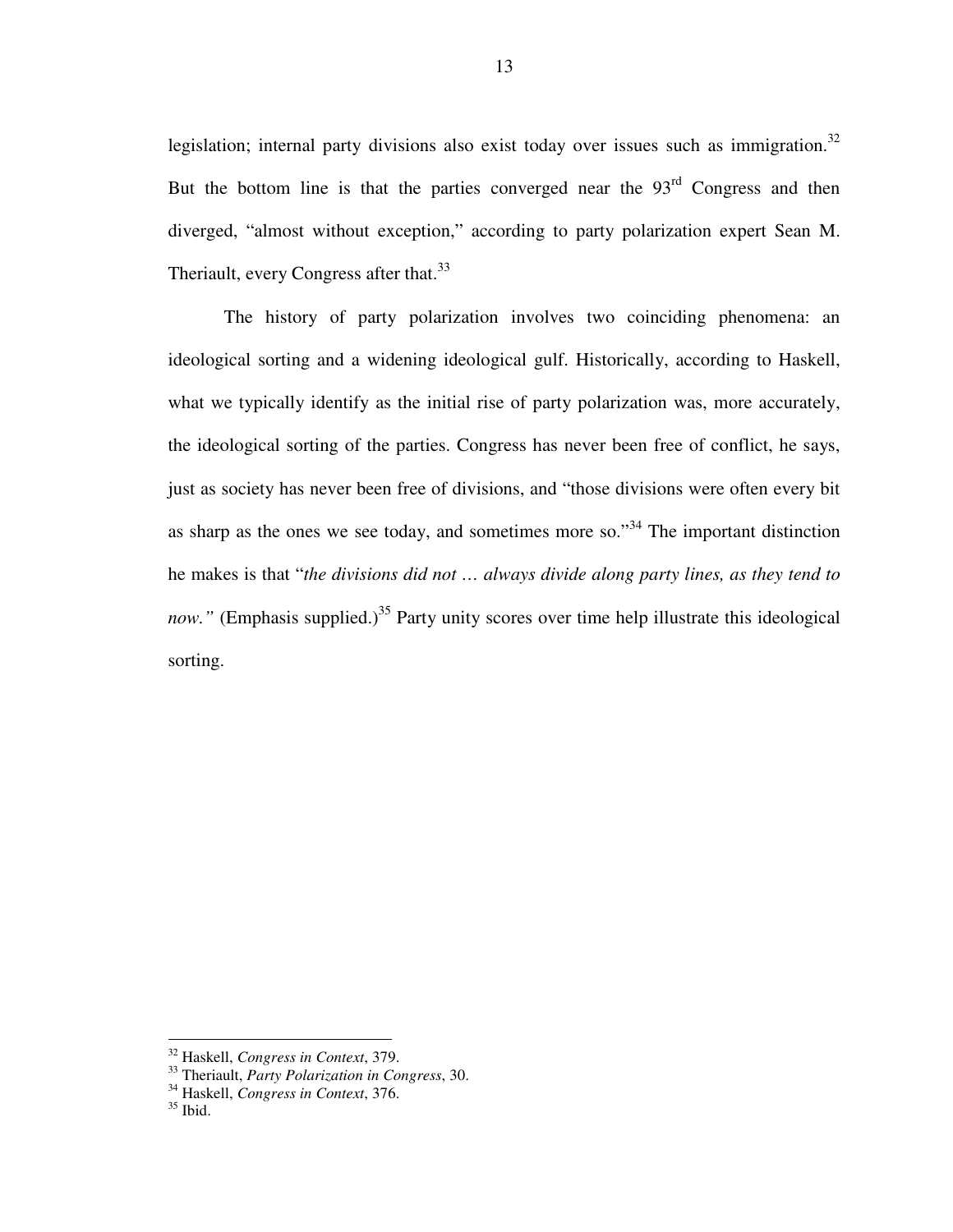legislation; internal party divisions also exist today over issues such as immigration.[32] But the bottom line is that the parties converged near the 93rd Congress and then diverged, "almost without exception," according to party polarization expert Sean M. Theriault, every Congress after that.[33]

The history of party polarization involves two coinciding phenomena: an ideological sorting and a widening ideological gulf. Historically, according to Haskell, what we typically identify as the initial rise of party polarization was, more accurately, the ideological sorting of the parties. Congress has never been free of conflict, he says, just as society has never been free of divisions, and "those divisions were often every bit as sharp as the ones we see today, and sometimes more so."[34] The important distinction he makes is that "*the divisions did not … always divide along party lines, as they tend to now."* (Emphasis supplied.)[35] Party unity scores over time help illustrate this ideological sorting.

---

[32] Haskell, *Congress in Context*, 379.

[33] Theriault, *Party Polarization in Congress*, 30.

[34] Haskell, *Congress in Context*, 376.

[35] Ibid.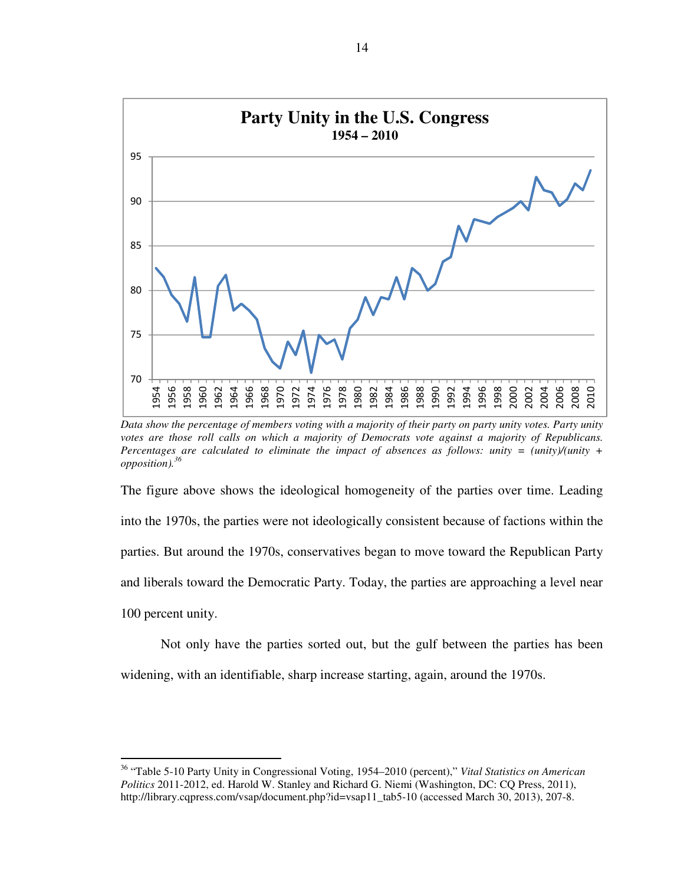**Party Unity in the U.S. Congress**
**1954 – 2010**

*Data show the percentage of members voting with a majority of their party on party unity votes. Party unity votes are those roll calls on which a majority of Democrats vote against a majority of Republicans. Percentages are calculated to eliminate the impact of absences as follows: unity = (unity)/(unity + opposition).*[36]

The figure above shows the ideological homogeneity of the parties over time. Leading into the 1970s, the parties were not ideologically consistent because of factions within the parties. But around the 1970s, conservatives began to move toward the Republican Party and liberals toward the Democratic Party. Today, the parties are approaching a level near 100 percent unity.

Not only have the parties sorted out, but the gulf between the parties has been widening, with an identifiable, sharp increase starting, again, around the 1970s.

---

[36] "Table 5-10 Party Unity in Congressional Voting, 1954–2010 (percent)," *Vital Statistics on American Politics* 2011-2012, ed. Harold W. Stanley and Richard G. Niemi (Washington, DC: CQ Press, 2011), http://library.cqpress.com/vsap/document.php?id=vsap11_tab5-10 (accessed March 30, 2013), 207-8.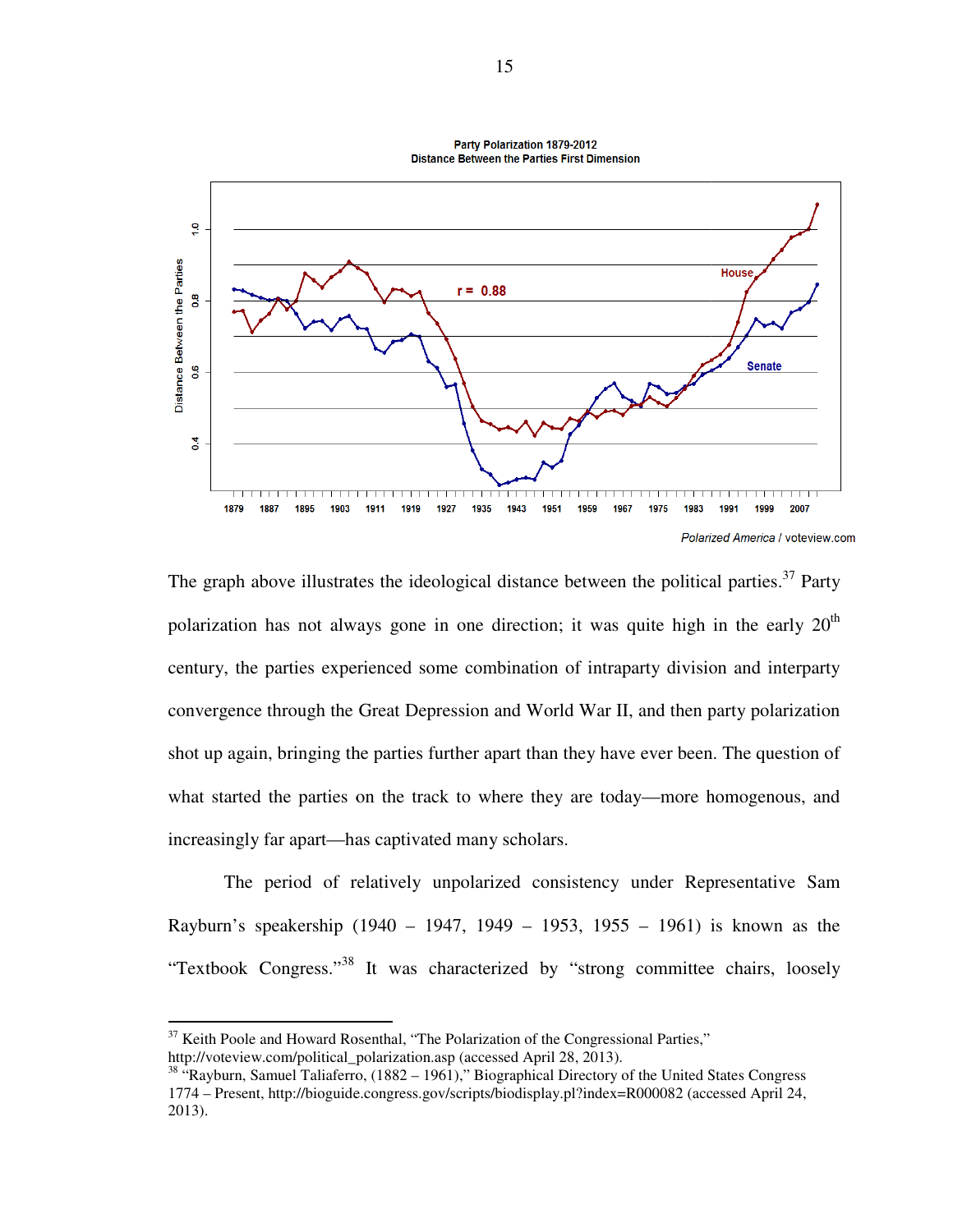Party Polarization 1879-2012
Distance Between the Parties First Dimension

Polarized America / voteview.com

The graph above illustrates the ideological distance between the political parties.[37] Party polarization has not always gone in one direction; it was quite high in the early 20th century, the parties experienced some combination of intraparty division and interparty convergence through the Great Depression and World War II, and then party polarization shot up again, bringing the parties further apart than they have ever been. The question of what started the parties on the track to where they are today—more homogenous, and increasingly far apart—has captivated many scholars.

The period of relatively unpolarized consistency under Representative Sam Rayburn's speakership (1940 – 1947, 1949 – 1953, 1955 – 1961) is known as the "Textbook Congress."[38] It was characterized by "strong committee chairs, loosely

---

[37] Keith Poole and Howard Rosenthal, "The Polarization of the Congressional Parties," http://voteview.com/political_polarization.asp (accessed April 28, 2013).

[38] "Rayburn, Samuel Taliaferro, (1882 – 1961)," Biographical Directory of the United States Congress 1774 – Present, http://bioguide.congress.gov/scripts/biodisplay.pl?index=R000082 (accessed April 24, 2013).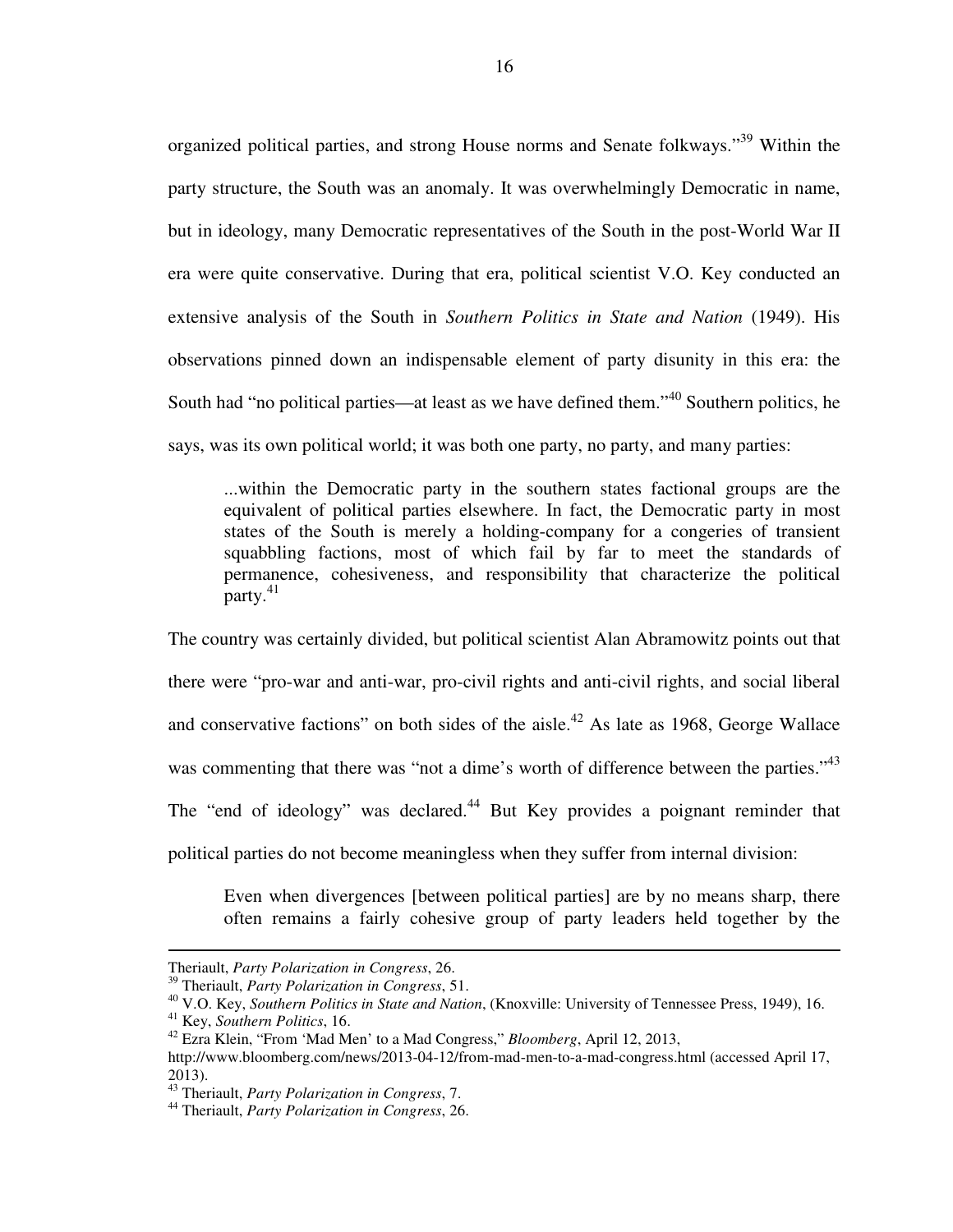organized political parties, and strong House norms and Senate folkways."[39] Within the party structure, the South was an anomaly. It was overwhelmingly Democratic in name, but in ideology, many Democratic representatives of the South in the post-World War II era were quite conservative. During that era, political scientist V.O. Key conducted an extensive analysis of the South in *Southern Politics in State and Nation* (1949). His observations pinned down an indispensable element of party disunity in this era: the South had "no political parties—at least as we have defined them."[40] Southern politics, he says, was its own political world; it was both one party, no party, and many parties:

> ...within the Democratic party in the southern states factional groups are the equivalent of political parties elsewhere. In fact, the Democratic party in most states of the South is merely a holding-company for a congeries of transient squabbling factions, most of which fail by far to meet the standards of permanence, cohesiveness, and responsibility that characterize the political party.[41]

The country was certainly divided, but political scientist Alan Abramowitz points out that there were "pro-war and anti-war, pro-civil rights and anti-civil rights, and social liberal and conservative factions" on both sides of the aisle.[42] As late as 1968, George Wallace was commenting that there was "not a dime's worth of difference between the parties."[43] The "end of ideology" was declared.[44] But Key provides a poignant reminder that political parties do not become meaningless when they suffer from internal division:

> Even when divergences [between political parties] are by no means sharp, there often remains a fairly cohesive group of party leaders held together by the

---

Theriault, *Party Polarization in Congress*, 26.

[39] Theriault, *Party Polarization in Congress*, 51.

[40] V.O. Key, *Southern Politics in State and Nation*, (Knoxville: University of Tennessee Press, 1949), 16.

[41] Key, *Southern Politics*, 16.

[42] Ezra Klein, "From 'Mad Men' to a Mad Congress," *Bloomberg*, April 12, 2013, http://www.bloomberg.com/news/2013-04-12/from-mad-men-to-a-mad-congress.html (accessed April 17, 2013).

[43] Theriault, *Party Polarization in Congress*, 7.

[44] Theriault, *Party Polarization in Congress*, 26.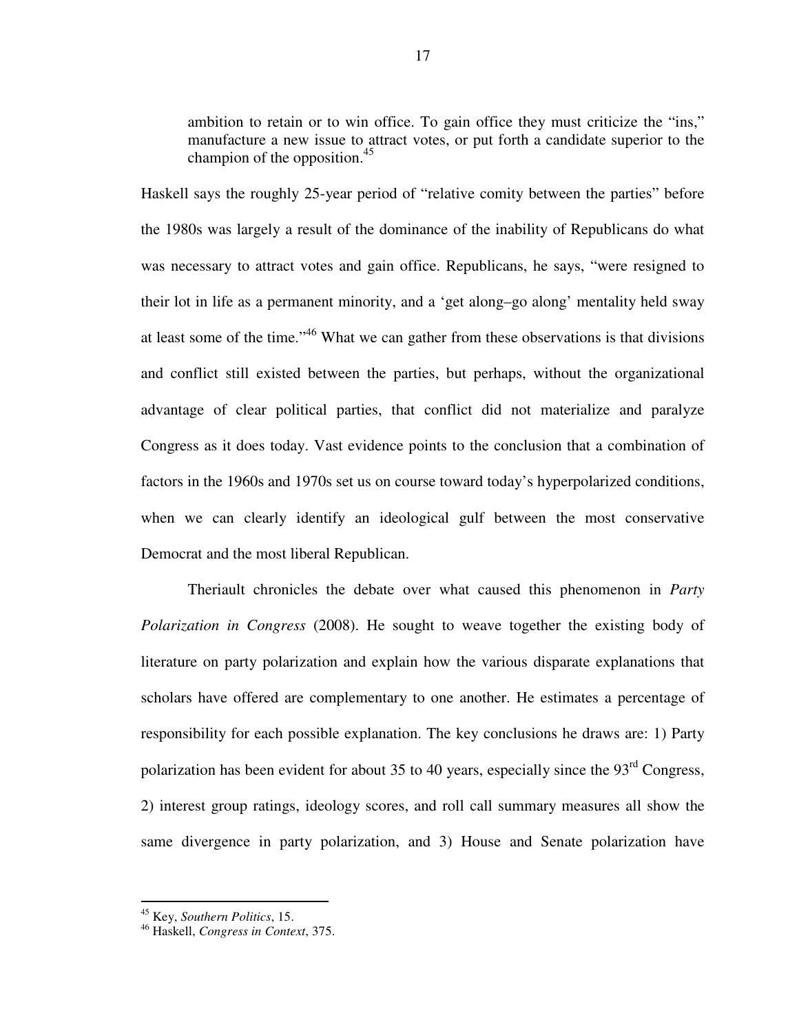> ambition to retain or to win office. To gain office they must criticize the "ins," manufacture a new issue to attract votes, or put forth a candidate superior to the champion of the opposition.[45]

Haskell says the roughly 25-year period of "relative comity between the parties" before the 1980s was largely a result of the dominance of the inability of Republicans do what was necessary to attract votes and gain office. Republicans, he says, "were resigned to their lot in life as a permanent minority, and a 'get along–go along' mentality held sway at least some of the time."[46] What we can gather from these observations is that divisions and conflict still existed between the parties, but perhaps, without the organizational advantage of clear political parties, that conflict did not materialize and paralyze Congress as it does today. Vast evidence points to the conclusion that a combination of factors in the 1960s and 1970s set us on course toward today's hyperpolarized conditions, when we can clearly identify an ideological gulf between the most conservative Democrat and the most liberal Republican.

Theriault chronicles the debate over what caused this phenomenon in *Party Polarization in Congress* (2008). He sought to weave together the existing body of literature on party polarization and explain how the various disparate explanations that scholars have offered are complementary to one another. He estimates a percentage of responsibility for each possible explanation. The key conclusions he draws are: 1) Party polarization has been evident for about 35 to 40 years, especially since the 93rd Congress, 2) interest group ratings, ideology scores, and roll call summary measures all show the same divergence in party polarization, and 3) House and Senate polarization have

---

[45] Key, *Southern Politics*, 15.

[46] Haskell, *Congress in Context*, 375.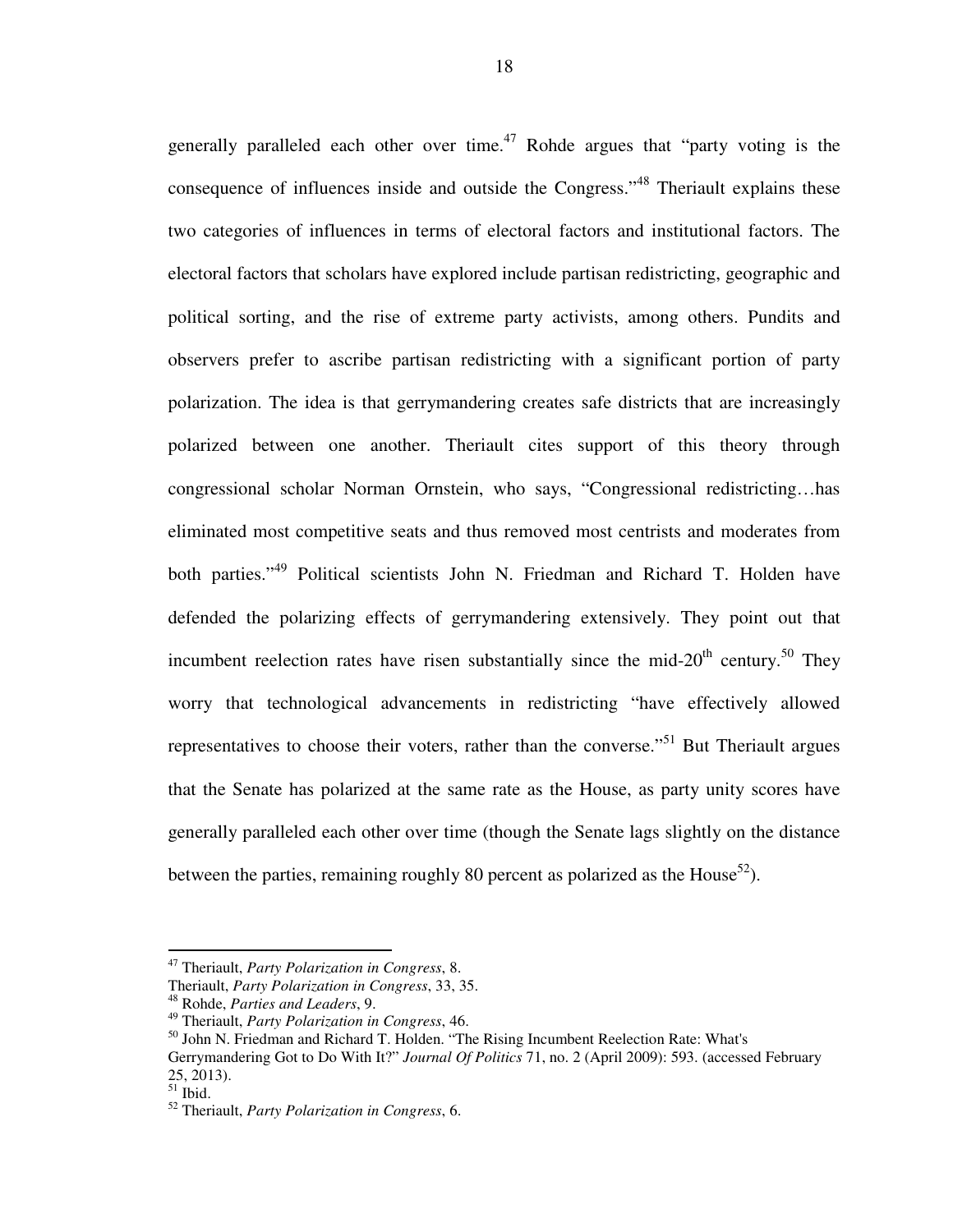generally paralleled each other over time.[47] Rohde argues that "party voting is the consequence of influences inside and outside the Congress."[48] Theriault explains these two categories of influences in terms of electoral factors and institutional factors. The electoral factors that scholars have explored include partisan redistricting, geographic and political sorting, and the rise of extreme party activists, among others. Pundits and observers prefer to ascribe partisan redistricting with a significant portion of party polarization. The idea is that gerrymandering creates safe districts that are increasingly polarized between one another. Theriault cites support of this theory through congressional scholar Norman Ornstein, who says, "Congressional redistricting…has eliminated most competitive seats and thus removed most centrists and moderates from both parties."[49] Political scientists John N. Friedman and Richard T. Holden have defended the polarizing effects of gerrymandering extensively. They point out that incumbent reelection rates have risen substantially since the mid-20th century.[50] They worry that technological advancements in redistricting "have effectively allowed representatives to choose their voters, rather than the converse."[51] But Theriault argues that the Senate has polarized at the same rate as the House, as party unity scores have generally paralleled each other over time (though the Senate lags slightly on the distance between the parties, remaining roughly 80 percent as polarized as the House[52]).

---

[47] Theriault, *Party Polarization in Congress*, 8.
Theriault, *Party Polarization in Congress*, 33, 35.
[48] Rohde, *Parties and Leaders*, 9.
[49] Theriault, *Party Polarization in Congress*, 46.
[50] John N. Friedman and Richard T. Holden. "The Rising Incumbent Reelection Rate: What's Gerrymandering Got to Do With It?" *Journal Of Politics* 71, no. 2 (April 2009): 593. (accessed February 25, 2013).
[51] Ibid.
[52] Theriault, *Party Polarization in Congress*, 6.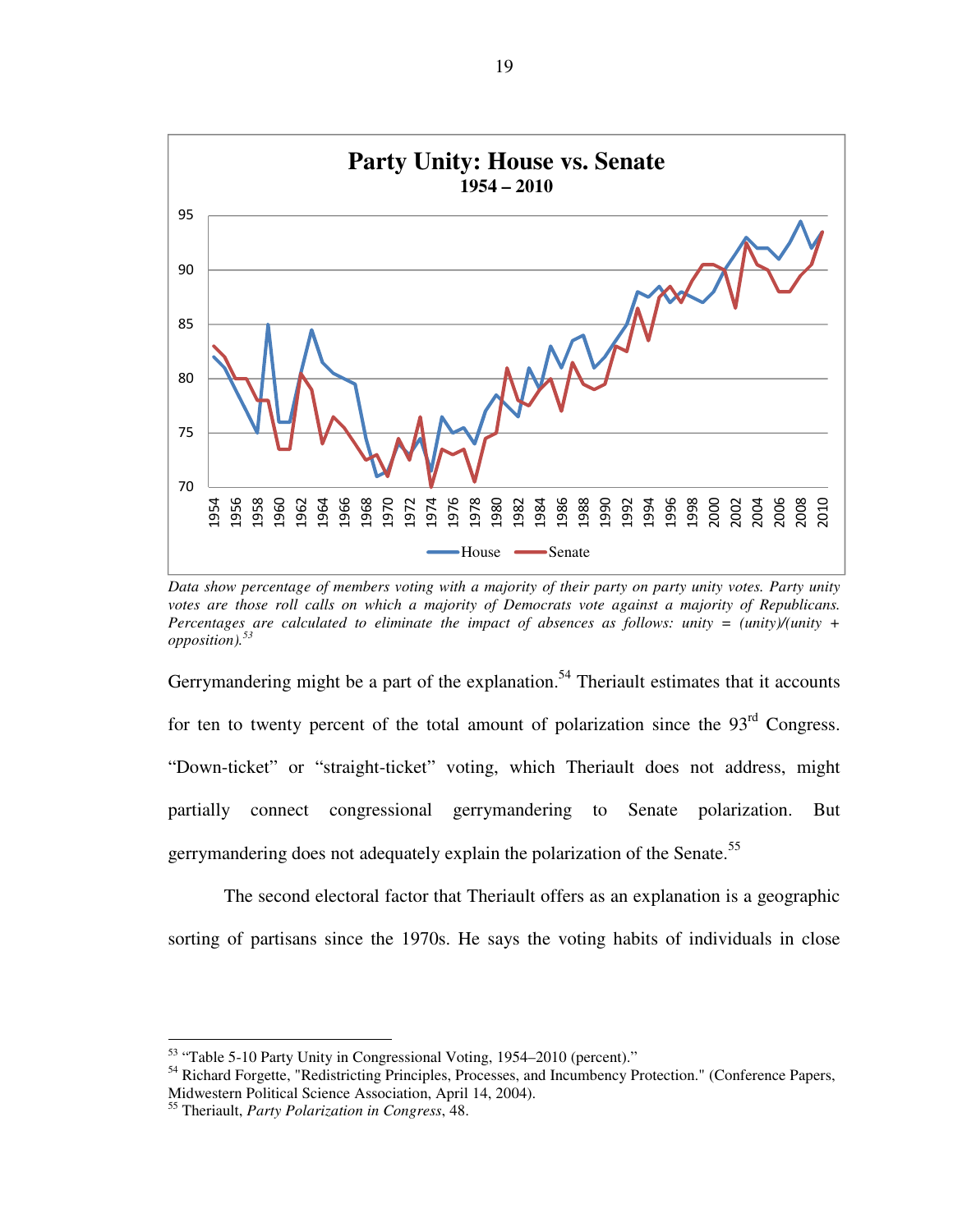Data show percentage of members voting with a majority of their party on party unity votes. Party unity votes are those roll calls on which a majority of Democrats vote against a majority of Republicans. Percentages are calculated to eliminate the impact of absences as follows: unity = (unity)/(unity + opposition).[53]

Gerrymandering might be a part of the explanation.[54] Theriault estimates that it accounts for ten to twenty percent of the total amount of polarization since the 93rd Congress. "Down-ticket" or "straight-ticket" voting, which Theriault does not address, might partially connect congressional gerrymandering to Senate polarization. But gerrymandering does not adequately explain the polarization of the Senate.[55]

The second electoral factor that Theriault offers as an explanation is a geographic sorting of partisans since the 1970s. He says the voting habits of individuals in close

---

[53] "Table 5-10 Party Unity in Congressional Voting, 1954–2010 (percent)."

[54] Richard Forgette, "Redistricting Principles, Processes, and Incumbency Protection." (Conference Papers, Midwestern Political Science Association, April 14, 2004).

[55] Theriault, *Party Polarization in Congress*, 48.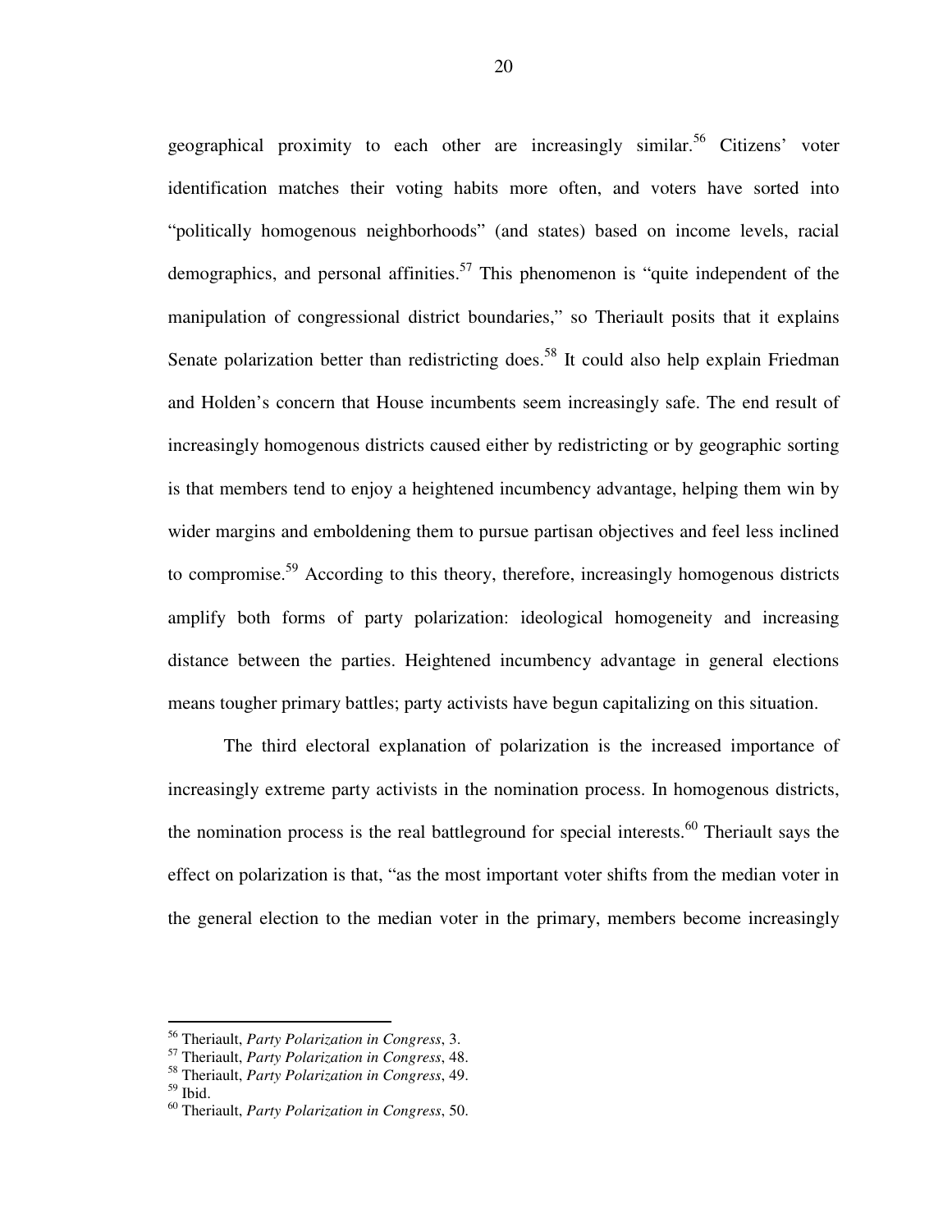geographical proximity to each other are increasingly similar.[56] Citizens' voter identification matches their voting habits more often, and voters have sorted into "politically homogenous neighborhoods" (and states) based on income levels, racial demographics, and personal affinities.[57] This phenomenon is "quite independent of the manipulation of congressional district boundaries," so Theriault posits that it explains Senate polarization better than redistricting does.[58] It could also help explain Friedman and Holden's concern that House incumbents seem increasingly safe. The end result of increasingly homogenous districts caused either by redistricting or by geographic sorting is that members tend to enjoy a heightened incumbency advantage, helping them win by wider margins and emboldening them to pursue partisan objectives and feel less inclined to compromise.[59] According to this theory, therefore, increasingly homogenous districts amplify both forms of party polarization: ideological homogeneity and increasing distance between the parties. Heightened incumbency advantage in general elections means tougher primary battles; party activists have begun capitalizing on this situation.

The third electoral explanation of polarization is the increased importance of increasingly extreme party activists in the nomination process. In homogenous districts, the nomination process is the real battleground for special interests.[60] Theriault says the effect on polarization is that, "as the most important voter shifts from the median voter in the general election to the median voter in the primary, members become increasingly

---

[56] Theriault, *Party Polarization in Congress*, 3.
[57] Theriault, *Party Polarization in Congress*, 48.
[58] Theriault, *Party Polarization in Congress*, 49.
[59] Ibid.
[60] Theriault, *Party Polarization in Congress*, 50.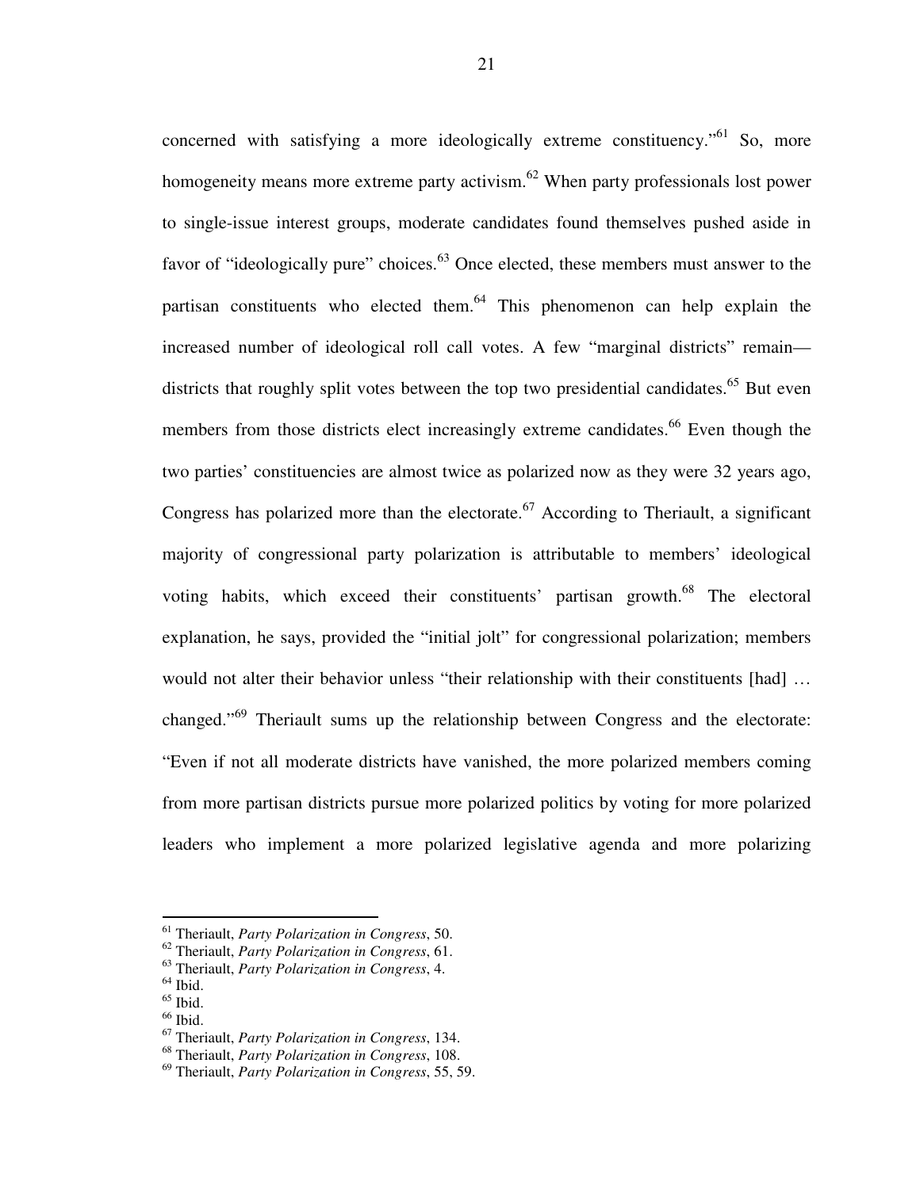concerned with satisfying a more ideologically extreme constituency."[61] So, more homogeneity means more extreme party activism.[62] When party professionals lost power to single-issue interest groups, moderate candidates found themselves pushed aside in favor of "ideologically pure" choices.[63] Once elected, these members must answer to the partisan constituents who elected them.[64] This phenomenon can help explain the increased number of ideological roll call votes. A few "marginal districts" remain—districts that roughly split votes between the top two presidential candidates.[65] But even members from those districts elect increasingly extreme candidates.[66] Even though the two parties' constituencies are almost twice as polarized now as they were 32 years ago, Congress has polarized more than the electorate.[67] According to Theriault, a significant majority of congressional party polarization is attributable to members' ideological voting habits, which exceed their constituents' partisan growth.[68] The electoral explanation, he says, provided the "initial jolt" for congressional polarization; members would not alter their behavior unless "their relationship with their constituents [had] … changed."[69] Theriault sums up the relationship between Congress and the electorate: "Even if not all moderate districts have vanished, the more polarized members coming from more partisan districts pursue more polarized politics by voting for more polarized leaders who implement a more polarized legislative agenda and more polarizing

---

[61] Theriault, *Party Polarization in Congress*, 50.
[62] Theriault, *Party Polarization in Congress*, 61.
[63] Theriault, *Party Polarization in Congress*, 4.
[64] Ibid.
[65] Ibid.
[66] Ibid.
[67] Theriault, *Party Polarization in Congress*, 134.
[68] Theriault, *Party Polarization in Congress*, 108.
[69] Theriault, *Party Polarization in Congress*, 55, 59.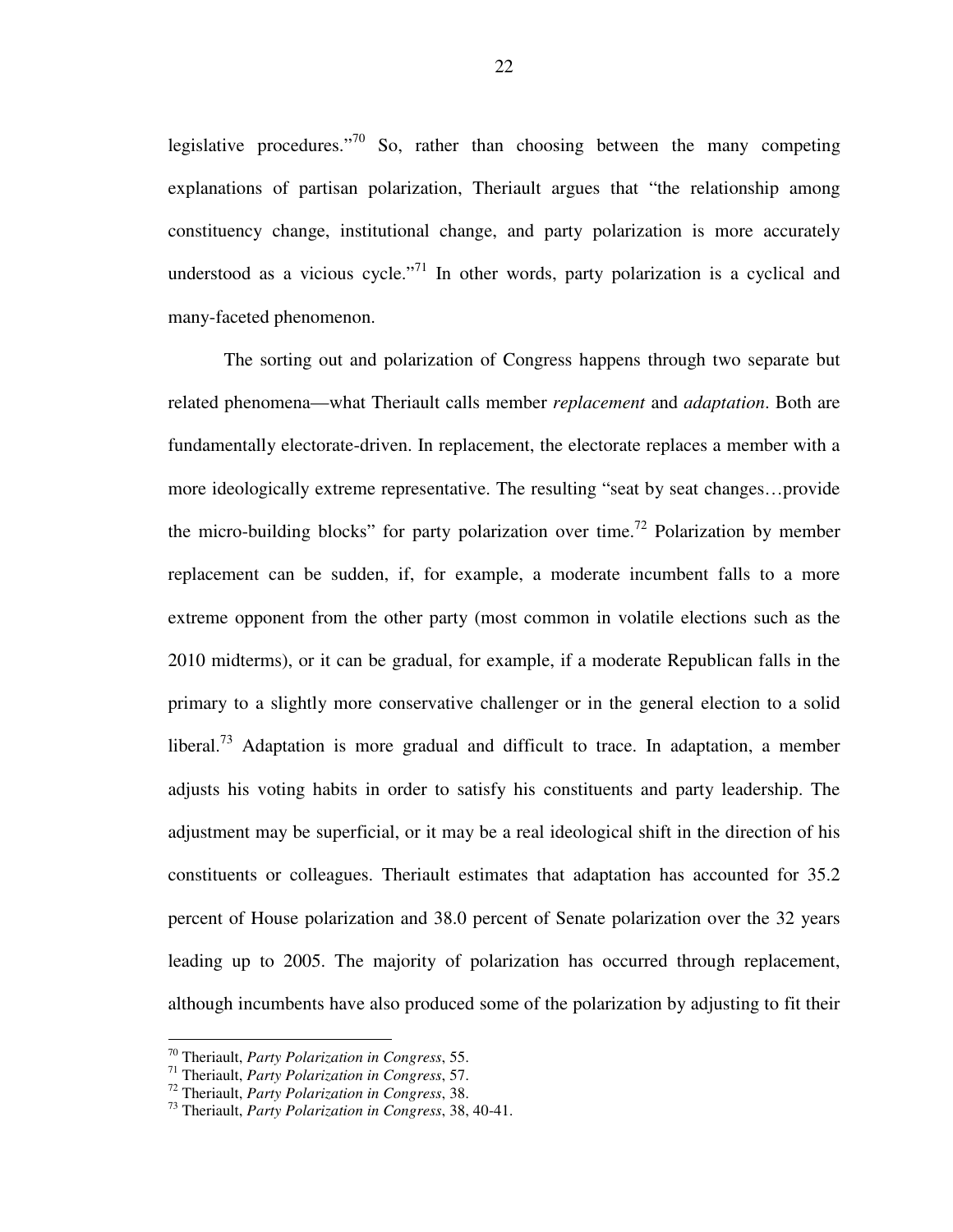legislative procedures."[70] So, rather than choosing between the many competing explanations of partisan polarization, Theriault argues that "the relationship among constituency change, institutional change, and party polarization is more accurately understood as a vicious cycle."[71] In other words, party polarization is a cyclical and many-faceted phenomenon.

The sorting out and polarization of Congress happens through two separate but related phenomena—what Theriault calls member *replacement* and *adaptation*. Both are fundamentally electorate-driven. In replacement, the electorate replaces a member with a more ideologically extreme representative. The resulting "seat by seat changes…provide the micro-building blocks" for party polarization over time.[72] Polarization by member replacement can be sudden, if, for example, a moderate incumbent falls to a more extreme opponent from the other party (most common in volatile elections such as the 2010 midterms), or it can be gradual, for example, if a moderate Republican falls in the primary to a slightly more conservative challenger or in the general election to a solid liberal.[73] Adaptation is more gradual and difficult to trace. In adaptation, a member adjusts his voting habits in order to satisfy his constituents and party leadership. The adjustment may be superficial, or it may be a real ideological shift in the direction of his constituents or colleagues. Theriault estimates that adaptation has accounted for 35.2 percent of House polarization and 38.0 percent of Senate polarization over the 32 years leading up to 2005. The majority of polarization has occurred through replacement, although incumbents have also produced some of the polarization by adjusting to fit their

---

[70] Theriault, *Party Polarization in Congress*, 55.
[71] Theriault, *Party Polarization in Congress*, 57.
[72] Theriault, *Party Polarization in Congress*, 38.
[73] Theriault, *Party Polarization in Congress*, 38, 40-41.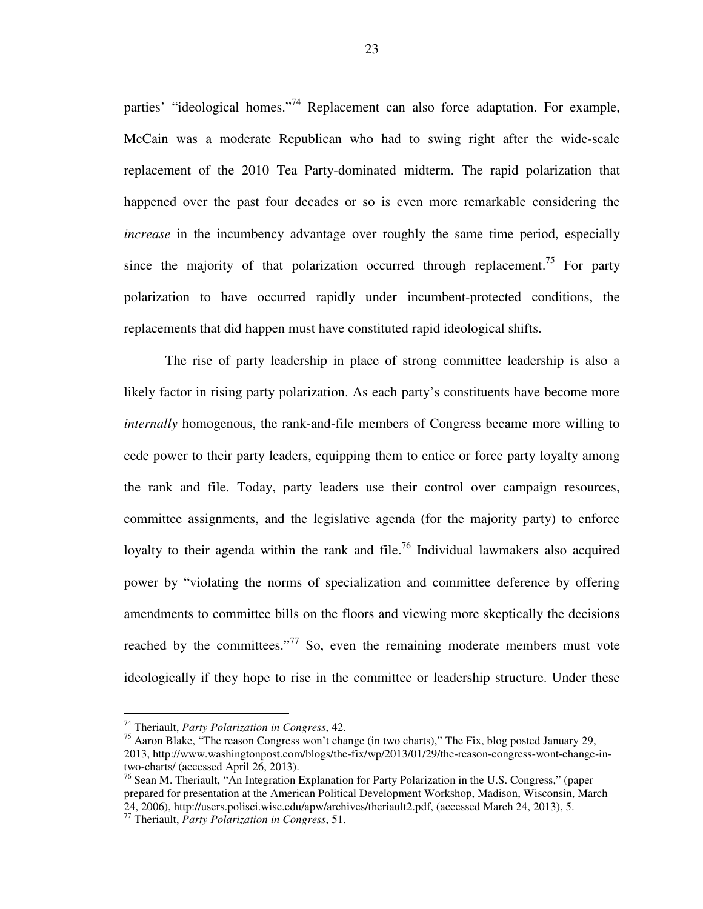parties' "ideological homes."[74] Replacement can also force adaptation. For example, McCain was a moderate Republican who had to swing right after the wide-scale replacement of the 2010 Tea Party-dominated midterm. The rapid polarization that happened over the past four decades or so is even more remarkable considering the *increase* in the incumbency advantage over roughly the same time period, especially since the majority of that polarization occurred through replacement.[75] For party polarization to have occurred rapidly under incumbent-protected conditions, the replacements that did happen must have constituted rapid ideological shifts.

The rise of party leadership in place of strong committee leadership is also a likely factor in rising party polarization. As each party's constituents have become more *internally* homogenous, the rank-and-file members of Congress became more willing to cede power to their party leaders, equipping them to entice or force party loyalty among the rank and file. Today, party leaders use their control over campaign resources, committee assignments, and the legislative agenda (for the majority party) to enforce loyalty to their agenda within the rank and file.[76] Individual lawmakers also acquired power by "violating the norms of specialization and committee deference by offering amendments to committee bills on the floors and viewing more skeptically the decisions reached by the committees."[77] So, even the remaining moderate members must vote ideologically if they hope to rise in the committee or leadership structure. Under these

---

[74] Theriault, *Party Polarization in Congress*, 42.

[75] Aaron Blake, "The reason Congress won't change (in two charts)," The Fix, blog posted January 29, 2013, http://www.washingtonpost.com/blogs/the-fix/wp/2013/01/29/the-reason-congress-wont-change-in-two-charts/ (accessed April 26, 2013).

[76] Sean M. Theriault, "An Integration Explanation for Party Polarization in the U.S. Congress," (paper prepared for presentation at the American Political Development Workshop, Madison, Wisconsin, March 24, 2006), http://users.polisci.wisc.edu/apw/archives/theriault2.pdf, (accessed March 24, 2013), 5.

[77] Theriault, *Party Polarization in Congress*, 51.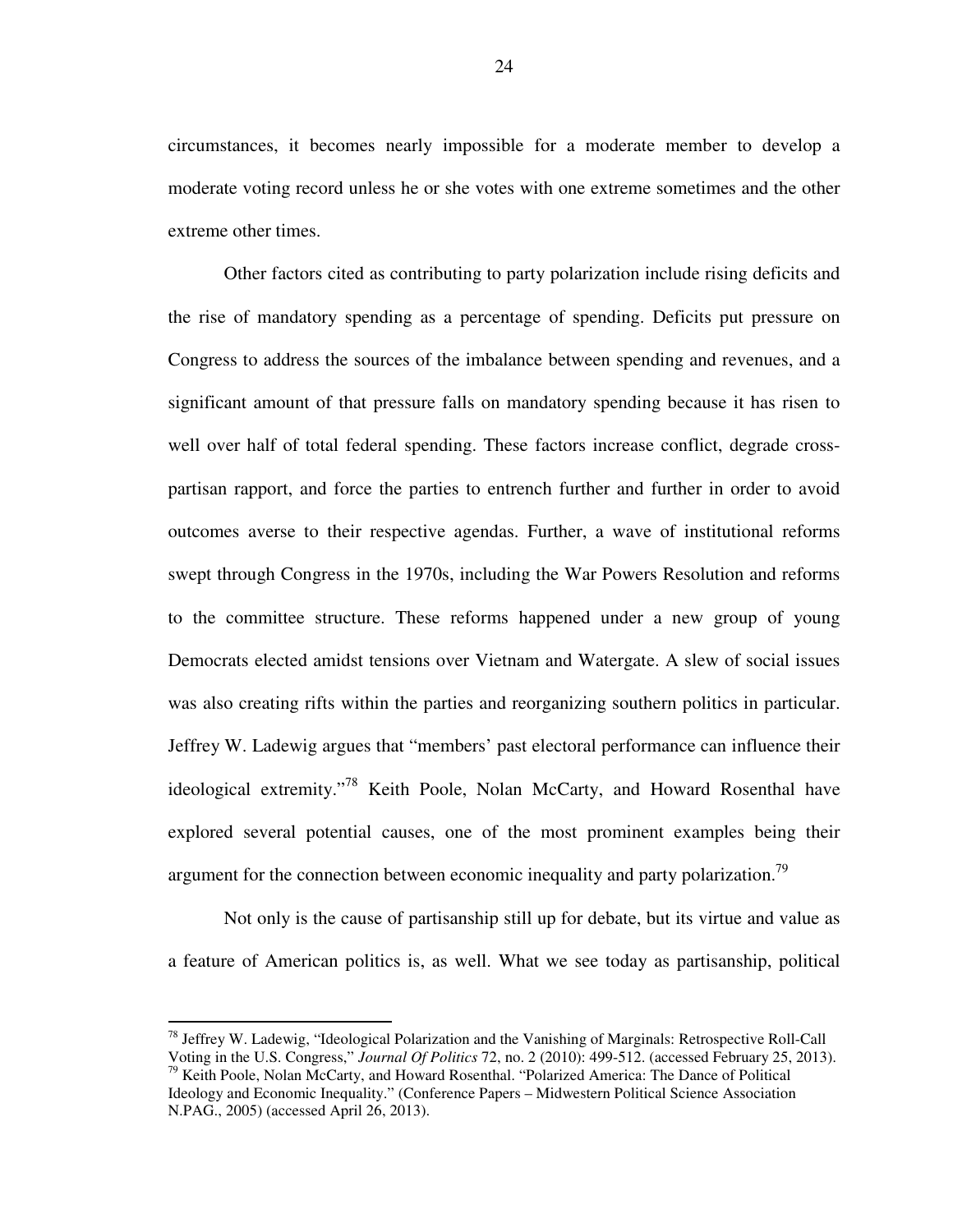circumstances, it becomes nearly impossible for a moderate member to develop a moderate voting record unless he or she votes with one extreme sometimes and the other extreme other times.

Other factors cited as contributing to party polarization include rising deficits and the rise of mandatory spending as a percentage of spending. Deficits put pressure on Congress to address the sources of the imbalance between spending and revenues, and a significant amount of that pressure falls on mandatory spending because it has risen to well over half of total federal spending. These factors increase conflict, degrade cross-partisan rapport, and force the parties to entrench further and further in order to avoid outcomes averse to their respective agendas. Further, a wave of institutional reforms swept through Congress in the 1970s, including the War Powers Resolution and reforms to the committee structure. These reforms happened under a new group of young Democrats elected amidst tensions over Vietnam and Watergate. A slew of social issues was also creating rifts within the parties and reorganizing southern politics in particular. Jeffrey W. Ladewig argues that "members' past electoral performance can influence their ideological extremity."[78] Keith Poole, Nolan McCarty, and Howard Rosenthal have explored several potential causes, one of the most prominent examples being their argument for the connection between economic inequality and party polarization.[79]

Not only is the cause of partisanship still up for debate, but its virtue and value as a feature of American politics is, as well. What we see today as partisanship, political

---

[78] Jeffrey W. Ladewig, "Ideological Polarization and the Vanishing of Marginals: Retrospective Roll-Call Voting in the U.S. Congress," *Journal Of Politics* 72, no. 2 (2010): 499-512. (accessed February 25, 2013).

[79] Keith Poole, Nolan McCarty, and Howard Rosenthal. "Polarized America: The Dance of Political Ideology and Economic Inequality." (Conference Papers – Midwestern Political Science Association N.PAG., 2005) (accessed April 26, 2013).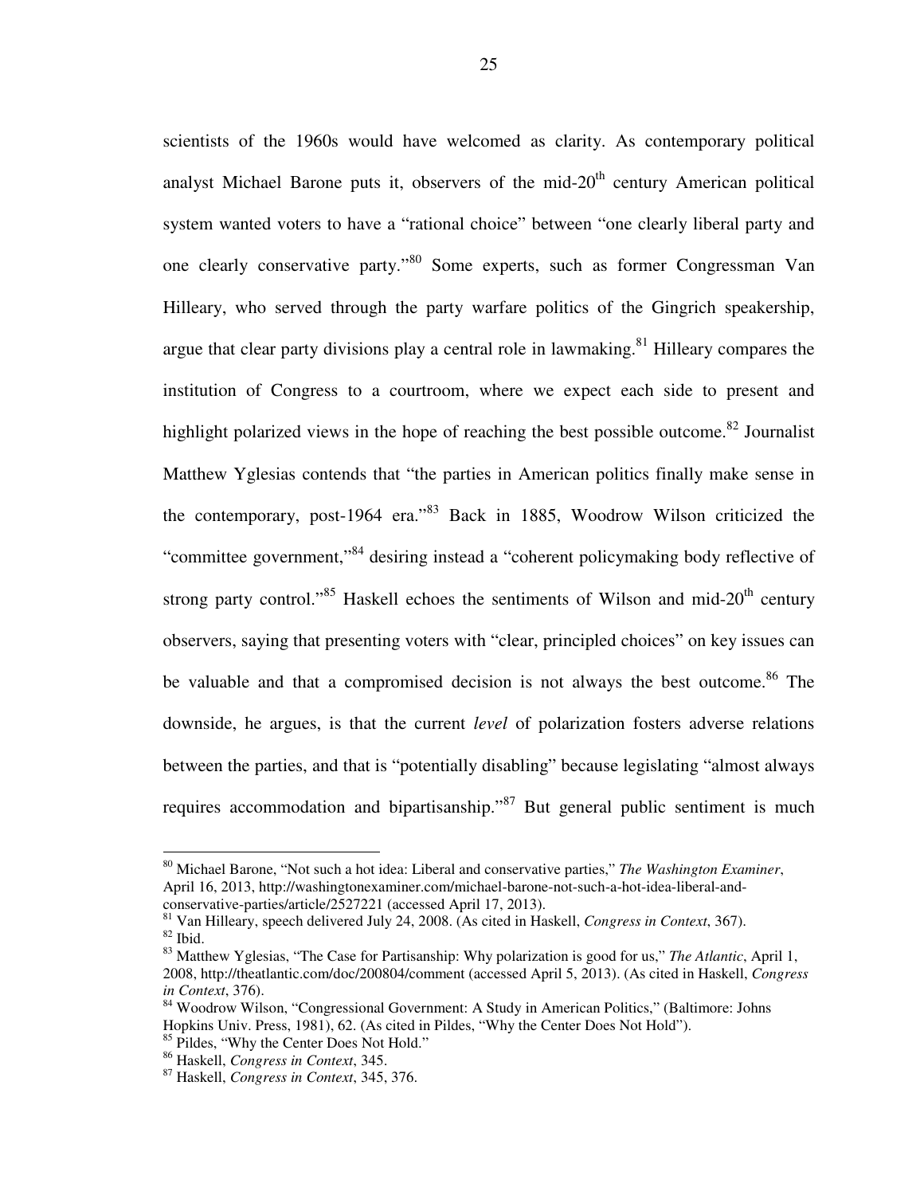scientists of the 1960s would have welcomed as clarity. As contemporary political analyst Michael Barone puts it, observers of the mid-20$^{th}$ century American political system wanted voters to have a "rational choice" between "one clearly liberal party and one clearly conservative party."[80] Some experts, such as former Congressman Van Hilleary, who served through the party warfare politics of the Gingrich speakership, argue that clear party divisions play a central role in lawmaking.[81] Hilleary compares the institution of Congress to a courtroom, where we expect each side to present and highlight polarized views in the hope of reaching the best possible outcome.[82] Journalist Matthew Yglesias contends that "the parties in American politics finally make sense in the contemporary, post-1964 era."[83] Back in 1885, Woodrow Wilson criticized the "committee government,"[84] desiring instead a "coherent policymaking body reflective of strong party control."[85] Haskell echoes the sentiments of Wilson and mid-20$^{th}$ century observers, saying that presenting voters with "clear, principled choices" on key issues can be valuable and that a compromised decision is not always the best outcome.[86] The downside, he argues, is that the current *level* of polarization fosters adverse relations between the parties, and that is "potentially disabling" because legislating "almost always requires accommodation and bipartisanship."[87] But general public sentiment is much

---

[80] Michael Barone, "Not such a hot idea: Liberal and conservative parties," *The Washington Examiner*, April 16, 2013, http://washingtonexaminer.com/michael-barone-not-such-a-hot-idea-liberal-and-conservative-parties/article/2527221 (accessed April 17, 2013).

[81] Van Hilleary, speech delivered July 24, 2008. (As cited in Haskell, *Congress in Context*, 367).

[82] Ibid.

[83] Matthew Yglesias, "The Case for Partisanship: Why polarization is good for us," *The Atlantic*, April 1, 2008, http://theatlantic.com/doc/200804/comment (accessed April 5, 2013). (As cited in Haskell, *Congress in Context*, 376).

[84] Woodrow Wilson, "Congressional Government: A Study in American Politics," (Baltimore: Johns Hopkins Univ. Press, 1981), 62. (As cited in Pildes, "Why the Center Does Not Hold").

[85] Pildes, "Why the Center Does Not Hold."

[86] Haskell, *Congress in Context*, 345.

[87] Haskell, *Congress in Context*, 345, 376.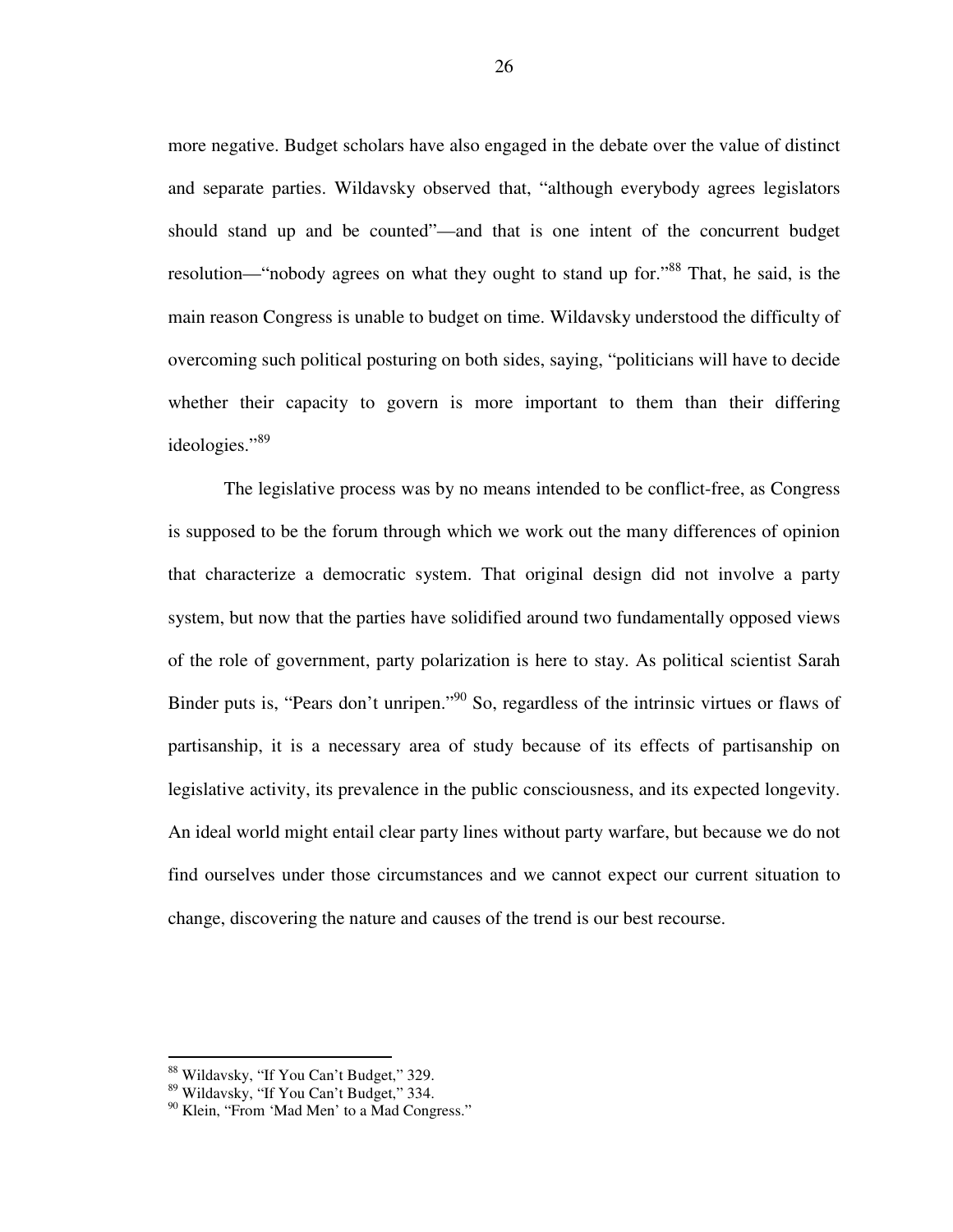more negative. Budget scholars have also engaged in the debate over the value of distinct and separate parties. Wildavsky observed that, "although everybody agrees legislators should stand up and be counted"—and that is one intent of the concurrent budget resolution—"nobody agrees on what they ought to stand up for."[88] That, he said, is the main reason Congress is unable to budget on time. Wildavsky understood the difficulty of overcoming such political posturing on both sides, saying, "politicians will have to decide whether their capacity to govern is more important to them than their differing ideologies."[89]

The legislative process was by no means intended to be conflict-free, as Congress is supposed to be the forum through which we work out the many differences of opinion that characterize a democratic system. That original design did not involve a party system, but now that the parties have solidified around two fundamentally opposed views of the role of government, party polarization is here to stay. As political scientist Sarah Binder puts is, "Pears don't unripen."[90] So, regardless of the intrinsic virtues or flaws of partisanship, it is a necessary area of study because of its effects of partisanship on legislative activity, its prevalence in the public consciousness, and its expected longevity. An ideal world might entail clear party lines without party warfare, but because we do not find ourselves under those circumstances and we cannot expect our current situation to change, discovering the nature and causes of the trend is our best recourse.

---

[88] Wildavsky, "If You Can't Budget," 329.

[89] Wildavsky, "If You Can't Budget," 334.

[90] Klein, "From 'Mad Men' to a Mad Congress."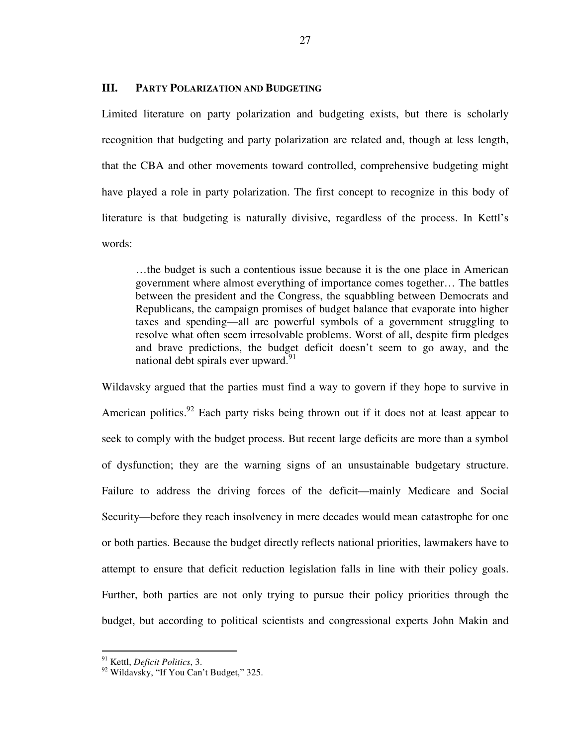## III. Party Polarization and Budgeting

Limited literature on party polarization and budgeting exists, but there is scholarly recognition that budgeting and party polarization are related and, though at less length, that the CBA and other movements toward controlled, comprehensive budgeting might have played a role in party polarization. The first concept to recognize in this body of literature is that budgeting is naturally divisive, regardless of the process. In Kettl's words:

> …the budget is such a contentious issue because it is the one place in American government where almost everything of importance comes together… The battles between the president and the Congress, the squabbling between Democrats and Republicans, the campaign promises of budget balance that evaporate into higher taxes and spending—all are powerful symbols of a government struggling to resolve what often seem irresolvable problems. Worst of all, despite firm pledges and brave predictions, the budget deficit doesn't seem to go away, and the national debt spirals ever upward.[91]

Wildavsky argued that the parties must find a way to govern if they hope to survive in American politics.[92] Each party risks being thrown out if it does not at least appear to seek to comply with the budget process. But recent large deficits are more than a symbol of dysfunction; they are the warning signs of an unsustainable budgetary structure. Failure to address the driving forces of the deficit—mainly Medicare and Social Security—before they reach insolvency in mere decades would mean catastrophe for one or both parties. Because the budget directly reflects national priorities, lawmakers have to attempt to ensure that deficit reduction legislation falls in line with their policy goals. Further, both parties are not only trying to pursue their policy priorities through the budget, but according to political scientists and congressional experts John Makin and

---

[91] Kettl, *Deficit Politics*, 3.

[92] Wildavsky, "If You Can't Budget," 325.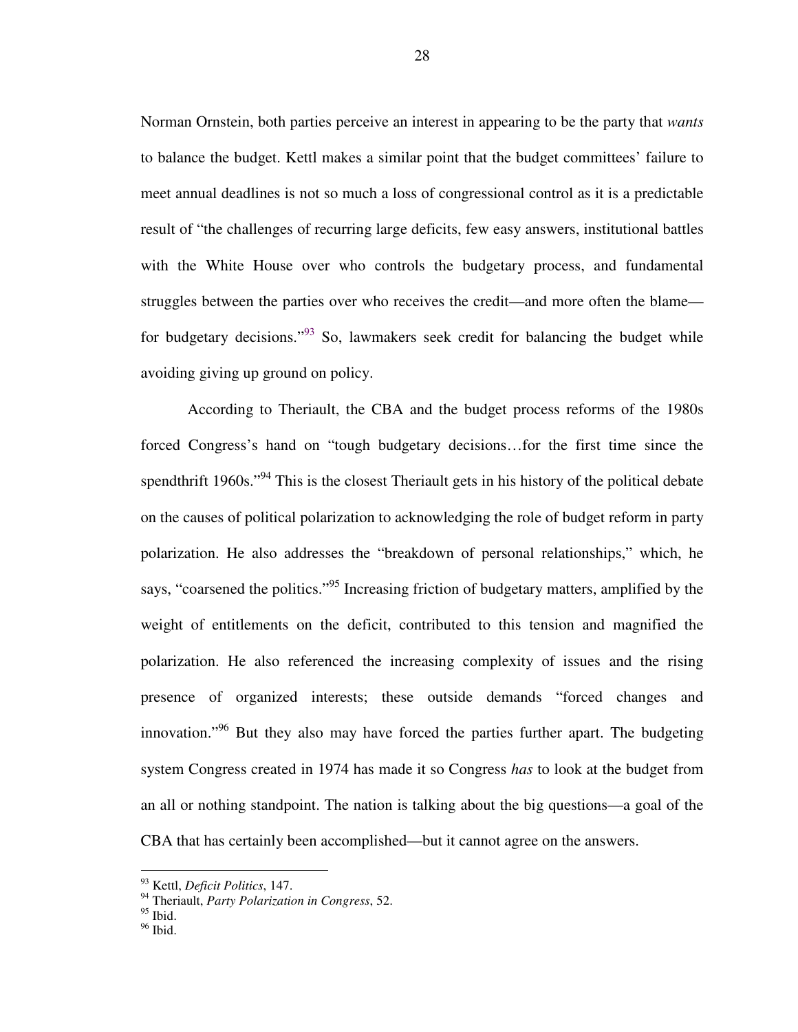Norman Ornstein, both parties perceive an interest in appearing to be the party that *wants* to balance the budget. Kettl makes a similar point that the budget committees' failure to meet annual deadlines is not so much a loss of congressional control as it is a predictable result of "the challenges of recurring large deficits, few easy answers, institutional battles with the White House over who controls the budgetary process, and fundamental struggles between the parties over who receives the credit—and more often the blame—for budgetary decisions."[93] So, lawmakers seek credit for balancing the budget while avoiding giving up ground on policy.

According to Theriault, the CBA and the budget process reforms of the 1980s forced Congress's hand on "tough budgetary decisions…for the first time since the spendthrift 1960s."[94] This is the closest Theriault gets in his history of the political debate on the causes of political polarization to acknowledging the role of budget reform in party polarization. He also addresses the "breakdown of personal relationships," which, he says, "coarsened the politics."[95] Increasing friction of budgetary matters, amplified by the weight of entitlements on the deficit, contributed to this tension and magnified the polarization. He also referenced the increasing complexity of issues and the rising presence of organized interests; these outside demands "forced changes and innovation."[96] But they also may have forced the parties further apart. The budgeting system Congress created in 1974 has made it so Congress *has* to look at the budget from an all or nothing standpoint. The nation is talking about the big questions—a goal of the CBA that has certainly been accomplished—but it cannot agree on the answers.

---

[93] Kettl, *Deficit Politics*, 147.

[94] Theriault, *Party Polarization in Congress*, 52.

[95] Ibid.

[96] Ibid.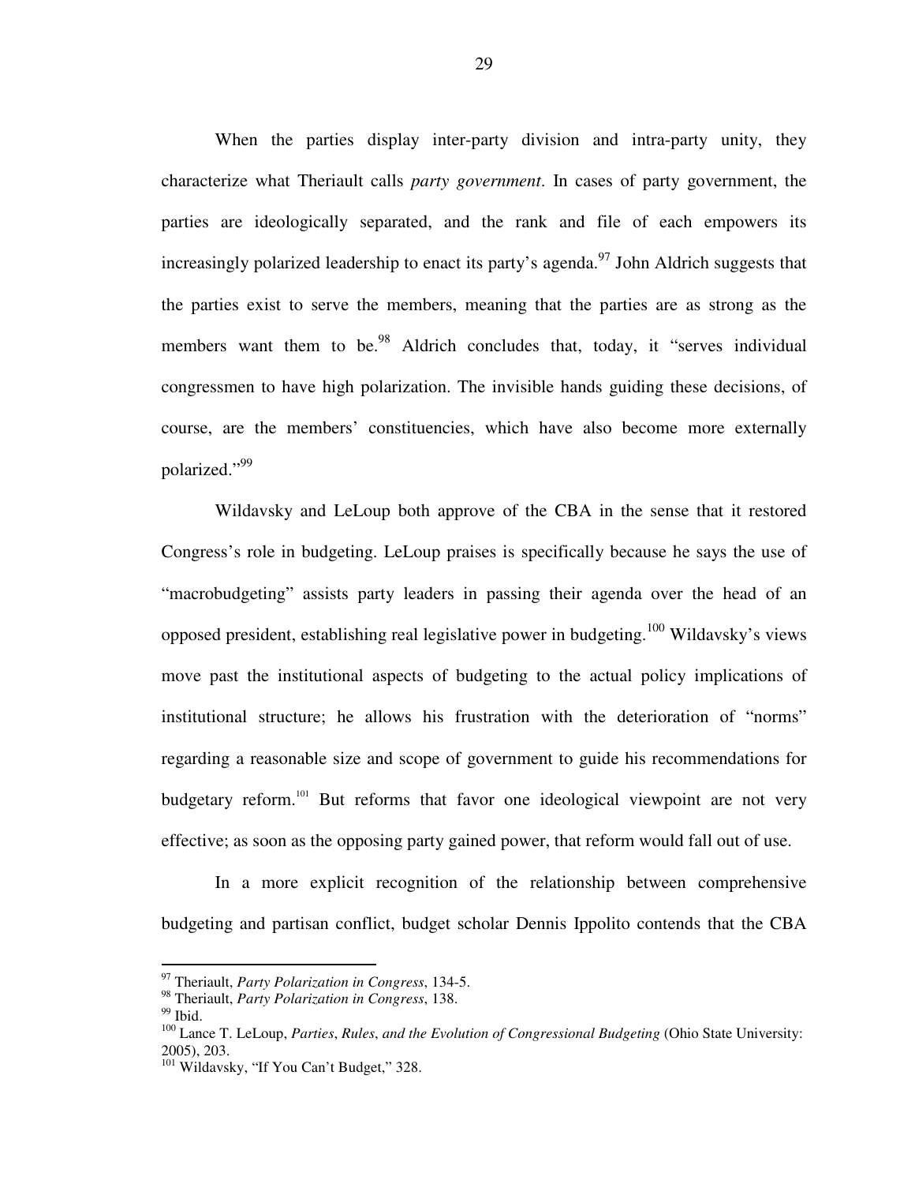When the parties display inter-party division and intra-party unity, they characterize what Theriault calls *party government*. In cases of party government, the parties are ideologically separated, and the rank and file of each empowers its increasingly polarized leadership to enact its party's agenda.[97] John Aldrich suggests that the parties exist to serve the members, meaning that the parties are as strong as the members want them to be.[98] Aldrich concludes that, today, it "serves individual congressmen to have high polarization. The invisible hands guiding these decisions, of course, are the members' constituencies, which have also become more externally polarized."[99]

Wildavsky and LeLoup both approve of the CBA in the sense that it restored Congress's role in budgeting. LeLoup praises is specifically because he says the use of "macrobudgeting" assists party leaders in passing their agenda over the head of an opposed president, establishing real legislative power in budgeting.[100] Wildavsky's views move past the institutional aspects of budgeting to the actual policy implications of institutional structure; he allows his frustration with the deterioration of "norms" regarding a reasonable size and scope of government to guide his recommendations for budgetary reform.[101] But reforms that favor one ideological viewpoint are not very effective; as soon as the opposing party gained power, that reform would fall out of use.

In a more explicit recognition of the relationship between comprehensive budgeting and partisan conflict, budget scholar Dennis Ippolito contends that the CBA

---

[97] Theriault, *Party Polarization in Congress*, 134-5.

[98] Theriault, *Party Polarization in Congress*, 138.

[99] Ibid.

[100] Lance T. LeLoup, *Parties, Rules, and the Evolution of Congressional Budgeting* (Ohio State University: 2005), 203.

[101] Wildavsky, "If You Can't Budget," 328.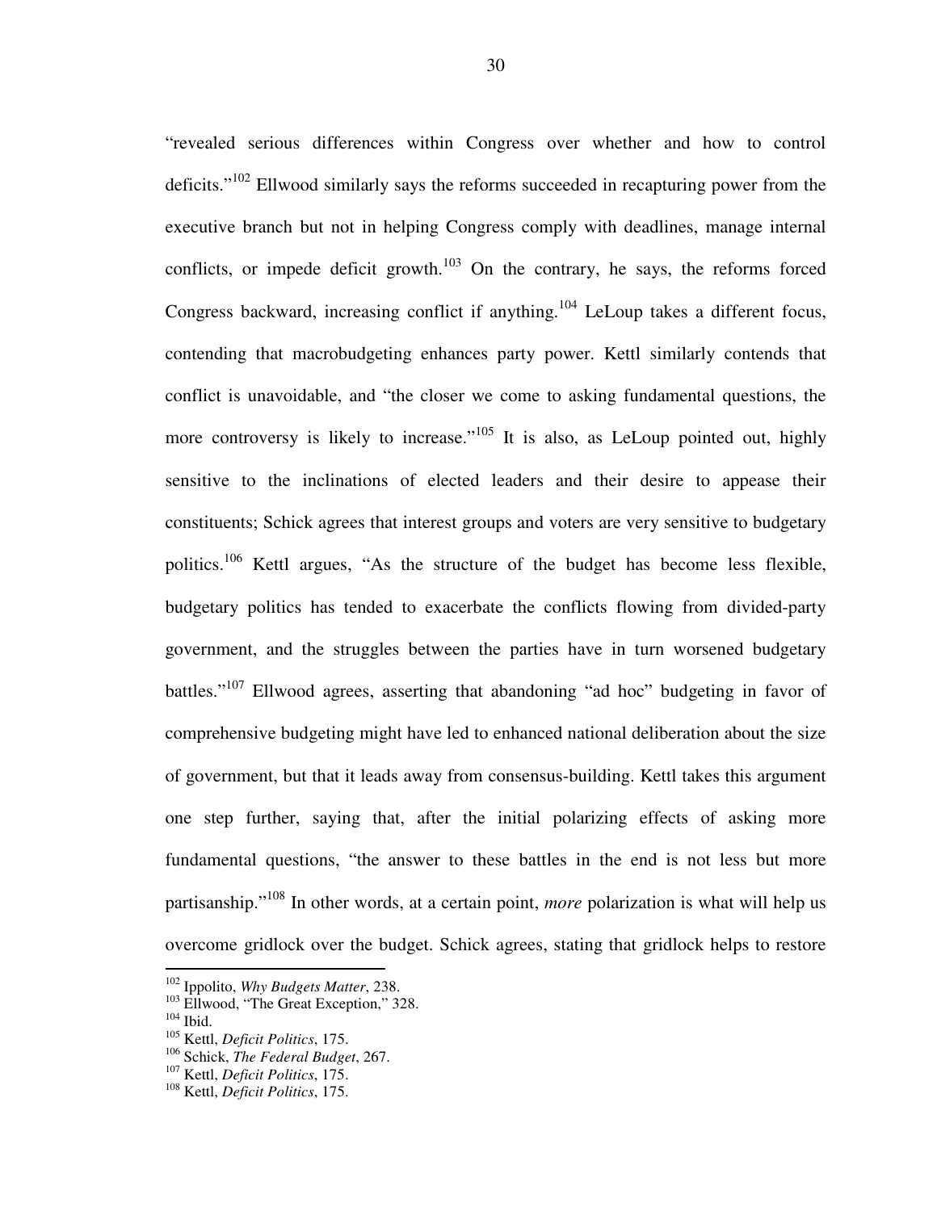"revealed serious differences within Congress over whether and how to control deficits."[102] Ellwood similarly says the reforms succeeded in recapturing power from the executive branch but not in helping Congress comply with deadlines, manage internal conflicts, or impede deficit growth.[103] On the contrary, he says, the reforms forced Congress backward, increasing conflict if anything.[104] LeLoup takes a different focus, contending that macrobudgeting enhances party power. Kettl similarly contends that conflict is unavoidable, and "the closer we come to asking fundamental questions, the more controversy is likely to increase."[105] It is also, as LeLoup pointed out, highly sensitive to the inclinations of elected leaders and their desire to appease their constituents; Schick agrees that interest groups and voters are very sensitive to budgetary politics.[106] Kettl argues, "As the structure of the budget has become less flexible, budgetary politics has tended to exacerbate the conflicts flowing from divided-party government, and the struggles between the parties have in turn worsened budgetary battles."[107] Ellwood agrees, asserting that abandoning "ad hoc" budgeting in favor of comprehensive budgeting might have led to enhanced national deliberation about the size of government, but that it leads away from consensus-building. Kettl takes this argument one step further, saying that, after the initial polarizing effects of asking more fundamental questions, "the answer to these battles in the end is not less but more partisanship."[108] In other words, at a certain point, *more* polarization is what will help us overcome gridlock over the budget. Schick agrees, stating that gridlock helps to restore

[102] Ippolito, *Why Budgets Matter*, 238.
[103] Ellwood, "The Great Exception," 328.
[104] Ibid.
[105] Kettl, *Deficit Politics*, 175.
[106] Schick, *The Federal Budget*, 267.
[107] Kettl, *Deficit Politics*, 175.
[108] Kettl, *Deficit Politics*, 175.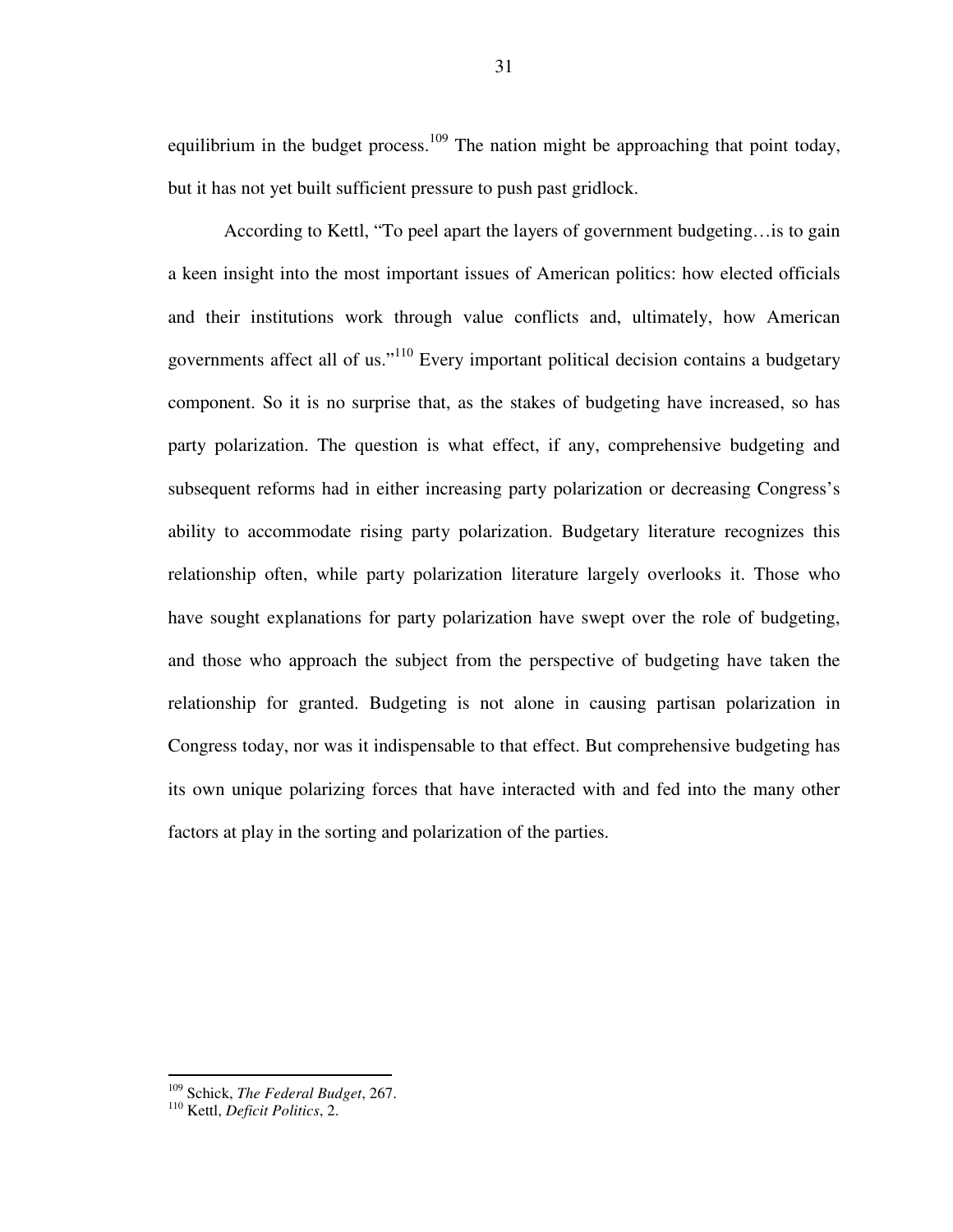equilibrium in the budget process.[109] The nation might be approaching that point today, but it has not yet built sufficient pressure to push past gridlock.

According to Kettl, "To peel apart the layers of government budgeting…is to gain a keen insight into the most important issues of American politics: how elected officials and their institutions work through value conflicts and, ultimately, how American governments affect all of us."[110] Every important political decision contains a budgetary component. So it is no surprise that, as the stakes of budgeting have increased, so has party polarization. The question is what effect, if any, comprehensive budgeting and subsequent reforms had in either increasing party polarization or decreasing Congress's ability to accommodate rising party polarization. Budgetary literature recognizes this relationship often, while party polarization literature largely overlooks it. Those who have sought explanations for party polarization have swept over the role of budgeting, and those who approach the subject from the perspective of budgeting have taken the relationship for granted. Budgeting is not alone in causing partisan polarization in Congress today, nor was it indispensable to that effect. But comprehensive budgeting has its own unique polarizing forces that have interacted with and fed into the many other factors at play in the sorting and polarization of the parties.

---

[109] Schick, *The Federal Budget*, 267.

[110] Kettl, *Deficit Politics*, 2.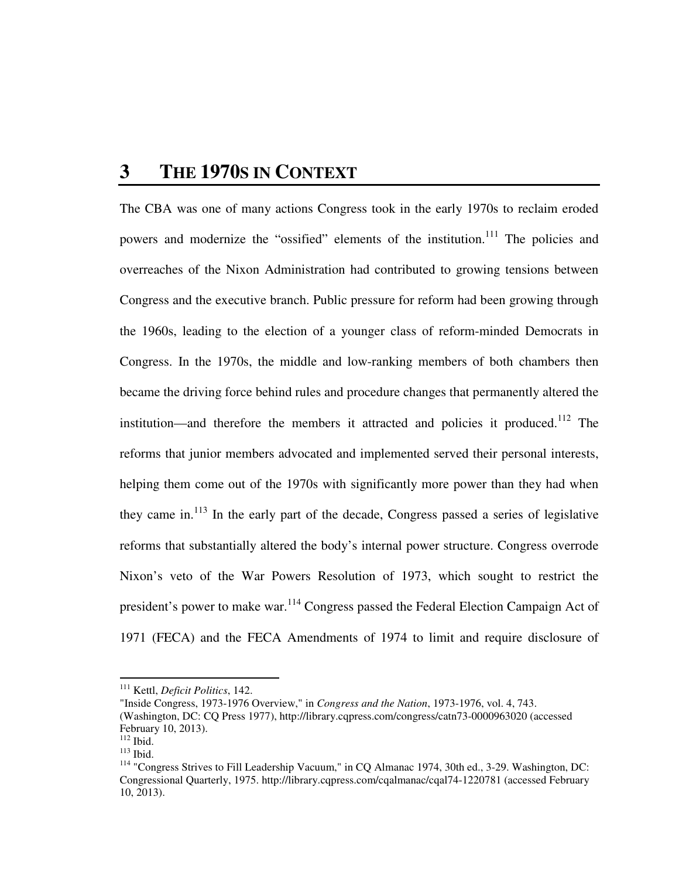# 3 THE 1970S IN CONTEXT

The CBA was one of many actions Congress took in the early 1970s to reclaim eroded powers and modernize the "ossified" elements of the institution.[111] The policies and overreaches of the Nixon Administration had contributed to growing tensions between Congress and the executive branch. Public pressure for reform had been growing through the 1960s, leading to the election of a younger class of reform-minded Democrats in Congress. In the 1970s, the middle and low-ranking members of both chambers then became the driving force behind rules and procedure changes that permanently altered the institution—and therefore the members it attracted and policies it produced.[112] The reforms that junior members advocated and implemented served their personal interests, helping them come out of the 1970s with significantly more power than they had when they came in.[113] In the early part of the decade, Congress passed a series of legislative reforms that substantially altered the body's internal power structure. Congress overrode Nixon's veto of the War Powers Resolution of 1973, which sought to restrict the president's power to make war.[114] Congress passed the Federal Election Campaign Act of 1971 (FECA) and the FECA Amendments of 1974 to limit and require disclosure of

---

[111] Kettl, *Deficit Politics*, 142.
"Inside Congress, 1973-1976 Overview," in *Congress and the Nation*, 1973-1976, vol. 4, 743. (Washington, DC: CQ Press 1977), http://library.cqpress.com/congress/catn73-0000963020 (accessed February 10, 2013).

[112] Ibid.

[113] Ibid.

[114] "Congress Strives to Fill Leadership Vacuum," in CQ Almanac 1974, 30th ed., 3-29. Washington, DC: Congressional Quarterly, 1975. http://library.cqpress.com/cqalmanac/cqal74-1220781 (accessed February 10, 2013).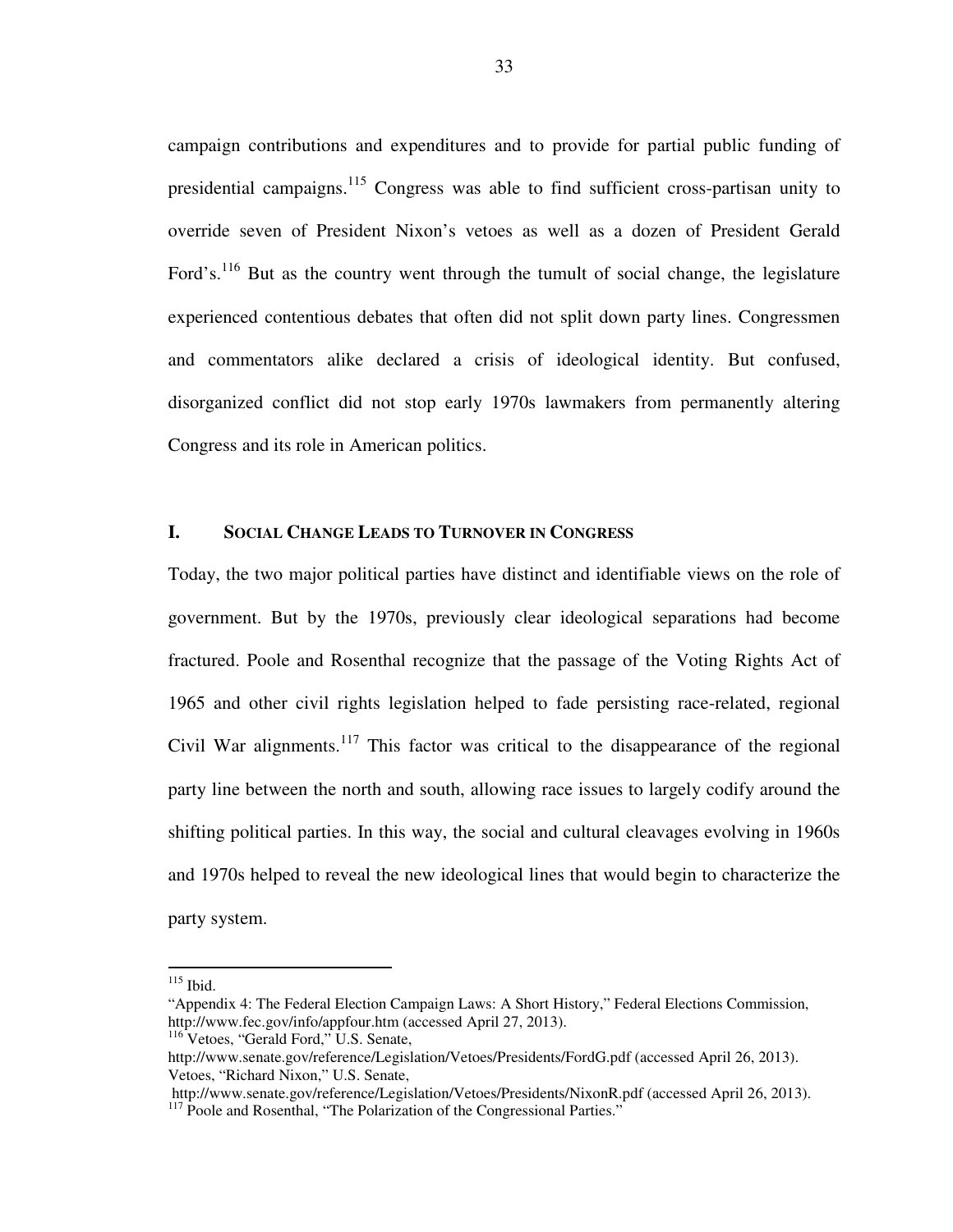campaign contributions and expenditures and to provide for partial public funding of presidential campaigns.[115] Congress was able to find sufficient cross-partisan unity to override seven of President Nixon's vetoes as well as a dozen of President Gerald Ford's.[116] But as the country went through the tumult of social change, the legislature experienced contentious debates that often did not split down party lines. Congressmen and commentators alike declared a crisis of ideological identity. But confused, disorganized conflict did not stop early 1970s lawmakers from permanently altering Congress and its role in American politics.

## I. SOCIAL CHANGE LEADS TO TURNOVER IN CONGRESS

Today, the two major political parties have distinct and identifiable views on the role of government. But by the 1970s, previously clear ideological separations had become fractured. Poole and Rosenthal recognize that the passage of the Voting Rights Act of 1965 and other civil rights legislation helped to fade persisting race-related, regional Civil War alignments.[117] This factor was critical to the disappearance of the regional party line between the north and south, allowing race issues to largely codify around the shifting political parties. In this way, the social and cultural cleavages evolving in 1960s and 1970s helped to reveal the new ideological lines that would begin to characterize the party system.

---

[115] Ibid.
"Appendix 4: The Federal Election Campaign Laws: A Short History," Federal Elections Commission, http://www.fec.gov/info/appfour.htm (accessed April 27, 2013).
[116] Vetoes, "Gerald Ford," U.S. Senate, http://www.senate.gov/reference/Legislation/Vetoes/Presidents/FordG.pdf (accessed April 26, 2013).
Vetoes, "Richard Nixon," U.S. Senate, http://www.senate.gov/reference/Legislation/Vetoes/Presidents/NixonR.pdf (accessed April 26, 2013).
[117] Poole and Rosenthal, "The Polarization of the Congressional Parties."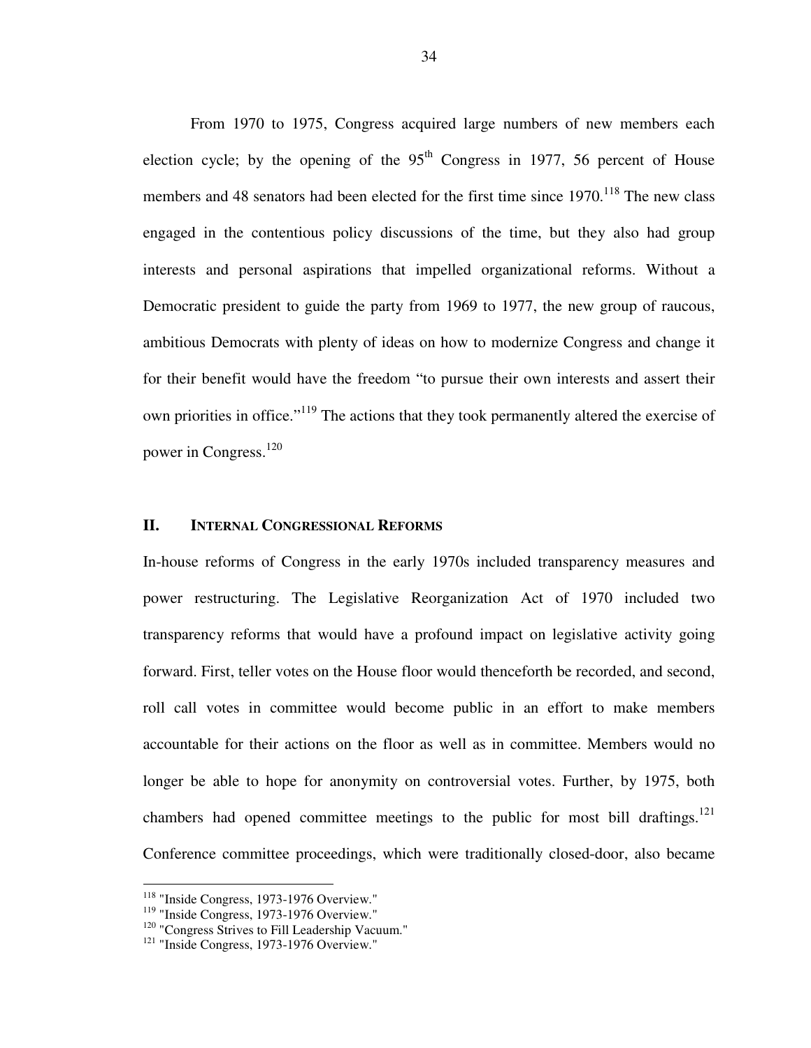From 1970 to 1975, Congress acquired large numbers of new members each election cycle; by the opening of the 95th Congress in 1977, 56 percent of House members and 48 senators had been elected for the first time since 1970.[118] The new class engaged in the contentious policy discussions of the time, but they also had group interests and personal aspirations that impelled organizational reforms. Without a Democratic president to guide the party from 1969 to 1977, the new group of raucous, ambitious Democrats with plenty of ideas on how to modernize Congress and change it for their benefit would have the freedom "to pursue their own interests and assert their own priorities in office."[119] The actions that they took permanently altered the exercise of power in Congress.[120]

## II. Internal Congressional Reforms

In-house reforms of Congress in the early 1970s included transparency measures and power restructuring. The Legislative Reorganization Act of 1970 included two transparency reforms that would have a profound impact on legislative activity going forward. First, teller votes on the House floor would thenceforth be recorded, and second, roll call votes in committee would become public in an effort to make members accountable for their actions on the floor as well as in committee. Members would no longer be able to hope for anonymity on controversial votes. Further, by 1975, both chambers had opened committee meetings to the public for most bill draftings.[121] Conference committee proceedings, which were traditionally closed-door, also became

---

[118] "Inside Congress, 1973-1976 Overview."

[119] "Inside Congress, 1973-1976 Overview."

[120] "Congress Strives to Fill Leadership Vacuum."

[121] "Inside Congress, 1973-1976 Overview."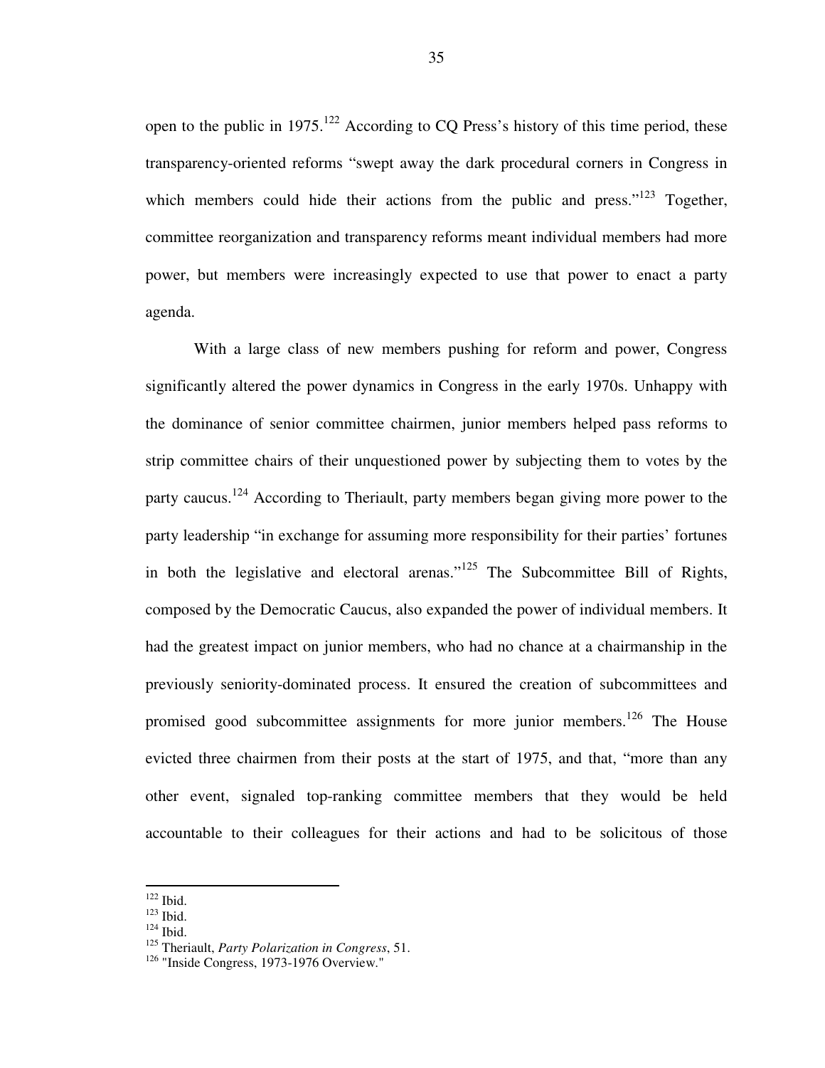open to the public in 1975.[122] According to CQ Press's history of this time period, these transparency-oriented reforms "swept away the dark procedural corners in Congress in which members could hide their actions from the public and press."[123] Together, committee reorganization and transparency reforms meant individual members had more power, but members were increasingly expected to use that power to enact a party agenda.

With a large class of new members pushing for reform and power, Congress significantly altered the power dynamics in Congress in the early 1970s. Unhappy with the dominance of senior committee chairmen, junior members helped pass reforms to strip committee chairs of their unquestioned power by subjecting them to votes by the party caucus.[124] According to Theriault, party members began giving more power to the party leadership "in exchange for assuming more responsibility for their parties' fortunes in both the legislative and electoral arenas."[125] The Subcommittee Bill of Rights, composed by the Democratic Caucus, also expanded the power of individual members. It had the greatest impact on junior members, who had no chance at a chairmanship in the previously seniority-dominated process. It ensured the creation of subcommittees and promised good subcommittee assignments for more junior members.[126] The House evicted three chairmen from their posts at the start of 1975, and that, "more than any other event, signaled top-ranking committee members that they would be held accountable to their colleagues for their actions and had to be solicitous of those

---

[122] Ibid.

[123] Ibid.

[124] Ibid.

[125] Theriault, *Party Polarization in Congress*, 51.

[126] "Inside Congress, 1973-1976 Overview."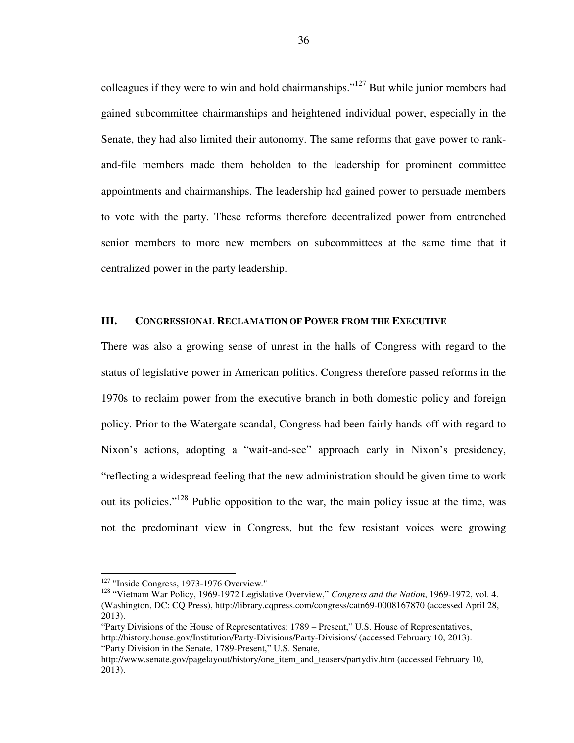colleagues if they were to win and hold chairmanships."[127] But while junior members had gained subcommittee chairmanships and heightened individual power, especially in the Senate, they had also limited their autonomy. The same reforms that gave power to rank-and-file members made them beholden to the leadership for prominent committee appointments and chairmanships. The leadership had gained power to persuade members to vote with the party. These reforms therefore decentralized power from entrenched senior members to more new members on subcommittees at the same time that it centralized power in the party leadership.

## III. Congressional Reclamation of Power from the Executive

There was also a growing sense of unrest in the halls of Congress with regard to the status of legislative power in American politics. Congress therefore passed reforms in the 1970s to reclaim power from the executive branch in both domestic policy and foreign policy. Prior to the Watergate scandal, Congress had been fairly hands-off with regard to Nixon's actions, adopting a "wait-and-see" approach early in Nixon's presidency, "reflecting a widespread feeling that the new administration should be given time to work out its policies."[128] Public opposition to the war, the main policy issue at the time, was not the predominant view in Congress, but the few resistant voices were growing

---

[127] "Inside Congress, 1973-1976 Overview."

[128] "Vietnam War Policy, 1969-1972 Legislative Overview," *Congress and the Nation*, 1969-1972, vol. 4. (Washington, DC: CQ Press), http://library.cqpress.com/congress/catn69-0008167870 (accessed April 28, 2013).

"Party Divisions of the House of Representatives: 1789 – Present," U.S. House of Representatives, http://history.house.gov/Institution/Party-Divisions/Party-Divisions/ (accessed February 10, 2013).

"Party Division in the Senate, 1789-Present," U.S. Senate, http://www.senate.gov/pagelayout/history/one_item_and_teasers/partydiv.htm (accessed February 10, 2013).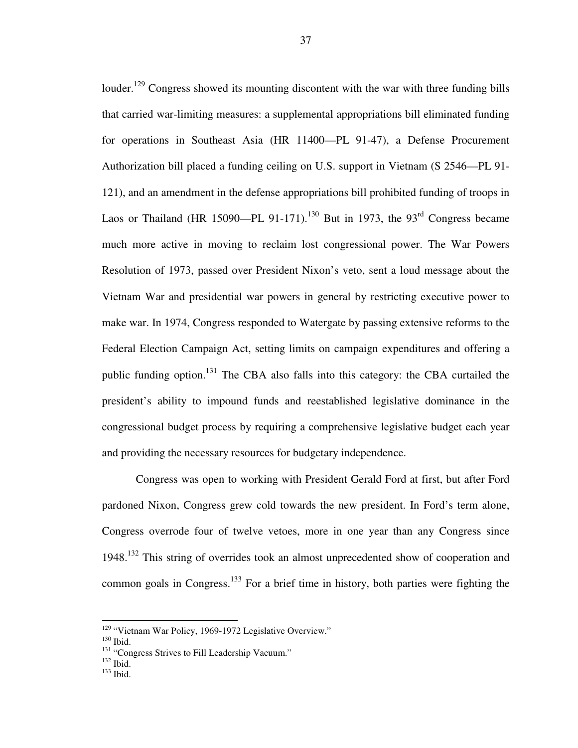louder.[129] Congress showed its mounting discontent with the war with three funding bills that carried war-limiting measures: a supplemental appropriations bill eliminated funding for operations in Southeast Asia (HR 11400—PL 91-47), a Defense Procurement Authorization bill placed a funding ceiling on U.S. support in Vietnam (S 2546—PL 91-121), and an amendment in the defense appropriations bill prohibited funding of troops in Laos or Thailand (HR 15090—PL 91-171).[130] But in 1973, the 93rd Congress became much more active in moving to reclaim lost congressional power. The War Powers Resolution of 1973, passed over President Nixon's veto, sent a loud message about the Vietnam War and presidential war powers in general by restricting executive power to make war. In 1974, Congress responded to Watergate by passing extensive reforms to the Federal Election Campaign Act, setting limits on campaign expenditures and offering a public funding option.[131] The CBA also falls into this category: the CBA curtailed the president's ability to impound funds and reestablished legislative dominance in the congressional budget process by requiring a comprehensive legislative budget each year and providing the necessary resources for budgetary independence.

Congress was open to working with President Gerald Ford at first, but after Ford pardoned Nixon, Congress grew cold towards the new president. In Ford's term alone, Congress overrode four of twelve vetoes, more in one year than any Congress since 1948.[132] This string of overrides took an almost unprecedented show of cooperation and common goals in Congress.[133] For a brief time in history, both parties were fighting the

---

[129] "Vietnam War Policy, 1969-1972 Legislative Overview."
[130] Ibid.
[131] "Congress Strives to Fill Leadership Vacuum."
[132] Ibid.
[133] Ibid.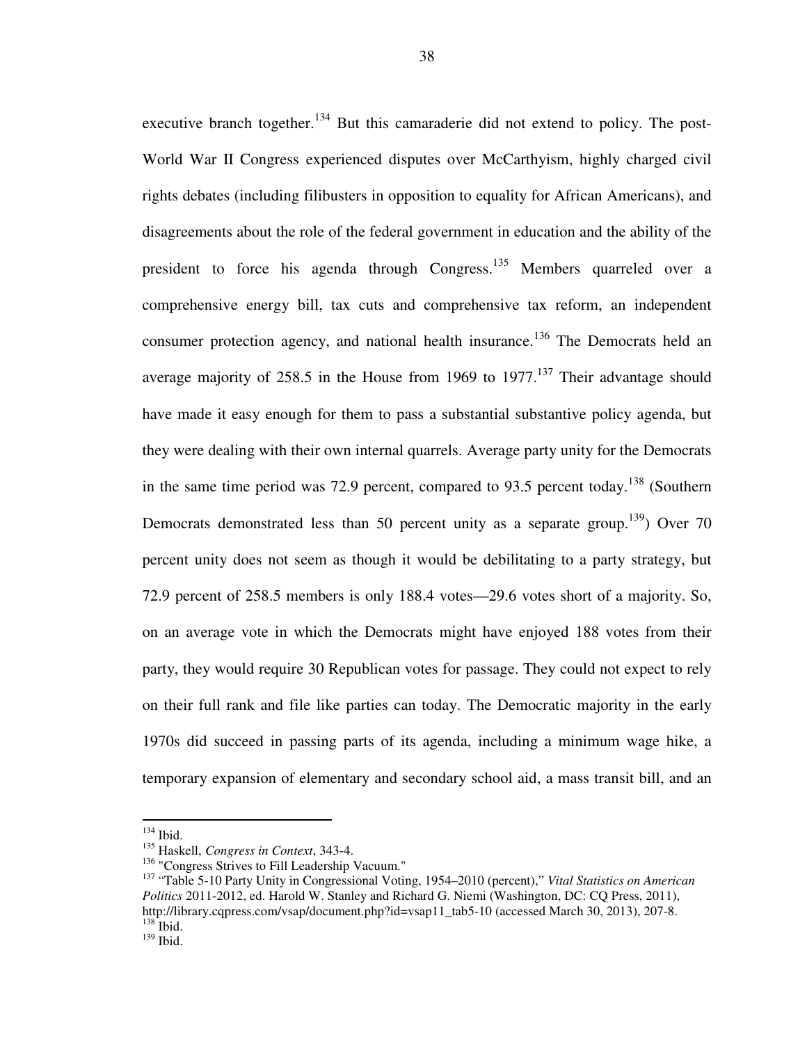executive branch together.[134] But this camaraderie did not extend to policy. The post-World War II Congress experienced disputes over McCarthyism, highly charged civil rights debates (including filibusters in opposition to equality for African Americans), and disagreements about the role of the federal government in education and the ability of the president to force his agenda through Congress.[135] Members quarreled over a comprehensive energy bill, tax cuts and comprehensive tax reform, an independent consumer protection agency, and national health insurance.[136] The Democrats held an average majority of 258.5 in the House from 1969 to 1977.[137] Their advantage should have made it easy enough for them to pass a substantial substantive policy agenda, but they were dealing with their own internal quarrels. Average party unity for the Democrats in the same time period was 72.9 percent, compared to 93.5 percent today.[138] (Southern Democrats demonstrated less than 50 percent unity as a separate group.[139]) Over 70 percent unity does not seem as though it would be debilitating to a party strategy, but 72.9 percent of 258.5 members is only 188.4 votes—29.6 votes short of a majority. So, on an average vote in which the Democrats might have enjoyed 188 votes from their party, they would require 30 Republican votes for passage. They could not expect to rely on their full rank and file like parties can today. The Democratic majority in the early 1970s did succeed in passing parts of its agenda, including a minimum wage hike, a temporary expansion of elementary and secondary school aid, a mass transit bill, and an

---

[134] Ibid.

[135] Haskell, *Congress in Context*, 343-4.

[136] "Congress Strives to Fill Leadership Vacuum."

[137] "Table 5-10 Party Unity in Congressional Voting, 1954–2010 (percent)," *Vital Statistics on American Politics* 2011-2012, ed. Harold W. Stanley and Richard G. Niemi (Washington, DC: CQ Press, 2011), http://library.cqpress.com/vsap/document.php?id=vsap11_tab5-10 (accessed March 30, 2013), 207-8.

[138] Ibid.

[139] Ibid.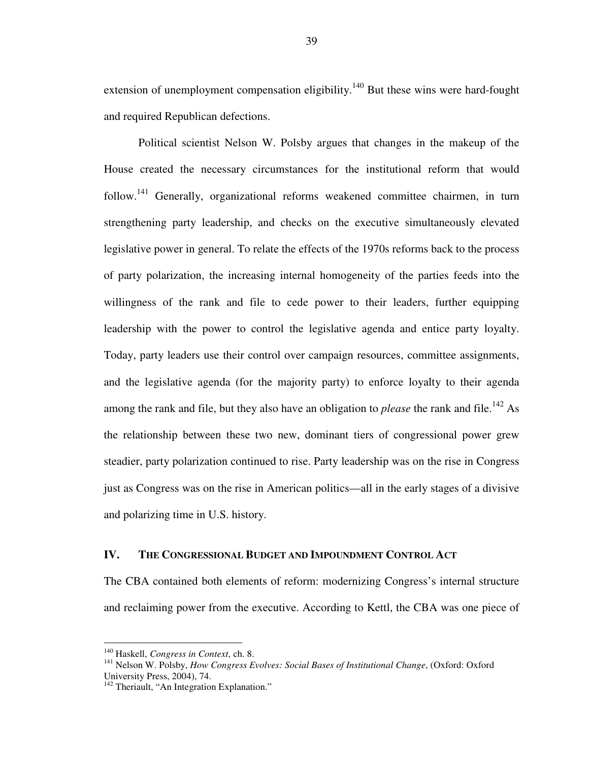extension of unemployment compensation eligibility.[140] But these wins were hard-fought and required Republican defections.

Political scientist Nelson W. Polsby argues that changes in the makeup of the House created the necessary circumstances for the institutional reform that would follow.[141] Generally, organizational reforms weakened committee chairmen, in turn strengthening party leadership, and checks on the executive simultaneously elevated legislative power in general. To relate the effects of the 1970s reforms back to the process of party polarization, the increasing internal homogeneity of the parties feeds into the willingness of the rank and file to cede power to their leaders, further equipping leadership with the power to control the legislative agenda and entice party loyalty. Today, party leaders use their control over campaign resources, committee assignments, and the legislative agenda (for the majority party) to enforce loyalty to their agenda among the rank and file, but they also have an obligation to *please* the rank and file.[142] As the relationship between these two new, dominant tiers of congressional power grew steadier, party polarization continued to rise. Party leadership was on the rise in Congress just as Congress was on the rise in American politics—all in the early stages of a divisive and polarizing time in U.S. history.

## IV. THE CONGRESSIONAL BUDGET AND IMPOUNDMENT CONTROL ACT

The CBA contained both elements of reform: modernizing Congress's internal structure and reclaiming power from the executive. According to Kettl, the CBA was one piece of

---

[140] Haskell, *Congress in Context*, ch. 8.

[141] Nelson W. Polsby, *How Congress Evolves: Social Bases of Institutional Change*, (Oxford: Oxford University Press, 2004), 74.

[142] Theriault, "An Integration Explanation."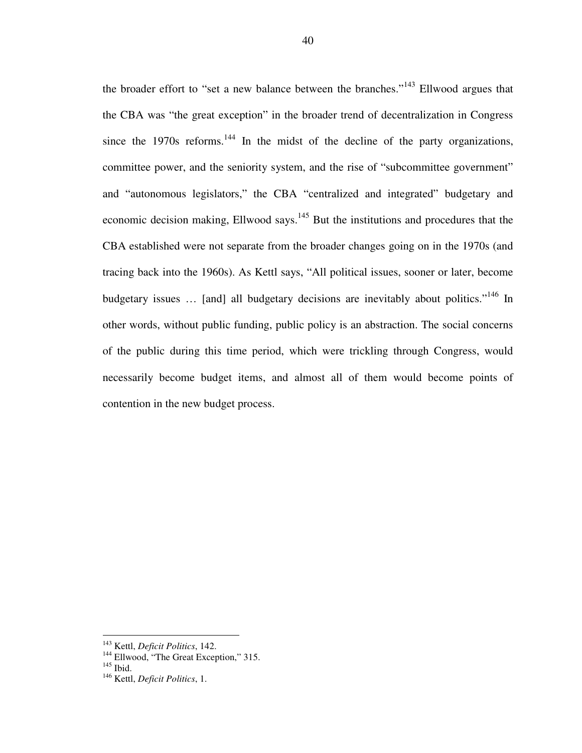the broader effort to "set a new balance between the branches."[143] Ellwood argues that the CBA was "the great exception" in the broader trend of decentralization in Congress since the 1970s reforms.[144] In the midst of the decline of the party organizations, committee power, and the seniority system, and the rise of "subcommittee government" and "autonomous legislators," the CBA "centralized and integrated" budgetary and economic decision making, Ellwood says.[145] But the institutions and procedures that the CBA established were not separate from the broader changes going on in the 1970s (and tracing back into the 1960s). As Kettl says, "All political issues, sooner or later, become budgetary issues … [and] all budgetary decisions are inevitably about politics."[146] In other words, without public funding, public policy is an abstraction. The social concerns of the public during this time period, which were trickling through Congress, would necessarily become budget items, and almost all of them would become points of contention in the new budget process.

---

[143] Kettl, *Deficit Politics*, 142.
[144] Ellwood, "The Great Exception," 315.
[145] Ibid.
[146] Kettl, *Deficit Politics*, 1.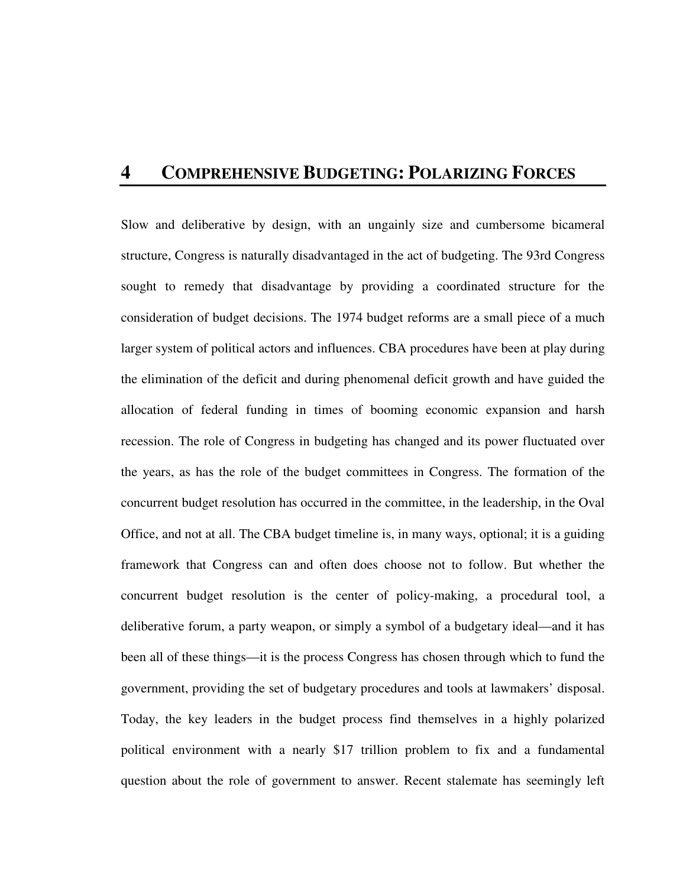# 4 COMPREHENSIVE BUDGETING: POLARIZING FORCES

Slow and deliberative by design, with an ungainly size and cumbersome bicameral structure, Congress is naturally disadvantaged in the act of budgeting. The 93rd Congress sought to remedy that disadvantage by providing a coordinated structure for the consideration of budget decisions. The 1974 budget reforms are a small piece of a much larger system of political actors and influences. CBA procedures have been at play during the elimination of the deficit and during phenomenal deficit growth and have guided the allocation of federal funding in times of booming economic expansion and harsh recession. The role of Congress in budgeting has changed and its power fluctuated over the years, as has the role of the budget committees in Congress. The formation of the concurrent budget resolution has occurred in the committee, in the leadership, in the Oval Office, and not at all. The CBA budget timeline is, in many ways, optional; it is a guiding framework that Congress can and often does choose not to follow. But whether the concurrent budget resolution is the center of policy-making, a procedural tool, a deliberative forum, a party weapon, or simply a symbol of a budgetary ideal—and it has been all of these things—it is the process Congress has chosen through which to fund the government, providing the set of budgetary procedures and tools at lawmakers' disposal. Today, the key leaders in the budget process find themselves in a highly polarized political environment with a nearly $17 trillion problem to fix and a fundamental question about the role of government to answer. Recent stalemate has seemingly left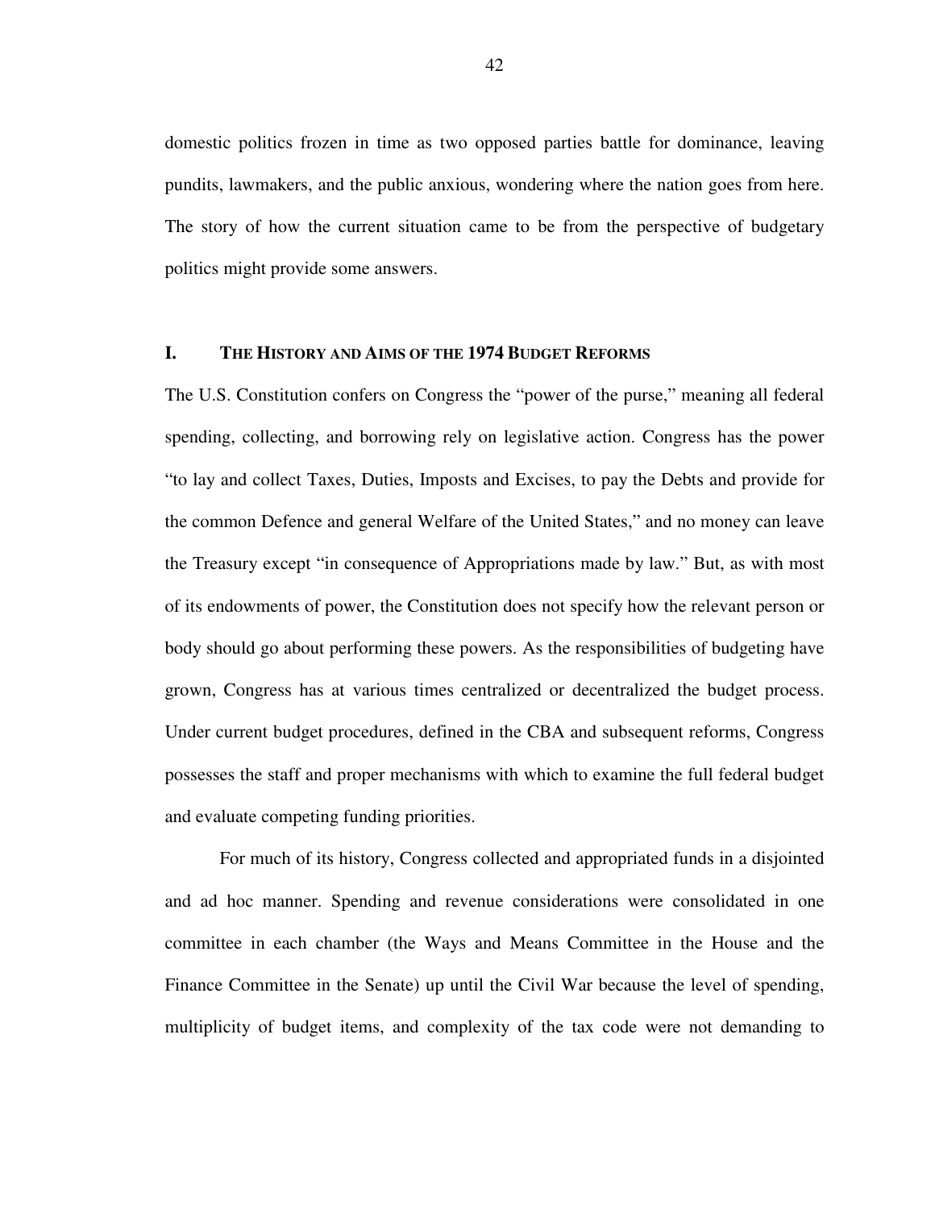domestic politics frozen in time as two opposed parties battle for dominance, leaving pundits, lawmakers, and the public anxious, wondering where the nation goes from here. The story of how the current situation came to be from the perspective of budgetary politics might provide some answers.

## I. THE HISTORY AND AIMS OF THE 1974 BUDGET REFORMS

The U.S. Constitution confers on Congress the "power of the purse," meaning all federal spending, collecting, and borrowing rely on legislative action. Congress has the power "to lay and collect Taxes, Duties, Imposts and Excises, to pay the Debts and provide for the common Defence and general Welfare of the United States," and no money can leave the Treasury except "in consequence of Appropriations made by law." But, as with most of its endowments of power, the Constitution does not specify how the relevant person or body should go about performing these powers. As the responsibilities of budgeting have grown, Congress has at various times centralized or decentralized the budget process. Under current budget procedures, defined in the CBA and subsequent reforms, Congress possesses the staff and proper mechanisms with which to examine the full federal budget and evaluate competing funding priorities.

For much of its history, Congress collected and appropriated funds in a disjointed and ad hoc manner. Spending and revenue considerations were consolidated in one committee in each chamber (the Ways and Means Committee in the House and the Finance Committee in the Senate) up until the Civil War because the level of spending, multiplicity of budget items, and complexity of the tax code were not demanding to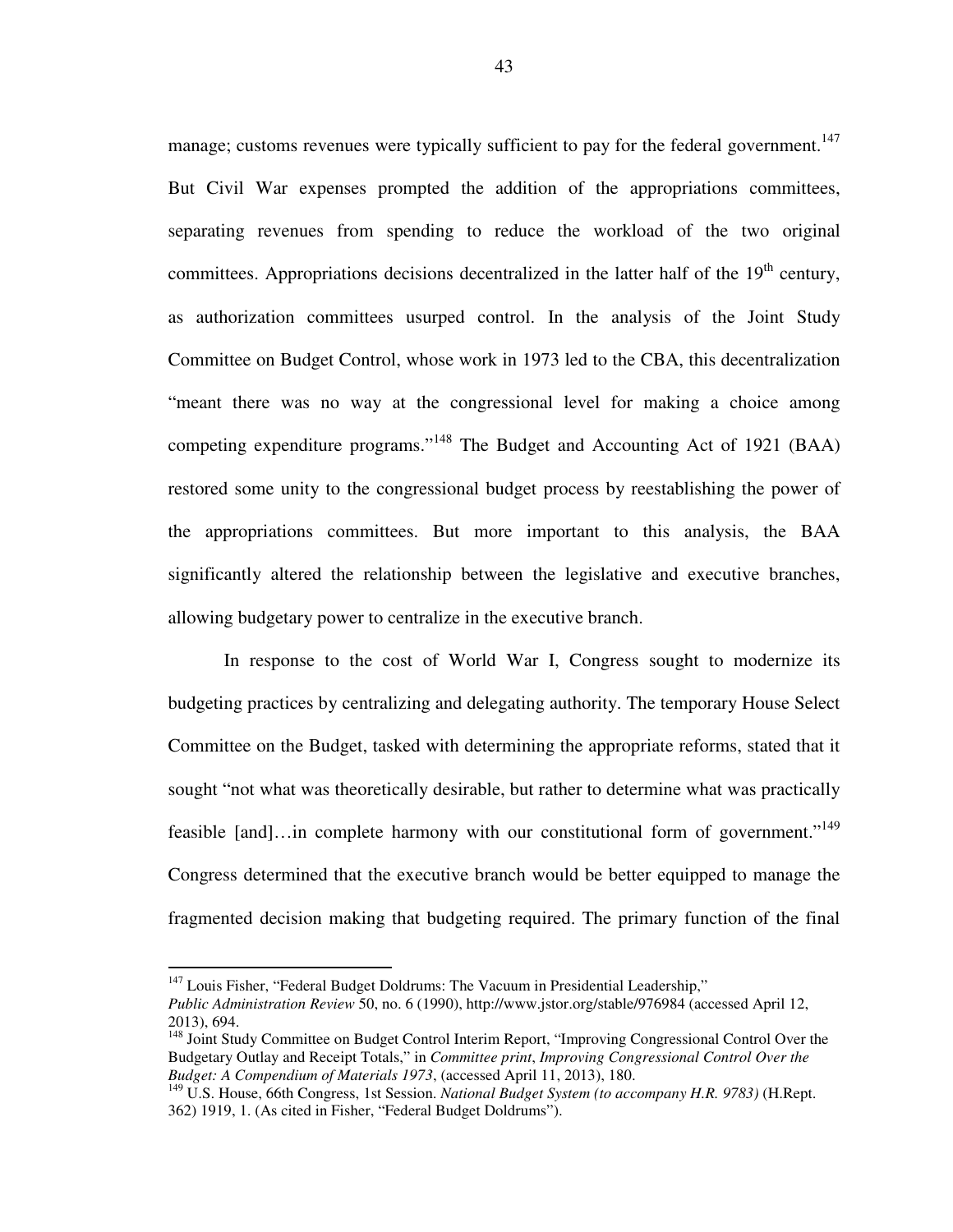manage; customs revenues were typically sufficient to pay for the federal government.[147] But Civil War expenses prompted the addition of the appropriations committees, separating revenues from spending to reduce the workload of the two original committees. Appropriations decisions decentralized in the latter half of the 19th century, as authorization committees usurped control. In the analysis of the Joint Study Committee on Budget Control, whose work in 1973 led to the CBA, this decentralization "meant there was no way at the congressional level for making a choice among competing expenditure programs."[148] The Budget and Accounting Act of 1921 (BAA) restored some unity to the congressional budget process by reestablishing the power of the appropriations committees. But more important to this analysis, the BAA significantly altered the relationship between the legislative and executive branches, allowing budgetary power to centralize in the executive branch.

In response to the cost of World War I, Congress sought to modernize its budgeting practices by centralizing and delegating authority. The temporary House Select Committee on the Budget, tasked with determining the appropriate reforms, stated that it sought "not what was theoretically desirable, but rather to determine what was practically feasible [and]…in complete harmony with our constitutional form of government."[149] Congress determined that the executive branch would be better equipped to manage the fragmented decision making that budgeting required. The primary function of the final

---

[147] Louis Fisher, "Federal Budget Doldrums: The Vacuum in Presidential Leadership," *Public Administration Review* 50, no. 6 (1990), http://www.jstor.org/stable/976984 (accessed April 12, 2013), 694.

[148] Joint Study Committee on Budget Control Interim Report, "Improving Congressional Control Over the Budgetary Outlay and Receipt Totals," in *Committee print*, *Improving Congressional Control Over the Budget: A Compendium of Materials 1973*, (accessed April 11, 2013), 180.

[149] U.S. House, 66th Congress, 1st Session. *National Budget System (to accompany H.R. 9783)* (H.Rept. 362) 1919, 1. (As cited in Fisher, "Federal Budget Doldrums").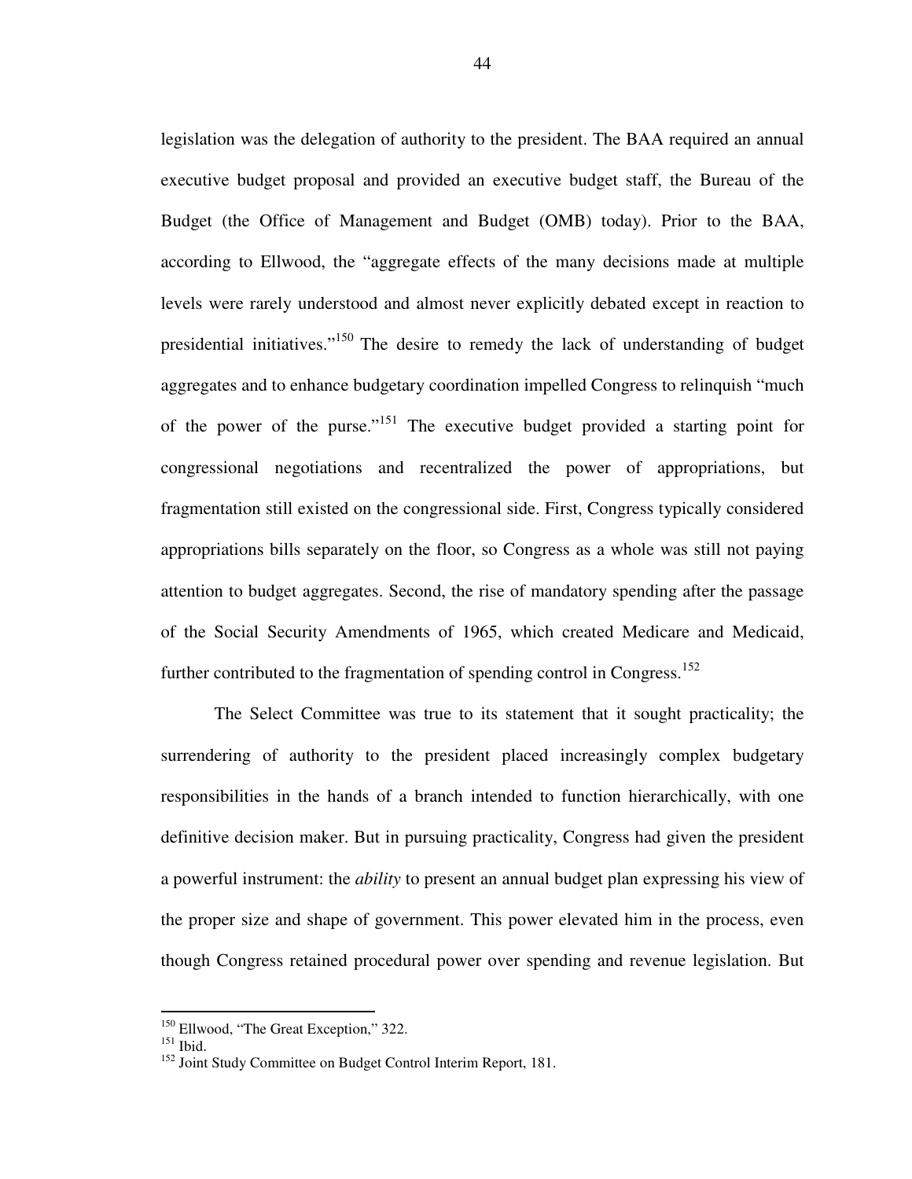legislation was the delegation of authority to the president. The BAA required an annual executive budget proposal and provided an executive budget staff, the Bureau of the Budget (the Office of Management and Budget (OMB) today). Prior to the BAA, according to Ellwood, the "aggregate effects of the many decisions made at multiple levels were rarely understood and almost never explicitly debated except in reaction to presidential initiatives."[150] The desire to remedy the lack of understanding of budget aggregates and to enhance budgetary coordination impelled Congress to relinquish "much of the power of the purse."[151] The executive budget provided a starting point for congressional negotiations and recentralized the power of appropriations, but fragmentation still existed on the congressional side. First, Congress typically considered appropriations bills separately on the floor, so Congress as a whole was still not paying attention to budget aggregates. Second, the rise of mandatory spending after the passage of the Social Security Amendments of 1965, which created Medicare and Medicaid, further contributed to the fragmentation of spending control in Congress.[152]

The Select Committee was true to its statement that it sought practicality; the surrendering of authority to the president placed increasingly complex budgetary responsibilities in the hands of a branch intended to function hierarchically, with one definitive decision maker. But in pursuing practicality, Congress had given the president a powerful instrument: the *ability* to present an annual budget plan expressing his view of the proper size and shape of government. This power elevated him in the process, even though Congress retained procedural power over spending and revenue legislation. But

---

[150] Ellwood, "The Great Exception," 322.

[151] Ibid.

[152] Joint Study Committee on Budget Control Interim Report, 181.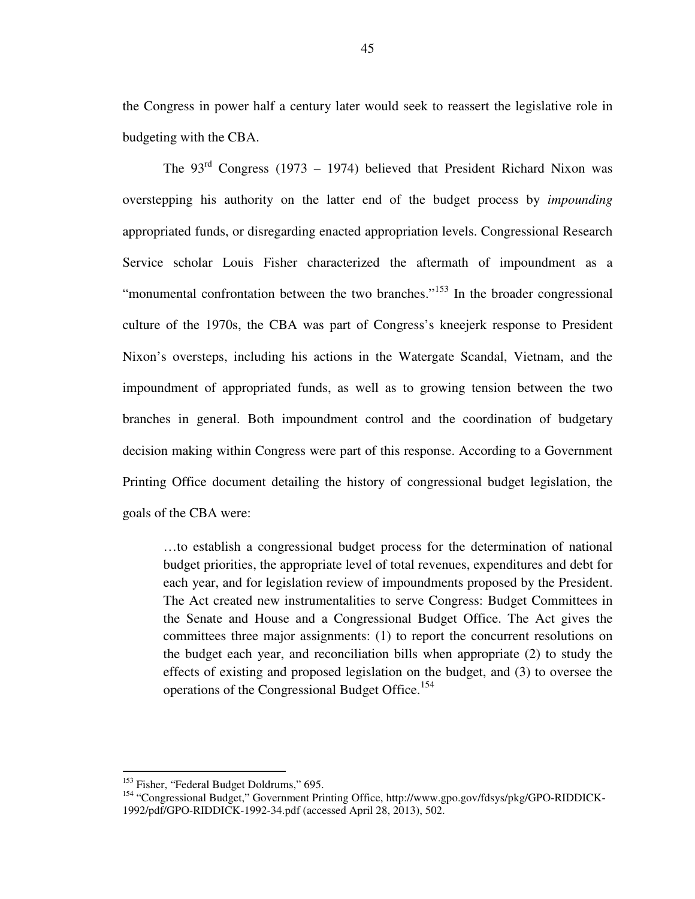the Congress in power half a century later would seek to reassert the legislative role in budgeting with the CBA.

The 93rd Congress (1973 – 1974) believed that President Richard Nixon was overstepping his authority on the latter end of the budget process by *impounding* appropriated funds, or disregarding enacted appropriation levels. Congressional Research Service scholar Louis Fisher characterized the aftermath of impoundment as a "monumental confrontation between the two branches."[153] In the broader congressional culture of the 1970s, the CBA was part of Congress's kneejerk response to President Nixon's oversteps, including his actions in the Watergate Scandal, Vietnam, and the impoundment of appropriated funds, as well as to growing tension between the two branches in general. Both impoundment control and the coordination of budgetary decision making within Congress were part of this response. According to a Government Printing Office document detailing the history of congressional budget legislation, the goals of the CBA were:

> …to establish a congressional budget process for the determination of national budget priorities, the appropriate level of total revenues, expenditures and debt for each year, and for legislation review of impoundments proposed by the President. The Act created new instrumentalities to serve Congress: Budget Committees in the Senate and House and a Congressional Budget Office. The Act gives the committees three major assignments: (1) to report the concurrent resolutions on the budget each year, and reconciliation bills when appropriate (2) to study the effects of existing and proposed legislation on the budget, and (3) to oversee the operations of the Congressional Budget Office.[154]

---

[153] Fisher, "Federal Budget Doldrums," 695.

[154] "Congressional Budget," Government Printing Office, http://www.gpo.gov/fdsys/pkg/GPO-RIDDICK-1992/pdf/GPO-RIDDICK-1992-34.pdf (accessed April 28, 2013), 502.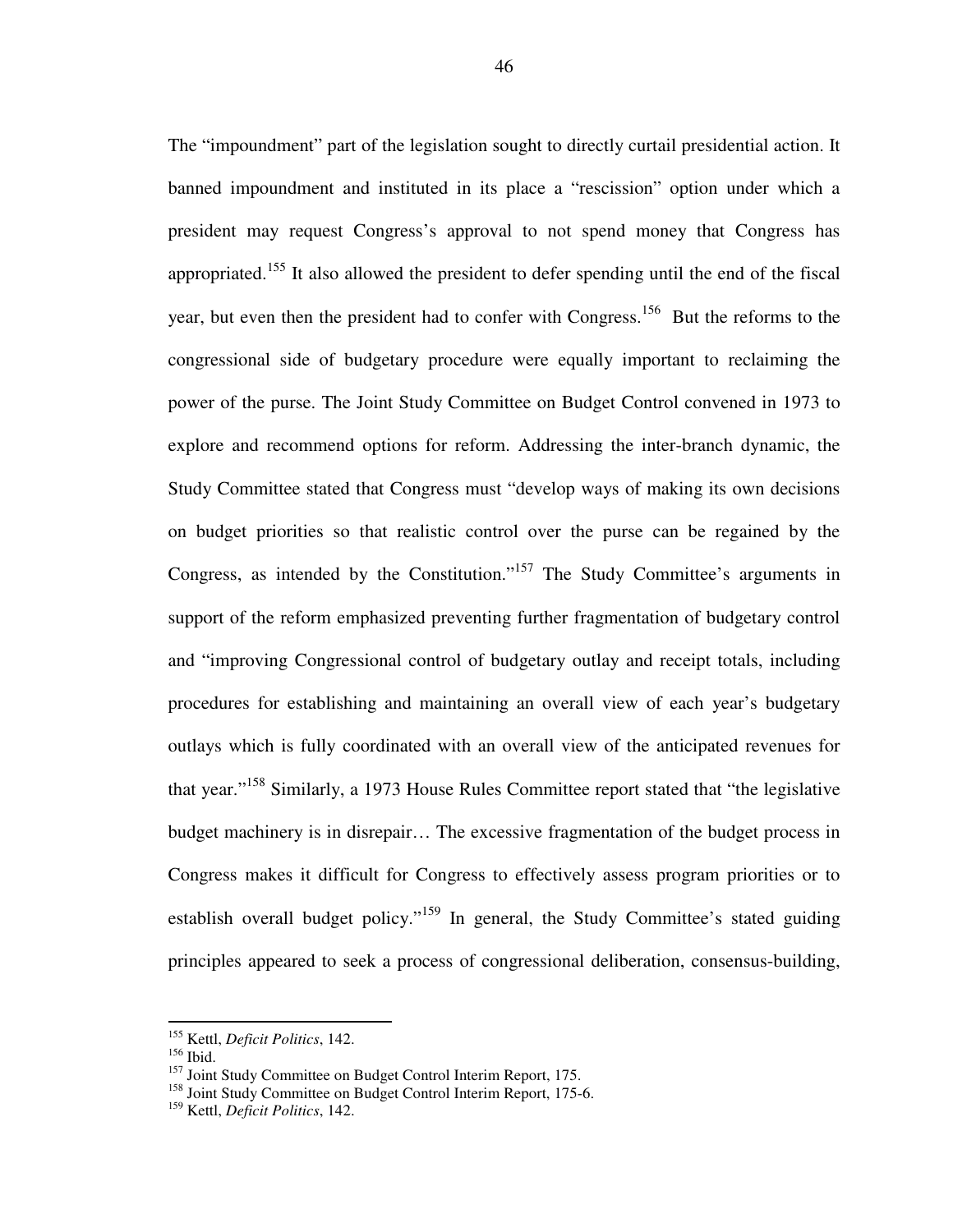The "impoundment" part of the legislation sought to directly curtail presidential action. It banned impoundment and instituted in its place a "rescission" option under which a president may request Congress's approval to not spend money that Congress has appropriated.[155] It also allowed the president to defer spending until the end of the fiscal year, but even then the president had to confer with Congress.[156] But the reforms to the congressional side of budgetary procedure were equally important to reclaiming the power of the purse. The Joint Study Committee on Budget Control convened in 1973 to explore and recommend options for reform. Addressing the inter-branch dynamic, the Study Committee stated that Congress must "develop ways of making its own decisions on budget priorities so that realistic control over the purse can be regained by the Congress, as intended by the Constitution."[157] The Study Committee's arguments in support of the reform emphasized preventing further fragmentation of budgetary control and "improving Congressional control of budgetary outlay and receipt totals, including procedures for establishing and maintaining an overall view of each year's budgetary outlays which is fully coordinated with an overall view of the anticipated revenues for that year."[158] Similarly, a 1973 House Rules Committee report stated that "the legislative budget machinery is in disrepair… The excessive fragmentation of the budget process in Congress makes it difficult for Congress to effectively assess program priorities or to establish overall budget policy."[159] In general, the Study Committee's stated guiding principles appeared to seek a process of congressional deliberation, consensus-building,

---

[155] Kettl, *Deficit Politics*, 142.

[156] Ibid.

[157] Joint Study Committee on Budget Control Interim Report, 175.

[158] Joint Study Committee on Budget Control Interim Report, 175-6.

[159] Kettl, *Deficit Politics*, 142.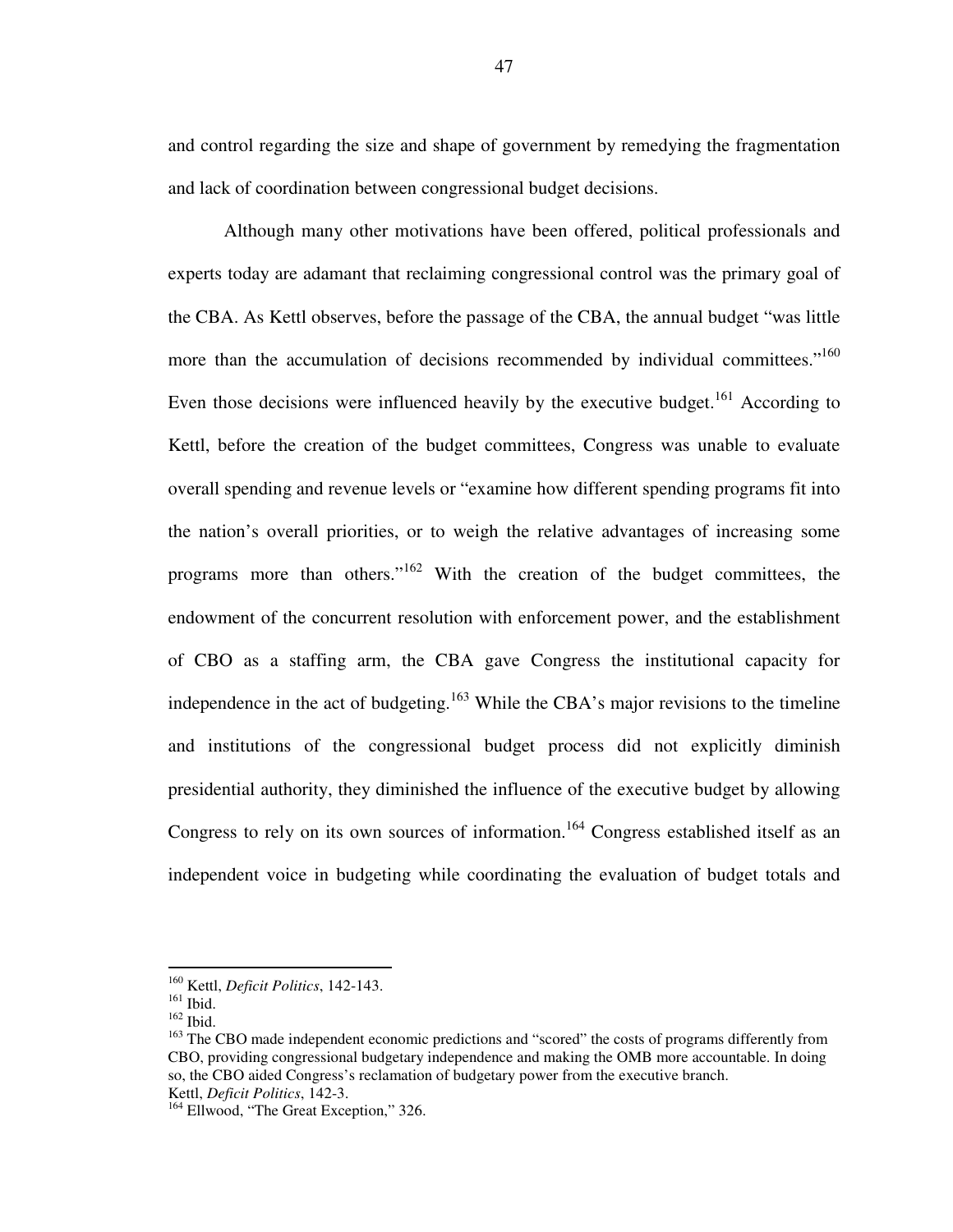and control regarding the size and shape of government by remedying the fragmentation and lack of coordination between congressional budget decisions.

Although many other motivations have been offered, political professionals and experts today are adamant that reclaiming congressional control was the primary goal of the CBA. As Kettl observes, before the passage of the CBA, the annual budget "was little more than the accumulation of decisions recommended by individual committees."[160] Even those decisions were influenced heavily by the executive budget.[161] According to Kettl, before the creation of the budget committees, Congress was unable to evaluate overall spending and revenue levels or "examine how different spending programs fit into the nation's overall priorities, or to weigh the relative advantages of increasing some programs more than others."[162] With the creation of the budget committees, the endowment of the concurrent resolution with enforcement power, and the establishment of CBO as a staffing arm, the CBA gave Congress the institutional capacity for independence in the act of budgeting.[163] While the CBA's major revisions to the timeline and institutions of the congressional budget process did not explicitly diminish presidential authority, they diminished the influence of the executive budget by allowing Congress to rely on its own sources of information.[164] Congress established itself as an independent voice in budgeting while coordinating the evaluation of budget totals and

---

[160] Kettl, *Deficit Politics*, 142-143.
[161] Ibid.
[162] Ibid.
[163] The CBO made independent economic predictions and "scored" the costs of programs differently from CBO, providing congressional budgetary independence and making the OMB more accountable. In doing so, the CBO aided Congress's reclamation of budgetary power from the executive branch.
Kettl, *Deficit Politics*, 142-3.
[164] Ellwood, "The Great Exception," 326.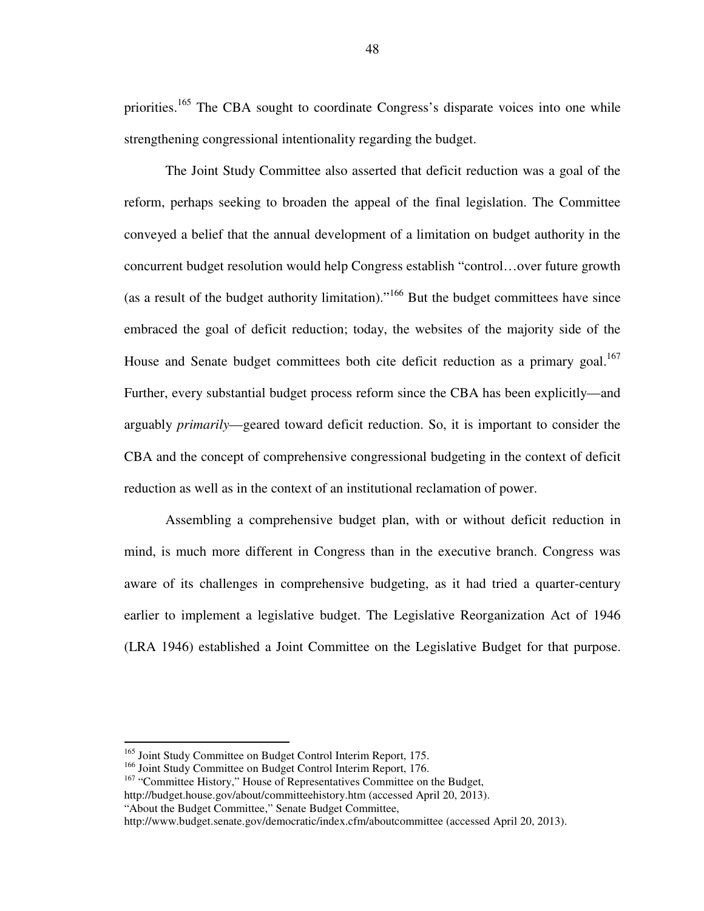priorities.[165] The CBA sought to coordinate Congress's disparate voices into one while strengthening congressional intentionality regarding the budget.

The Joint Study Committee also asserted that deficit reduction was a goal of the reform, perhaps seeking to broaden the appeal of the final legislation. The Committee conveyed a belief that the annual development of a limitation on budget authority in the concurrent budget resolution would help Congress establish "control…over future growth (as a result of the budget authority limitation)."[166] But the budget committees have since embraced the goal of deficit reduction; today, the websites of the majority side of the House and Senate budget committees both cite deficit reduction as a primary goal.[167] Further, every substantial budget process reform since the CBA has been explicitly—and arguably *primarily*—geared toward deficit reduction. So, it is important to consider the CBA and the concept of comprehensive congressional budgeting in the context of deficit reduction as well as in the context of an institutional reclamation of power.

Assembling a comprehensive budget plan, with or without deficit reduction in mind, is much more different in Congress than in the executive branch. Congress was aware of its challenges in comprehensive budgeting, as it had tried a quarter-century earlier to implement a legislative budget. The Legislative Reorganization Act of 1946 (LRA 1946) established a Joint Committee on the Legislative Budget for that purpose.

---

[165] Joint Study Committee on Budget Control Interim Report, 175.

[166] Joint Study Committee on Budget Control Interim Report, 176.

[167] "Committee History," House of Representatives Committee on the Budget, http://budget.house.gov/about/committeehistory.htm (accessed April 20, 2013).
"About the Budget Committee," Senate Budget Committee, http://www.budget.senate.gov/democratic/index.cfm/aboutcommittee (accessed April 20, 2013).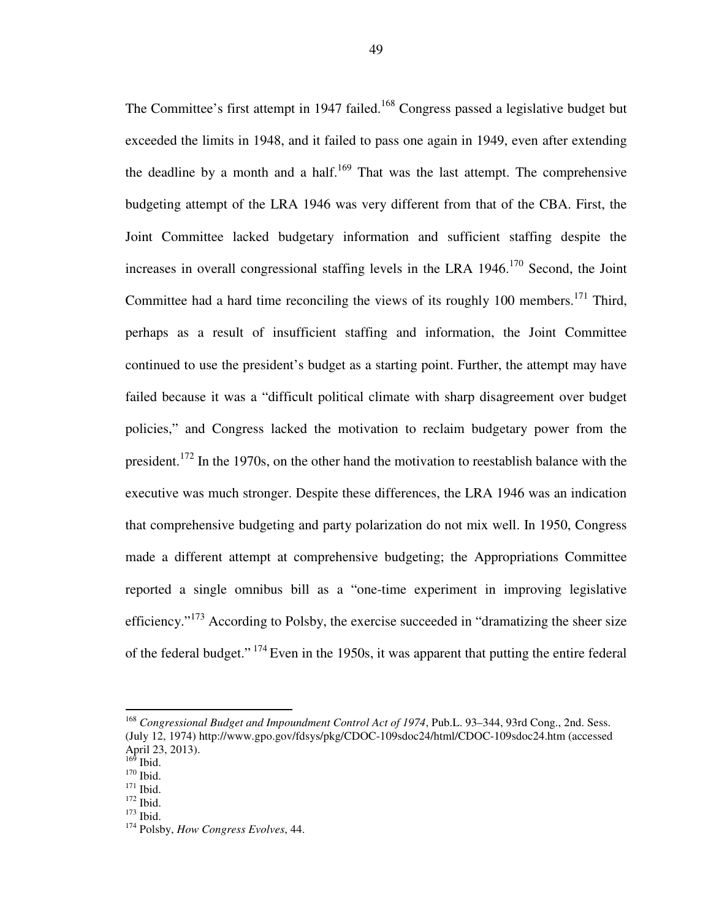The Committee's first attempt in 1947 failed.[168] Congress passed a legislative budget but exceeded the limits in 1948, and it failed to pass one again in 1949, even after extending the deadline by a month and a half.[169] That was the last attempt. The comprehensive budgeting attempt of the LRA 1946 was very different from that of the CBA. First, the Joint Committee lacked budgetary information and sufficient staffing despite the increases in overall congressional staffing levels in the LRA 1946.[170] Second, the Joint Committee had a hard time reconciling the views of its roughly 100 members.[171] Third, perhaps as a result of insufficient staffing and information, the Joint Committee continued to use the president's budget as a starting point. Further, the attempt may have failed because it was a "difficult political climate with sharp disagreement over budget policies," and Congress lacked the motivation to reclaim budgetary power from the president.[172] In the 1970s, on the other hand the motivation to reestablish balance with the executive was much stronger. Despite these differences, the LRA 1946 was an indication that comprehensive budgeting and party polarization do not mix well. In 1950, Congress made a different attempt at comprehensive budgeting; the Appropriations Committee reported a single omnibus bill as a "one-time experiment in improving legislative efficiency."[173] According to Polsby, the exercise succeeded in "dramatizing the sheer size of the federal budget."[174] Even in the 1950s, it was apparent that putting the entire federal

---

[168] *Congressional Budget and Impoundment Control Act of 1974*, Pub.L. 93–344, 93rd Cong., 2nd. Sess. (July 12, 1974) http://www.gpo.gov/fdsys/pkg/CDOC-109sdoc24/html/CDOC-109sdoc24.htm (accessed April 23, 2013).

[169] Ibid.

[170] Ibid.

[171] Ibid.

[172] Ibid.

[173] Ibid.

[174] Polsby, *How Congress Evolves*, 44.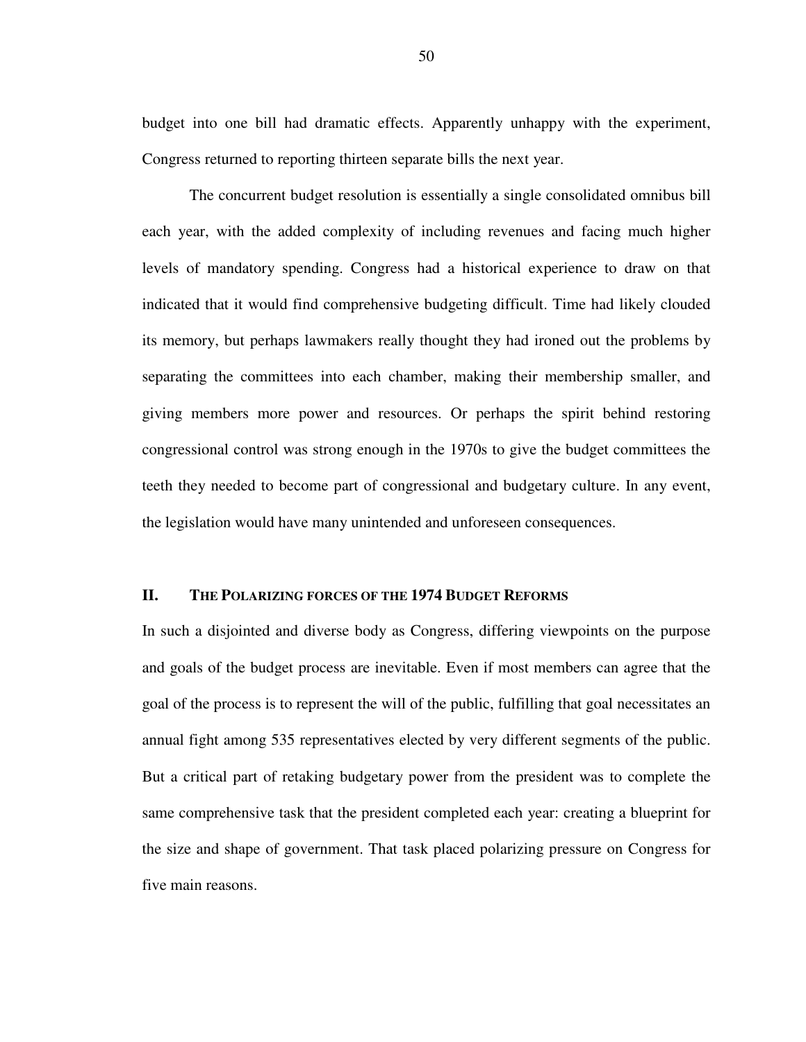budget into one bill had dramatic effects. Apparently unhappy with the experiment, Congress returned to reporting thirteen separate bills the next year.

The concurrent budget resolution is essentially a single consolidated omnibus bill each year, with the added complexity of including revenues and facing much higher levels of mandatory spending. Congress had a historical experience to draw on that indicated that it would find comprehensive budgeting difficult. Time had likely clouded its memory, but perhaps lawmakers really thought they had ironed out the problems by separating the committees into each chamber, making their membership smaller, and giving members more power and resources. Or perhaps the spirit behind restoring congressional control was strong enough in the 1970s to give the budget committees the teeth they needed to become part of congressional and budgetary culture. In any event, the legislation would have many unintended and unforeseen consequences.

## II. THE POLARIZING FORCES OF THE 1974 BUDGET REFORMS

In such a disjointed and diverse body as Congress, differing viewpoints on the purpose and goals of the budget process are inevitable. Even if most members can agree that the goal of the process is to represent the will of the public, fulfilling that goal necessitates an annual fight among 535 representatives elected by very different segments of the public. But a critical part of retaking budgetary power from the president was to complete the same comprehensive task that the president completed each year: creating a blueprint for the size and shape of government. That task placed polarizing pressure on Congress for five main reasons.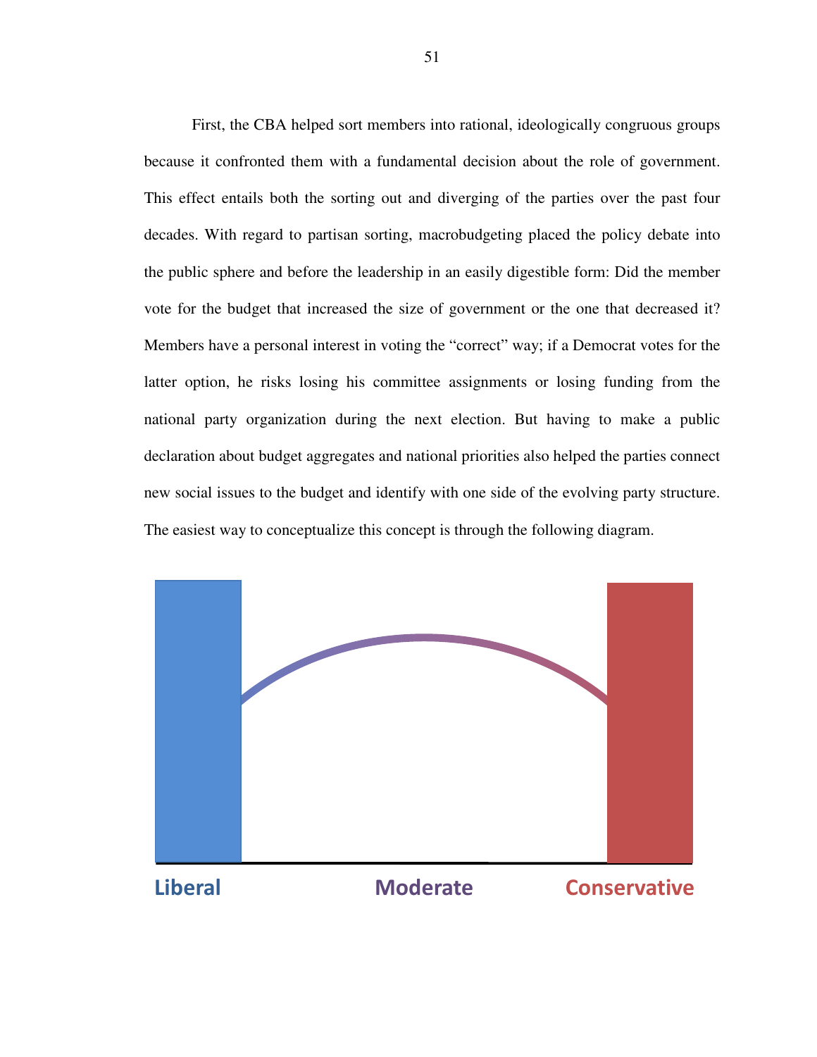First, the CBA helped sort members into rational, ideologically congruous groups because it confronted them with a fundamental decision about the role of government. This effect entails both the sorting out and diverging of the parties over the past four decades. With regard to partisan sorting, macrobudgeting placed the policy debate into the public sphere and before the leadership in an easily digestible form: Did the member vote for the budget that increased the size of government or the one that decreased it? Members have a personal interest in voting the "correct" way; if a Democrat votes for the latter option, he risks losing his committee assignments or losing funding from the national party organization during the next election. But having to make a public declaration about budget aggregates and national priorities also helped the parties connect new social issues to the budget and identify with one side of the evolving party structure. The easiest way to conceptualize this concept is through the following diagram.

Liberal Moderate Conservative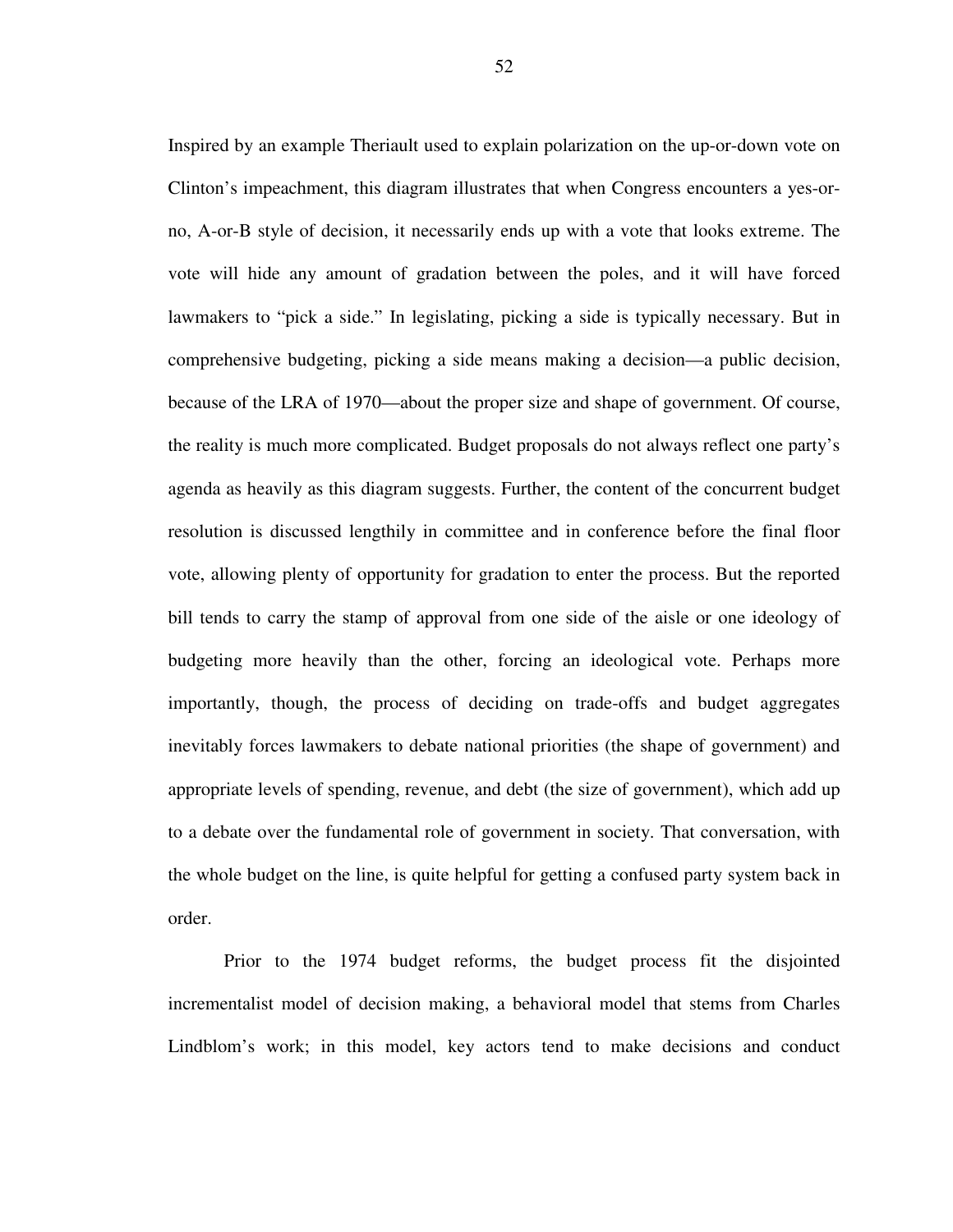Inspired by an example Theriault used to explain polarization on the up-or-down vote on Clinton's impeachment, this diagram illustrates that when Congress encounters a yes-or-no, A-or-B style of decision, it necessarily ends up with a vote that looks extreme. The vote will hide any amount of gradation between the poles, and it will have forced lawmakers to "pick a side." In legislating, picking a side is typically necessary. But in comprehensive budgeting, picking a side means making a decision—a public decision, because of the LRA of 1970—about the proper size and shape of government. Of course, the reality is much more complicated. Budget proposals do not always reflect one party's agenda as heavily as this diagram suggests. Further, the content of the concurrent budget resolution is discussed lengthily in committee and in conference before the final floor vote, allowing plenty of opportunity for gradation to enter the process. But the reported bill tends to carry the stamp of approval from one side of the aisle or one ideology of budgeting more heavily than the other, forcing an ideological vote. Perhaps more importantly, though, the process of deciding on trade-offs and budget aggregates inevitably forces lawmakers to debate national priorities (the shape of government) and appropriate levels of spending, revenue, and debt (the size of government), which add up to a debate over the fundamental role of government in society. That conversation, with the whole budget on the line, is quite helpful for getting a confused party system back in order.

Prior to the 1974 budget reforms, the budget process fit the disjointed incrementalist model of decision making, a behavioral model that stems from Charles Lindblom's work; in this model, key actors tend to make decisions and conduct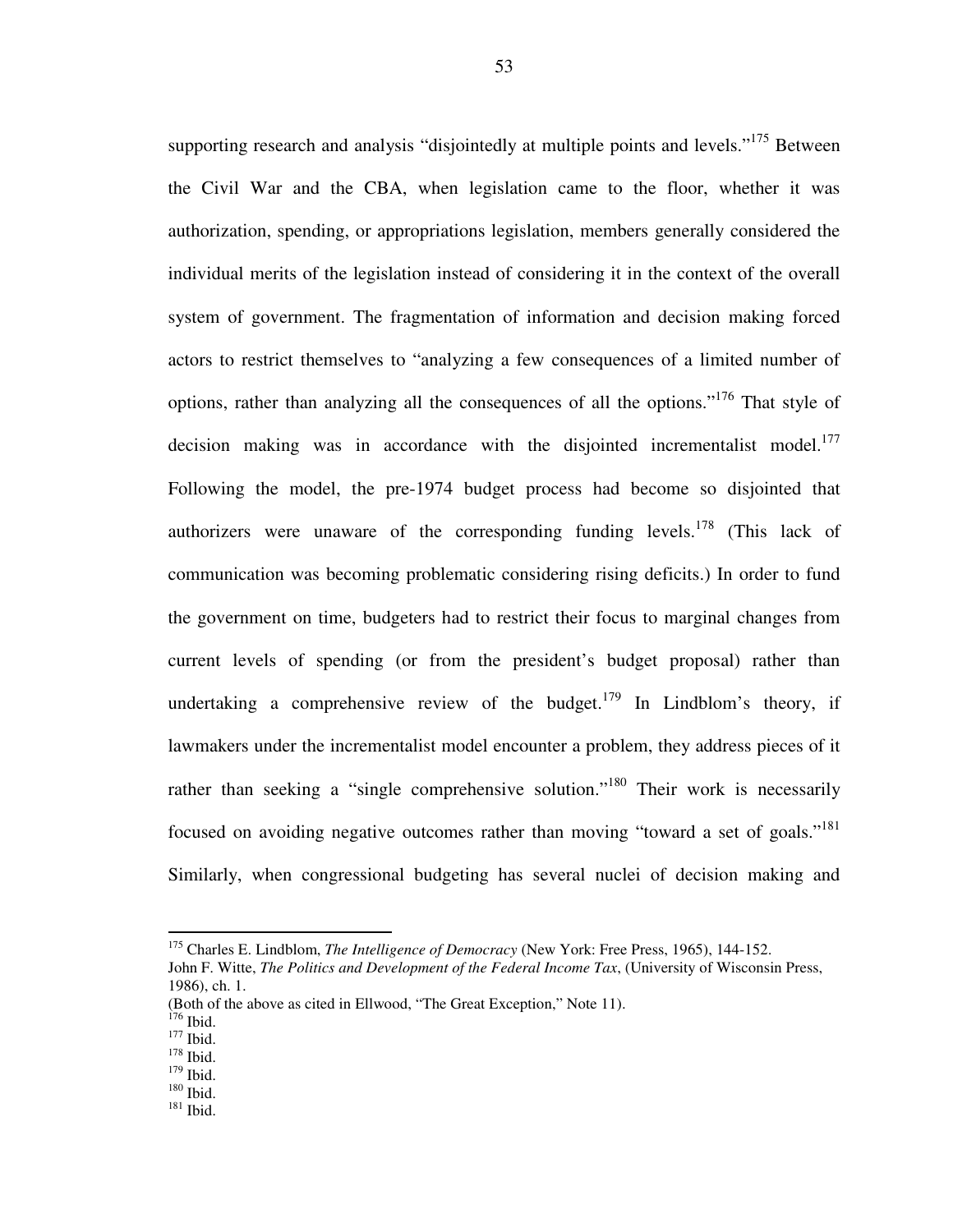supporting research and analysis "disjointedly at multiple points and levels."[175] Between the Civil War and the CBA, when legislation came to the floor, whether it was authorization, spending, or appropriations legislation, members generally considered the individual merits of the legislation instead of considering it in the context of the overall system of government. The fragmentation of information and decision making forced actors to restrict themselves to "analyzing a few consequences of a limited number of options, rather than analyzing all the consequences of all the options."[176] That style of decision making was in accordance with the disjointed incrementalist model.[177] Following the model, the pre-1974 budget process had become so disjointed that authorizers were unaware of the corresponding funding levels.[178] (This lack of communication was becoming problematic considering rising deficits.) In order to fund the government on time, budgeters had to restrict their focus to marginal changes from current levels of spending (or from the president's budget proposal) rather than undertaking a comprehensive review of the budget.[179] In Lindblom's theory, if lawmakers under the incrementalist model encounter a problem, they address pieces of it rather than seeking a "single comprehensive solution."[180] Their work is necessarily focused on avoiding negative outcomes rather than moving "toward a set of goals."[181] Similarly, when congressional budgeting has several nuclei of decision making and

---

[175] Charles E. Lindblom, *The Intelligence of Democracy* (New York: Free Press, 1965), 144-152.
John F. Witte, *The Politics and Development of the Federal Income Tax*, (University of Wisconsin Press, 1986), ch. 1.
(Both of the above as cited in Ellwood, "The Great Exception," Note 11).
[176] Ibid.
[177] Ibid.
[178] Ibid.
[179] Ibid.
[180] Ibid.
[181] Ibid.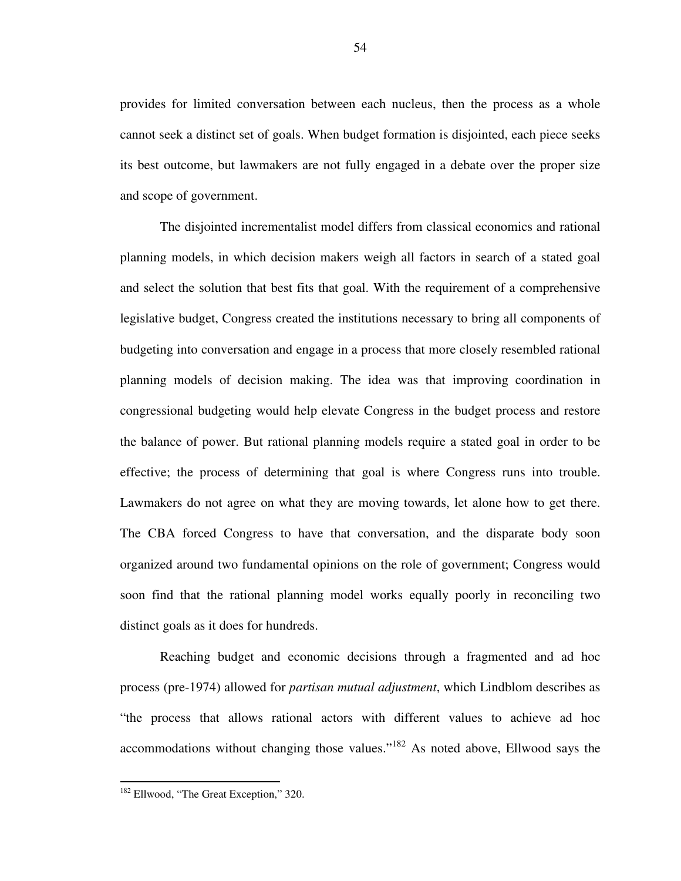provides for limited conversation between each nucleus, then the process as a whole cannot seek a distinct set of goals. When budget formation is disjointed, each piece seeks its best outcome, but lawmakers are not fully engaged in a debate over the proper size and scope of government.

The disjointed incrementalist model differs from classical economics and rational planning models, in which decision makers weigh all factors in search of a stated goal and select the solution that best fits that goal. With the requirement of a comprehensive legislative budget, Congress created the institutions necessary to bring all components of budgeting into conversation and engage in a process that more closely resembled rational planning models of decision making. The idea was that improving coordination in congressional budgeting would help elevate Congress in the budget process and restore the balance of power. But rational planning models require a stated goal in order to be effective; the process of determining that goal is where Congress runs into trouble. Lawmakers do not agree on what they are moving towards, let alone how to get there. The CBA forced Congress to have that conversation, and the disparate body soon organized around two fundamental opinions on the role of government; Congress would soon find that the rational planning model works equally poorly in reconciling two distinct goals as it does for hundreds.

Reaching budget and economic decisions through a fragmented and ad hoc process (pre-1974) allowed for *partisan mutual adjustment*, which Lindblom describes as "the process that allows rational actors with different values to achieve ad hoc accommodations without changing those values."[182] As noted above, Ellwood says the

[182] Ellwood, "The Great Exception," 320.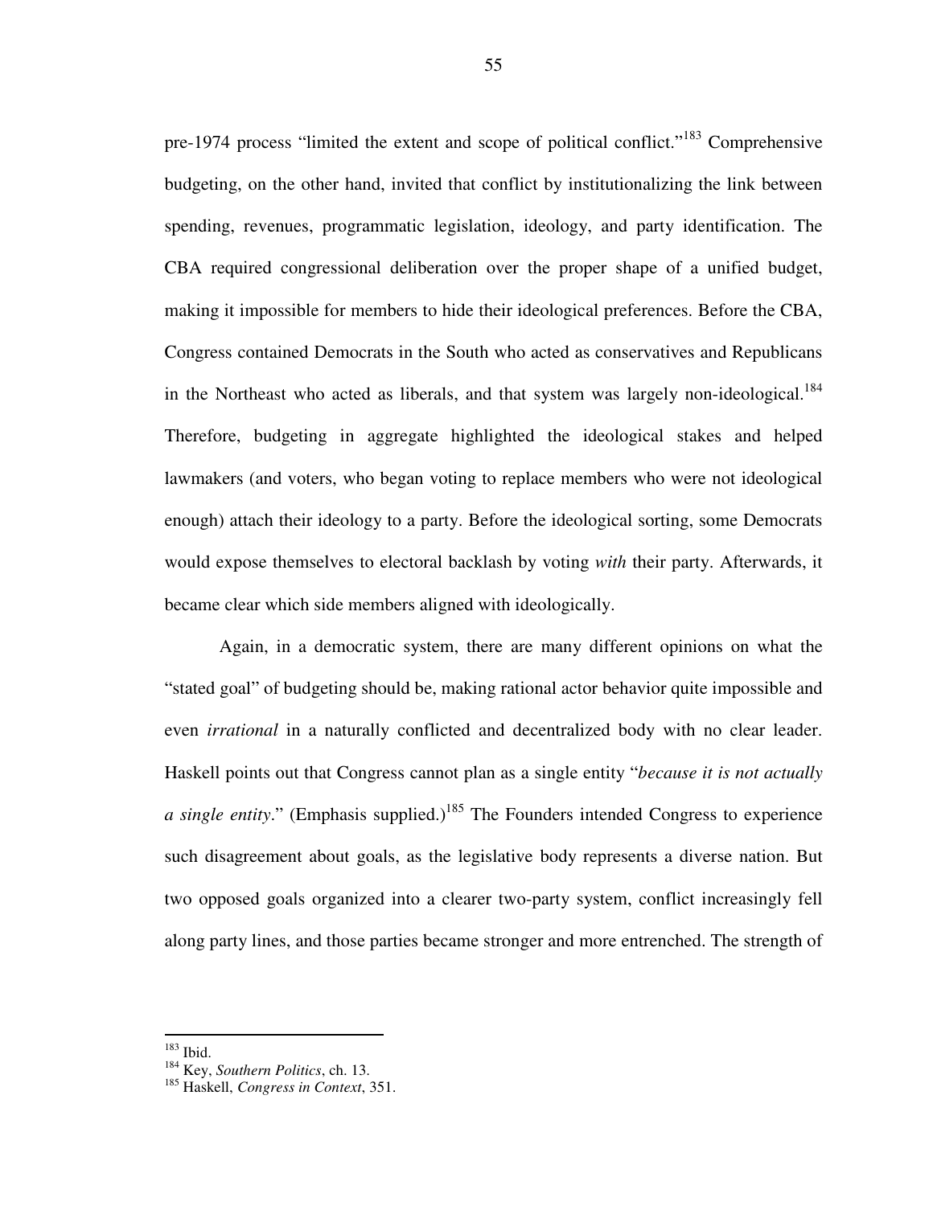pre-1974 process "limited the extent and scope of political conflict."[183] Comprehensive budgeting, on the other hand, invited that conflict by institutionalizing the link between spending, revenues, programmatic legislation, ideology, and party identification. The CBA required congressional deliberation over the proper shape of a unified budget, making it impossible for members to hide their ideological preferences. Before the CBA, Congress contained Democrats in the South who acted as conservatives and Republicans in the Northeast who acted as liberals, and that system was largely non-ideological.[184] Therefore, budgeting in aggregate highlighted the ideological stakes and helped lawmakers (and voters, who began voting to replace members who were not ideological enough) attach their ideology to a party. Before the ideological sorting, some Democrats would expose themselves to electoral backlash by voting *with* their party. Afterwards, it became clear which side members aligned with ideologically.

Again, in a democratic system, there are many different opinions on what the "stated goal" of budgeting should be, making rational actor behavior quite impossible and even *irrational* in a naturally conflicted and decentralized body with no clear leader. Haskell points out that Congress cannot plan as a single entity "*because it is not actually a single entity*." (Emphasis supplied.)[185] The Founders intended Congress to experience such disagreement about goals, as the legislative body represents a diverse nation. But two opposed goals organized into a clearer two-party system, conflict increasingly fell along party lines, and those parties became stronger and more entrenched. The strength of

---

[183] Ibid.

[184] Key, *Southern Politics*, ch. 13.

[185] Haskell, *Congress in Context*, 351.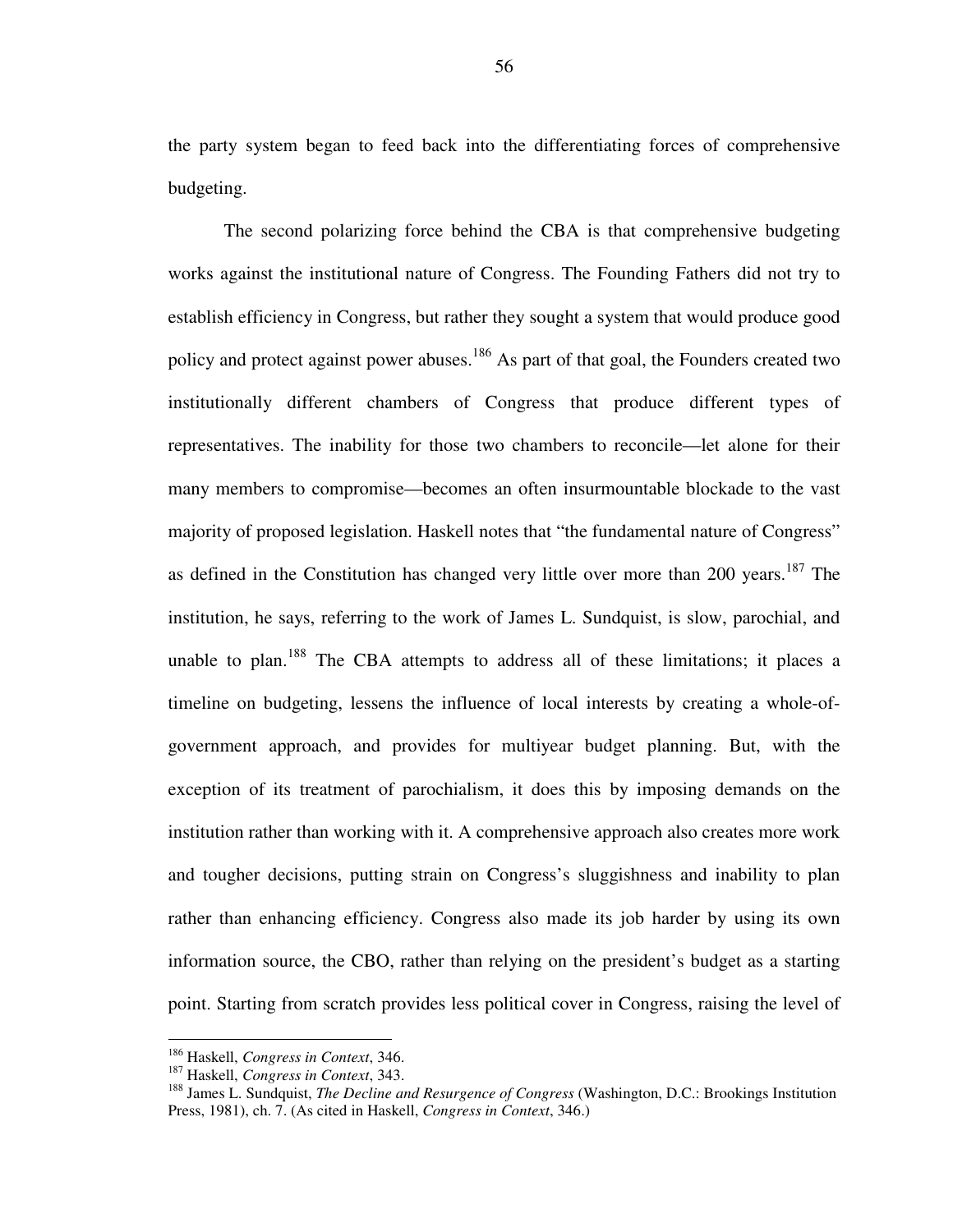the party system began to feed back into the differentiating forces of comprehensive budgeting.

The second polarizing force behind the CBA is that comprehensive budgeting works against the institutional nature of Congress. The Founding Fathers did not try to establish efficiency in Congress, but rather they sought a system that would produce good policy and protect against power abuses.[186] As part of that goal, the Founders created two institutionally different chambers of Congress that produce different types of representatives. The inability for those two chambers to reconcile—let alone for their many members to compromise—becomes an often insurmountable blockade to the vast majority of proposed legislation. Haskell notes that "the fundamental nature of Congress" as defined in the Constitution has changed very little over more than 200 years.[187] The institution, he says, referring to the work of James L. Sundquist, is slow, parochial, and unable to plan.[188] The CBA attempts to address all of these limitations; it places a timeline on budgeting, lessens the influence of local interests by creating a whole-of-government approach, and provides for multiyear budget planning. But, with the exception of its treatment of parochialism, it does this by imposing demands on the institution rather than working with it. A comprehensive approach also creates more work and tougher decisions, putting strain on Congress's sluggishness and inability to plan rather than enhancing efficiency. Congress also made its job harder by using its own information source, the CBO, rather than relying on the president's budget as a starting point. Starting from scratch provides less political cover in Congress, raising the level of

---

[186] Haskell, *Congress in Context*, 346.

[187] Haskell, *Congress in Context*, 343.

[188] James L. Sundquist, *The Decline and Resurgence of Congress* (Washington, D.C.: Brookings Institution Press, 1981), ch. 7. (As cited in Haskell, *Congress in Context*, 346.)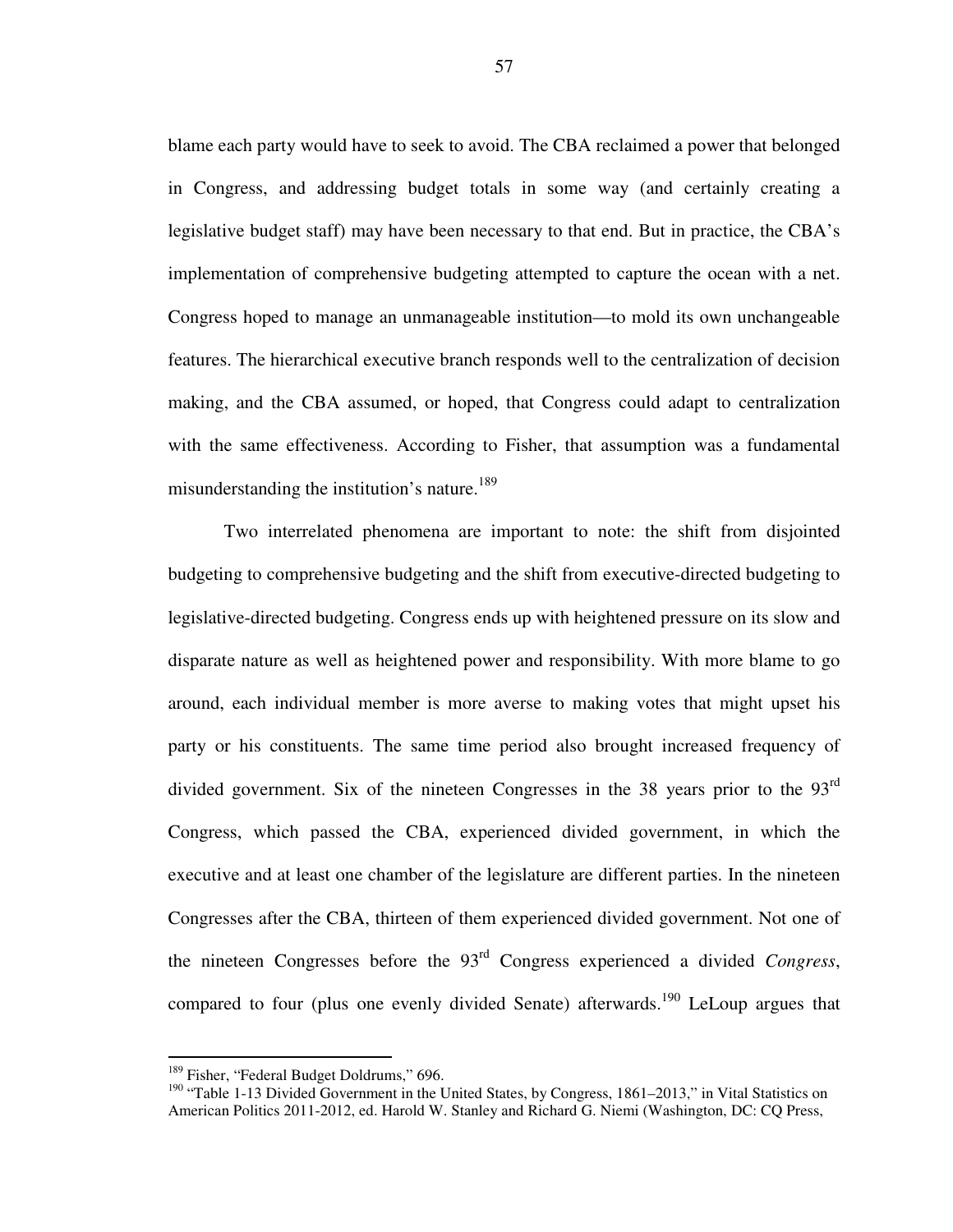blame each party would have to seek to avoid. The CBA reclaimed a power that belonged in Congress, and addressing budget totals in some way (and certainly creating a legislative budget staff) may have been necessary to that end. But in practice, the CBA's implementation of comprehensive budgeting attempted to capture the ocean with a net. Congress hoped to manage an unmanageable institution—to mold its own unchangeable features. The hierarchical executive branch responds well to the centralization of decision making, and the CBA assumed, or hoped, that Congress could adapt to centralization with the same effectiveness. According to Fisher, that assumption was a fundamental misunderstanding the institution's nature.[189]

Two interrelated phenomena are important to note: the shift from disjointed budgeting to comprehensive budgeting and the shift from executive-directed budgeting to legislative-directed budgeting. Congress ends up with heightened pressure on its slow and disparate nature as well as heightened power and responsibility. With more blame to go around, each individual member is more averse to making votes that might upset his party or his constituents. The same time period also brought increased frequency of divided government. Six of the nineteen Congresses in the 38 years prior to the 93rd Congress, which passed the CBA, experienced divided government, in which the executive and at least one chamber of the legislature are different parties. In the nineteen Congresses after the CBA, thirteen of them experienced divided government. Not one of the nineteen Congresses before the 93rd Congress experienced a divided *Congress*, compared to four (plus one evenly divided Senate) afterwards.[190] LeLoup argues that

---

[189] Fisher, "Federal Budget Doldrums," 696.

[190] "Table 1-13 Divided Government in the United States, by Congress, 1861–2013," in Vital Statistics on American Politics 2011-2012, ed. Harold W. Stanley and Richard G. Niemi (Washington, DC: CQ Press,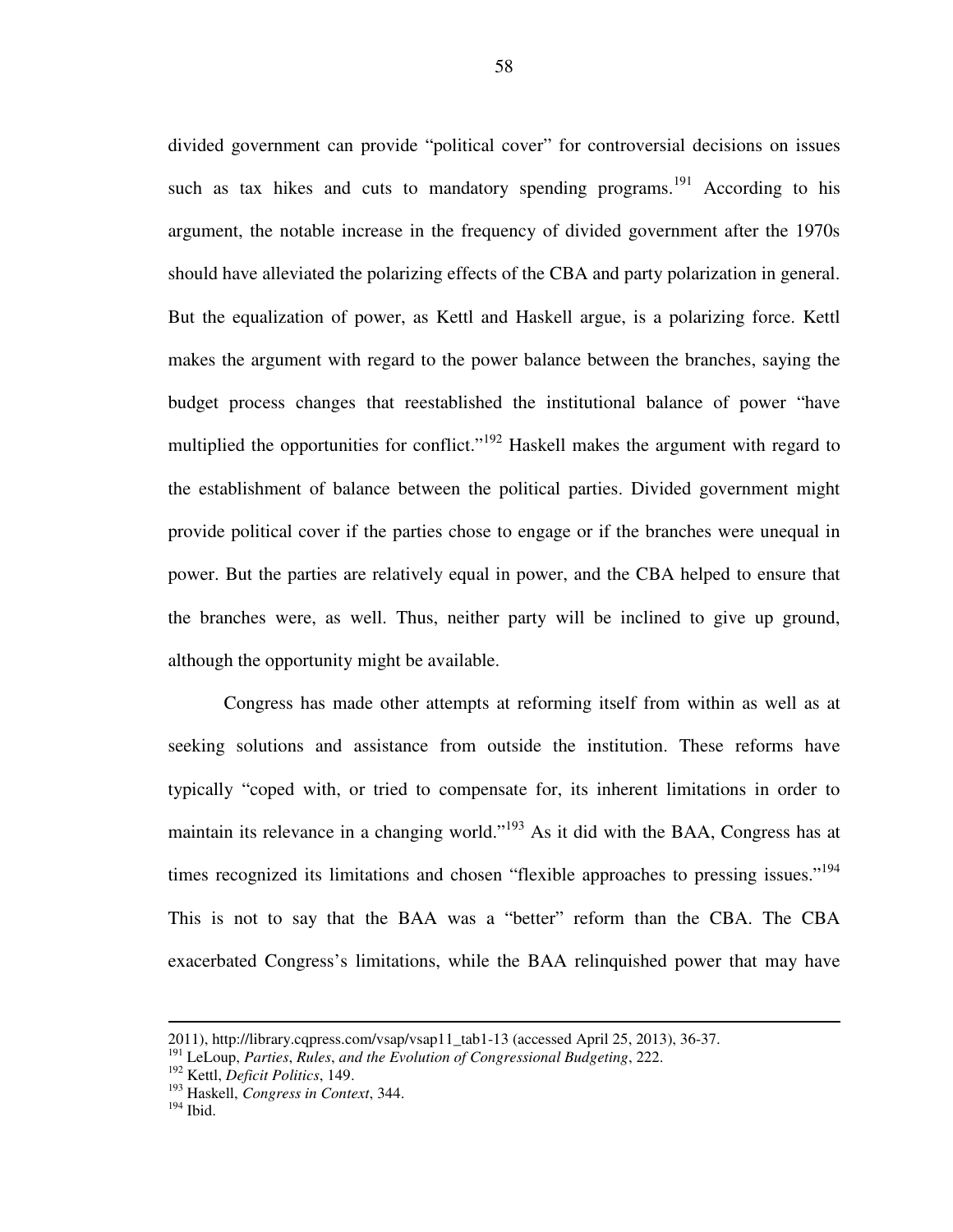divided government can provide "political cover" for controversial decisions on issues such as tax hikes and cuts to mandatory spending programs.[191] According to his argument, the notable increase in the frequency of divided government after the 1970s should have alleviated the polarizing effects of the CBA and party polarization in general. But the equalization of power, as Kettl and Haskell argue, is a polarizing force. Kettl makes the argument with regard to the power balance between the branches, saying the budget process changes that reestablished the institutional balance of power "have multiplied the opportunities for conflict."[192] Haskell makes the argument with regard to the establishment of balance between the political parties. Divided government might provide political cover if the parties chose to engage or if the branches were unequal in power. But the parties are relatively equal in power, and the CBA helped to ensure that the branches were, as well. Thus, neither party will be inclined to give up ground, although the opportunity might be available.

Congress has made other attempts at reforming itself from within as well as at seeking solutions and assistance from outside the institution. These reforms have typically "coped with, or tried to compensate for, its inherent limitations in order to maintain its relevance in a changing world."[193] As it did with the BAA, Congress has at times recognized its limitations and chosen "flexible approaches to pressing issues."[194] This is not to say that the BAA was a "better" reform than the CBA. The CBA exacerbated Congress's limitations, while the BAA relinquished power that may have

---

2011), http://library.cqpress.com/vsap/vsap11_tab1-13 (accessed April 25, 2013), 36-37.

[191] LeLoup, *Parties, Rules, and the Evolution of Congressional Budgeting*, 222.

[192] Kettl, *Deficit Politics*, 149.

[193] Haskell, *Congress in Context*, 344.

[194] Ibid.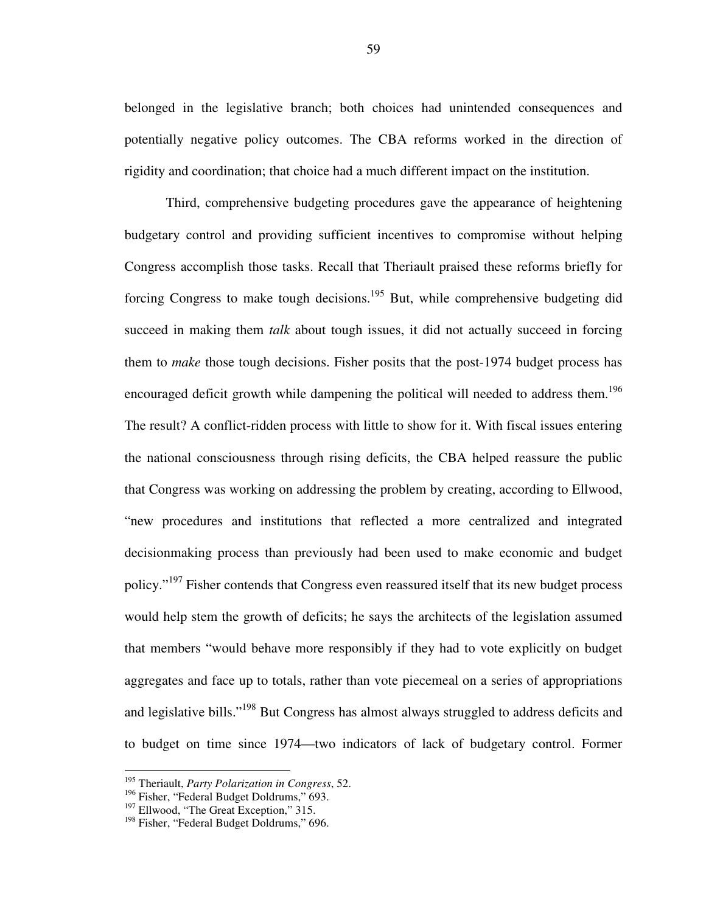belonged in the legislative branch; both choices had unintended consequences and potentially negative policy outcomes. The CBA reforms worked in the direction of rigidity and coordination; that choice had a much different impact on the institution.

Third, comprehensive budgeting procedures gave the appearance of heightening budgetary control and providing sufficient incentives to compromise without helping Congress accomplish those tasks. Recall that Theriault praised these reforms briefly for forcing Congress to make tough decisions.[195] But, while comprehensive budgeting did succeed in making them *talk* about tough issues, it did not actually succeed in forcing them to *make* those tough decisions. Fisher posits that the post-1974 budget process has encouraged deficit growth while dampening the political will needed to address them.[196] The result? A conflict-ridden process with little to show for it. With fiscal issues entering the national consciousness through rising deficits, the CBA helped reassure the public that Congress was working on addressing the problem by creating, according to Ellwood, "new procedures and institutions that reflected a more centralized and integrated decisionmaking process than previously had been used to make economic and budget policy."[197] Fisher contends that Congress even reassured itself that its new budget process would help stem the growth of deficits; he says the architects of the legislation assumed that members "would behave more responsibly if they had to vote explicitly on budget aggregates and face up to totals, rather than vote piecemeal on a series of appropriations and legislative bills."[198] But Congress has almost always struggled to address deficits and to budget on time since 1974—two indicators of lack of budgetary control. Former

---

[195] Theriault, *Party Polarization in Congress*, 52.
[196] Fisher, "Federal Budget Doldrums," 693.
[197] Ellwood, "The Great Exception," 315.
[198] Fisher, "Federal Budget Doldrums," 696.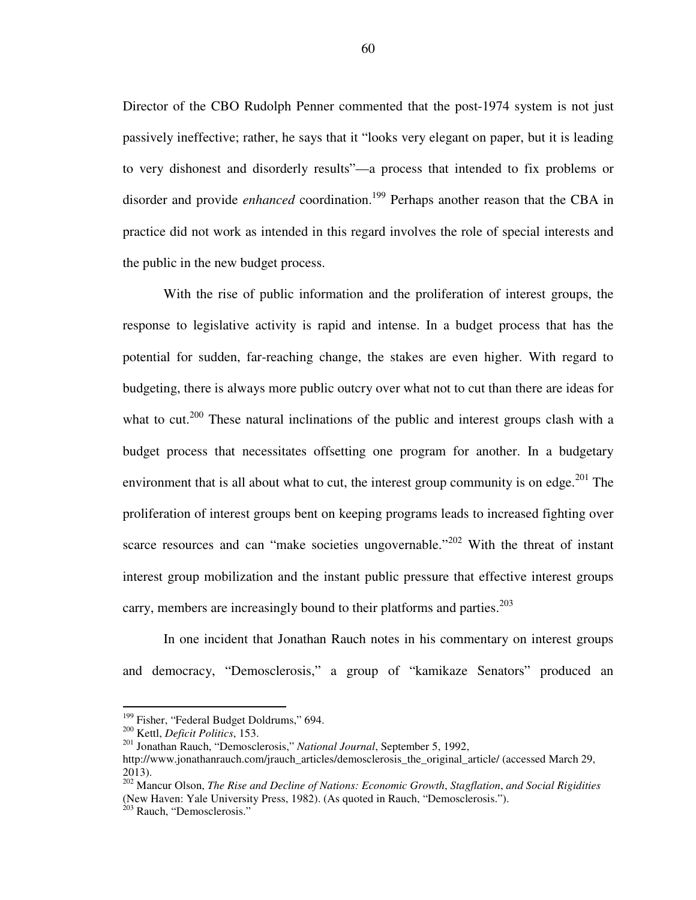Director of the CBO Rudolph Penner commented that the post-1974 system is not just passively ineffective; rather, he says that it "looks very elegant on paper, but it is leading to very dishonest and disorderly results"—a process that intended to fix problems or disorder and provide *enhanced* coordination.[199] Perhaps another reason that the CBA in practice did not work as intended in this regard involves the role of special interests and the public in the new budget process.

With the rise of public information and the proliferation of interest groups, the response to legislative activity is rapid and intense. In a budget process that has the potential for sudden, far-reaching change, the stakes are even higher. With regard to budgeting, there is always more public outcry over what not to cut than there are ideas for what to cut.[200] These natural inclinations of the public and interest groups clash with a budget process that necessitates offsetting one program for another. In a budgetary environment that is all about what to cut, the interest group community is on edge.[201] The proliferation of interest groups bent on keeping programs leads to increased fighting over scarce resources and can "make societies ungovernable."[202] With the threat of instant interest group mobilization and the instant public pressure that effective interest groups carry, members are increasingly bound to their platforms and parties.[203]

In one incident that Jonathan Rauch notes in his commentary on interest groups and democracy, "Demosclerosis," a group of "kamikaze Senators" produced an

---

[199] Fisher, "Federal Budget Doldrums," 694.

[200] Kettl, *Deficit Politics*, 153.

[201] Jonathan Rauch, "Demosclerosis," *National Journal*, September 5, 1992, http://www.jonathanrauch.com/jrauch_articles/demosclerosis_the_original_article/ (accessed March 29, 2013).

[202] Mancur Olson, *The Rise and Decline of Nations: Economic Growth, Stagflation, and Social Rigidities* (New Haven: Yale University Press, 1982). (As quoted in Rauch, "Demosclerosis.").

[203] Rauch, "Demosclerosis."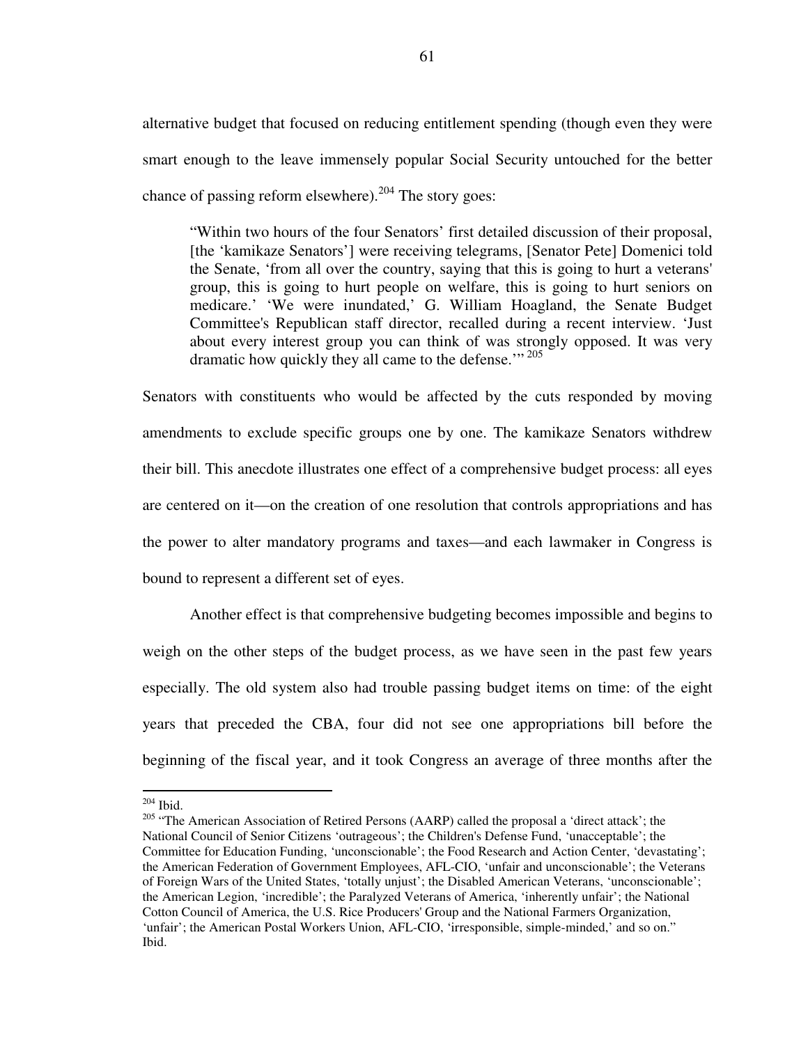alternative budget that focused on reducing entitlement spending (though even they were smart enough to the leave immensely popular Social Security untouched for the better chance of passing reform elsewhere).[204] The story goes:

> "Within two hours of the four Senators' first detailed discussion of their proposal, [the 'kamikaze Senators'] were receiving telegrams, [Senator Pete] Domenici told the Senate, 'from all over the country, saying that this is going to hurt a veterans' group, this is going to hurt people on welfare, this is going to hurt seniors on medicare.' 'We were inundated,' G. William Hoagland, the Senate Budget Committee's Republican staff director, recalled during a recent interview. 'Just about every interest group you can think of was strongly opposed. It was very dramatic how quickly they all came to the defense.'" [205]

Senators with constituents who would be affected by the cuts responded by moving amendments to exclude specific groups one by one. The kamikaze Senators withdrew their bill. This anecdote illustrates one effect of a comprehensive budget process: all eyes are centered on it—on the creation of one resolution that controls appropriations and has the power to alter mandatory programs and taxes—and each lawmaker in Congress is bound to represent a different set of eyes.

Another effect is that comprehensive budgeting becomes impossible and begins to weigh on the other steps of the budget process, as we have seen in the past few years especially. The old system also had trouble passing budget items on time: of the eight years that preceded the CBA, four did not see one appropriations bill before the beginning of the fiscal year, and it took Congress an average of three months after the

---

[204] Ibid.

[205] "The American Association of Retired Persons (AARP) called the proposal a 'direct attack'; the National Council of Senior Citizens 'outrageous'; the Children's Defense Fund, 'unacceptable'; the Committee for Education Funding, 'unconscionable'; the Food Research and Action Center, 'devastating'; the American Federation of Government Employees, AFL-CIO, 'unfair and unconscionable'; the Veterans of Foreign Wars of the United States, 'totally unjust'; the Disabled American Veterans, 'unconscionable'; the American Legion, 'incredible'; the Paralyzed Veterans of America, 'inherently unfair'; the National Cotton Council of America, the U.S. Rice Producers' Group and the National Farmers Organization, 'unfair'; the American Postal Workers Union, AFL-CIO, 'irresponsible, simple-minded,' and so on." Ibid.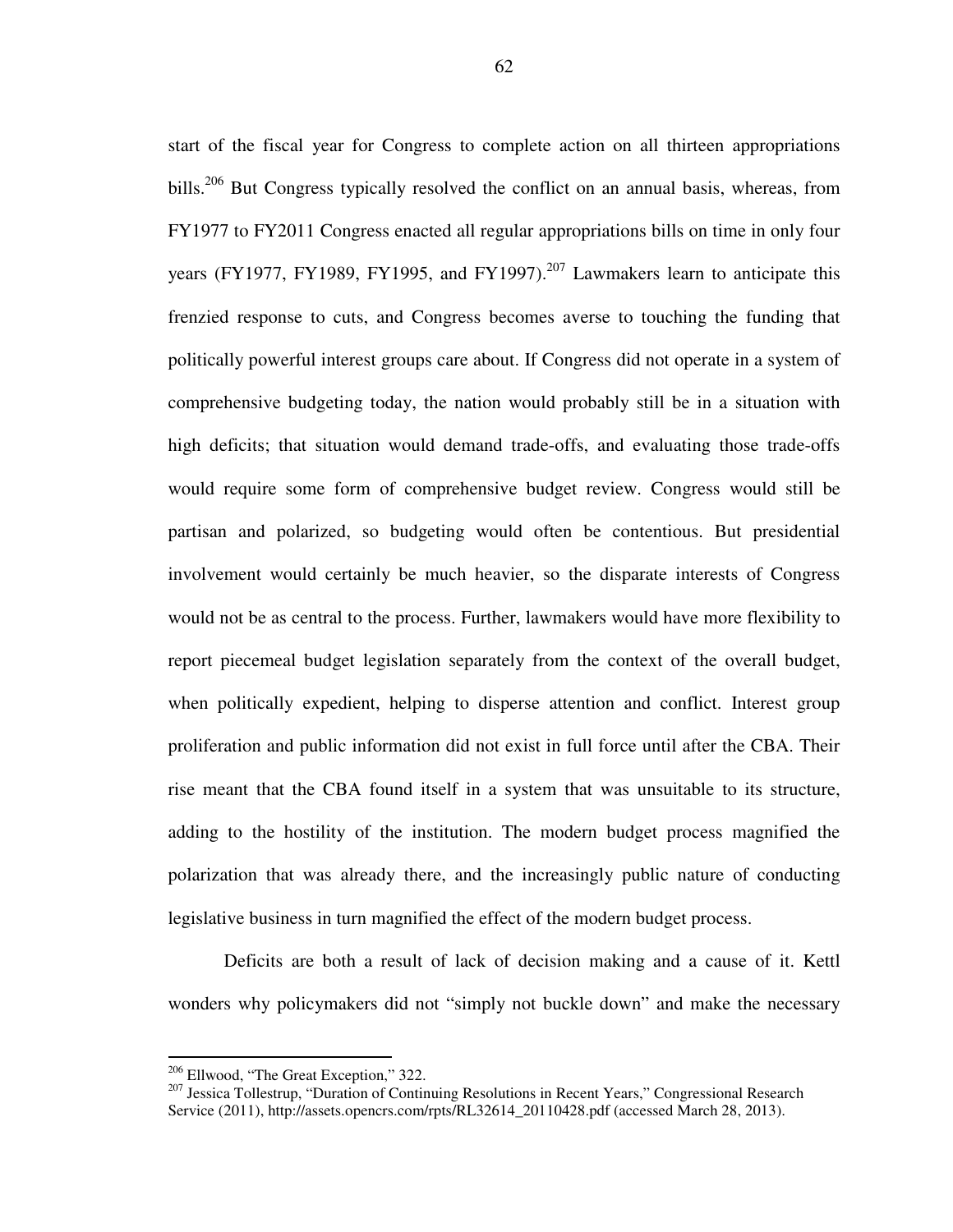start of the fiscal year for Congress to complete action on all thirteen appropriations bills.[206] But Congress typically resolved the conflict on an annual basis, whereas, from FY1977 to FY2011 Congress enacted all regular appropriations bills on time in only four years (FY1977, FY1989, FY1995, and FY1997).[207] Lawmakers learn to anticipate this frenzied response to cuts, and Congress becomes averse to touching the funding that politically powerful interest groups care about. If Congress did not operate in a system of comprehensive budgeting today, the nation would probably still be in a situation with high deficits; that situation would demand trade-offs, and evaluating those trade-offs would require some form of comprehensive budget review. Congress would still be partisan and polarized, so budgeting would often be contentious. But presidential involvement would certainly be much heavier, so the disparate interests of Congress would not be as central to the process. Further, lawmakers would have more flexibility to report piecemeal budget legislation separately from the context of the overall budget, when politically expedient, helping to disperse attention and conflict. Interest group proliferation and public information did not exist in full force until after the CBA. Their rise meant that the CBA found itself in a system that was unsuitable to its structure, adding to the hostility of the institution. The modern budget process magnified the polarization that was already there, and the increasingly public nature of conducting legislative business in turn magnified the effect of the modern budget process.

Deficits are both a result of lack of decision making and a cause of it. Kettl wonders why policymakers did not "simply not buckle down" and make the necessary

---

[206] Ellwood, "The Great Exception," 322.

[207] Jessica Tollestrup, "Duration of Continuing Resolutions in Recent Years," Congressional Research Service (2011), http://assets.opencrs.com/rpts/RL32614_20110428.pdf (accessed March 28, 2013).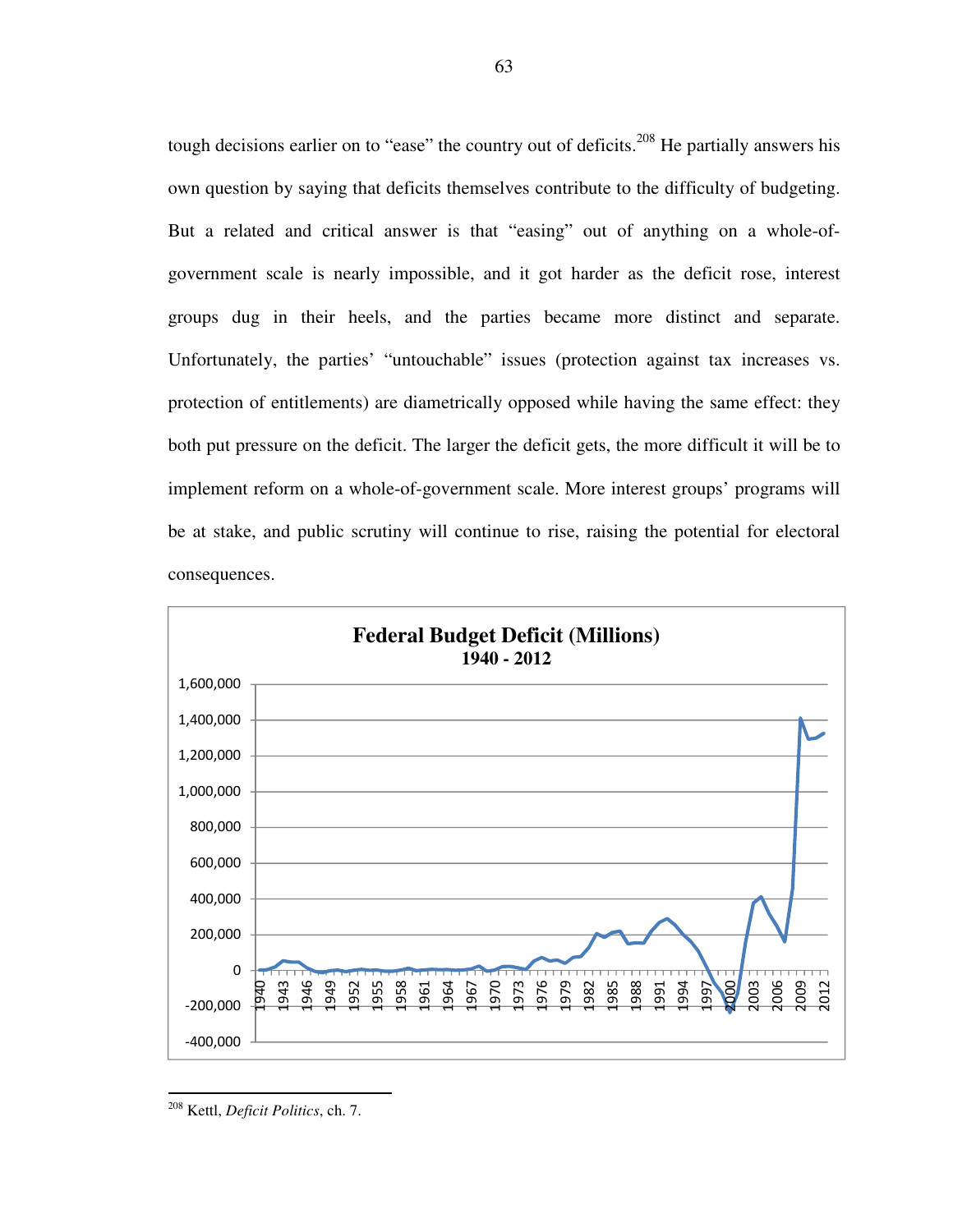tough decisions earlier on to "ease" the country out of deficits.[208] He partially answers his own question by saying that deficits themselves contribute to the difficulty of budgeting. But a related and critical answer is that "easing" out of anything on a whole-of-government scale is nearly impossible, and it got harder as the deficit rose, interest groups dug in their heels, and the parties became more distinct and separate. Unfortunately, the parties' "untouchable" issues (protection against tax increases vs. protection of entitlements) are diametrically opposed while having the same effect: they both put pressure on the deficit. The larger the deficit gets, the more difficult it will be to implement reform on a whole-of-government scale. More interest groups' programs will be at stake, and public scrutiny will continue to rise, raising the potential for electoral consequences.

**Federal Budget Deficit (Millions)**
**1940 - 2012**

---

[208] Kettl, *Deficit Politics*, ch. 7.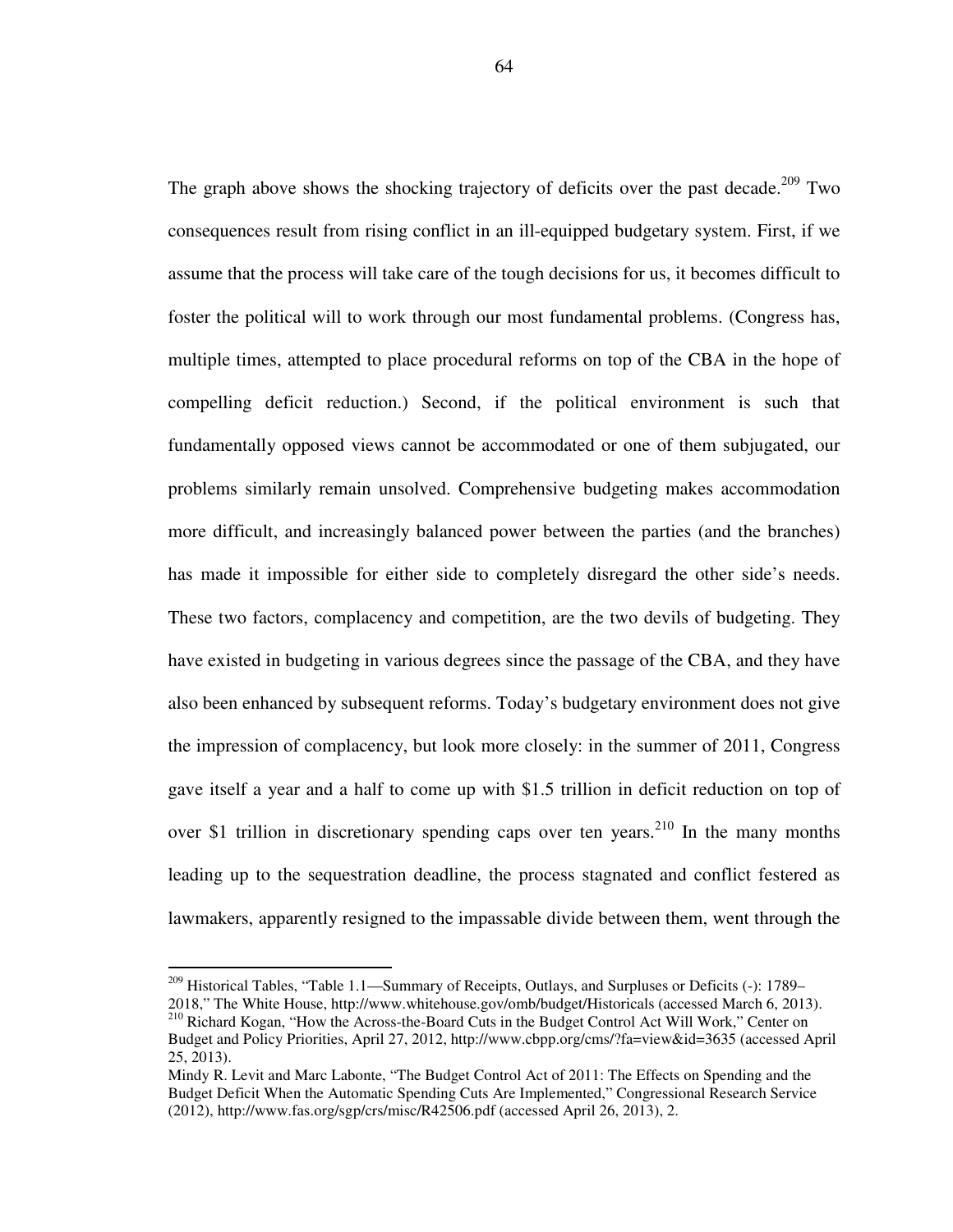The graph above shows the shocking trajectory of deficits over the past decade.[209] Two consequences result from rising conflict in an ill-equipped budgetary system. First, if we assume that the process will take care of the tough decisions for us, it becomes difficult to foster the political will to work through our most fundamental problems. (Congress has, multiple times, attempted to place procedural reforms on top of the CBA in the hope of compelling deficit reduction.) Second, if the political environment is such that fundamentally opposed views cannot be accommodated or one of them subjugated, our problems similarly remain unsolved. Comprehensive budgeting makes accommodation more difficult, and increasingly balanced power between the parties (and the branches) has made it impossible for either side to completely disregard the other side's needs. These two factors, complacency and competition, are the two devils of budgeting. They have existed in budgeting in various degrees since the passage of the CBA, and they have also been enhanced by subsequent reforms. Today's budgetary environment does not give the impression of complacency, but look more closely: in the summer of 2011, Congress gave itself a year and a half to come up with $1.5 trillion in deficit reduction on top of over $1 trillion in discretionary spending caps over ten years.[210] In the many months leading up to the sequestration deadline, the process stagnated and conflict festered as lawmakers, apparently resigned to the impassable divide between them, went through the

---

[209] Historical Tables, "Table 1.1—Summary of Receipts, Outlays, and Surpluses or Deficits (-): 1789–2018," The White House, http://www.whitehouse.gov/omb/budget/Historicals (accessed March 6, 2013).

[210] Richard Kogan, "How the Across-the-Board Cuts in the Budget Control Act Will Work," Center on Budget and Policy Priorities, April 27, 2012, http://www.cbpp.org/cms/?fa=view&id=3635 (accessed April 25, 2013).

Mindy R. Levit and Marc Labonte, "The Budget Control Act of 2011: The Effects on Spending and the Budget Deficit When the Automatic Spending Cuts Are Implemented," Congressional Research Service (2012), http://www.fas.org/sgp/crs/misc/R42506.pdf (accessed April 26, 2013), 2.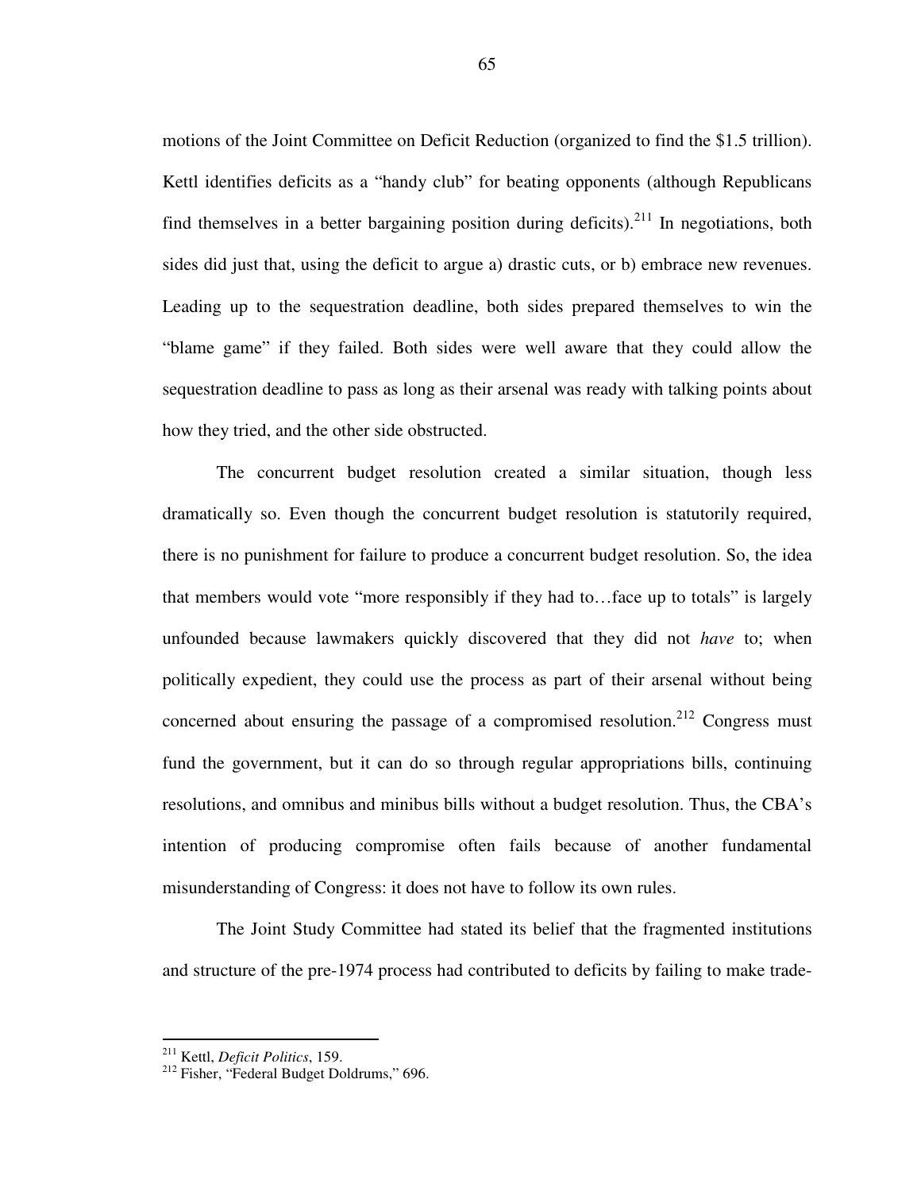motions of the Joint Committee on Deficit Reduction (organized to find the $1.5 trillion). Kettl identifies deficits as a "handy club" for beating opponents (although Republicans find themselves in a better bargaining position during deficits).[211] In negotiations, both sides did just that, using the deficit to argue a) drastic cuts, or b) embrace new revenues. Leading up to the sequestration deadline, both sides prepared themselves to win the "blame game" if they failed. Both sides were well aware that they could allow the sequestration deadline to pass as long as their arsenal was ready with talking points about how they tried, and the other side obstructed.

The concurrent budget resolution created a similar situation, though less dramatically so. Even though the concurrent budget resolution is statutorily required, there is no punishment for failure to produce a concurrent budget resolution. So, the idea that members would vote "more responsibly if they had to…face up to totals" is largely unfounded because lawmakers quickly discovered that they did not *have* to; when politically expedient, they could use the process as part of their arsenal without being concerned about ensuring the passage of a compromised resolution.[212] Congress must fund the government, but it can do so through regular appropriations bills, continuing resolutions, and omnibus and minibus bills without a budget resolution. Thus, the CBA's intention of producing compromise often fails because of another fundamental misunderstanding of Congress: it does not have to follow its own rules.

The Joint Study Committee had stated its belief that the fragmented institutions and structure of the pre-1974 process had contributed to deficits by failing to make trade-

---

[211] Kettl, *Deficit Politics*, 159.

[212] Fisher, "Federal Budget Doldrums," 696.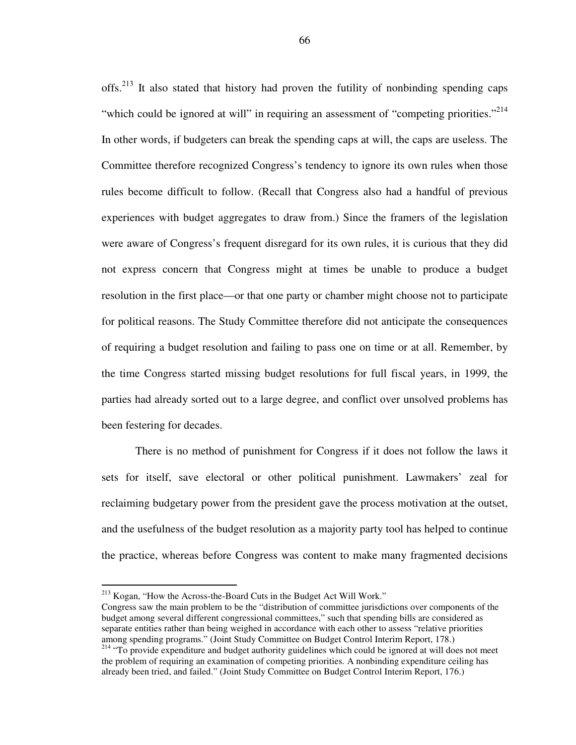offs.[213] It also stated that history had proven the futility of nonbinding spending caps "which could be ignored at will" in requiring an assessment of "competing priorities."[214] In other words, if budgeters can break the spending caps at will, the caps are useless. The Committee therefore recognized Congress's tendency to ignore its own rules when those rules become difficult to follow. (Recall that Congress also had a handful of previous experiences with budget aggregates to draw from.) Since the framers of the legislation were aware of Congress's frequent disregard for its own rules, it is curious that they did not express concern that Congress might at times be unable to produce a budget resolution in the first place—or that one party or chamber might choose not to participate for political reasons. The Study Committee therefore did not anticipate the consequences of requiring a budget resolution and failing to pass one on time or at all. Remember, by the time Congress started missing budget resolutions for full fiscal years, in 1999, the parties had already sorted out to a large degree, and conflict over unsolved problems has been festering for decades.

There is no method of punishment for Congress if it does not follow the laws it sets for itself, save electoral or other political punishment. Lawmakers' zeal for reclaiming budgetary power from the president gave the process motivation at the outset, and the usefulness of the budget resolution as a majority party tool has helped to continue the practice, whereas before Congress was content to make many fragmented decisions

---

[213] Kogan, "How the Across-the-Board Cuts in the Budget Act Will Work."
Congress saw the main problem to be the "distribution of committee jurisdictions over components of the budget among several different congressional committees," such that spending bills are considered as separate entities rather than being weighed in accordance with each other to assess "relative priorities among spending programs." (Joint Study Committee on Budget Control Interim Report, 178.)

[214] "To provide expenditure and budget authority guidelines which could be ignored at will does not meet the problem of requiring an examination of competing priorities. A nonbinding expenditure ceiling has already been tried, and failed." (Joint Study Committee on Budget Control Interim Report, 176.)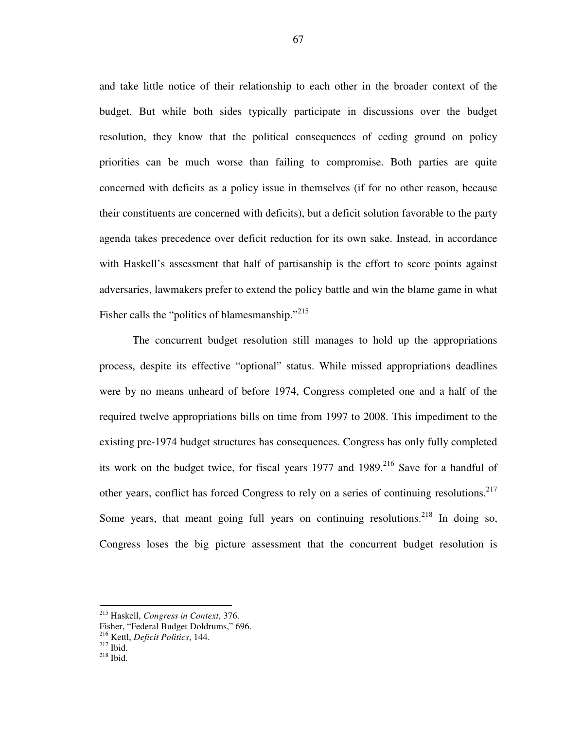and take little notice of their relationship to each other in the broader context of the budget. But while both sides typically participate in discussions over the budget resolution, they know that the political consequences of ceding ground on policy priorities can be much worse than failing to compromise. Both parties are quite concerned with deficits as a policy issue in themselves (if for no other reason, because their constituents are concerned with deficits), but a deficit solution favorable to the party agenda takes precedence over deficit reduction for its own sake. Instead, in accordance with Haskell's assessment that half of partisanship is the effort to score points against adversaries, lawmakers prefer to extend the policy battle and win the blame game in what Fisher calls the "politics of blamesmanship."[215]

The concurrent budget resolution still manages to hold up the appropriations process, despite its effective "optional" status. While missed appropriations deadlines were by no means unheard of before 1974, Congress completed one and a half of the required twelve appropriations bills on time from 1997 to 2008. This impediment to the existing pre-1974 budget structures has consequences. Congress has only fully completed its work on the budget twice, for fiscal years 1977 and 1989.[216] Save for a handful of other years, conflict has forced Congress to rely on a series of continuing resolutions.[217] Some years, that meant going full years on continuing resolutions.[218] In doing so, Congress loses the big picture assessment that the concurrent budget resolution is

---

[215] Haskell, *Congress in Context*, 376.
Fisher, "Federal Budget Doldrums," 696.
[216] Kettl, *Deficit Politics*, 144.
[217] Ibid.
[218] Ibid.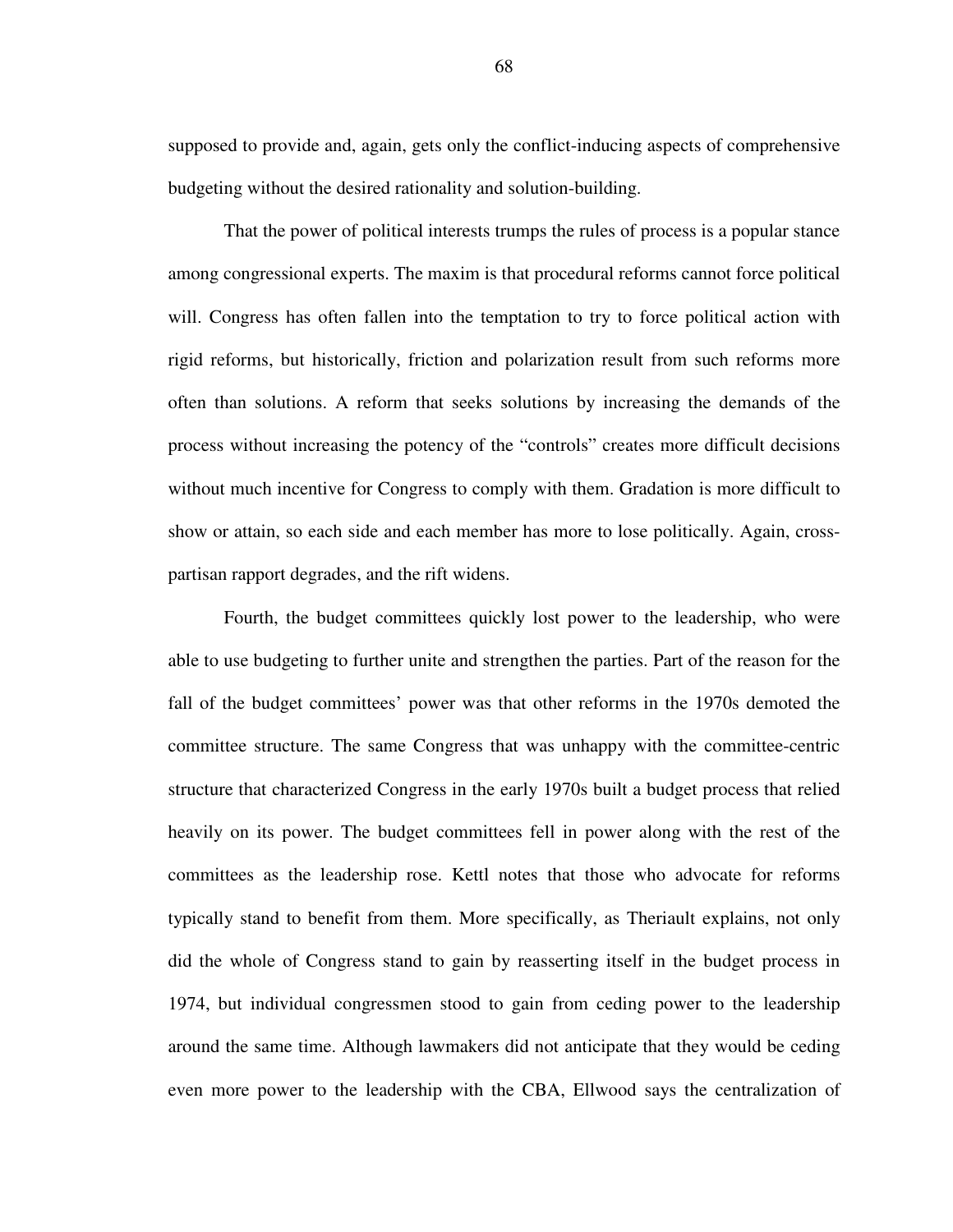supposed to provide and, again, gets only the conflict-inducing aspects of comprehensive budgeting without the desired rationality and solution-building.

That the power of political interests trumps the rules of process is a popular stance among congressional experts. The maxim is that procedural reforms cannot force political will. Congress has often fallen into the temptation to try to force political action with rigid reforms, but historically, friction and polarization result from such reforms more often than solutions. A reform that seeks solutions by increasing the demands of the process without increasing the potency of the "controls" creates more difficult decisions without much incentive for Congress to comply with them. Gradation is more difficult to show or attain, so each side and each member has more to lose politically. Again, cross-partisan rapport degrades, and the rift widens.

Fourth, the budget committees quickly lost power to the leadership, who were able to use budgeting to further unite and strengthen the parties. Part of the reason for the fall of the budget committees' power was that other reforms in the 1970s demoted the committee structure. The same Congress that was unhappy with the committee-centric structure that characterized Congress in the early 1970s built a budget process that relied heavily on its power. The budget committees fell in power along with the rest of the committees as the leadership rose. Kettl notes that those who advocate for reforms typically stand to benefit from them. More specifically, as Theriault explains, not only did the whole of Congress stand to gain by reasserting itself in the budget process in 1974, but individual congressmen stood to gain from ceding power to the leadership around the same time. Although lawmakers did not anticipate that they would be ceding even more power to the leadership with the CBA, Ellwood says the centralization of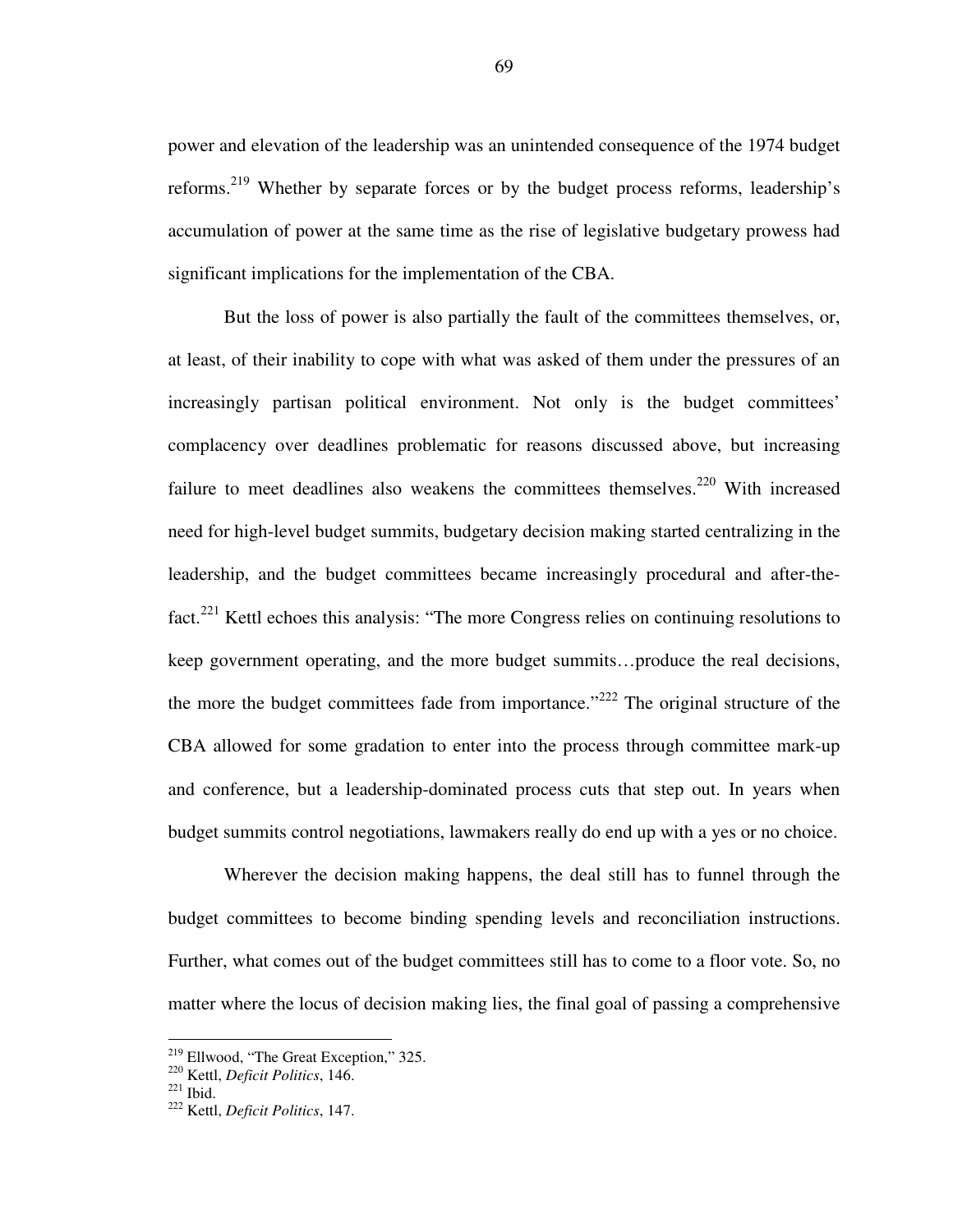power and elevation of the leadership was an unintended consequence of the 1974 budget reforms.[219] Whether by separate forces or by the budget process reforms, leadership's accumulation of power at the same time as the rise of legislative budgetary prowess had significant implications for the implementation of the CBA.

But the loss of power is also partially the fault of the committees themselves, or, at least, of their inability to cope with what was asked of them under the pressures of an increasingly partisan political environment. Not only is the budget committees' complacency over deadlines problematic for reasons discussed above, but increasing failure to meet deadlines also weakens the committees themselves.[220] With increased need for high-level budget summits, budgetary decision making started centralizing in the leadership, and the budget committees became increasingly procedural and after-the-fact.[221] Kettl echoes this analysis: "The more Congress relies on continuing resolutions to keep government operating, and the more budget summits…produce the real decisions, the more the budget committees fade from importance."[222] The original structure of the CBA allowed for some gradation to enter into the process through committee mark-up and conference, but a leadership-dominated process cuts that step out. In years when budget summits control negotiations, lawmakers really do end up with a yes or no choice.

Wherever the decision making happens, the deal still has to funnel through the budget committees to become binding spending levels and reconciliation instructions. Further, what comes out of the budget committees still has to come to a floor vote. So, no matter where the locus of decision making lies, the final goal of passing a comprehensive

---

[219] Ellwood, "The Great Exception," 325.

[220] Kettl, *Deficit Politics*, 146.

[221] Ibid.

[222] Kettl, *Deficit Politics*, 147.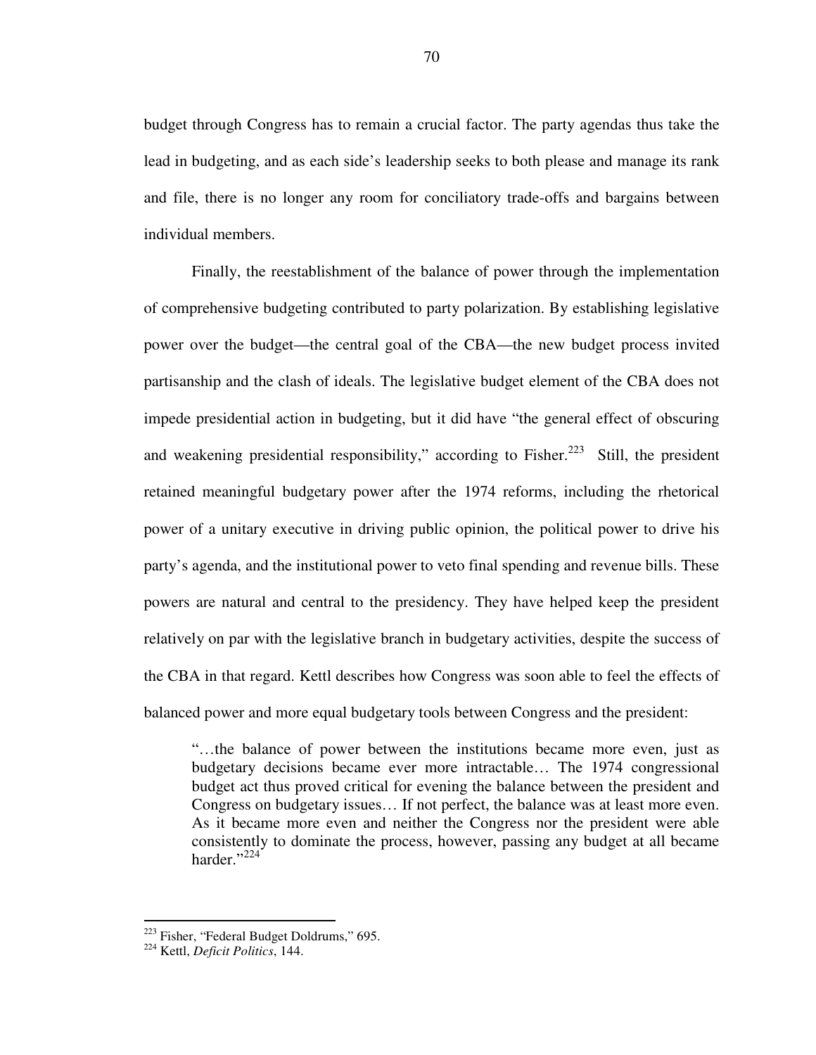budget through Congress has to remain a crucial factor. The party agendas thus take the lead in budgeting, and as each side's leadership seeks to both please and manage its rank and file, there is no longer any room for conciliatory trade-offs and bargains between individual members.

Finally, the reestablishment of the balance of power through the implementation of comprehensive budgeting contributed to party polarization. By establishing legislative power over the budget—the central goal of the CBA—the new budget process invited partisanship and the clash of ideals. The legislative budget element of the CBA does not impede presidential action in budgeting, but it did have "the general effect of obscuring and weakening presidential responsibility," according to Fisher.[223] Still, the president retained meaningful budgetary power after the 1974 reforms, including the rhetorical power of a unitary executive in driving public opinion, the political power to drive his party's agenda, and the institutional power to veto final spending and revenue bills. These powers are natural and central to the presidency. They have helped keep the president relatively on par with the legislative branch in budgetary activities, despite the success of the CBA in that regard. Kettl describes how Congress was soon able to feel the effects of balanced power and more equal budgetary tools between Congress and the president:

> "…the balance of power between the institutions became more even, just as budgetary decisions became ever more intractable… The 1974 congressional budget act thus proved critical for evening the balance between the president and Congress on budgetary issues… If not perfect, the balance was at least more even. As it became more even and neither the Congress nor the president were able consistently to dominate the process, however, passing any budget at all became harder."[224]

---

[223] Fisher, "Federal Budget Doldrums," 695.

[224] Kettl, *Deficit Politics*, 144.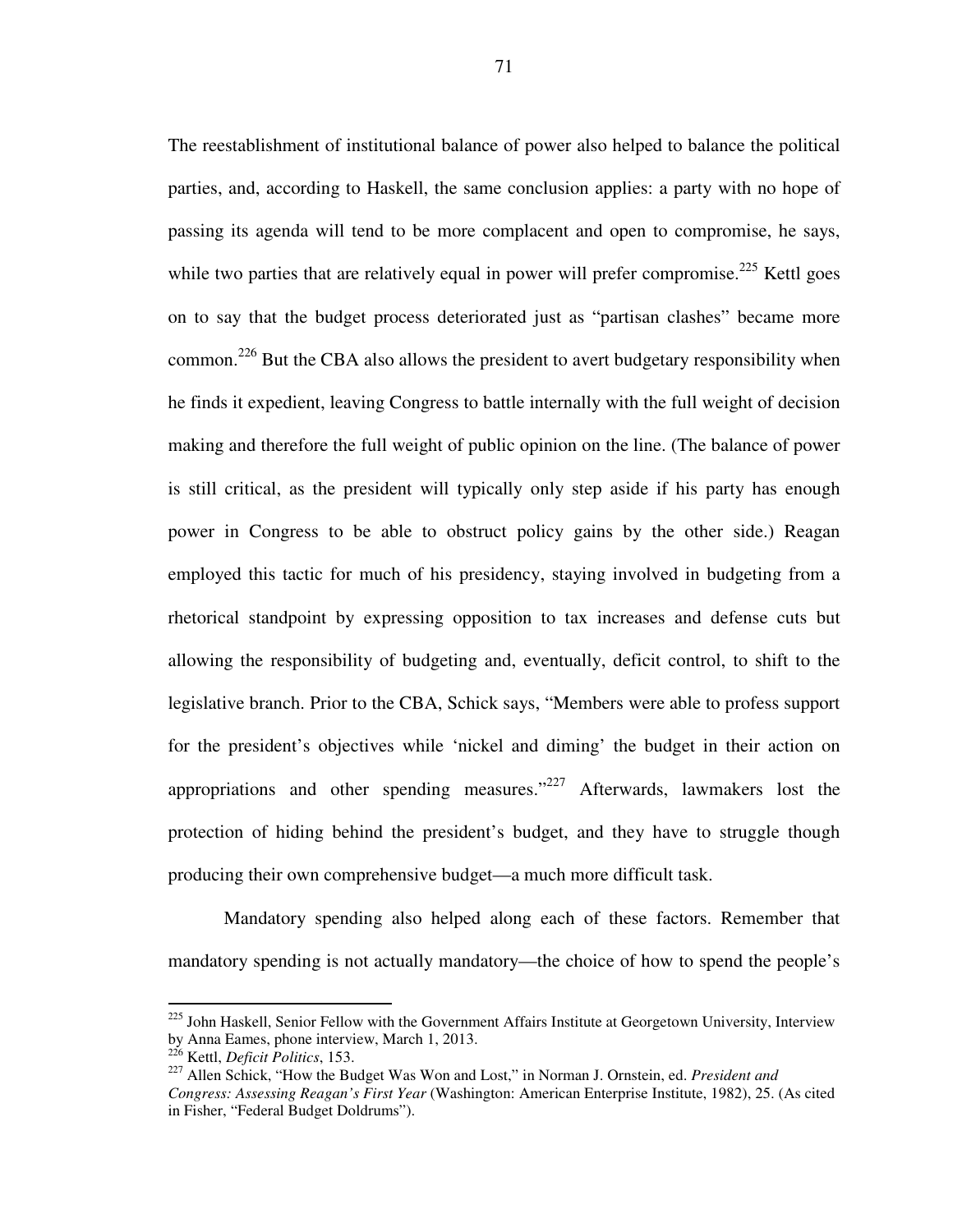The reestablishment of institutional balance of power also helped to balance the political parties, and, according to Haskell, the same conclusion applies: a party with no hope of passing its agenda will tend to be more complacent and open to compromise, he says, while two parties that are relatively equal in power will prefer compromise.[225] Kettl goes on to say that the budget process deteriorated just as "partisan clashes" became more common.[226] But the CBA also allows the president to avert budgetary responsibility when he finds it expedient, leaving Congress to battle internally with the full weight of decision making and therefore the full weight of public opinion on the line. (The balance of power is still critical, as the president will typically only step aside if his party has enough power in Congress to be able to obstruct policy gains by the other side.) Reagan employed this tactic for much of his presidency, staying involved in budgeting from a rhetorical standpoint by expressing opposition to tax increases and defense cuts but allowing the responsibility of budgeting and, eventually, deficit control, to shift to the legislative branch. Prior to the CBA, Schick says, "Members were able to profess support for the president's objectives while 'nickel and diming' the budget in their action on appropriations and other spending measures."[227] Afterwards, lawmakers lost the protection of hiding behind the president's budget, and they have to struggle though producing their own comprehensive budget—a much more difficult task.

Mandatory spending also helped along each of these factors. Remember that mandatory spending is not actually mandatory—the choice of how to spend the people's

---

[225] John Haskell, Senior Fellow with the Government Affairs Institute at Georgetown University, Interview by Anna Eames, phone interview, March 1, 2013.

[226] Kettl, *Deficit Politics*, 153.

[227] Allen Schick, "How the Budget Was Won and Lost," in Norman J. Ornstein, ed. *President and Congress: Assessing Reagan's First Year* (Washington: American Enterprise Institute, 1982), 25. (As cited in Fisher, "Federal Budget Doldrums").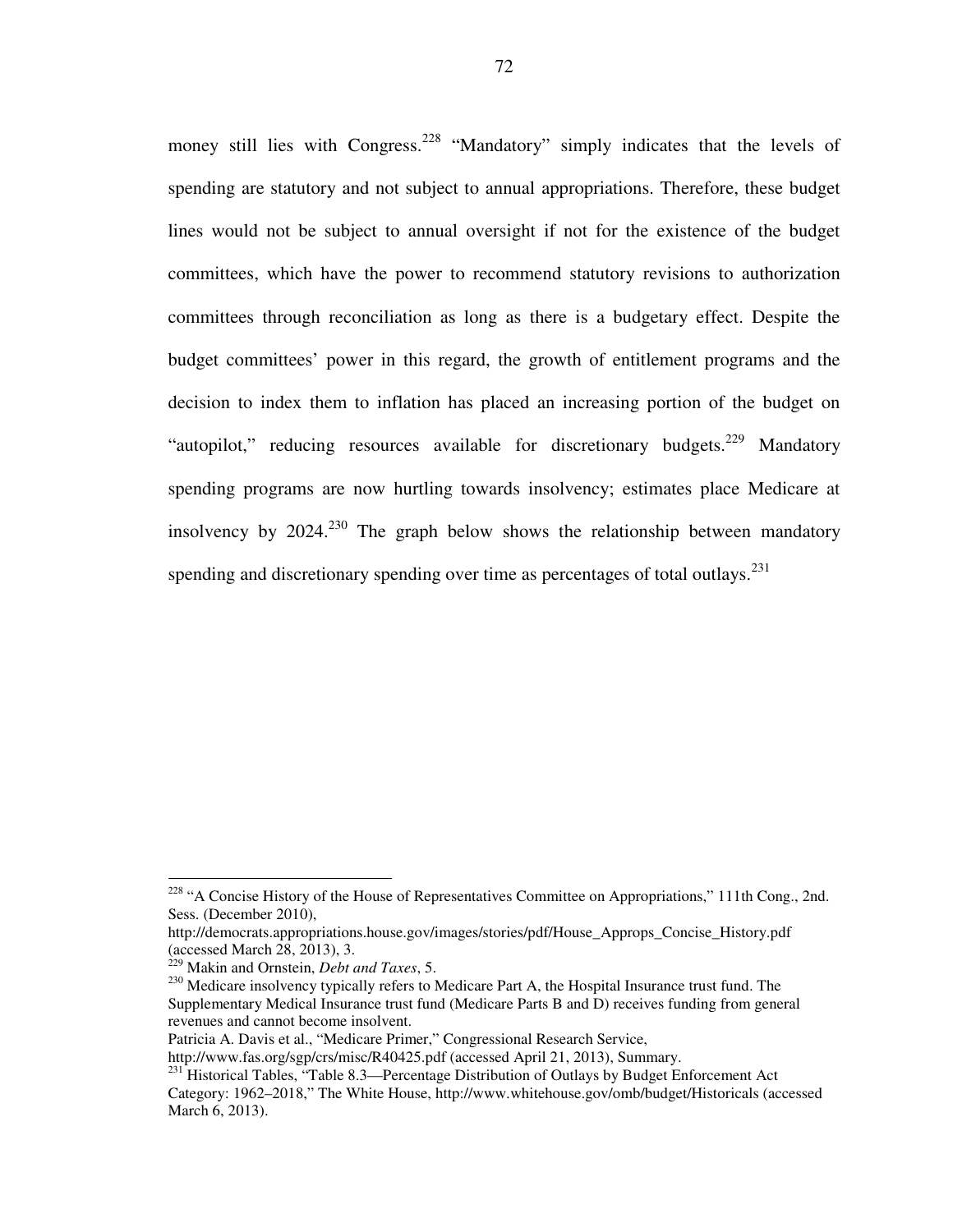money still lies with Congress.[228] "Mandatory" simply indicates that the levels of spending are statutory and not subject to annual appropriations. Therefore, these budget lines would not be subject to annual oversight if not for the existence of the budget committees, which have the power to recommend statutory revisions to authorization committees through reconciliation as long as there is a budgetary effect. Despite the budget committees' power in this regard, the growth of entitlement programs and the decision to index them to inflation has placed an increasing portion of the budget on "autopilot," reducing resources available for discretionary budgets.[229] Mandatory spending programs are now hurtling towards insolvency; estimates place Medicare at insolvency by 2024.[230] The graph below shows the relationship between mandatory spending and discretionary spending over time as percentages of total outlays.[231]

---

[228] "A Concise History of the House of Representatives Committee on Appropriations," 111th Cong., 2nd. Sess. (December 2010), http://democrats.appropriations.house.gov/images/stories/pdf/House_Approps_Concise_History.pdf (accessed March 28, 2013), 3.

[229] Makin and Ornstein, *Debt and Taxes*, 5.

[230] Medicare insolvency typically refers to Medicare Part A, the Hospital Insurance trust fund. The Supplementary Medical Insurance trust fund (Medicare Parts B and D) receives funding from general revenues and cannot become insolvent.
Patricia A. Davis et al., "Medicare Primer," Congressional Research Service, http://www.fas.org/sgp/crs/misc/R40425.pdf (accessed April 21, 2013), Summary.

[231] Historical Tables, "Table 8.3—Percentage Distribution of Outlays by Budget Enforcement Act Category: 1962–2018," The White House, http://www.whitehouse.gov/omb/budget/Historicals (accessed March 6, 2013).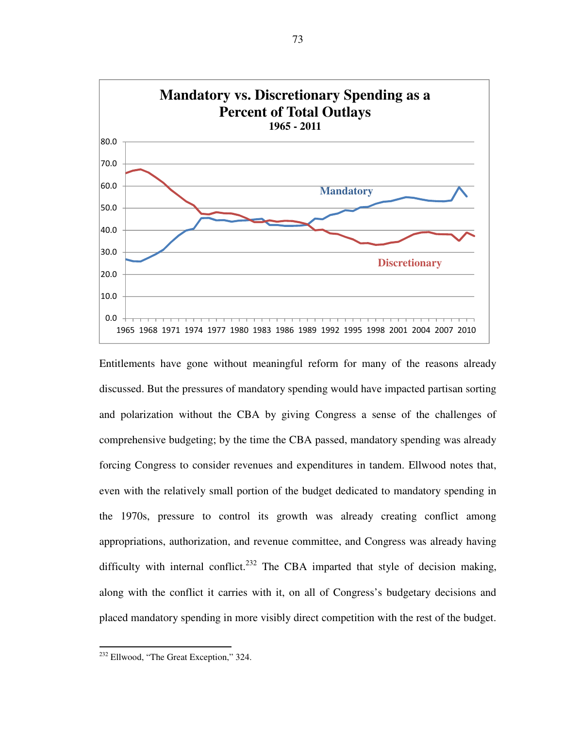**Mandatory vs. Discretionary Spending as a Percent of Total Outlays**
**1965 - 2011**

Entitlements have gone without meaningful reform for many of the reasons already discussed. But the pressures of mandatory spending would have impacted partisan sorting and polarization without the CBA by giving Congress a sense of the challenges of comprehensive budgeting; by the time the CBA passed, mandatory spending was already forcing Congress to consider revenues and expenditures in tandem. Ellwood notes that, even with the relatively small portion of the budget dedicated to mandatory spending in the 1970s, pressure to control its growth was already creating conflict among appropriations, authorization, and revenue committee, and Congress was already having difficulty with internal conflict.[232] The CBA imparted that style of decision making, along with the conflict it carries with it, on all of Congress's budgetary decisions and placed mandatory spending in more visibly direct competition with the rest of the budget.

---

[232] Ellwood, "The Great Exception," 324.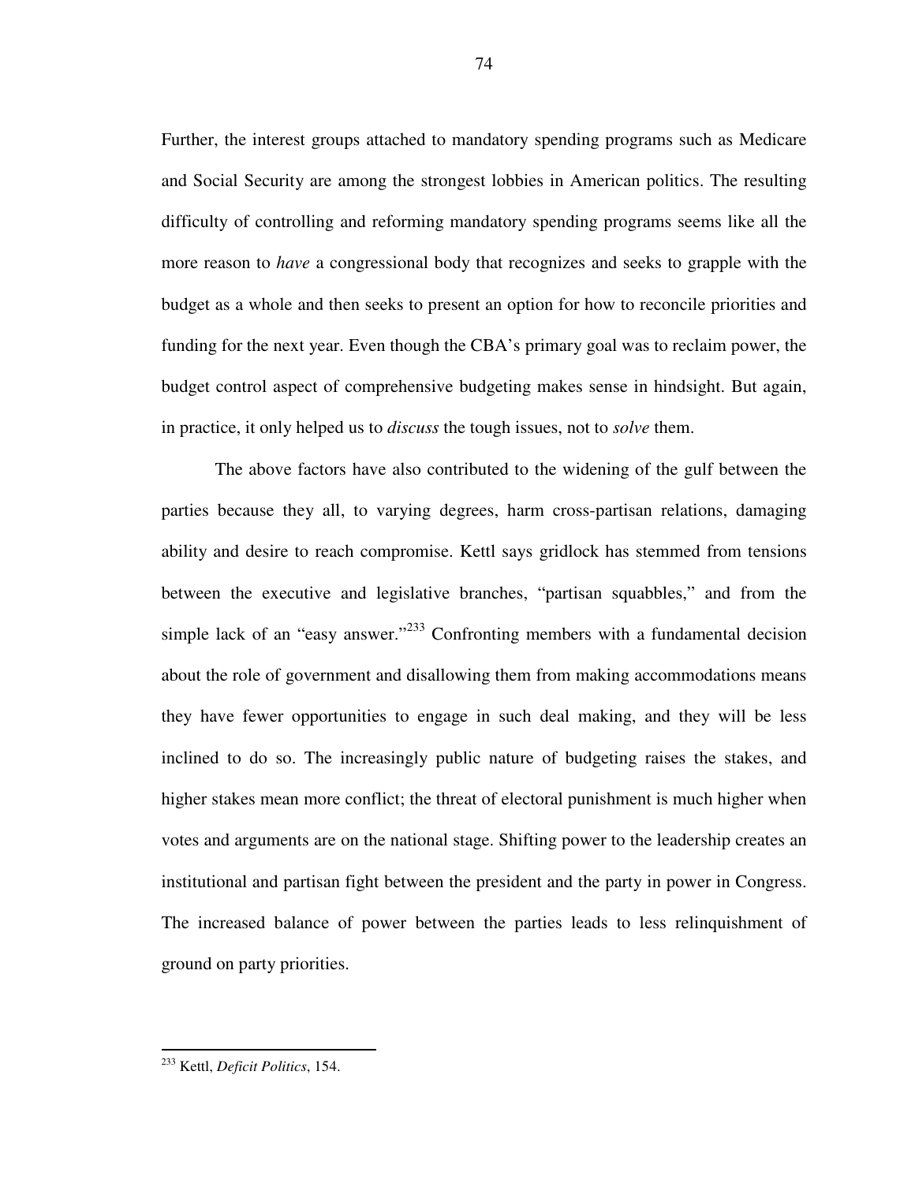Further, the interest groups attached to mandatory spending programs such as Medicare and Social Security are among the strongest lobbies in American politics. The resulting difficulty of controlling and reforming mandatory spending programs seems like all the more reason to *have* a congressional body that recognizes and seeks to grapple with the budget as a whole and then seeks to present an option for how to reconcile priorities and funding for the next year. Even though the CBA's primary goal was to reclaim power, the budget control aspect of comprehensive budgeting makes sense in hindsight. But again, in practice, it only helped us to *discuss* the tough issues, not to *solve* them.

The above factors have also contributed to the widening of the gulf between the parties because they all, to varying degrees, harm cross-partisan relations, damaging ability and desire to reach compromise. Kettl says gridlock has stemmed from tensions between the executive and legislative branches, "partisan squabbles," and from the simple lack of an "easy answer."[233] Confronting members with a fundamental decision about the role of government and disallowing them from making accommodations means they have fewer opportunities to engage in such deal making, and they will be less inclined to do so. The increasingly public nature of budgeting raises the stakes, and higher stakes mean more conflict; the threat of electoral punishment is much higher when votes and arguments are on the national stage. Shifting power to the leadership creates an institutional and partisan fight between the president and the party in power in Congress. The increased balance of power between the parties leads to less relinquishment of ground on party priorities.

---

[233] Kettl, *Deficit Politics*, 154.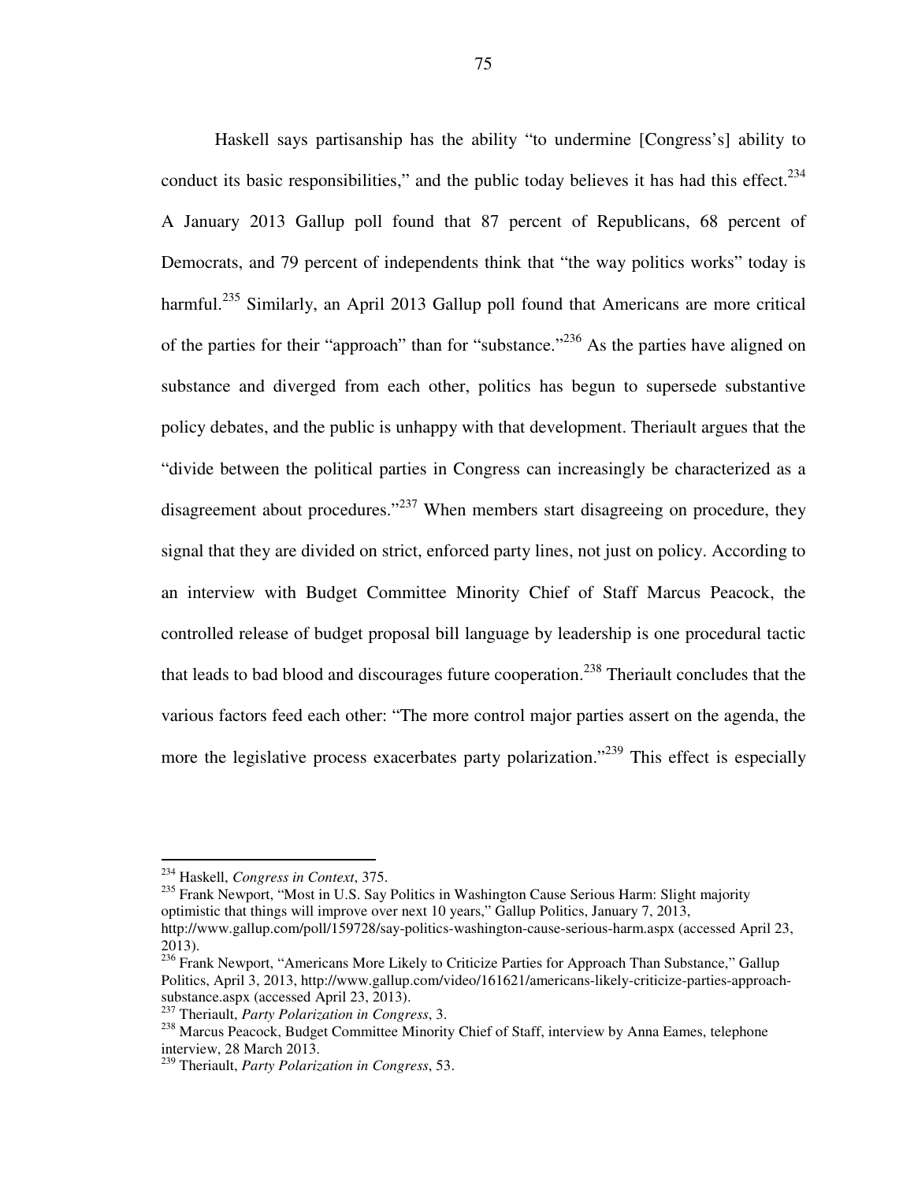Haskell says partisanship has the ability "to undermine [Congress's] ability to conduct its basic responsibilities," and the public today believes it has had this effect.[234] A January 2013 Gallup poll found that 87 percent of Republicans, 68 percent of Democrats, and 79 percent of independents think that "the way politics works" today is harmful.[235] Similarly, an April 2013 Gallup poll found that Americans are more critical of the parties for their "approach" than for "substance."[236] As the parties have aligned on substance and diverged from each other, politics has begun to supersede substantive policy debates, and the public is unhappy with that development. Theriault argues that the "divide between the political parties in Congress can increasingly be characterized as a disagreement about procedures."[237] When members start disagreeing on procedure, they signal that they are divided on strict, enforced party lines, not just on policy. According to an interview with Budget Committee Minority Chief of Staff Marcus Peacock, the controlled release of budget proposal bill language by leadership is one procedural tactic that leads to bad blood and discourages future cooperation.[238] Theriault concludes that the various factors feed each other: "The more control major parties assert on the agenda, the more the legislative process exacerbates party polarization."[239] This effect is especially

---

[234] Haskell, *Congress in Context*, 375.

[235] Frank Newport, "Most in U.S. Say Politics in Washington Cause Serious Harm: Slight majority optimistic that things will improve over next 10 years," Gallup Politics, January 7, 2013, http://www.gallup.com/poll/159728/say-politics-washington-cause-serious-harm.aspx (accessed April 23, 2013).

[236] Frank Newport, "Americans More Likely to Criticize Parties for Approach Than Substance," Gallup Politics, April 3, 2013, http://www.gallup.com/video/161621/americans-likely-criticize-parties-approach-substance.aspx (accessed April 23, 2013).

[237] Theriault, *Party Polarization in Congress*, 3.

[238] Marcus Peacock, Budget Committee Minority Chief of Staff, interview by Anna Eames, telephone interview, 28 March 2013.

[239] Theriault, *Party Polarization in Congress*, 53.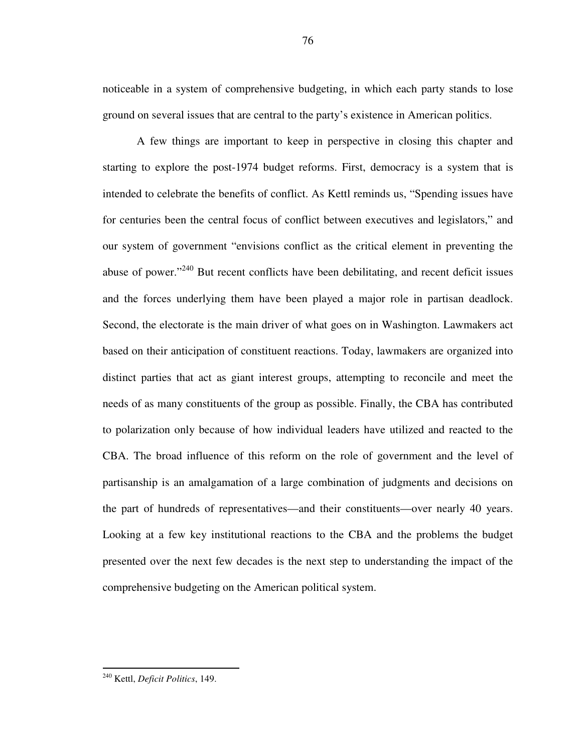noticeable in a system of comprehensive budgeting, in which each party stands to lose ground on several issues that are central to the party's existence in American politics.

A few things are important to keep in perspective in closing this chapter and starting to explore the post-1974 budget reforms. First, democracy is a system that is intended to celebrate the benefits of conflict. As Kettl reminds us, "Spending issues have for centuries been the central focus of conflict between executives and legislators," and our system of government "envisions conflict as the critical element in preventing the abuse of power."[240] But recent conflicts have been debilitating, and recent deficit issues and the forces underlying them have been played a major role in partisan deadlock. Second, the electorate is the main driver of what goes on in Washington. Lawmakers act based on their anticipation of constituent reactions. Today, lawmakers are organized into distinct parties that act as giant interest groups, attempting to reconcile and meet the needs of as many constituents of the group as possible. Finally, the CBA has contributed to polarization only because of how individual leaders have utilized and reacted to the CBA. The broad influence of this reform on the role of government and the level of partisanship is an amalgamation of a large combination of judgments and decisions on the part of hundreds of representatives—and their constituents—over nearly 40 years. Looking at a few key institutional reactions to the CBA and the problems the budget presented over the next few decades is the next step to understanding the impact of the comprehensive budgeting on the American political system.

---

[240] Kettl, *Deficit Politics*, 149.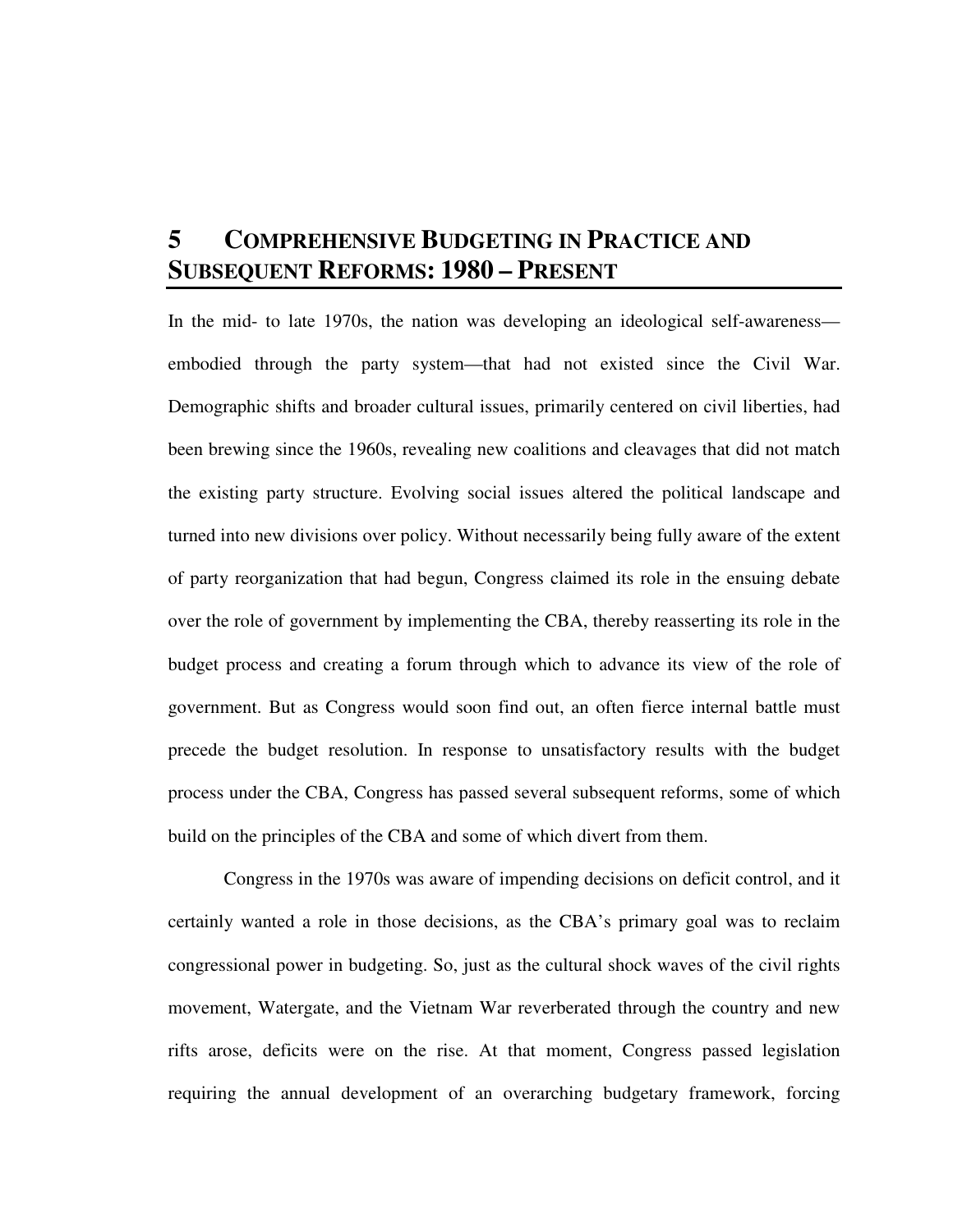# 5 Comprehensive Budgeting in Practice and Subsequent Reforms: 1980 – Present

In the mid- to late 1970s, the nation was developing an ideological self-awareness—embodied through the party system—that had not existed since the Civil War. Demographic shifts and broader cultural issues, primarily centered on civil liberties, had been brewing since the 1960s, revealing new coalitions and cleavages that did not match the existing party structure. Evolving social issues altered the political landscape and turned into new divisions over policy. Without necessarily being fully aware of the extent of party reorganization that had begun, Congress claimed its role in the ensuing debate over the role of government by implementing the CBA, thereby reasserting its role in the budget process and creating a forum through which to advance its view of the role of government. But as Congress would soon find out, an often fierce internal battle must precede the budget resolution. In response to unsatisfactory results with the budget process under the CBA, Congress has passed several subsequent reforms, some of which build on the principles of the CBA and some of which divert from them.

Congress in the 1970s was aware of impending decisions on deficit control, and it certainly wanted a role in those decisions, as the CBA's primary goal was to reclaim congressional power in budgeting. So, just as the cultural shock waves of the civil rights movement, Watergate, and the Vietnam War reverberated through the country and new rifts arose, deficits were on the rise. At that moment, Congress passed legislation requiring the annual development of an overarching budgetary framework, forcing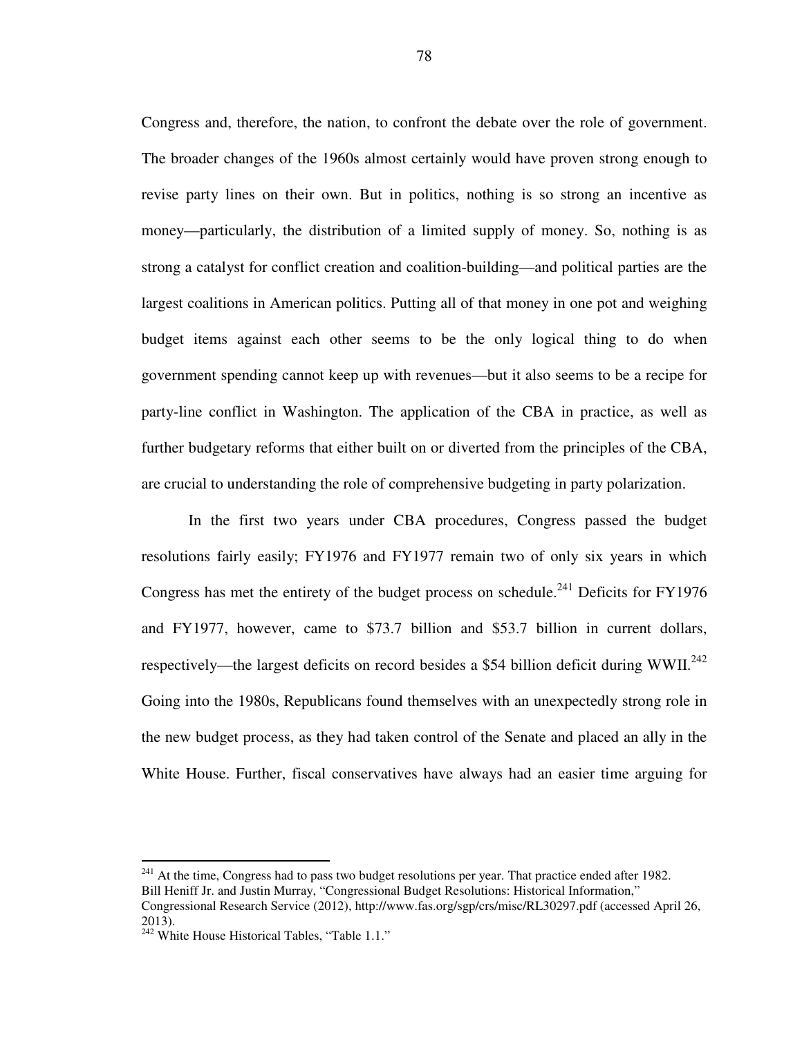Congress and, therefore, the nation, to confront the debate over the role of government. The broader changes of the 1960s almost certainly would have proven strong enough to revise party lines on their own. But in politics, nothing is so strong an incentive as money—particularly, the distribution of a limited supply of money. So, nothing is as strong a catalyst for conflict creation and coalition-building—and political parties are the largest coalitions in American politics. Putting all of that money in one pot and weighing budget items against each other seems to be the only logical thing to do when government spending cannot keep up with revenues—but it also seems to be a recipe for party-line conflict in Washington. The application of the CBA in practice, as well as further budgetary reforms that either built on or diverted from the principles of the CBA, are crucial to understanding the role of comprehensive budgeting in party polarization.

In the first two years under CBA procedures, Congress passed the budget resolutions fairly easily; FY1976 and FY1977 remain two of only six years in which Congress has met the entirety of the budget process on schedule.[241] Deficits for FY1976 and FY1977, however, came to $73.7 billion and $53.7 billion in current dollars, respectively—the largest deficits on record besides a $54 billion deficit during WWII.[242] Going into the 1980s, Republicans found themselves with an unexpectedly strong role in the new budget process, as they had taken control of the Senate and placed an ally in the White House. Further, fiscal conservatives have always had an easier time arguing for

---

[241] At the time, Congress had to pass two budget resolutions per year. That practice ended after 1982. Bill Heniff Jr. and Justin Murray, "Congressional Budget Resolutions: Historical Information," Congressional Research Service (2012), http://www.fas.org/sgp/crs/misc/RL30297.pdf (accessed April 26, 2013).

[242] White House Historical Tables, "Table 1.1."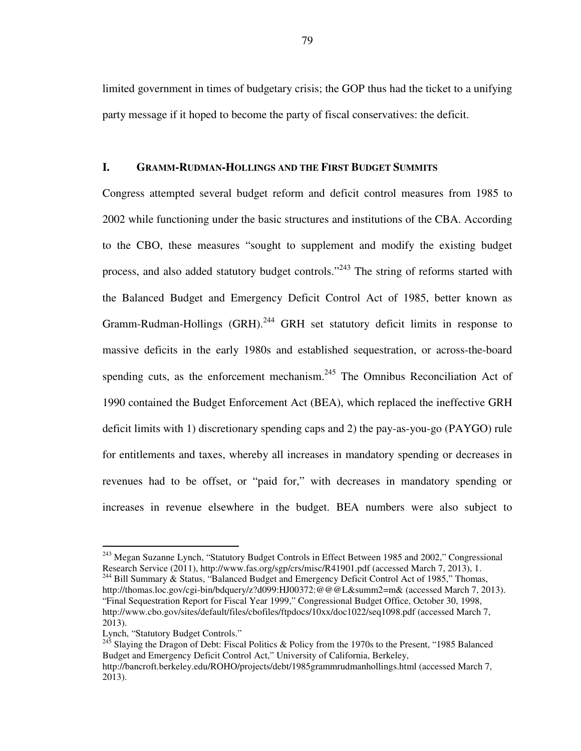limited government in times of budgetary crisis; the GOP thus had the ticket to a unifying party message if it hoped to become the party of fiscal conservatives: the deficit.

## I. GRAMM-RUDMAN-HOLLINGS AND THE FIRST BUDGET SUMMITS

Congress attempted several budget reform and deficit control measures from 1985 to 2002 while functioning under the basic structures and institutions of the CBA. According to the CBO, these measures "sought to supplement and modify the existing budget process, and also added statutory budget controls."[243] The string of reforms started with the Balanced Budget and Emergency Deficit Control Act of 1985, better known as Gramm-Rudman-Hollings (GRH).[244] GRH set statutory deficit limits in response to massive deficits in the early 1980s and established sequestration, or across-the-board spending cuts, as the enforcement mechanism.[245] The Omnibus Reconciliation Act of 1990 contained the Budget Enforcement Act (BEA), which replaced the ineffective GRH deficit limits with 1) discretionary spending caps and 2) the pay-as-you-go (PAYGO) rule for entitlements and taxes, whereby all increases in mandatory spending or decreases in revenues had to be offset, or "paid for," with decreases in mandatory spending or increases in revenue elsewhere in the budget. BEA numbers were also subject to

---

[243] Megan Suzanne Lynch, "Statutory Budget Controls in Effect Between 1985 and 2002," Congressional Research Service (2011), http://www.fas.org/sgp/crs/misc/R41901.pdf (accessed March 7, 2013), 1.

[244] Bill Summary & Status, "Balanced Budget and Emergency Deficit Control Act of 1985," Thomas, http://thomas.loc.gov/cgi-bin/bdquery/z?d099:HJ00372:@@@L&summ2=m& (accessed March 7, 2013). "Final Sequestration Report for Fiscal Year 1999," Congressional Budget Office, October 30, 1998, http://www.cbo.gov/sites/default/files/cbofiles/ftpdocs/10xx/doc1022/seq1098.pdf (accessed March 7, 2013).
Lynch, "Statutory Budget Controls."

[245] Slaying the Dragon of Debt: Fiscal Politics & Policy from the 1970s to the Present, "1985 Balanced Budget and Emergency Deficit Control Act," University of California, Berkeley, http://bancroft.berkeley.edu/ROHO/projects/debt/1985grammrudmanhollings.html (accessed March 7, 2013).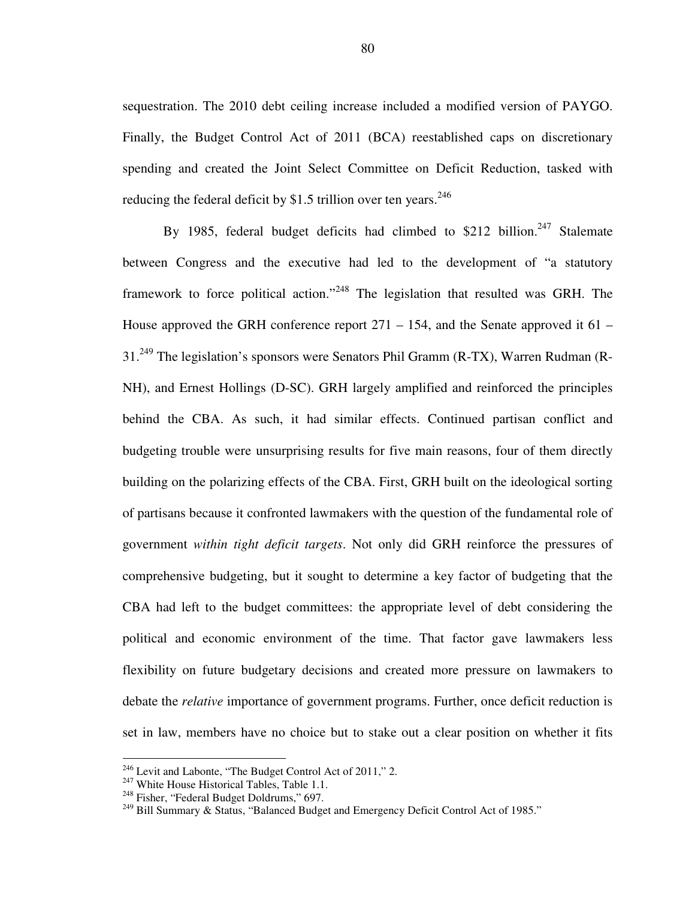sequestration. The 2010 debt ceiling increase included a modified version of PAYGO. Finally, the Budget Control Act of 2011 (BCA) reestablished caps on discretionary spending and created the Joint Select Committee on Deficit Reduction, tasked with reducing the federal deficit by $1.5 trillion over ten years.[246]

By 1985, federal budget deficits had climbed to $212 billion.[247] Stalemate between Congress and the executive had led to the development of "a statutory framework to force political action."[248] The legislation that resulted was GRH. The House approved the GRH conference report 271 – 154, and the Senate approved it 61 – 31.[249] The legislation's sponsors were Senators Phil Gramm (R-TX), Warren Rudman (R-NH), and Ernest Hollings (D-SC). GRH largely amplified and reinforced the principles behind the CBA. As such, it had similar effects. Continued partisan conflict and budgeting trouble were unsurprising results for five main reasons, four of them directly building on the polarizing effects of the CBA. First, GRH built on the ideological sorting of partisans because it confronted lawmakers with the question of the fundamental role of government *within tight deficit targets*. Not only did GRH reinforce the pressures of comprehensive budgeting, but it sought to determine a key factor of budgeting that the CBA had left to the budget committees: the appropriate level of debt considering the political and economic environment of the time. That factor gave lawmakers less flexibility on future budgetary decisions and created more pressure on lawmakers to debate the *relative* importance of government programs. Further, once deficit reduction is set in law, members have no choice but to stake out a clear position on whether it fits

[246] Levit and Labonte, "The Budget Control Act of 2011," 2.
[247] White House Historical Tables, Table 1.1.
[248] Fisher, "Federal Budget Doldrums," 697.
[249] Bill Summary & Status, "Balanced Budget and Emergency Deficit Control Act of 1985."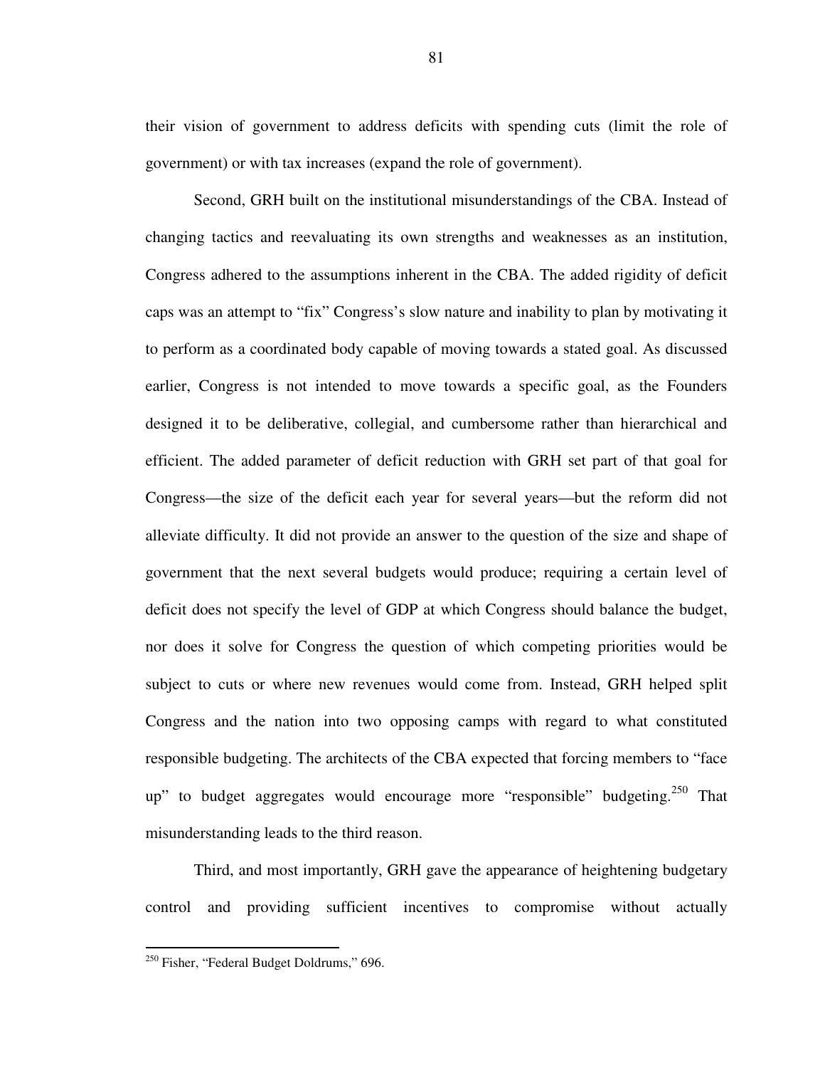their vision of government to address deficits with spending cuts (limit the role of government) or with tax increases (expand the role of government).

Second, GRH built on the institutional misunderstandings of the CBA. Instead of changing tactics and reevaluating its own strengths and weaknesses as an institution, Congress adhered to the assumptions inherent in the CBA. The added rigidity of deficit caps was an attempt to "fix" Congress's slow nature and inability to plan by motivating it to perform as a coordinated body capable of moving towards a stated goal. As discussed earlier, Congress is not intended to move towards a specific goal, as the Founders designed it to be deliberative, collegial, and cumbersome rather than hierarchical and efficient. The added parameter of deficit reduction with GRH set part of that goal for Congress—the size of the deficit each year for several years—but the reform did not alleviate difficulty. It did not provide an answer to the question of the size and shape of government that the next several budgets would produce; requiring a certain level of deficit does not specify the level of GDP at which Congress should balance the budget, nor does it solve for Congress the question of which competing priorities would be subject to cuts or where new revenues would come from. Instead, GRH helped split Congress and the nation into two opposing camps with regard to what constituted responsible budgeting. The architects of the CBA expected that forcing members to "face up" to budget aggregates would encourage more "responsible" budgeting.[250] That misunderstanding leads to the third reason.

Third, and most importantly, GRH gave the appearance of heightening budgetary control and providing sufficient incentives to compromise without actually

---

[250] Fisher, "Federal Budget Doldrums," 696.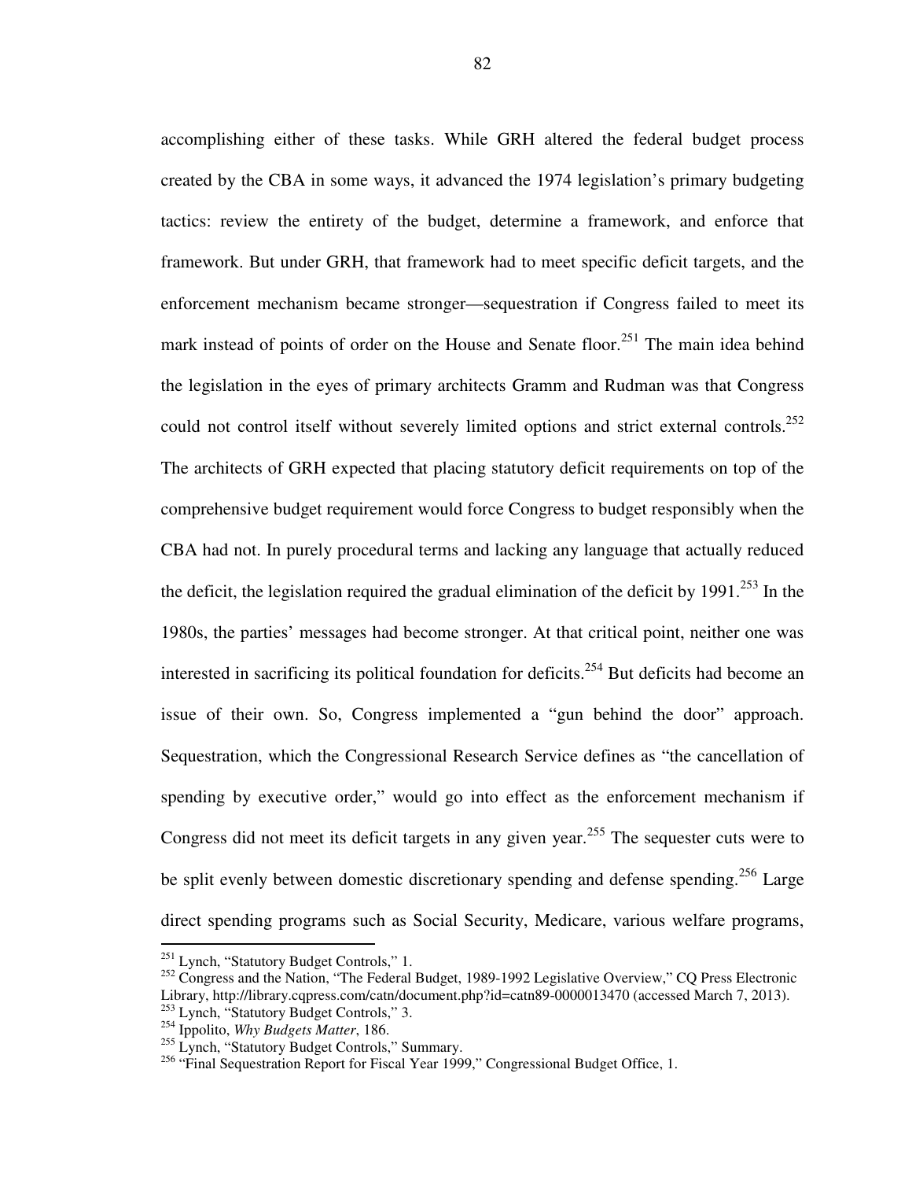accomplishing either of these tasks. While GRH altered the federal budget process created by the CBA in some ways, it advanced the 1974 legislation's primary budgeting tactics: review the entirety of the budget, determine a framework, and enforce that framework. But under GRH, that framework had to meet specific deficit targets, and the enforcement mechanism became stronger—sequestration if Congress failed to meet its mark instead of points of order on the House and Senate floor.[251] The main idea behind the legislation in the eyes of primary architects Gramm and Rudman was that Congress could not control itself without severely limited options and strict external controls.[252] The architects of GRH expected that placing statutory deficit requirements on top of the comprehensive budget requirement would force Congress to budget responsibly when the CBA had not. In purely procedural terms and lacking any language that actually reduced the deficit, the legislation required the gradual elimination of the deficit by 1991.[253] In the 1980s, the parties' messages had become stronger. At that critical point, neither one was interested in sacrificing its political foundation for deficits.[254] But deficits had become an issue of their own. So, Congress implemented a "gun behind the door" approach. Sequestration, which the Congressional Research Service defines as "the cancellation of spending by executive order," would go into effect as the enforcement mechanism if Congress did not meet its deficit targets in any given year.[255] The sequester cuts were to be split evenly between domestic discretionary spending and defense spending.[256] Large direct spending programs such as Social Security, Medicare, various welfare programs,

---

[251] Lynch, "Statutory Budget Controls," 1.

[252] Congress and the Nation, "The Federal Budget, 1989-1992 Legislative Overview," CQ Press Electronic Library, http://library.cqpress.com/catn/document.php?id=catn89-0000013470 (accessed March 7, 2013).

[253] Lynch, "Statutory Budget Controls," 3.

[254] Ippolito, *Why Budgets Matter*, 186.

[255] Lynch, "Statutory Budget Controls," Summary.

[256] "Final Sequestration Report for Fiscal Year 1999," Congressional Budget Office, 1.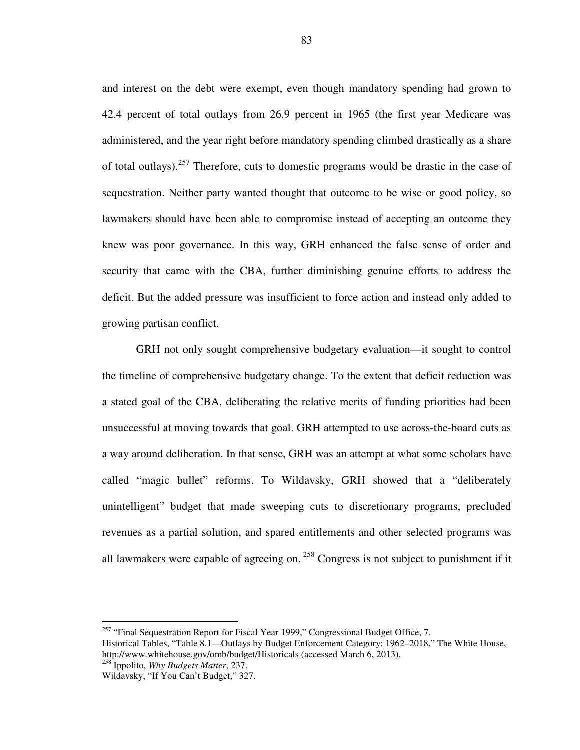and interest on the debt were exempt, even though mandatory spending had grown to 42.4 percent of total outlays from 26.9 percent in 1965 (the first year Medicare was administered, and the year right before mandatory spending climbed drastically as a share of total outlays).[257] Therefore, cuts to domestic programs would be drastic in the case of sequestration. Neither party wanted thought that outcome to be wise or good policy, so lawmakers should have been able to compromise instead of accepting an outcome they knew was poor governance. In this way, GRH enhanced the false sense of order and security that came with the CBA, further diminishing genuine efforts to address the deficit. But the added pressure was insufficient to force action and instead only added to growing partisan conflict.

GRH not only sought comprehensive budgetary evaluation—it sought to control the timeline of comprehensive budgetary change. To the extent that deficit reduction was a stated goal of the CBA, deliberating the relative merits of funding priorities had been unsuccessful at moving towards that goal. GRH attempted to use across-the-board cuts as a way around deliberation. In that sense, GRH was an attempt at what some scholars have called "magic bullet" reforms. To Wildavsky, GRH showed that a "deliberately unintelligent" budget that made sweeping cuts to discretionary programs, precluded revenues as a partial solution, and spared entitlements and other selected programs was all lawmakers were capable of agreeing on. [258] Congress is not subject to punishment if it

---

[257] "Final Sequestration Report for Fiscal Year 1999," Congressional Budget Office, 7.
Historical Tables, "Table 8.1—Outlays by Budget Enforcement Category: 1962–2018," The White House, http://www.whitehouse.gov/omb/budget/Historicals (accessed March 6, 2013).
[258] Ippolito, *Why Budgets Matter*, 237.
Wildavsky, "If You Can't Budget," 327.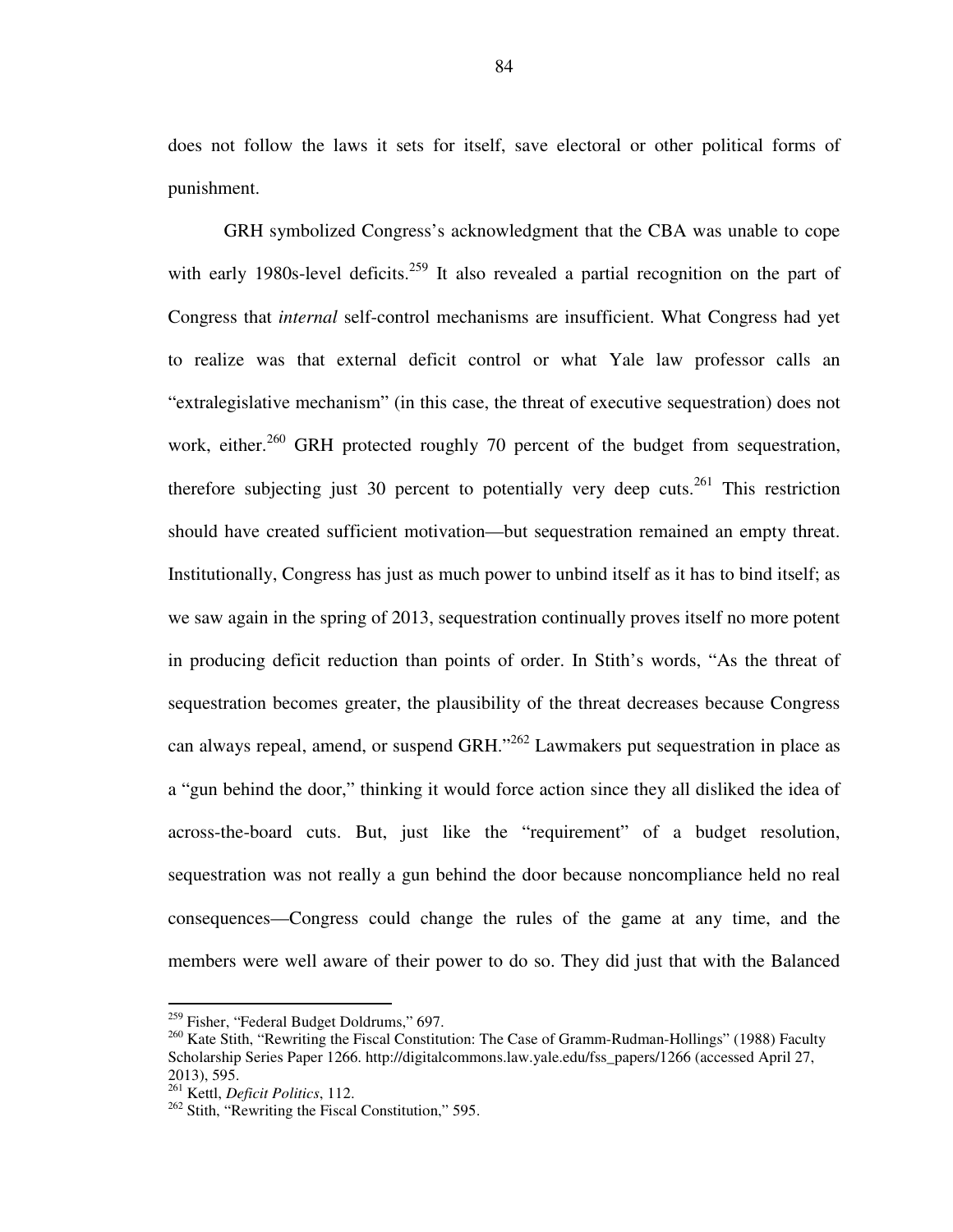does not follow the laws it sets for itself, save electoral or other political forms of punishment.

GRH symbolized Congress's acknowledgment that the CBA was unable to cope with early 1980s-level deficits.[259] It also revealed a partial recognition on the part of Congress that *internal* self-control mechanisms are insufficient. What Congress had yet to realize was that external deficit control or what Yale law professor calls an "extralegislative mechanism" (in this case, the threat of executive sequestration) does not work, either.[260] GRH protected roughly 70 percent of the budget from sequestration, therefore subjecting just 30 percent to potentially very deep cuts.[261] This restriction should have created sufficient motivation—but sequestration remained an empty threat. Institutionally, Congress has just as much power to unbind itself as it has to bind itself; as we saw again in the spring of 2013, sequestration continually proves itself no more potent in producing deficit reduction than points of order. In Stith's words, "As the threat of sequestration becomes greater, the plausibility of the threat decreases because Congress can always repeal, amend, or suspend GRH."[262] Lawmakers put sequestration in place as a "gun behind the door," thinking it would force action since they all disliked the idea of across-the-board cuts. But, just like the "requirement" of a budget resolution, sequestration was not really a gun behind the door because noncompliance held no real consequences—Congress could change the rules of the game at any time, and the members were well aware of their power to do so. They did just that with the Balanced

---

[259] Fisher, "Federal Budget Doldrums," 697.

[260] Kate Stith, "Rewriting the Fiscal Constitution: The Case of Gramm-Rudman-Hollings" (1988) Faculty Scholarship Series Paper 1266. http://digitalcommons.law.yale.edu/fss_papers/1266 (accessed April 27, 2013), 595.

[261] Kettl, *Deficit Politics*, 112.

[262] Stith, "Rewriting the Fiscal Constitution," 595.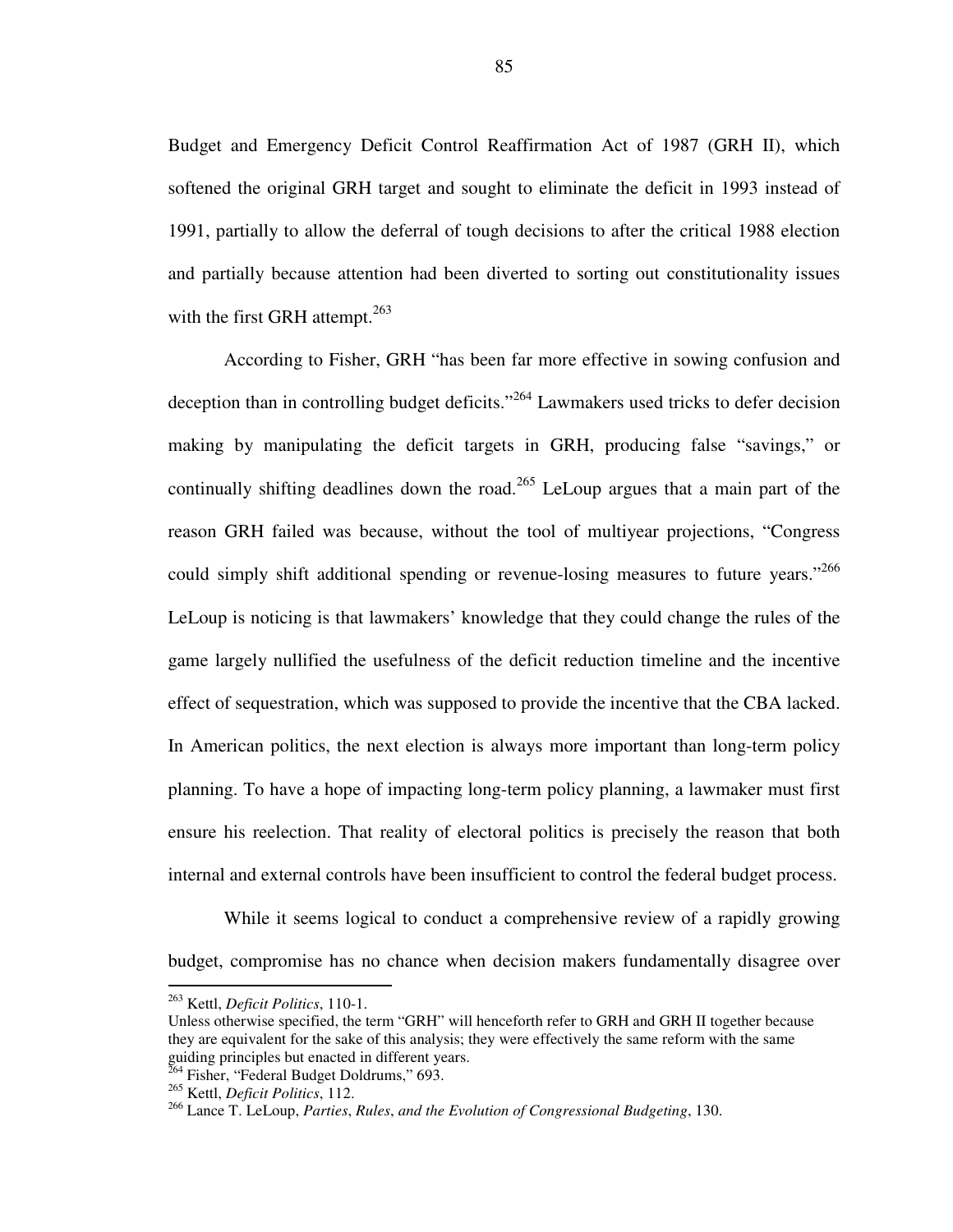Budget and Emergency Deficit Control Reaffirmation Act of 1987 (GRH II), which softened the original GRH target and sought to eliminate the deficit in 1993 instead of 1991, partially to allow the deferral of tough decisions to after the critical 1988 election and partially because attention had been diverted to sorting out constitutionality issues with the first GRH attempt.[263]

According to Fisher, GRH "has been far more effective in sowing confusion and deception than in controlling budget deficits."[264] Lawmakers used tricks to defer decision making by manipulating the deficit targets in GRH, producing false "savings," or continually shifting deadlines down the road.[265] LeLoup argues that a main part of the reason GRH failed was because, without the tool of multiyear projections, "Congress could simply shift additional spending or revenue-losing measures to future years."[266] LeLoup is noticing is that lawmakers' knowledge that they could change the rules of the game largely nullified the usefulness of the deficit reduction timeline and the incentive effect of sequestration, which was supposed to provide the incentive that the CBA lacked. In American politics, the next election is always more important than long-term policy planning. To have a hope of impacting long-term policy planning, a lawmaker must first ensure his reelection. That reality of electoral politics is precisely the reason that both internal and external controls have been insufficient to control the federal budget process.

While it seems logical to conduct a comprehensive review of a rapidly growing budget, compromise has no chance when decision makers fundamentally disagree over

---

[263] Kettl, *Deficit Politics*, 110-1.

Unless otherwise specified, the term "GRH" will henceforth refer to GRH and GRH II together because they are equivalent for the sake of this analysis; they were effectively the same reform with the same guiding principles but enacted in different years.

[264] Fisher, "Federal Budget Doldrums," 693.

[265] Kettl, *Deficit Politics*, 112.

[266] Lance T. LeLoup, *Parties, Rules, and the Evolution of Congressional Budgeting*, 130.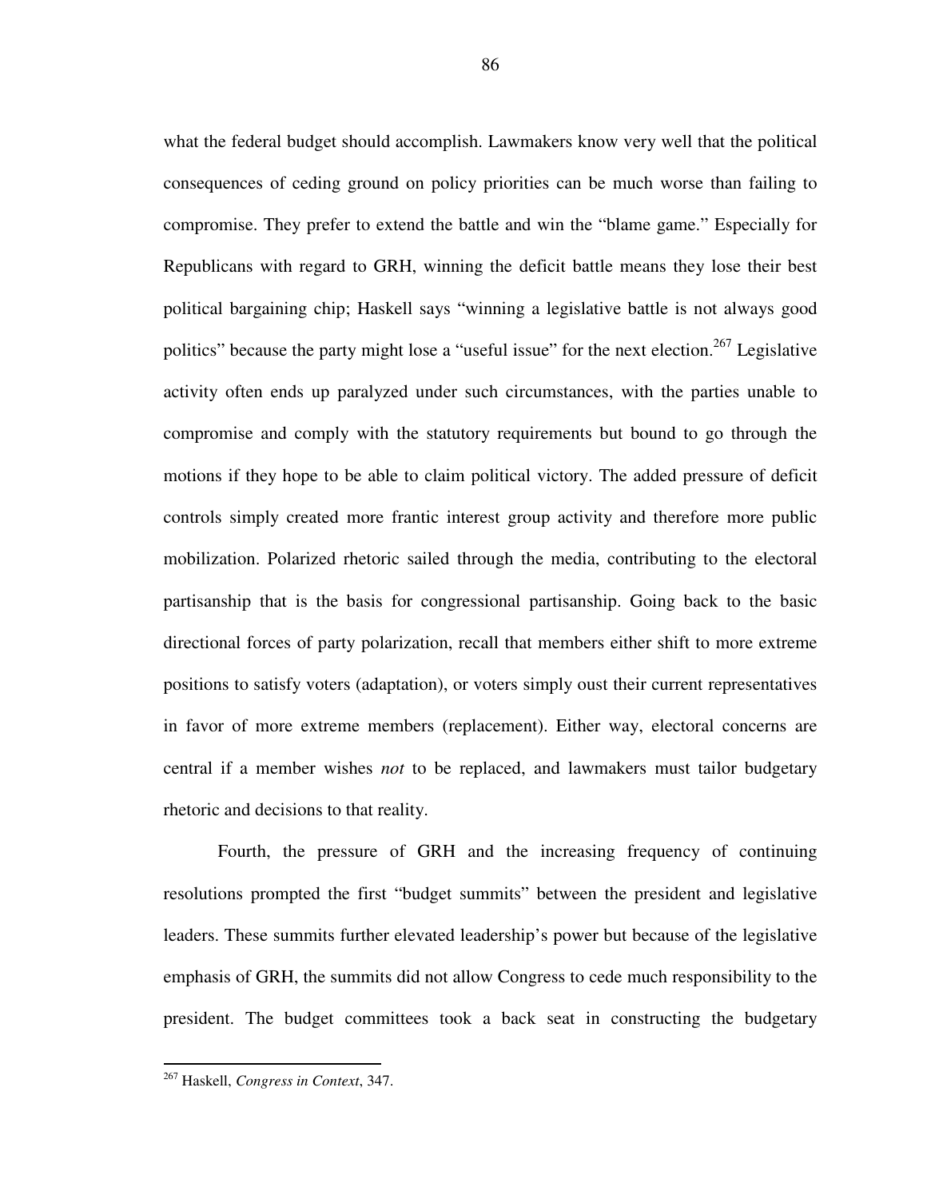what the federal budget should accomplish. Lawmakers know very well that the political consequences of ceding ground on policy priorities can be much worse than failing to compromise. They prefer to extend the battle and win the "blame game." Especially for Republicans with regard to GRH, winning the deficit battle means they lose their best political bargaining chip; Haskell says "winning a legislative battle is not always good politics" because the party might lose a "useful issue" for the next election.[267] Legislative activity often ends up paralyzed under such circumstances, with the parties unable to compromise and comply with the statutory requirements but bound to go through the motions if they hope to be able to claim political victory. The added pressure of deficit controls simply created more frantic interest group activity and therefore more public mobilization. Polarized rhetoric sailed through the media, contributing to the electoral partisanship that is the basis for congressional partisanship. Going back to the basic directional forces of party polarization, recall that members either shift to more extreme positions to satisfy voters (adaptation), or voters simply oust their current representatives in favor of more extreme members (replacement). Either way, electoral concerns are central if a member wishes *not* to be replaced, and lawmakers must tailor budgetary rhetoric and decisions to that reality.

Fourth, the pressure of GRH and the increasing frequency of continuing resolutions prompted the first "budget summits" between the president and legislative leaders. These summits further elevated leadership's power but because of the legislative emphasis of GRH, the summits did not allow Congress to cede much responsibility to the president. The budget committees took a back seat in constructing the budgetary

---

[267] Haskell, *Congress in Context*, 347.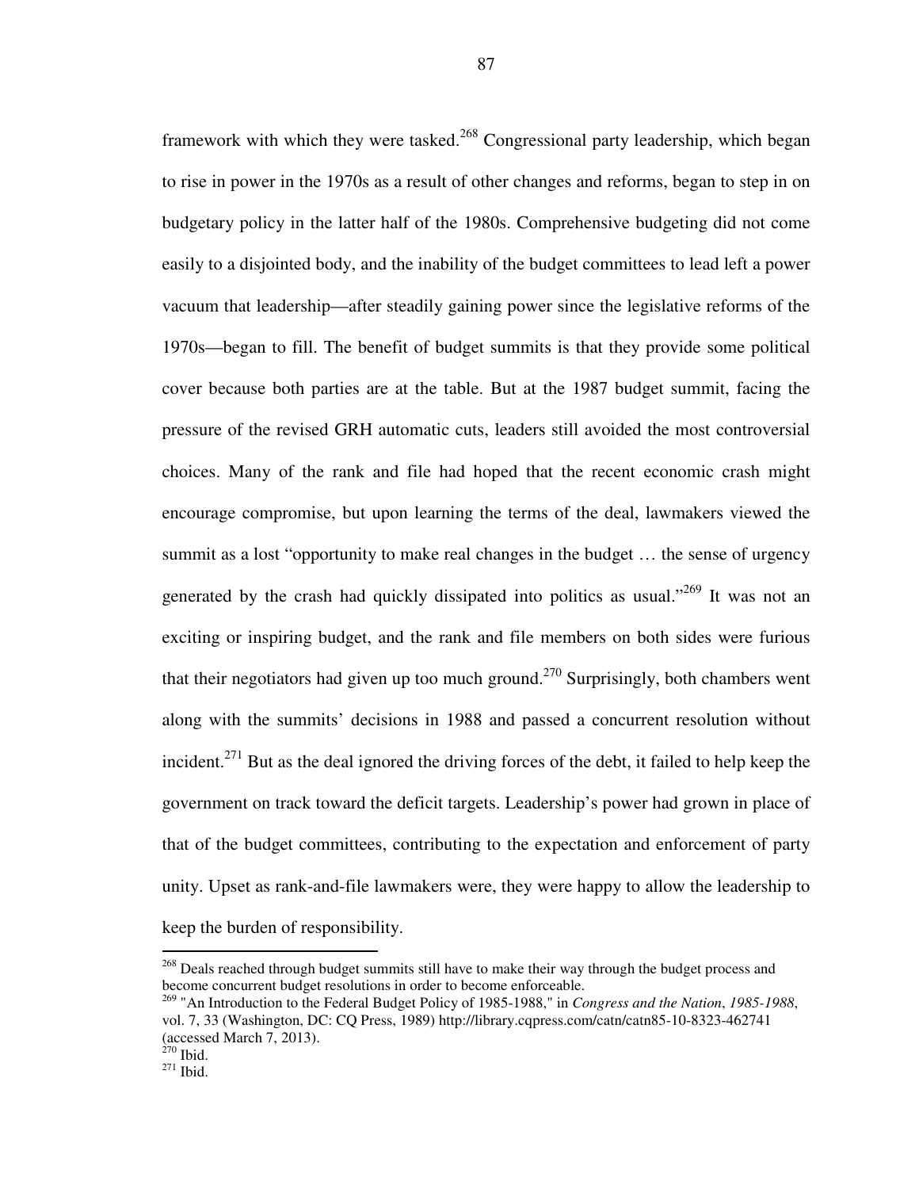framework with which they were tasked.[268] Congressional party leadership, which began to rise in power in the 1970s as a result of other changes and reforms, began to step in on budgetary policy in the latter half of the 1980s. Comprehensive budgeting did not come easily to a disjointed body, and the inability of the budget committees to lead left a power vacuum that leadership—after steadily gaining power since the legislative reforms of the 1970s—began to fill. The benefit of budget summits is that they provide some political cover because both parties are at the table. But at the 1987 budget summit, facing the pressure of the revised GRH automatic cuts, leaders still avoided the most controversial choices. Many of the rank and file had hoped that the recent economic crash might encourage compromise, but upon learning the terms of the deal, lawmakers viewed the summit as a lost "opportunity to make real changes in the budget … the sense of urgency generated by the crash had quickly dissipated into politics as usual."[269] It was not an exciting or inspiring budget, and the rank and file members on both sides were furious that their negotiators had given up too much ground.[270] Surprisingly, both chambers went along with the summits' decisions in 1988 and passed a concurrent resolution without incident.[271] But as the deal ignored the driving forces of the debt, it failed to help keep the government on track toward the deficit targets. Leadership's power had grown in place of that of the budget committees, contributing to the expectation and enforcement of party unity. Upset as rank-and-file lawmakers were, they were happy to allow the leadership to keep the burden of responsibility.

---

[268] Deals reached through budget summits still have to make their way through the budget process and become concurrent budget resolutions in order to become enforceable.

[269] "An Introduction to the Federal Budget Policy of 1985-1988," in *Congress and the Nation*, *1985-1988*, vol. 7, 33 (Washington, DC: CQ Press, 1989) http://library.cqpress.com/catn/catn85-10-8323-462741 (accessed March 7, 2013).

[270] Ibid.

[271] Ibid.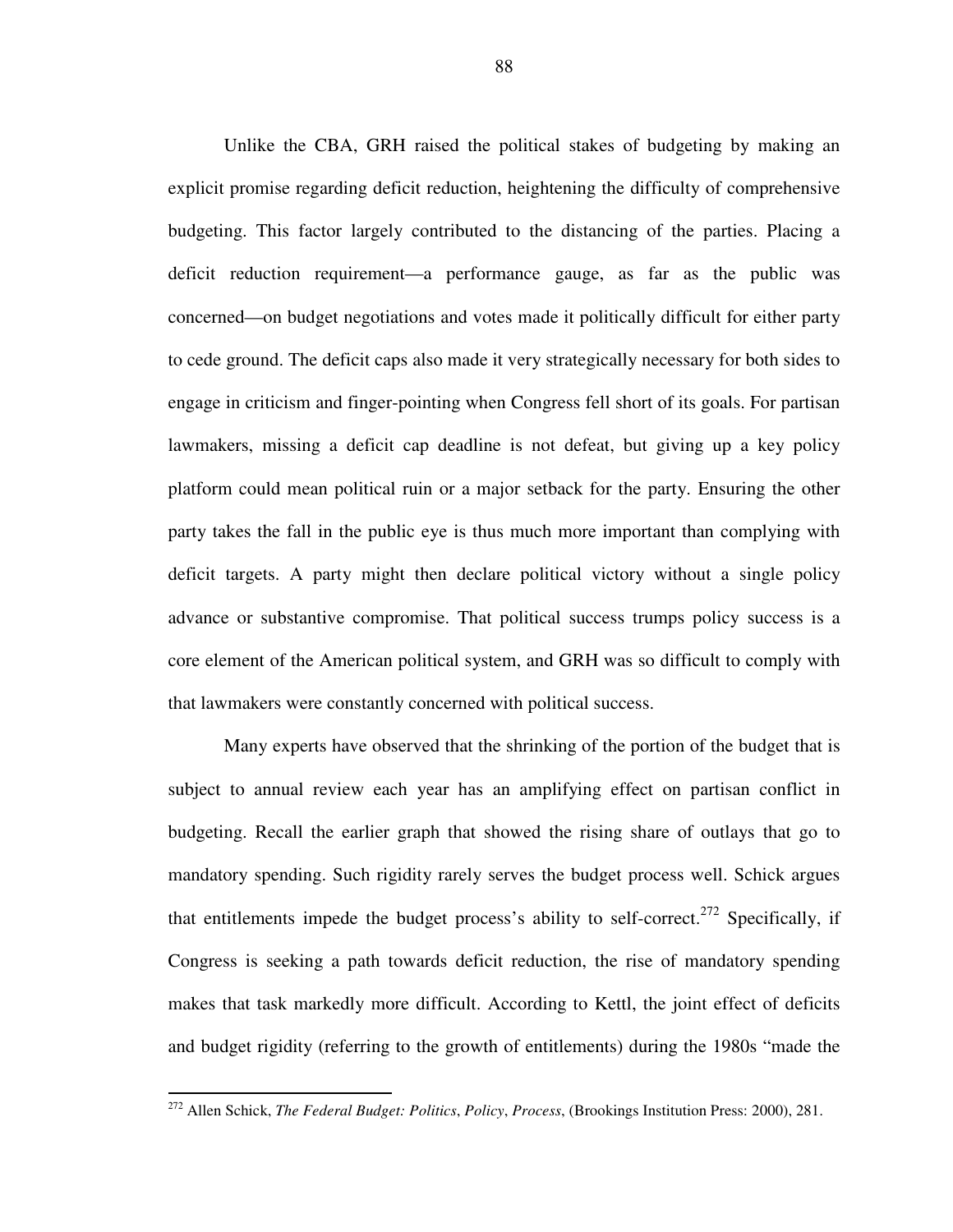Unlike the CBA, GRH raised the political stakes of budgeting by making an explicit promise regarding deficit reduction, heightening the difficulty of comprehensive budgeting. This factor largely contributed to the distancing of the parties. Placing a deficit reduction requirement—a performance gauge, as far as the public was concerned—on budget negotiations and votes made it politically difficult for either party to cede ground. The deficit caps also made it very strategically necessary for both sides to engage in criticism and finger-pointing when Congress fell short of its goals. For partisan lawmakers, missing a deficit cap deadline is not defeat, but giving up a key policy platform could mean political ruin or a major setback for the party. Ensuring the other party takes the fall in the public eye is thus much more important than complying with deficit targets. A party might then declare political victory without a single policy advance or substantive compromise. That political success trumps policy success is a core element of the American political system, and GRH was so difficult to comply with that lawmakers were constantly concerned with political success.

Many experts have observed that the shrinking of the portion of the budget that is subject to annual review each year has an amplifying effect on partisan conflict in budgeting. Recall the earlier graph that showed the rising share of outlays that go to mandatory spending. Such rigidity rarely serves the budget process well. Schick argues that entitlements impede the budget process's ability to self-correct.[272] Specifically, if Congress is seeking a path towards deficit reduction, the rise of mandatory spending makes that task markedly more difficult. According to Kettl, the joint effect of deficits and budget rigidity (referring to the growth of entitlements) during the 1980s "made the

---

[272] Allen Schick, *The Federal Budget: Politics, Policy, Process*, (Brookings Institution Press: 2000), 281.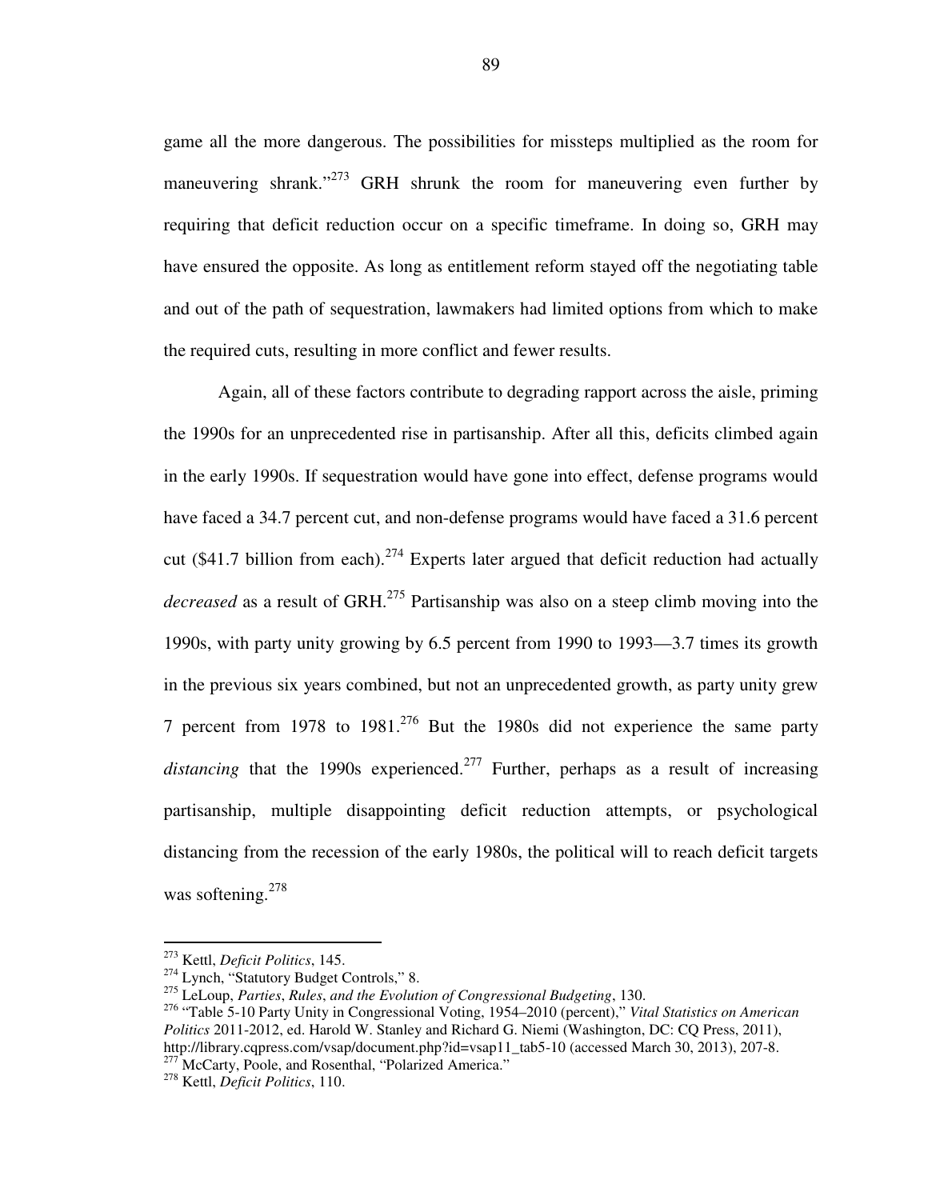game all the more dangerous. The possibilities for missteps multiplied as the room for maneuvering shrank."[273] GRH shrunk the room for maneuvering even further by requiring that deficit reduction occur on a specific timeframe. In doing so, GRH may have ensured the opposite. As long as entitlement reform stayed off the negotiating table and out of the path of sequestration, lawmakers had limited options from which to make the required cuts, resulting in more conflict and fewer results.

Again, all of these factors contribute to degrading rapport across the aisle, priming the 1990s for an unprecedented rise in partisanship. After all this, deficits climbed again in the early 1990s. If sequestration would have gone into effect, defense programs would have faced a 34.7 percent cut, and non-defense programs would have faced a 31.6 percent cut ($41.7 billion from each).[274] Experts later argued that deficit reduction had actually *decreased* as a result of GRH.[275] Partisanship was also on a steep climb moving into the 1990s, with party unity growing by 6.5 percent from 1990 to 1993—3.7 times its growth in the previous six years combined, but not an unprecedented growth, as party unity grew 7 percent from 1978 to 1981.[276] But the 1980s did not experience the same party *distancing* that the 1990s experienced.[277] Further, perhaps as a result of increasing partisanship, multiple disappointing deficit reduction attempts, or psychological distancing from the recession of the early 1980s, the political will to reach deficit targets was softening.[278]

---

[273] Kettl, *Deficit Politics*, 145.

[274] Lynch, "Statutory Budget Controls," 8.

[275] LeLoup, *Parties, Rules, and the Evolution of Congressional Budgeting*, 130.

[276] "Table 5-10 Party Unity in Congressional Voting, 1954–2010 (percent)," *Vital Statistics on American Politics* 2011-2012, ed. Harold W. Stanley and Richard G. Niemi (Washington, DC: CQ Press, 2011), http://library.cqpress.com/vsap/document.php?id=vsap11_tab5-10 (accessed March 30, 2013), 207-8.

[277] McCarty, Poole, and Rosenthal, "Polarized America."

[278] Kettl, *Deficit Politics*, 110.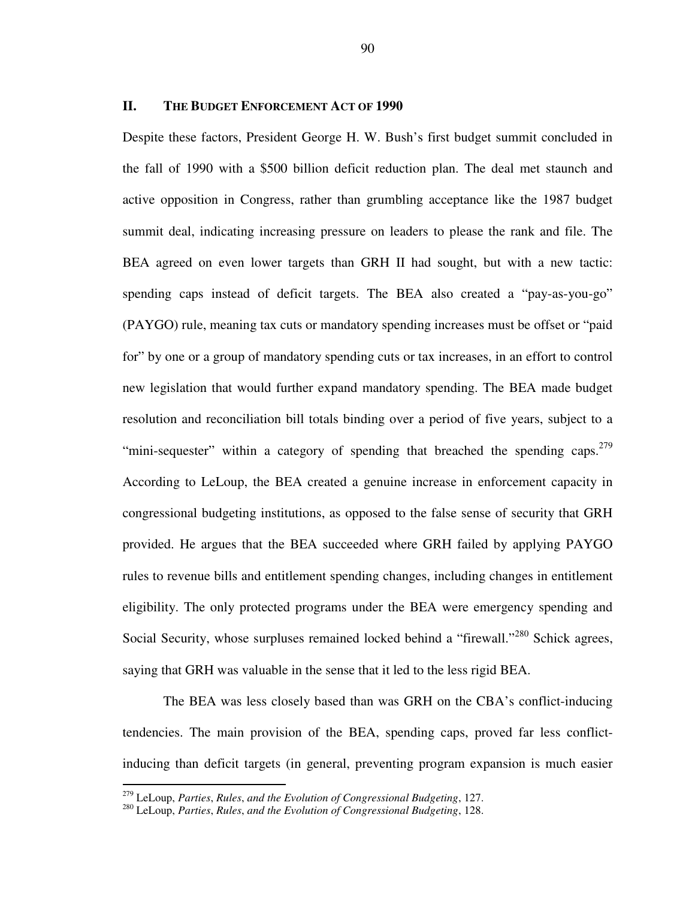## II. THE BUDGET ENFORCEMENT ACT OF 1990

Despite these factors, President George H. W. Bush's first budget summit concluded in the fall of 1990 with a $500 billion deficit reduction plan. The deal met staunch and active opposition in Congress, rather than grumbling acceptance like the 1987 budget summit deal, indicating increasing pressure on leaders to please the rank and file. The BEA agreed on even lower targets than GRH II had sought, but with a new tactic: spending caps instead of deficit targets. The BEA also created a "pay-as-you-go" (PAYGO) rule, meaning tax cuts or mandatory spending increases must be offset or "paid for" by one or a group of mandatory spending cuts or tax increases, in an effort to control new legislation that would further expand mandatory spending. The BEA made budget resolution and reconciliation bill totals binding over a period of five years, subject to a "mini-sequester" within a category of spending that breached the spending caps.[279] According to LeLoup, the BEA created a genuine increase in enforcement capacity in congressional budgeting institutions, as opposed to the false sense of security that GRH provided. He argues that the BEA succeeded where GRH failed by applying PAYGO rules to revenue bills and entitlement spending changes, including changes in entitlement eligibility. The only protected programs under the BEA were emergency spending and Social Security, whose surpluses remained locked behind a "firewall."[280] Schick agrees, saying that GRH was valuable in the sense that it led to the less rigid BEA.

The BEA was less closely based than was GRH on the CBA's conflict-inducing tendencies. The main provision of the BEA, spending caps, proved far less conflict-inducing than deficit targets (in general, preventing program expansion is much easier

---

[279] LeLoup, *Parties, Rules, and the Evolution of Congressional Budgeting*, 127.

[280] LeLoup, *Parties, Rules, and the Evolution of Congressional Budgeting*, 128.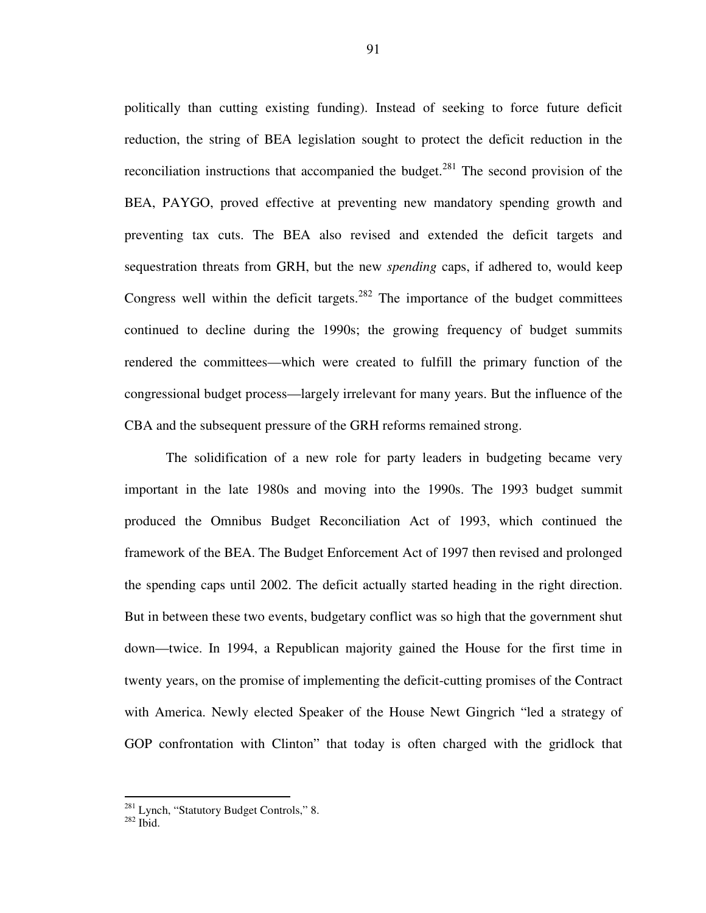politically than cutting existing funding). Instead of seeking to force future deficit reduction, the string of BEA legislation sought to protect the deficit reduction in the reconciliation instructions that accompanied the budget.[281] The second provision of the BEA, PAYGO, proved effective at preventing new mandatory spending growth and preventing tax cuts. The BEA also revised and extended the deficit targets and sequestration threats from GRH, but the new *spending* caps, if adhered to, would keep Congress well within the deficit targets.[282] The importance of the budget committees continued to decline during the 1990s; the growing frequency of budget summits rendered the committees—which were created to fulfill the primary function of the congressional budget process—largely irrelevant for many years. But the influence of the CBA and the subsequent pressure of the GRH reforms remained strong.

The solidification of a new role for party leaders in budgeting became very important in the late 1980s and moving into the 1990s. The 1993 budget summit produced the Omnibus Budget Reconciliation Act of 1993, which continued the framework of the BEA. The Budget Enforcement Act of 1997 then revised and prolonged the spending caps until 2002. The deficit actually started heading in the right direction. But in between these two events, budgetary conflict was so high that the government shut down—twice. In 1994, a Republican majority gained the House for the first time in twenty years, on the promise of implementing the deficit-cutting promises of the Contract with America. Newly elected Speaker of the House Newt Gingrich "led a strategy of GOP confrontation with Clinton" that today is often charged with the gridlock that

[281] Lynch, "Statutory Budget Controls," 8.

[282] Ibid.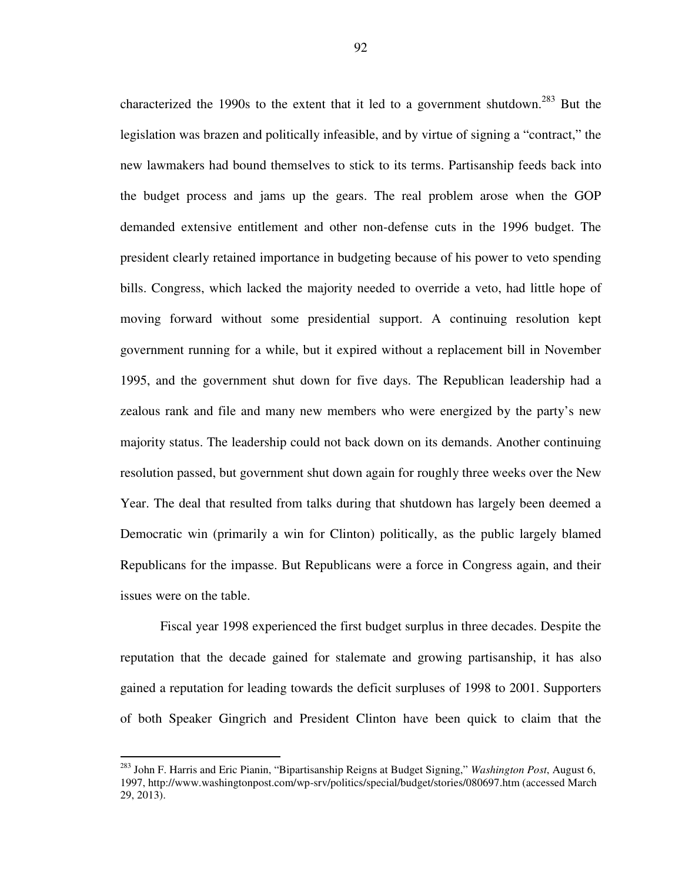characterized the 1990s to the extent that it led to a government shutdown.[283] But the legislation was brazen and politically infeasible, and by virtue of signing a "contract," the new lawmakers had bound themselves to stick to its terms. Partisanship feeds back into the budget process and jams up the gears. The real problem arose when the GOP demanded extensive entitlement and other non-defense cuts in the 1996 budget. The president clearly retained importance in budgeting because of his power to veto spending bills. Congress, which lacked the majority needed to override a veto, had little hope of moving forward without some presidential support. A continuing resolution kept government running for a while, but it expired without a replacement bill in November 1995, and the government shut down for five days. The Republican leadership had a zealous rank and file and many new members who were energized by the party's new majority status. The leadership could not back down on its demands. Another continuing resolution passed, but government shut down again for roughly three weeks over the New Year. The deal that resulted from talks during that shutdown has largely been deemed a Democratic win (primarily a win for Clinton) politically, as the public largely blamed Republicans for the impasse. But Republicans were a force in Congress again, and their issues were on the table.

Fiscal year 1998 experienced the first budget surplus in three decades. Despite the reputation that the decade gained for stalemate and growing partisanship, it has also gained a reputation for leading towards the deficit surpluses of 1998 to 2001. Supporters of both Speaker Gingrich and President Clinton have been quick to claim that the

---

[283] John F. Harris and Eric Pianin, "Bipartisanship Reigns at Budget Signing," *Washington Post*, August 6, 1997, http://www.washingtonpost.com/wp-srv/politics/special/budget/stories/080697.htm (accessed March 29, 2013).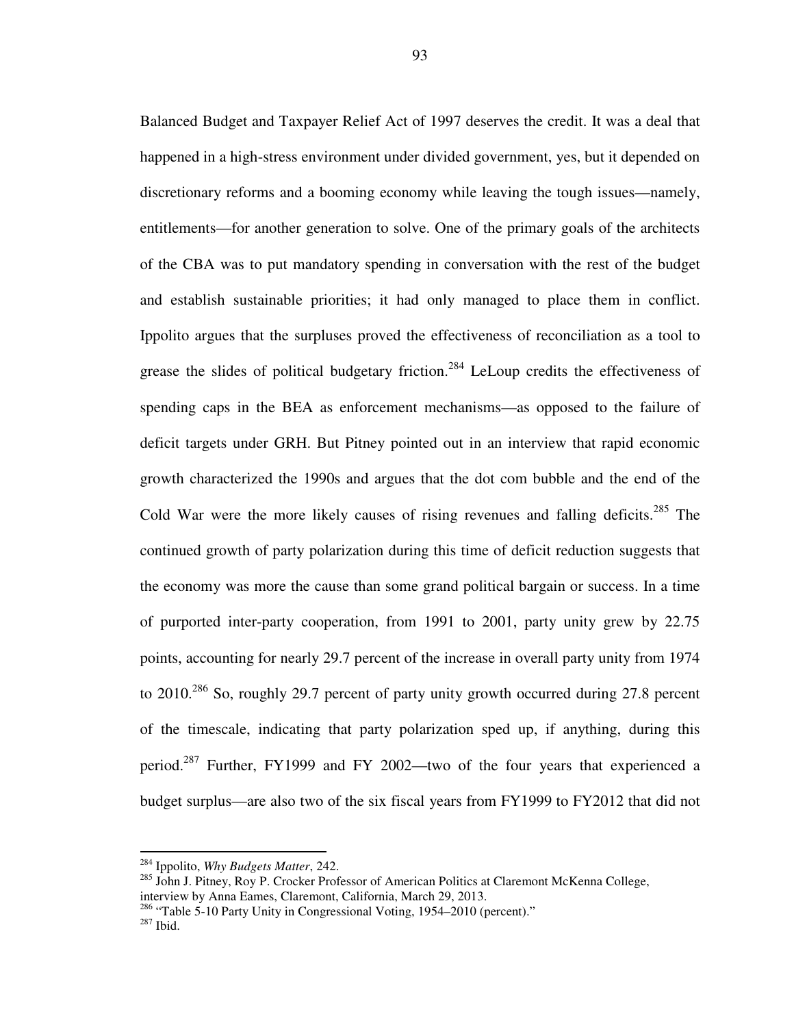Balanced Budget and Taxpayer Relief Act of 1997 deserves the credit. It was a deal that happened in a high-stress environment under divided government, yes, but it depended on discretionary reforms and a booming economy while leaving the tough issues—namely, entitlements—for another generation to solve. One of the primary goals of the architects of the CBA was to put mandatory spending in conversation with the rest of the budget and establish sustainable priorities; it had only managed to place them in conflict. Ippolito argues that the surpluses proved the effectiveness of reconciliation as a tool to grease the slides of political budgetary friction.[284] LeLoup credits the effectiveness of spending caps in the BEA as enforcement mechanisms—as opposed to the failure of deficit targets under GRH. But Pitney pointed out in an interview that rapid economic growth characterized the 1990s and argues that the dot com bubble and the end of the Cold War were the more likely causes of rising revenues and falling deficits.[285] The continued growth of party polarization during this time of deficit reduction suggests that the economy was more the cause than some grand political bargain or success. In a time of purported inter-party cooperation, from 1991 to 2001, party unity grew by 22.75 points, accounting for nearly 29.7 percent of the increase in overall party unity from 1974 to 2010.[286] So, roughly 29.7 percent of party unity growth occurred during 27.8 percent of the timescale, indicating that party polarization sped up, if anything, during this period.[287] Further, FY1999 and FY 2002—two of the four years that experienced a budget surplus—are also two of the six fiscal years from FY1999 to FY2012 that did not

---

[284] Ippolito, *Why Budgets Matter*, 242.

[285] John J. Pitney, Roy P. Crocker Professor of American Politics at Claremont McKenna College, interview by Anna Eames, Claremont, California, March 29, 2013.

[286] "Table 5-10 Party Unity in Congressional Voting, 1954–2010 (percent)."

[287] Ibid.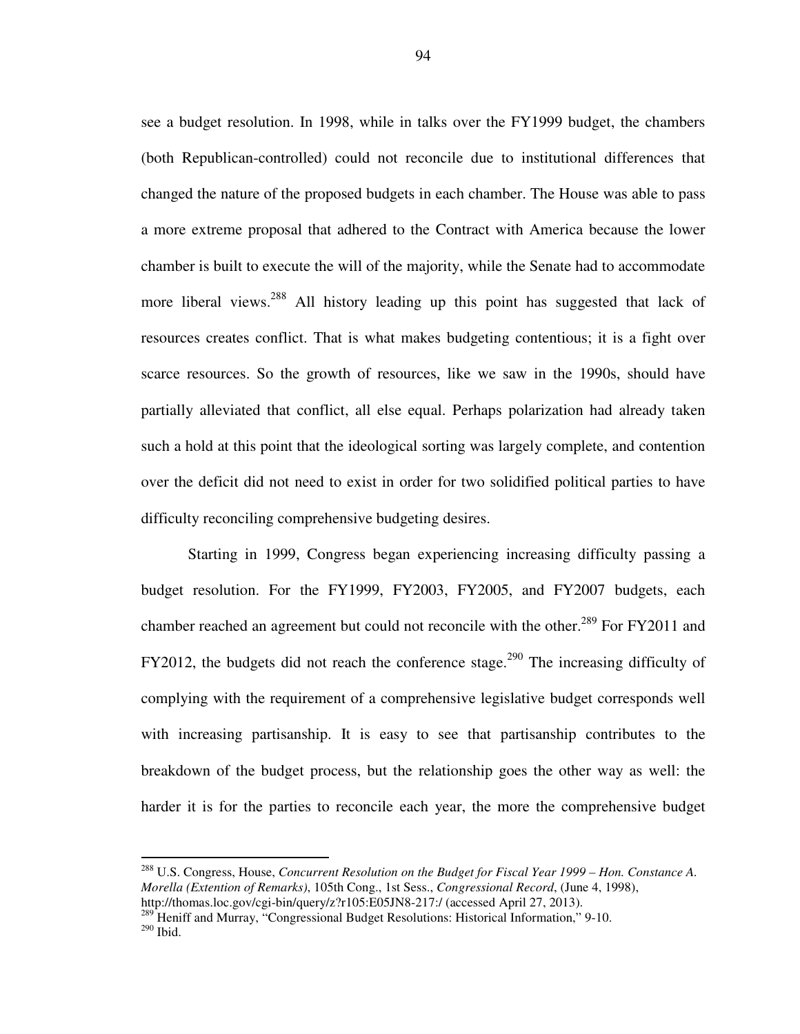see a budget resolution. In 1998, while in talks over the FY1999 budget, the chambers (both Republican-controlled) could not reconcile due to institutional differences that changed the nature of the proposed budgets in each chamber. The House was able to pass a more extreme proposal that adhered to the Contract with America because the lower chamber is built to execute the will of the majority, while the Senate had to accommodate more liberal views.[288] All history leading up this point has suggested that lack of resources creates conflict. That is what makes budgeting contentious; it is a fight over scarce resources. So the growth of resources, like we saw in the 1990s, should have partially alleviated that conflict, all else equal. Perhaps polarization had already taken such a hold at this point that the ideological sorting was largely complete, and contention over the deficit did not need to exist in order for two solidified political parties to have difficulty reconciling comprehensive budgeting desires.

Starting in 1999, Congress began experiencing increasing difficulty passing a budget resolution. For the FY1999, FY2003, FY2005, and FY2007 budgets, each chamber reached an agreement but could not reconcile with the other.[289] For FY2011 and FY2012, the budgets did not reach the conference stage.[290] The increasing difficulty of complying with the requirement of a comprehensive legislative budget corresponds well with increasing partisanship. It is easy to see that partisanship contributes to the breakdown of the budget process, but the relationship goes the other way as well: the harder it is for the parties to reconcile each year, the more the comprehensive budget

---

[288] U.S. Congress, House, *Concurrent Resolution on the Budget for Fiscal Year 1999 – Hon. Constance A. Morella (Extention of Remarks)*, 105th Cong., 1st Sess., *Congressional Record*, (June 4, 1998), http://thomas.loc.gov/cgi-bin/query/z?r105:E05JN8-217:/ (accessed April 27, 2013).

[289] Heniff and Murray, "Congressional Budget Resolutions: Historical Information," 9-10.

[290] Ibid.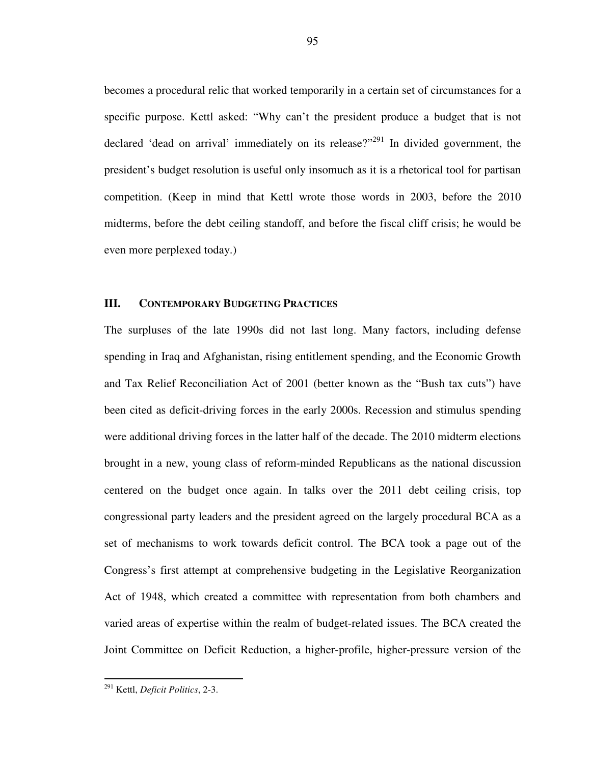becomes a procedural relic that worked temporarily in a certain set of circumstances for a specific purpose. Kettl asked: "Why can't the president produce a budget that is not declared 'dead on arrival' immediately on its release?"[291] In divided government, the president's budget resolution is useful only insomuch as it is a rhetorical tool for partisan competition. (Keep in mind that Kettl wrote those words in 2003, before the 2010 midterms, before the debt ceiling standoff, and before the fiscal cliff crisis; he would be even more perplexed today.)

## III. CONTEMPORARY BUDGETING PRACTICES

The surpluses of the late 1990s did not last long. Many factors, including defense spending in Iraq and Afghanistan, rising entitlement spending, and the Economic Growth and Tax Relief Reconciliation Act of 2001 (better known as the "Bush tax cuts") have been cited as deficit-driving forces in the early 2000s. Recession and stimulus spending were additional driving forces in the latter half of the decade. The 2010 midterm elections brought in a new, young class of reform-minded Republicans as the national discussion centered on the budget once again. In talks over the 2011 debt ceiling crisis, top congressional party leaders and the president agreed on the largely procedural BCA as a set of mechanisms to work towards deficit control. The BCA took a page out of the Congress's first attempt at comprehensive budgeting in the Legislative Reorganization Act of 1948, which created a committee with representation from both chambers and varied areas of expertise within the realm of budget-related issues. The BCA created the Joint Committee on Deficit Reduction, a higher-profile, higher-pressure version of the

---

[291] Kettl, *Deficit Politics*, 2-3.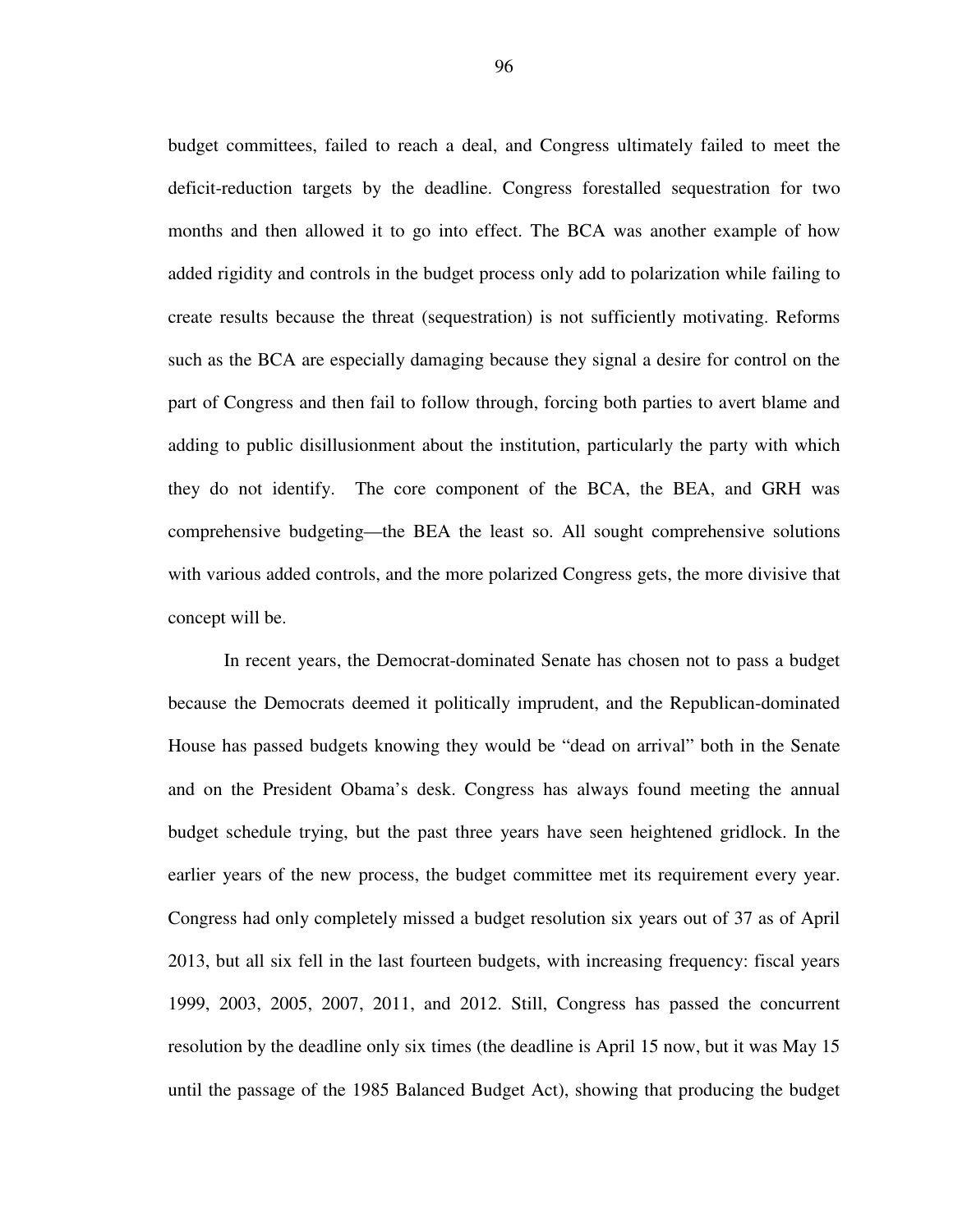budget committees, failed to reach a deal, and Congress ultimately failed to meet the deficit-reduction targets by the deadline. Congress forestalled sequestration for two months and then allowed it to go into effect. The BCA was another example of how added rigidity and controls in the budget process only add to polarization while failing to create results because the threat (sequestration) is not sufficiently motivating. Reforms such as the BCA are especially damaging because they signal a desire for control on the part of Congress and then fail to follow through, forcing both parties to avert blame and adding to public disillusionment about the institution, particularly the party with which they do not identify. The core component of the BCA, the BEA, and GRH was comprehensive budgeting—the BEA the least so. All sought comprehensive solutions with various added controls, and the more polarized Congress gets, the more divisive that concept will be.

In recent years, the Democrat-dominated Senate has chosen not to pass a budget because the Democrats deemed it politically imprudent, and the Republican-dominated House has passed budgets knowing they would be "dead on arrival" both in the Senate and on the President Obama's desk. Congress has always found meeting the annual budget schedule trying, but the past three years have seen heightened gridlock. In the earlier years of the new process, the budget committee met its requirement every year. Congress had only completely missed a budget resolution six years out of 37 as of April 2013, but all six fell in the last fourteen budgets, with increasing frequency: fiscal years 1999, 2003, 2005, 2007, 2011, and 2012. Still, Congress has passed the concurrent resolution by the deadline only six times (the deadline is April 15 now, but it was May 15 until the passage of the 1985 Balanced Budget Act), showing that producing the budget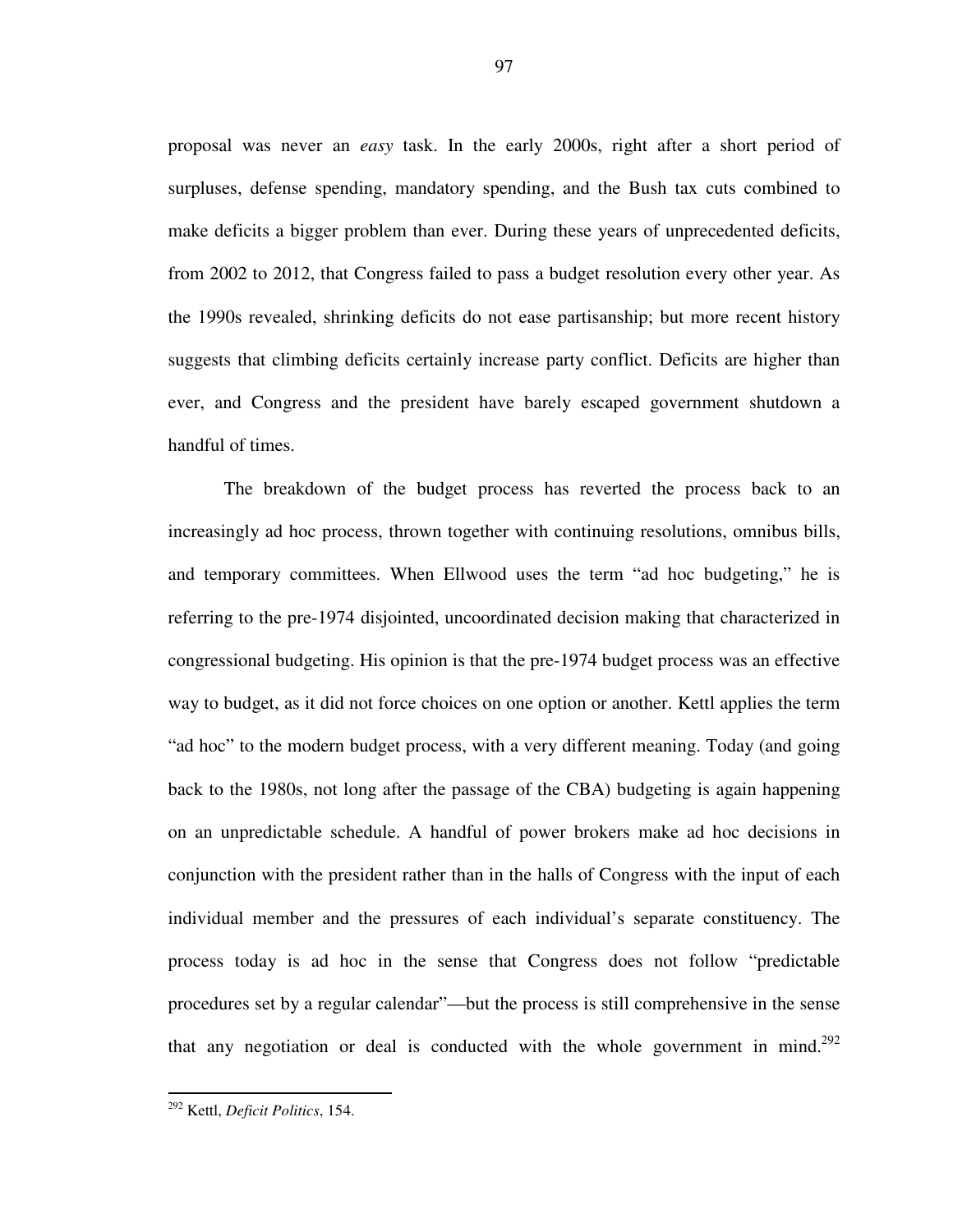proposal was never an *easy* task. In the early 2000s, right after a short period of surpluses, defense spending, mandatory spending, and the Bush tax cuts combined to make deficits a bigger problem than ever. During these years of unprecedented deficits, from 2002 to 2012, that Congress failed to pass a budget resolution every other year. As the 1990s revealed, shrinking deficits do not ease partisanship; but more recent history suggests that climbing deficits certainly increase party conflict. Deficits are higher than ever, and Congress and the president have barely escaped government shutdown a handful of times.

The breakdown of the budget process has reverted the process back to an increasingly ad hoc process, thrown together with continuing resolutions, omnibus bills, and temporary committees. When Ellwood uses the term "ad hoc budgeting," he is referring to the pre-1974 disjointed, uncoordinated decision making that characterized in congressional budgeting. His opinion is that the pre-1974 budget process was an effective way to budget, as it did not force choices on one option or another. Kettl applies the term "ad hoc" to the modern budget process, with a very different meaning. Today (and going back to the 1980s, not long after the passage of the CBA) budgeting is again happening on an unpredictable schedule. A handful of power brokers make ad hoc decisions in conjunction with the president rather than in the halls of Congress with the input of each individual member and the pressures of each individual's separate constituency. The process today is ad hoc in the sense that Congress does not follow "predictable procedures set by a regular calendar"—but the process is still comprehensive in the sense that any negotiation or deal is conducted with the whole government in mind.[292]

[292] Kettl, *Deficit Politics*, 154.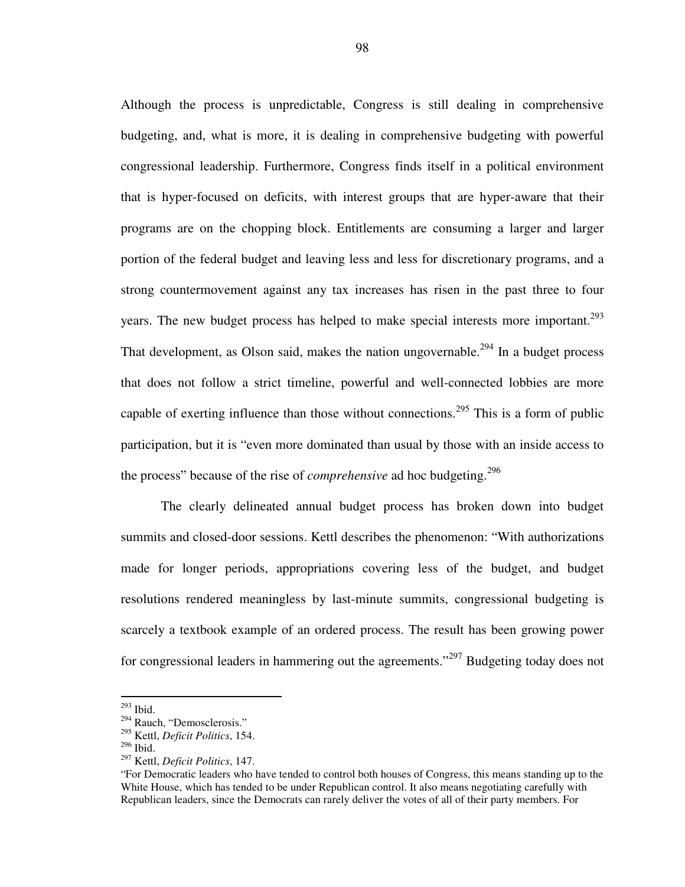Although the process is unpredictable, Congress is still dealing in comprehensive budgeting, and, what is more, it is dealing in comprehensive budgeting with powerful congressional leadership. Furthermore, Congress finds itself in a political environment that is hyper-focused on deficits, with interest groups that are hyper-aware that their programs are on the chopping block. Entitlements are consuming a larger and larger portion of the federal budget and leaving less and less for discretionary programs, and a strong countermovement against any tax increases has risen in the past three to four years. The new budget process has helped to make special interests more important.[293] That development, as Olson said, makes the nation ungovernable.[294] In a budget process that does not follow a strict timeline, powerful and well-connected lobbies are more capable of exerting influence than those without connections.[295] This is a form of public participation, but it is "even more dominated than usual by those with an inside access to the process" because of the rise of *comprehensive* ad hoc budgeting.[296]

The clearly delineated annual budget process has broken down into budget summits and closed-door sessions. Kettl describes the phenomenon: "With authorizations made for longer periods, appropriations covering less of the budget, and budget resolutions rendered meaningless by last-minute summits, congressional budgeting is scarcely a textbook example of an ordered process. The result has been growing power for congressional leaders in hammering out the agreements."[297] Budgeting today does not

---

[293] Ibid.

[294] Rauch, "Demosclerosis."

[295] Kettl, *Deficit Politics*, 154.

[296] Ibid.

[297] Kettl, *Deficit Politics*, 147.

"For Democratic leaders who have tended to control both houses of Congress, this means standing up to the White House, which has tended to be under Republican control. It also means negotiating carefully with Republican leaders, since the Democrats can rarely deliver the votes of all of their party members. For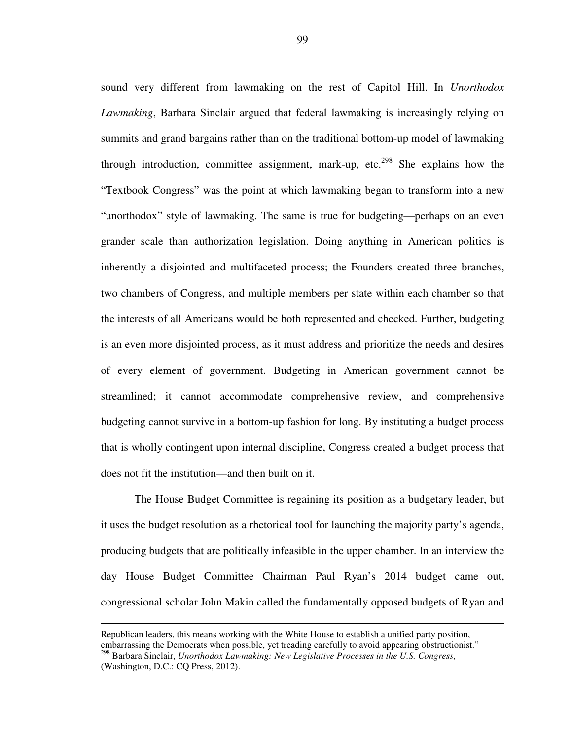sound very different from lawmaking on the rest of Capitol Hill. In *Unorthodox Lawmaking*, Barbara Sinclair argued that federal lawmaking is increasingly relying on summits and grand bargains rather than on the traditional bottom-up model of lawmaking through introduction, committee assignment, mark-up, etc.[298] She explains how the "Textbook Congress" was the point at which lawmaking began to transform into a new "unorthodox" style of lawmaking. The same is true for budgeting—perhaps on an even grander scale than authorization legislation. Doing anything in American politics is inherently a disjointed and multifaceted process; the Founders created three branches, two chambers of Congress, and multiple members per state within each chamber so that the interests of all Americans would be both represented and checked. Further, budgeting is an even more disjointed process, as it must address and prioritize the needs and desires of every element of government. Budgeting in American government cannot be streamlined; it cannot accommodate comprehensive review, and comprehensive budgeting cannot survive in a bottom-up fashion for long. By instituting a budget process that is wholly contingent upon internal discipline, Congress created a budget process that does not fit the institution—and then built on it.

The House Budget Committee is regaining its position as a budgetary leader, but it uses the budget resolution as a rhetorical tool for launching the majority party's agenda, producing budgets that are politically infeasible in the upper chamber. In an interview the day House Budget Committee Chairman Paul Ryan's 2014 budget came out, congressional scholar John Makin called the fundamentally opposed budgets of Ryan and

---

Republican leaders, this means working with the White House to establish a unified party position, embarrassing the Democrats when possible, yet treading carefully to avoid appearing obstructionist."

[298] Barbara Sinclair, *Unorthodox Lawmaking: New Legislative Processes in the U.S. Congress*, (Washington, D.C.: CQ Press, 2012).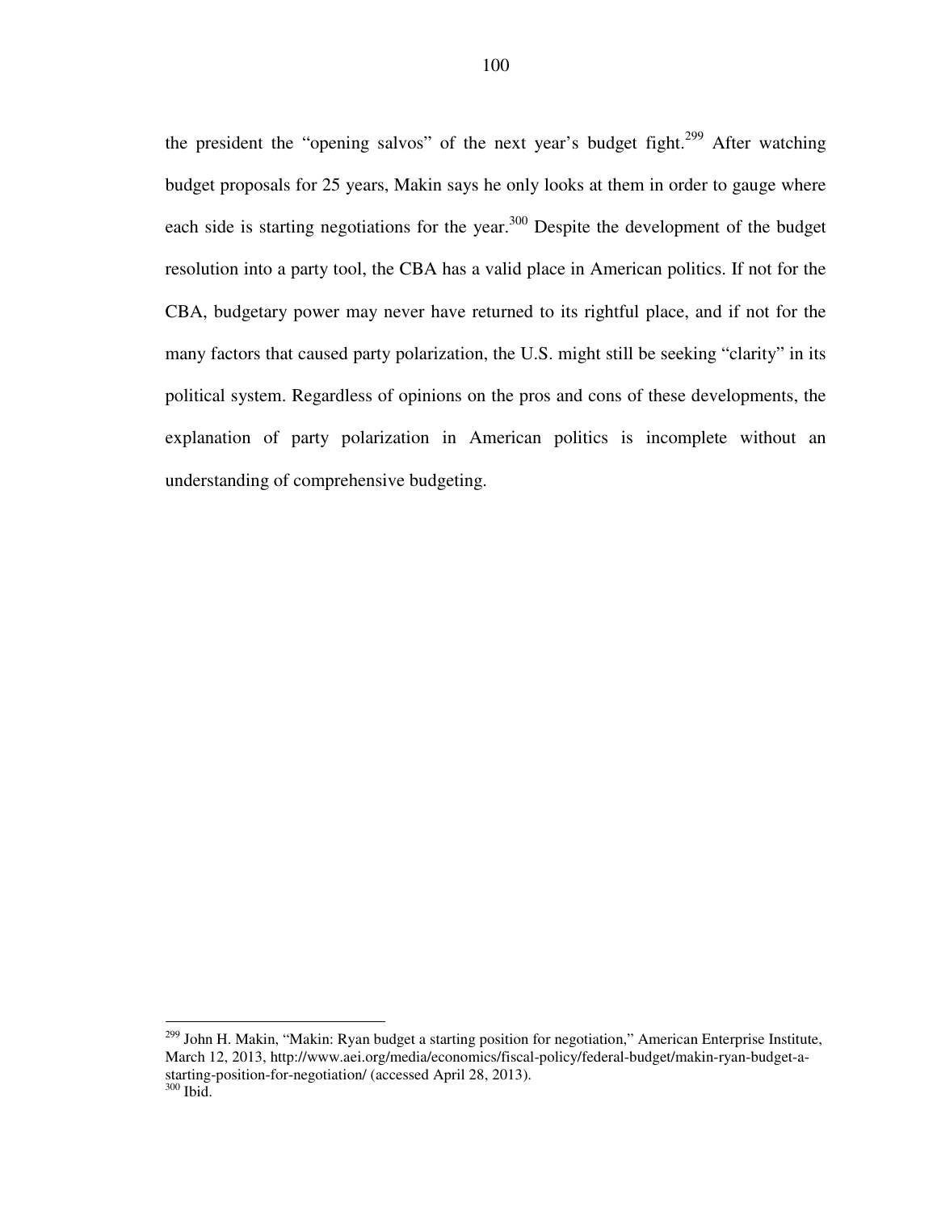the president the "opening salvos" of the next year's budget fight.[299] After watching budget proposals for 25 years, Makin says he only looks at them in order to gauge where each side is starting negotiations for the year.[300] Despite the development of the budget resolution into a party tool, the CBA has a valid place in American politics. If not for the CBA, budgetary power may never have returned to its rightful place, and if not for the many factors that caused party polarization, the U.S. might still be seeking "clarity" in its political system. Regardless of opinions on the pros and cons of these developments, the explanation of party polarization in American politics is incomplete without an understanding of comprehensive budgeting.

---

[299] John H. Makin, "Makin: Ryan budget a starting position for negotiation," American Enterprise Institute, March 12, 2013, http://www.aei.org/media/economics/fiscal-policy/federal-budget/makin-ryan-budget-a-starting-position-for-negotiation/ (accessed April 28, 2013).

[300] Ibid.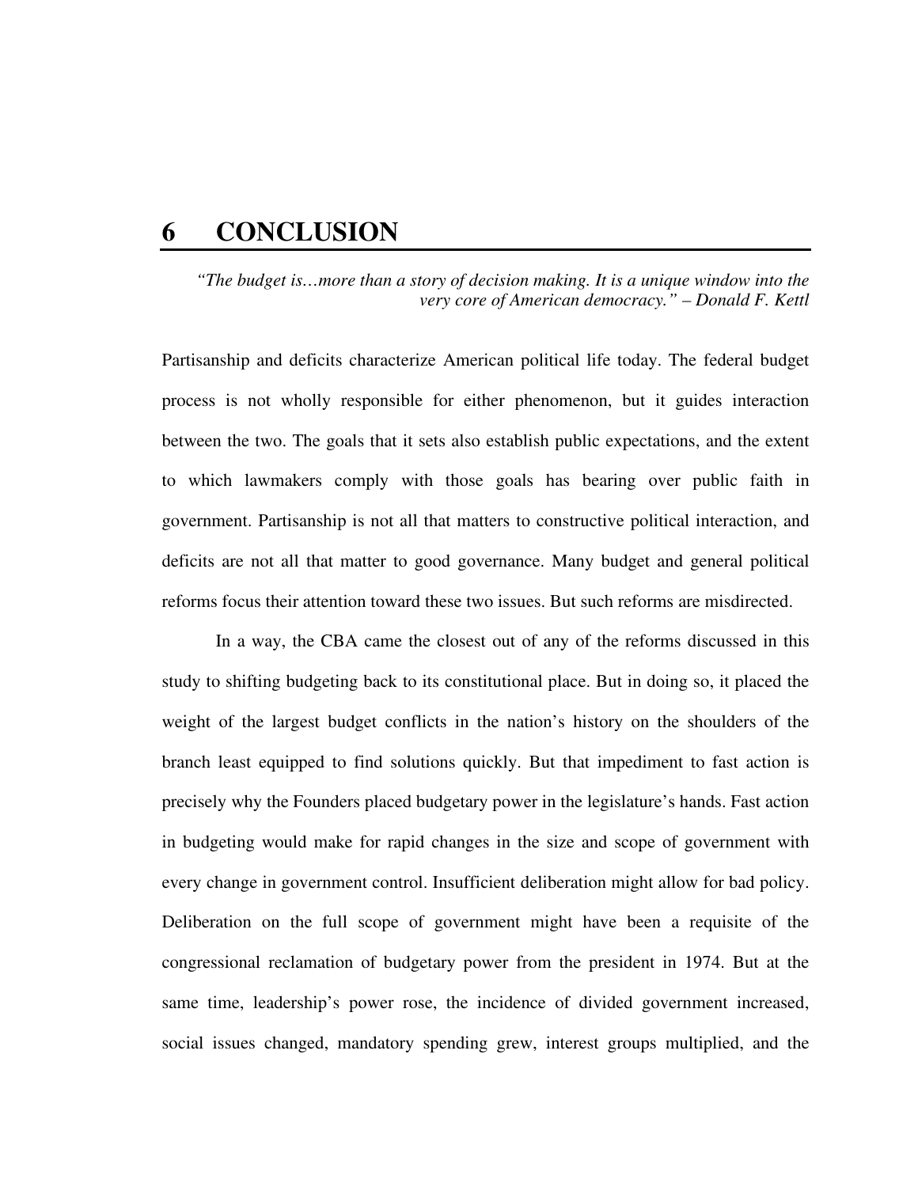# 6 CONCLUSION

*"The budget is…more than a story of decision making. It is a unique window into the very core of American democracy." – Donald F. Kettl*

Partisanship and deficits characterize American political life today. The federal budget process is not wholly responsible for either phenomenon, but it guides interaction between the two. The goals that it sets also establish public expectations, and the extent to which lawmakers comply with those goals has bearing over public faith in government. Partisanship is not all that matters to constructive political interaction, and deficits are not all that matter to good governance. Many budget and general political reforms focus their attention toward these two issues. But such reforms are misdirected.

In a way, the CBA came the closest out of any of the reforms discussed in this study to shifting budgeting back to its constitutional place. But in doing so, it placed the weight of the largest budget conflicts in the nation's history on the shoulders of the branch least equipped to find solutions quickly. But that impediment to fast action is precisely why the Founders placed budgetary power in the legislature's hands. Fast action in budgeting would make for rapid changes in the size and scope of government with every change in government control. Insufficient deliberation might allow for bad policy. Deliberation on the full scope of government might have been a requisite of the congressional reclamation of budgetary power from the president in 1974. But at the same time, leadership's power rose, the incidence of divided government increased, social issues changed, mandatory spending grew, interest groups multiplied, and the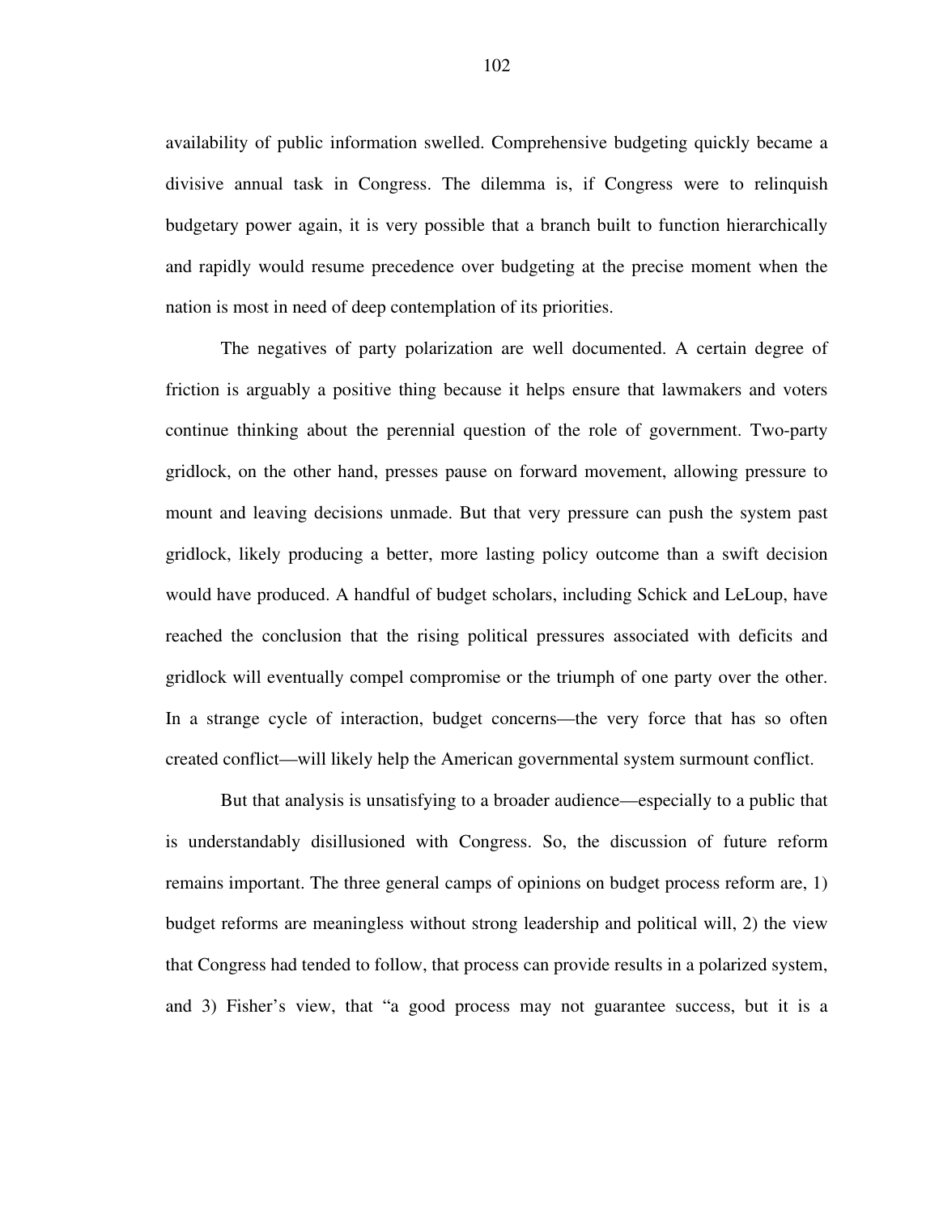availability of public information swelled. Comprehensive budgeting quickly became a divisive annual task in Congress. The dilemma is, if Congress were to relinquish budgetary power again, it is very possible that a branch built to function hierarchically and rapidly would resume precedence over budgeting at the precise moment when the nation is most in need of deep contemplation of its priorities.

The negatives of party polarization are well documented. A certain degree of friction is arguably a positive thing because it helps ensure that lawmakers and voters continue thinking about the perennial question of the role of government. Two-party gridlock, on the other hand, presses pause on forward movement, allowing pressure to mount and leaving decisions unmade. But that very pressure can push the system past gridlock, likely producing a better, more lasting policy outcome than a swift decision would have produced. A handful of budget scholars, including Schick and LeLoup, have reached the conclusion that the rising political pressures associated with deficits and gridlock will eventually compel compromise or the triumph of one party over the other. In a strange cycle of interaction, budget concerns—the very force that has so often created conflict—will likely help the American governmental system surmount conflict.

But that analysis is unsatisfying to a broader audience—especially to a public that is understandably disillusioned with Congress. So, the discussion of future reform remains important. The three general camps of opinions on budget process reform are, 1) budget reforms are meaningless without strong leadership and political will, 2) the view that Congress had tended to follow, that process can provide results in a polarized system, and 3) Fisher's view, that "a good process may not guarantee success, but it is a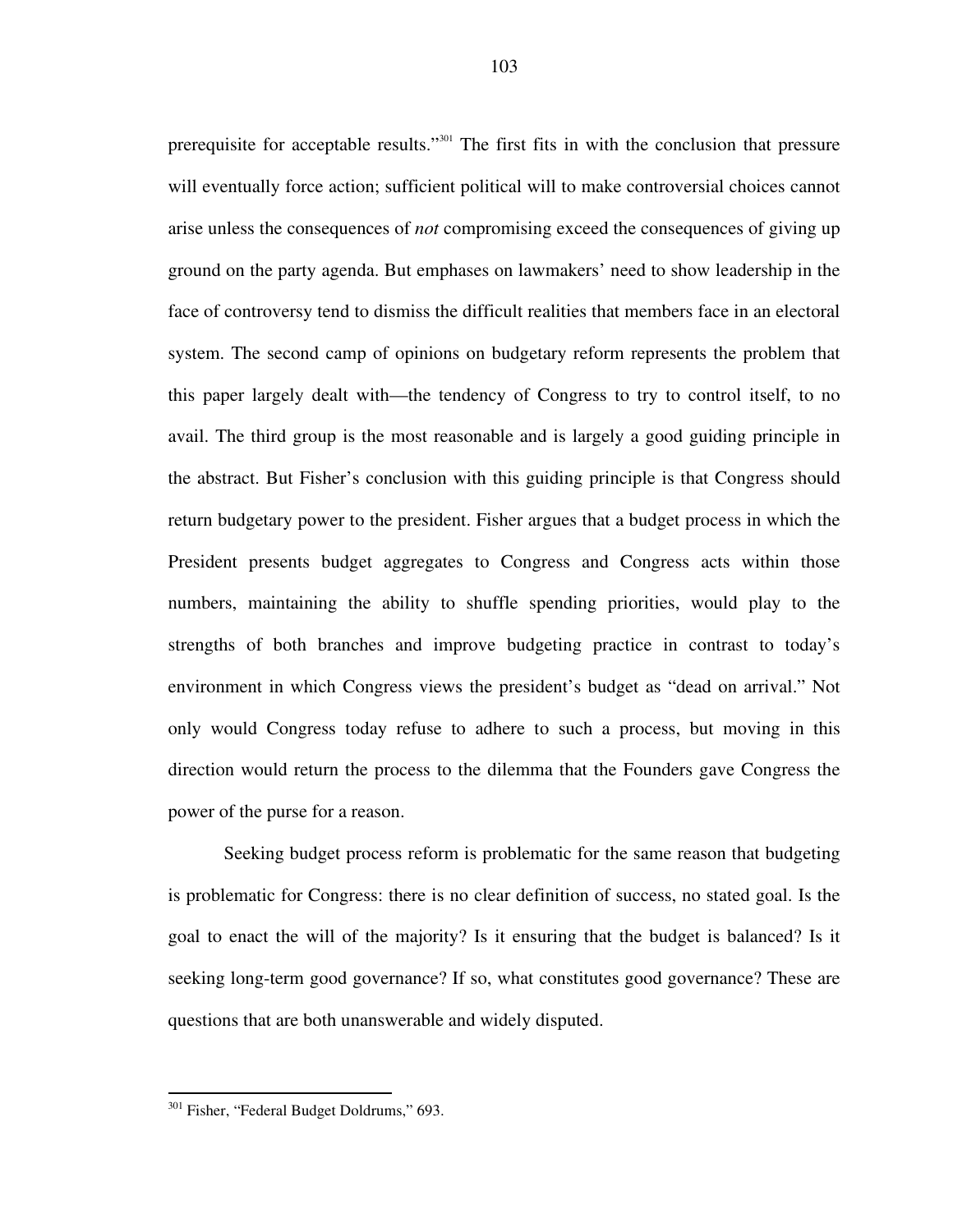prerequisite for acceptable results."[301] The first fits in with the conclusion that pressure will eventually force action; sufficient political will to make controversial choices cannot arise unless the consequences of *not* compromising exceed the consequences of giving up ground on the party agenda. But emphases on lawmakers' need to show leadership in the face of controversy tend to dismiss the difficult realities that members face in an electoral system. The second camp of opinions on budgetary reform represents the problem that this paper largely dealt with—the tendency of Congress to try to control itself, to no avail. The third group is the most reasonable and is largely a good guiding principle in the abstract. But Fisher's conclusion with this guiding principle is that Congress should return budgetary power to the president. Fisher argues that a budget process in which the President presents budget aggregates to Congress and Congress acts within those numbers, maintaining the ability to shuffle spending priorities, would play to the strengths of both branches and improve budgeting practice in contrast to today's environment in which Congress views the president's budget as "dead on arrival." Not only would Congress today refuse to adhere to such a process, but moving in this direction would return the process to the dilemma that the Founders gave Congress the power of the purse for a reason.

Seeking budget process reform is problematic for the same reason that budgeting is problematic for Congress: there is no clear definition of success, no stated goal. Is the goal to enact the will of the majority? Is it ensuring that the budget is balanced? Is it seeking long-term good governance? If so, what constitutes good governance? These are questions that are both unanswerable and widely disputed.

---

[301] Fisher, "Federal Budget Doldrums," 693.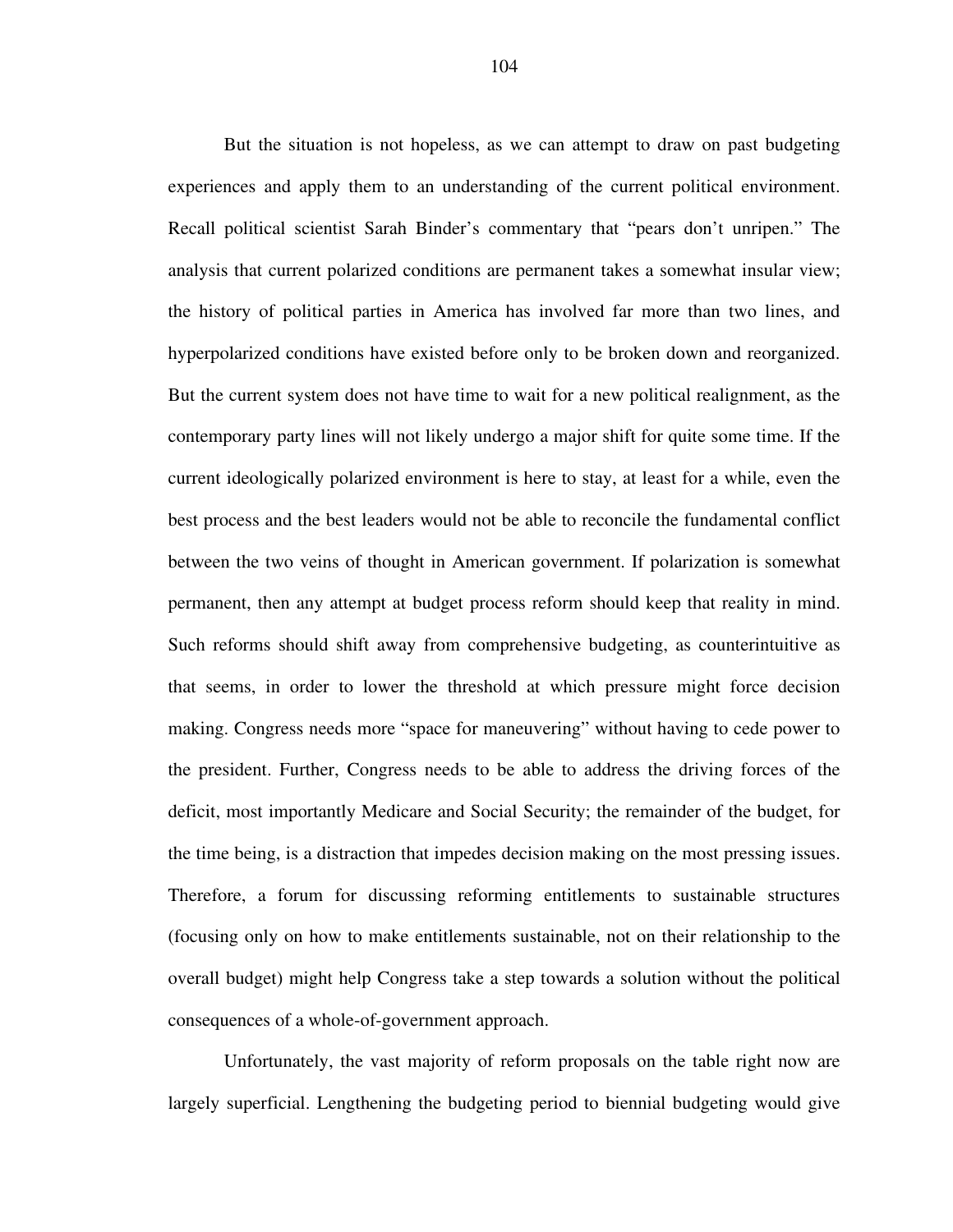But the situation is not hopeless, as we can attempt to draw on past budgeting experiences and apply them to an understanding of the current political environment. Recall political scientist Sarah Binder's commentary that "pears don't unripen." The analysis that current polarized conditions are permanent takes a somewhat insular view; the history of political parties in America has involved far more than two lines, and hyperpolarized conditions have existed before only to be broken down and reorganized. But the current system does not have time to wait for a new political realignment, as the contemporary party lines will not likely undergo a major shift for quite some time. If the current ideologically polarized environment is here to stay, at least for a while, even the best process and the best leaders would not be able to reconcile the fundamental conflict between the two veins of thought in American government. If polarization is somewhat permanent, then any attempt at budget process reform should keep that reality in mind. Such reforms should shift away from comprehensive budgeting, as counterintuitive as that seems, in order to lower the threshold at which pressure might force decision making. Congress needs more "space for maneuvering" without having to cede power to the president. Further, Congress needs to be able to address the driving forces of the deficit, most importantly Medicare and Social Security; the remainder of the budget, for the time being, is a distraction that impedes decision making on the most pressing issues. Therefore, a forum for discussing reforming entitlements to sustainable structures (focusing only on how to make entitlements sustainable, not on their relationship to the overall budget) might help Congress take a step towards a solution without the political consequences of a whole-of-government approach.

Unfortunately, the vast majority of reform proposals on the table right now are largely superficial. Lengthening the budgeting period to biennial budgeting would give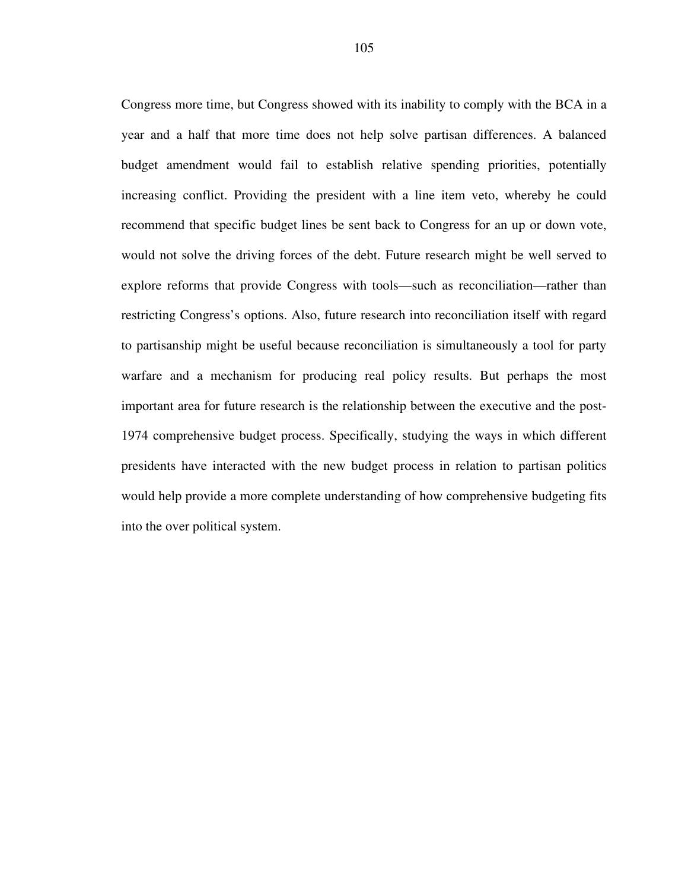Congress more time, but Congress showed with its inability to comply with the BCA in a year and a half that more time does not help solve partisan differences. A balanced budget amendment would fail to establish relative spending priorities, potentially increasing conflict. Providing the president with a line item veto, whereby he could recommend that specific budget lines be sent back to Congress for an up or down vote, would not solve the driving forces of the debt. Future research might be well served to explore reforms that provide Congress with tools—such as reconciliation—rather than restricting Congress's options. Also, future research into reconciliation itself with regard to partisanship might be useful because reconciliation is simultaneously a tool for party warfare and a mechanism for producing real policy results. But perhaps the most important area for future research is the relationship between the executive and the post-1974 comprehensive budget process. Specifically, studying the ways in which different presidents have interacted with the new budget process in relation to partisan politics would help provide a more complete understanding of how comprehensive budgeting fits into the over political system.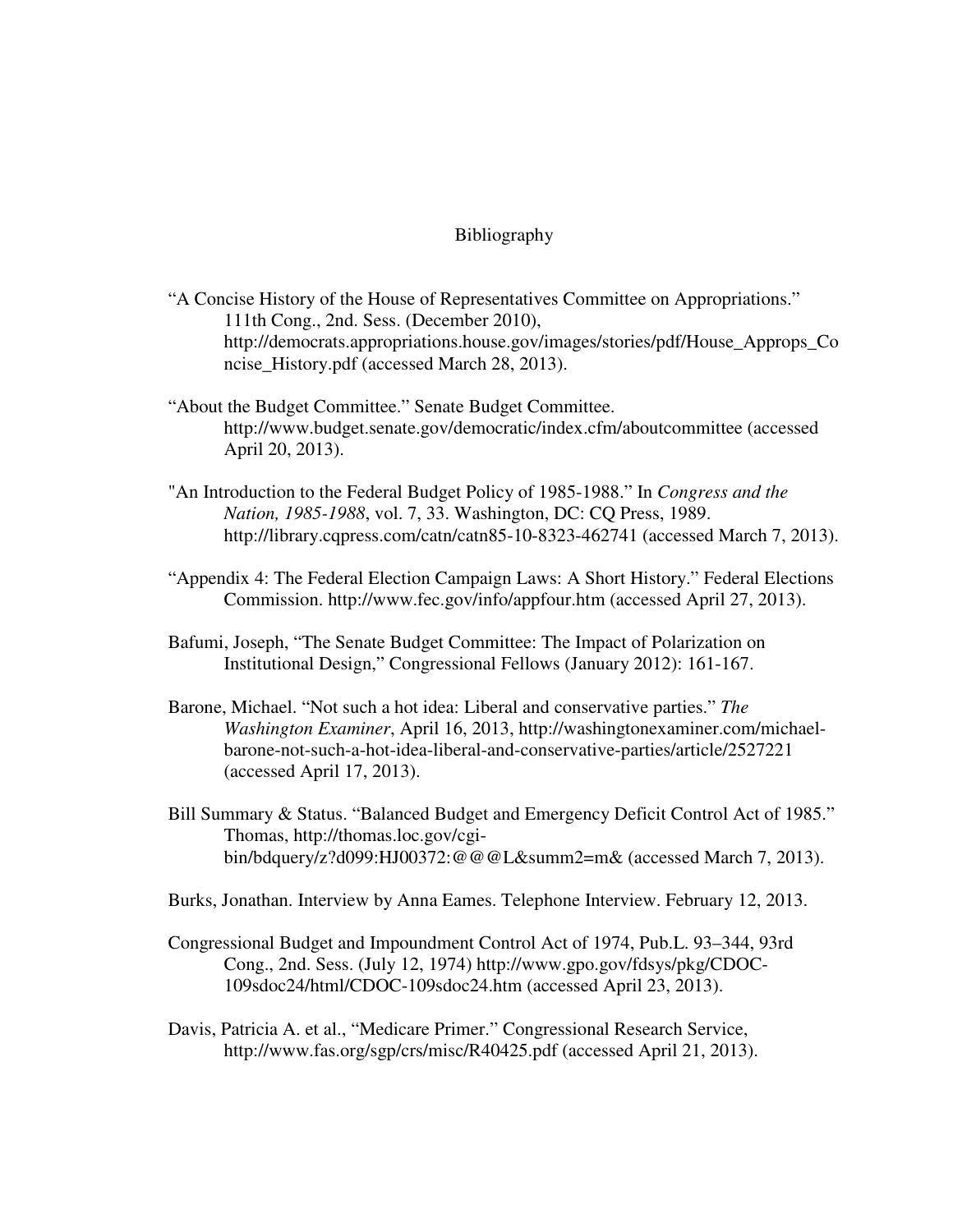# Bibliography

"A Concise History of the House of Representatives Committee on Appropriations." 111th Cong., 2nd. Sess. (December 2010), http://democrats.appropriations.house.gov/images/stories/pdf/House_Approps_Concise_History.pdf (accessed March 28, 2013).

"About the Budget Committee." Senate Budget Committee. http://www.budget.senate.gov/democratic/index.cfm/aboutcommittee (accessed April 20, 2013).

"An Introduction to the Federal Budget Policy of 1985-1988." In *Congress and the Nation, 1985-1988*, vol. 7, 33. Washington, DC: CQ Press, 1989. http://library.cqpress.com/catn/catn85-10-8323-462741 (accessed March 7, 2013).

"Appendix 4: The Federal Election Campaign Laws: A Short History." Federal Elections Commission. http://www.fec.gov/info/appfour.htm (accessed April 27, 2013).

Bafumi, Joseph, "The Senate Budget Committee: The Impact of Polarization on Institutional Design," Congressional Fellows (January 2012): 161-167.

Barone, Michael. "Not such a hot idea: Liberal and conservative parties." *The Washington Examiner*, April 16, 2013, http://washingtonexaminer.com/michael-barone-not-such-a-hot-idea-liberal-and-conservative-parties/article/2527221 (accessed April 17, 2013).

Bill Summary & Status. "Balanced Budget and Emergency Deficit Control Act of 1985." Thomas, http://thomas.loc.gov/cgi-bin/bdquery/z?d099:HJ00372:@@@L&summ2=m& (accessed March 7, 2013).

Burks, Jonathan. Interview by Anna Eames. Telephone Interview. February 12, 2013.

Congressional Budget and Impoundment Control Act of 1974, Pub.L. 93–344, 93rd Cong., 2nd. Sess. (July 12, 1974) http://www.gpo.gov/fdsys/pkg/CDOC-109sdoc24/html/CDOC-109sdoc24.htm (accessed April 23, 2013).

Davis, Patricia A. et al., "Medicare Primer." Congressional Research Service, http://www.fas.org/sgp/crs/misc/R40425.pdf (accessed April 21, 2013).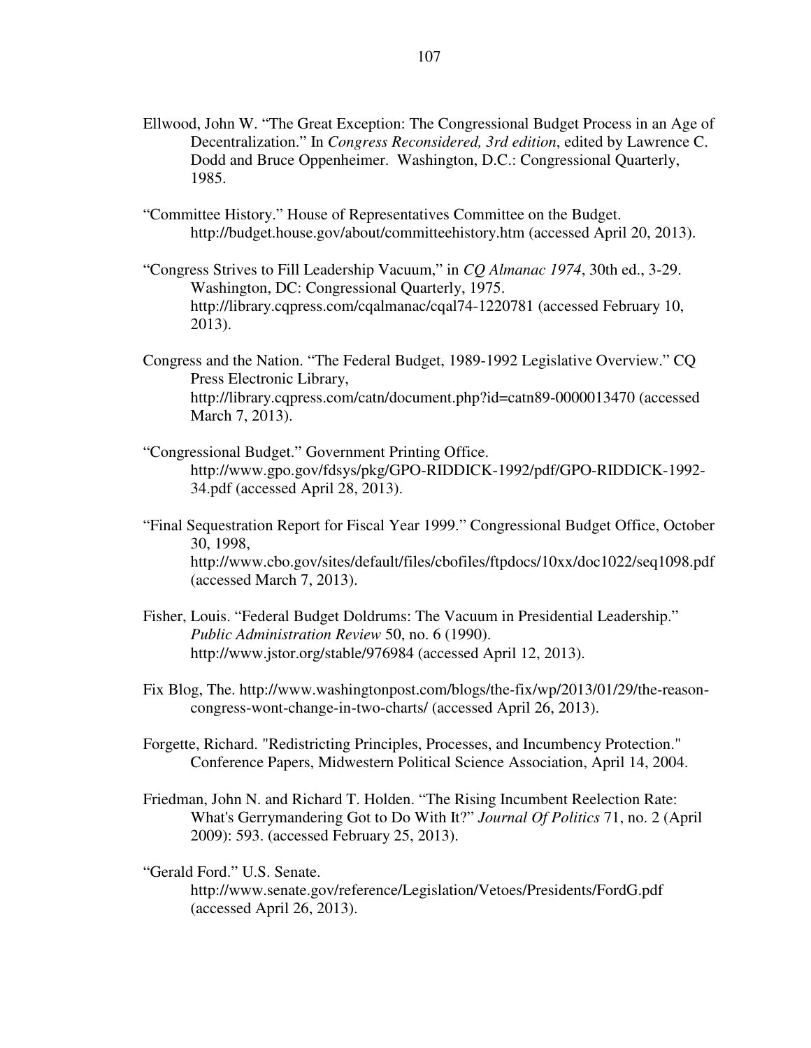Ellwood, John W. "The Great Exception: The Congressional Budget Process in an Age of Decentralization." In *Congress Reconsidered, 3rd edition*, edited by Lawrence C. Dodd and Bruce Oppenheimer. Washington, D.C.: Congressional Quarterly, 1985.

"Committee History." House of Representatives Committee on the Budget. http://budget.house.gov/about/committeehistory.htm (accessed April 20, 2013).

"Congress Strives to Fill Leadership Vacuum," in *CQ Almanac 1974*, 30th ed., 3-29. Washington, DC: Congressional Quarterly, 1975. http://library.cqpress.com/cqalmanac/cqal74-1220781 (accessed February 10, 2013).

Congress and the Nation. "The Federal Budget, 1989-1992 Legislative Overview." CQ Press Electronic Library, http://library.cqpress.com/catn/document.php?id=catn89-0000013470 (accessed March 7, 2013).

"Congressional Budget." Government Printing Office. http://www.gpo.gov/fdsys/pkg/GPO-RIDDICK-1992/pdf/GPO-RIDDICK-1992-34.pdf (accessed April 28, 2013).

"Final Sequestration Report for Fiscal Year 1999." Congressional Budget Office, October 30, 1998, http://www.cbo.gov/sites/default/files/cbofiles/ftpdocs/10xx/doc1022/seq1098.pdf (accessed March 7, 2013).

Fisher, Louis. "Federal Budget Doldrums: The Vacuum in Presidential Leadership." *Public Administration Review* 50, no. 6 (1990). http://www.jstor.org/stable/976984 (accessed April 12, 2013).

Fix Blog, The. http://www.washingtonpost.com/blogs/the-fix/wp/2013/01/29/the-reason-congress-wont-change-in-two-charts/ (accessed April 26, 2013).

Forgette, Richard. "Redistricting Principles, Processes, and Incumbency Protection." Conference Papers, Midwestern Political Science Association, April 14, 2004.

Friedman, John N. and Richard T. Holden. "The Rising Incumbent Reelection Rate: What's Gerrymandering Got to Do With It?" *Journal Of Politics* 71, no. 2 (April 2009): 593. (accessed February 25, 2013).

"Gerald Ford." U.S. Senate. http://www.senate.gov/reference/Legislation/Vetoes/Presidents/FordG.pdf (accessed April 26, 2013).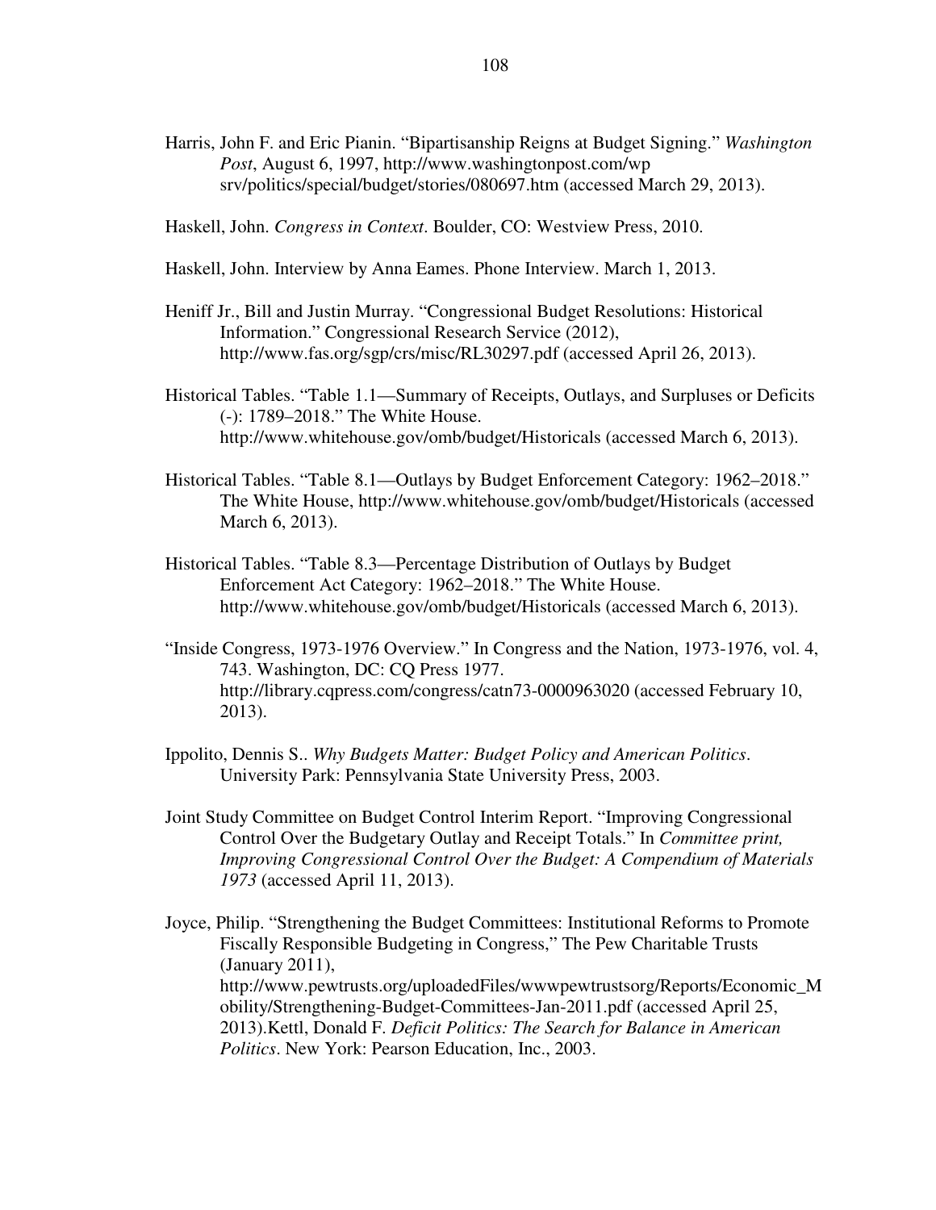Harris, John F. and Eric Pianin. "Bipartisanship Reigns at Budget Signing." *Washington Post*, August 6, 1997, http://www.washingtonpost.com/wp srv/politics/special/budget/stories/080697.htm (accessed March 29, 2013).

Haskell, John. *Congress in Context*. Boulder, CO: Westview Press, 2010.

Haskell, John. Interview by Anna Eames. Phone Interview. March 1, 2013.

Heniff Jr., Bill and Justin Murray. "Congressional Budget Resolutions: Historical Information." Congressional Research Service (2012), http://www.fas.org/sgp/crs/misc/RL30297.pdf (accessed April 26, 2013).

Historical Tables. "Table 1.1—Summary of Receipts, Outlays, and Surpluses or Deficits (-): 1789–2018." The White House. http://www.whitehouse.gov/omb/budget/Historicals (accessed March 6, 2013).

Historical Tables. "Table 8.1—Outlays by Budget Enforcement Category: 1962–2018." The White House, http://www.whitehouse.gov/omb/budget/Historicals (accessed March 6, 2013).

Historical Tables. "Table 8.3—Percentage Distribution of Outlays by Budget Enforcement Act Category: 1962–2018." The White House. http://www.whitehouse.gov/omb/budget/Historicals (accessed March 6, 2013).

"Inside Congress, 1973-1976 Overview." In Congress and the Nation, 1973-1976, vol. 4, 743. Washington, DC: CQ Press 1977. http://library.cqpress.com/congress/catn73-0000963020 (accessed February 10, 2013).

Ippolito, Dennis S.. *Why Budgets Matter: Budget Policy and American Politics*. University Park: Pennsylvania State University Press, 2003.

Joint Study Committee on Budget Control Interim Report. "Improving Congressional Control Over the Budgetary Outlay and Receipt Totals." In *Committee print, Improving Congressional Control Over the Budget: A Compendium of Materials 1973* (accessed April 11, 2013).

Joyce, Philip. "Strengthening the Budget Committees: Institutional Reforms to Promote Fiscally Responsible Budgeting in Congress," The Pew Charitable Trusts (January 2011), http://www.pewtrusts.org/uploadedFiles/wwwpewtrustsorg/Reports/Economic_Mobility/Strengthening-Budget-Committees-Jan-2011.pdf (accessed April 25, 2013).Kettl, Donald F. *Deficit Politics: The Search for Balance in American Politics*. New York: Pearson Education, Inc., 2003.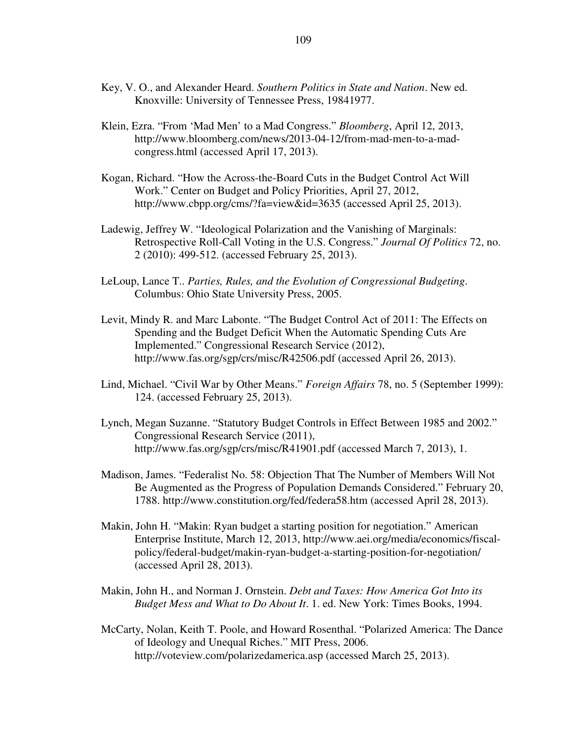Key, V. O., and Alexander Heard. *Southern Politics in State and Nation*. New ed. Knoxville: University of Tennessee Press, 19841977.

Klein, Ezra. "From 'Mad Men' to a Mad Congress." *Bloomberg*, April 12, 2013, http://www.bloomberg.com/news/2013-04-12/from-mad-men-to-a-mad-congress.html (accessed April 17, 2013).

Kogan, Richard. "How the Across-the-Board Cuts in the Budget Control Act Will Work." Center on Budget and Policy Priorities, April 27, 2012, http://www.cbpp.org/cms/?fa=view&id=3635 (accessed April 25, 2013).

Ladewig, Jeffrey W. "Ideological Polarization and the Vanishing of Marginals: Retrospective Roll-Call Voting in the U.S. Congress." *Journal Of Politics* 72, no. 2 (2010): 499-512. (accessed February 25, 2013).

LeLoup, Lance T.. *Parties, Rules, and the Evolution of Congressional Budgeting*. Columbus: Ohio State University Press, 2005.

Levit, Mindy R. and Marc Labonte. "The Budget Control Act of 2011: The Effects on Spending and the Budget Deficit When the Automatic Spending Cuts Are Implemented." Congressional Research Service (2012), http://www.fas.org/sgp/crs/misc/R42506.pdf (accessed April 26, 2013).

Lind, Michael. "Civil War by Other Means." *Foreign Affairs* 78, no. 5 (September 1999): 124. (accessed February 25, 2013).

Lynch, Megan Suzanne. "Statutory Budget Controls in Effect Between 1985 and 2002." Congressional Research Service (2011), http://www.fas.org/sgp/crs/misc/R41901.pdf (accessed March 7, 2013), 1.

Madison, James. "Federalist No. 58: Objection That The Number of Members Will Not Be Augmented as the Progress of Population Demands Considered." February 20, 1788. http://www.constitution.org/fed/federa58.htm (accessed April 28, 2013).

Makin, John H. "Makin: Ryan budget a starting position for negotiation." American Enterprise Institute, March 12, 2013, http://www.aei.org/media/economics/fiscal-policy/federal-budget/makin-ryan-budget-a-starting-position-for-negotiation/ (accessed April 28, 2013).

Makin, John H., and Norman J. Ornstein. *Debt and Taxes: How America Got Into its Budget Mess and What to Do About It*. 1. ed. New York: Times Books, 1994.

McCarty, Nolan, Keith T. Poole, and Howard Rosenthal. "Polarized America: The Dance of Ideology and Unequal Riches." MIT Press, 2006. http://voteview.com/polarizedamerica.asp (accessed March 25, 2013).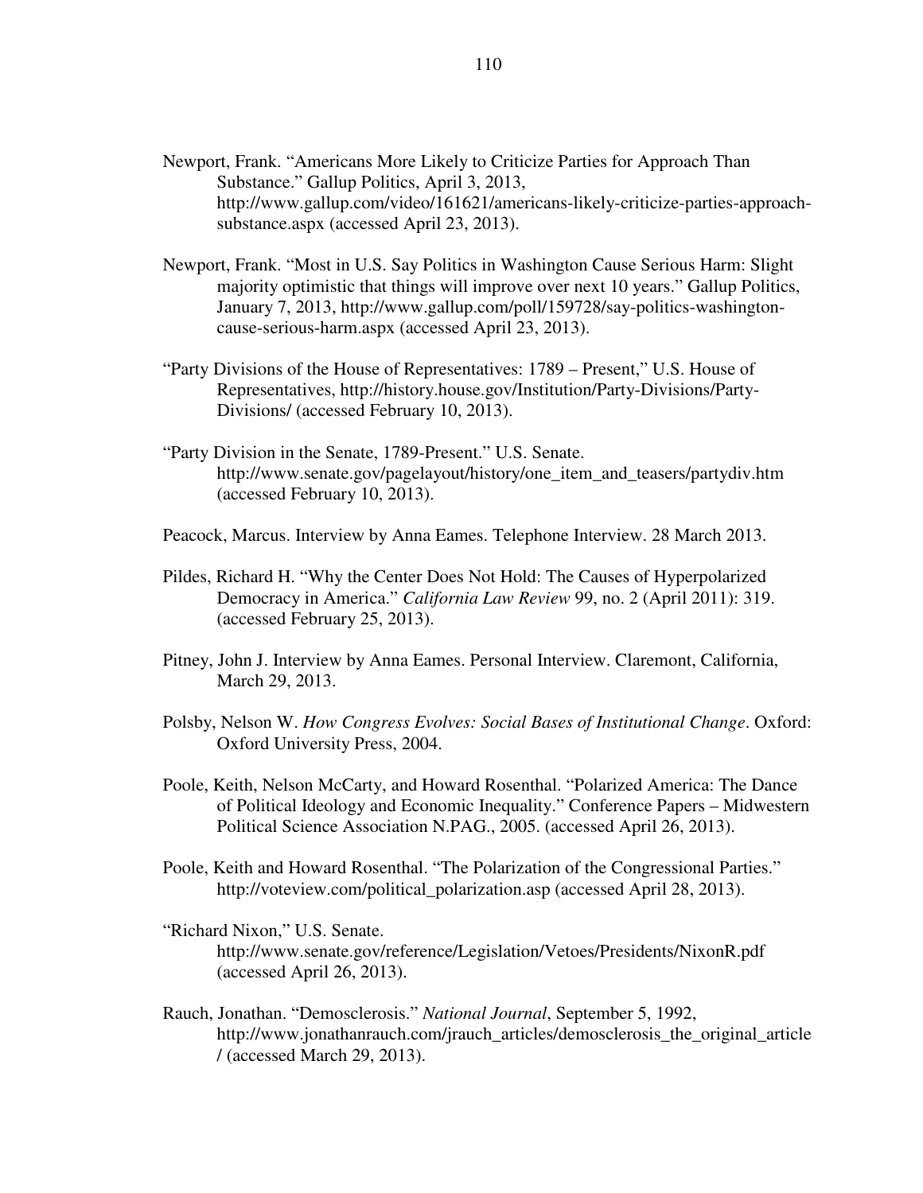Newport, Frank. "Americans More Likely to Criticize Parties for Approach Than Substance." Gallup Politics, April 3, 2013, http://www.gallup.com/video/161621/americans-likely-criticize-parties-approach-substance.aspx (accessed April 23, 2013).

Newport, Frank. "Most in U.S. Say Politics in Washington Cause Serious Harm: Slight majority optimistic that things will improve over next 10 years." Gallup Politics, January 7, 2013, http://www.gallup.com/poll/159728/say-politics-washington-cause-serious-harm.aspx (accessed April 23, 2013).

"Party Divisions of the House of Representatives: 1789 – Present," U.S. House of Representatives, http://history.house.gov/Institution/Party-Divisions/Party-Divisions/ (accessed February 10, 2013).

"Party Division in the Senate, 1789-Present." U.S. Senate. http://www.senate.gov/pagelayout/history/one_item_and_teasers/partydiv.htm (accessed February 10, 2013).

Peacock, Marcus. Interview by Anna Eames. Telephone Interview. 28 March 2013.

Pildes, Richard H. "Why the Center Does Not Hold: The Causes of Hyperpolarized Democracy in America." *California Law Review* 99, no. 2 (April 2011): 319. (accessed February 25, 2013).

Pitney, John J. Interview by Anna Eames. Personal Interview. Claremont, California, March 29, 2013.

Polsby, Nelson W. *How Congress Evolves: Social Bases of Institutional Change*. Oxford: Oxford University Press, 2004.

Poole, Keith, Nelson McCarty, and Howard Rosenthal. "Polarized America: The Dance of Political Ideology and Economic Inequality." Conference Papers – Midwestern Political Science Association N.PAG., 2005. (accessed April 26, 2013).

Poole, Keith and Howard Rosenthal. "The Polarization of the Congressional Parties." http://voteview.com/political_polarization.asp (accessed April 28, 2013).

"Richard Nixon," U.S. Senate. http://www.senate.gov/reference/Legislation/Vetoes/Presidents/NixonR.pdf (accessed April 26, 2013).

Rauch, Jonathan. "Demosclerosis." *National Journal*, September 5, 1992, http://www.jonathanrauch.com/jrauch_articles/demosclerosis_the_original_article/ (accessed March 29, 2013).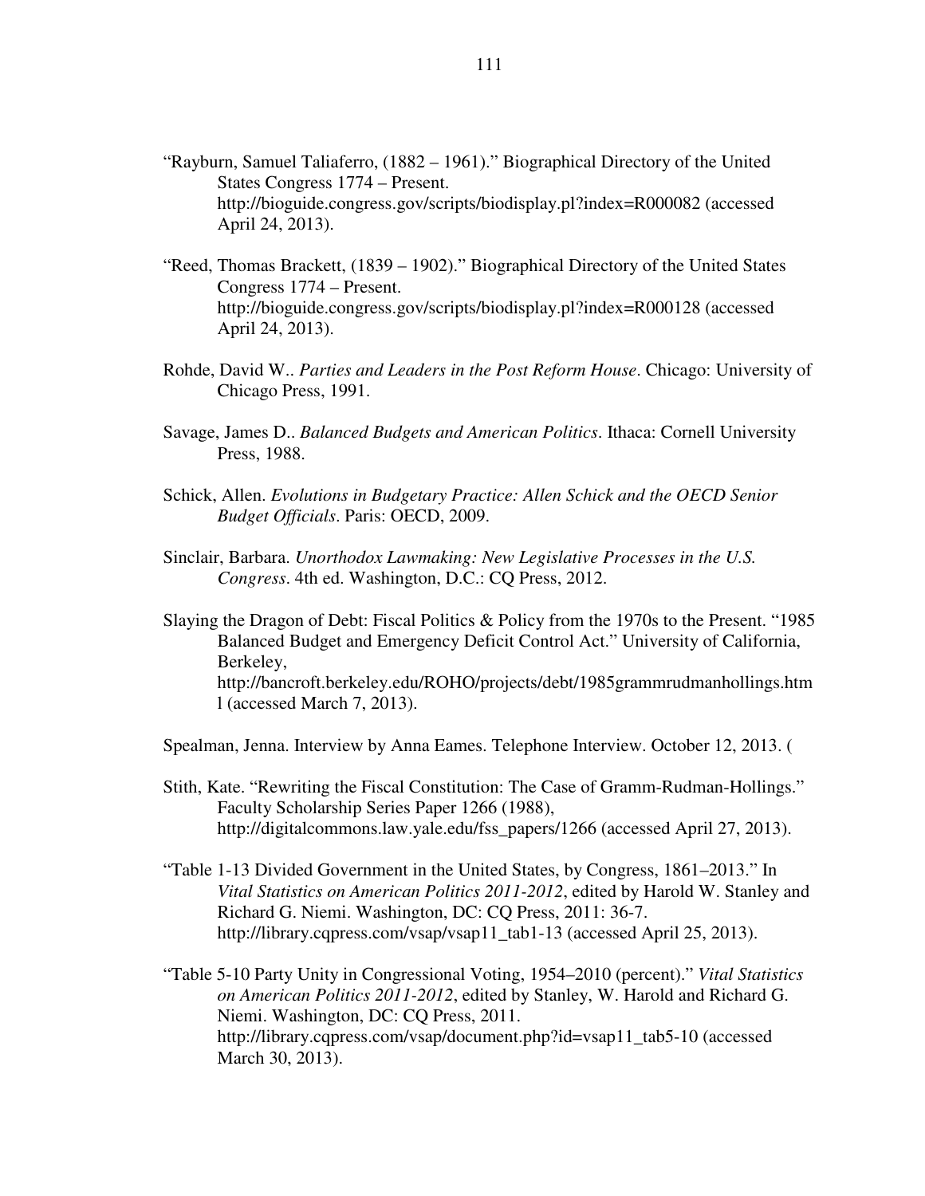“Rayburn, Samuel Taliaferro, (1882 – 1961).” Biographical Directory of the United States Congress 1774 – Present. http://bioguide.congress.gov/scripts/biodisplay.pl?index=R000082 (accessed April 24, 2013).

“Reed, Thomas Brackett, (1839 – 1902).” Biographical Directory of the United States Congress 1774 – Present. http://bioguide.congress.gov/scripts/biodisplay.pl?index=R000128 (accessed April 24, 2013).

Rohde, David W.. *Parties and Leaders in the Post Reform House*. Chicago: University of Chicago Press, 1991.

Savage, James D.. *Balanced Budgets and American Politics*. Ithaca: Cornell University Press, 1988.

Schick, Allen. *Evolutions in Budgetary Practice: Allen Schick and the OECD Senior Budget Officials*. Paris: OECD, 2009.

Sinclair, Barbara. *Unorthodox Lawmaking: New Legislative Processes in the U.S. Congress*. 4th ed. Washington, D.C.: CQ Press, 2012.

Slaying the Dragon of Debt: Fiscal Politics & Policy from the 1970s to the Present. “1985 Balanced Budget and Emergency Deficit Control Act.” University of California, Berkeley, http://bancroft.berkeley.edu/ROHO/projects/debt/1985grammrudmanhollings.html (accessed March 7, 2013).

Spealman, Jenna. Interview by Anna Eames. Telephone Interview. October 12, 2013. (

Stith, Kate. “Rewriting the Fiscal Constitution: The Case of Gramm-Rudman-Hollings.” Faculty Scholarship Series Paper 1266 (1988), http://digitalcommons.law.yale.edu/fss_papers/1266 (accessed April 27, 2013).

“Table 1-13 Divided Government in the United States, by Congress, 1861–2013.” In *Vital Statistics on American Politics 2011-2012*, edited by Harold W. Stanley and Richard G. Niemi. Washington, DC: CQ Press, 2011: 36-7. http://library.cqpress.com/vsap/vsap11_tab1-13 (accessed April 25, 2013).

“Table 5-10 Party Unity in Congressional Voting, 1954–2010 (percent).” *Vital Statistics on American Politics 2011-2012*, edited by Stanley, W. Harold and Richard G. Niemi. Washington, DC: CQ Press, 2011. http://library.cqpress.com/vsap/document.php?id=vsap11_tab5-10 (accessed March 30, 2013).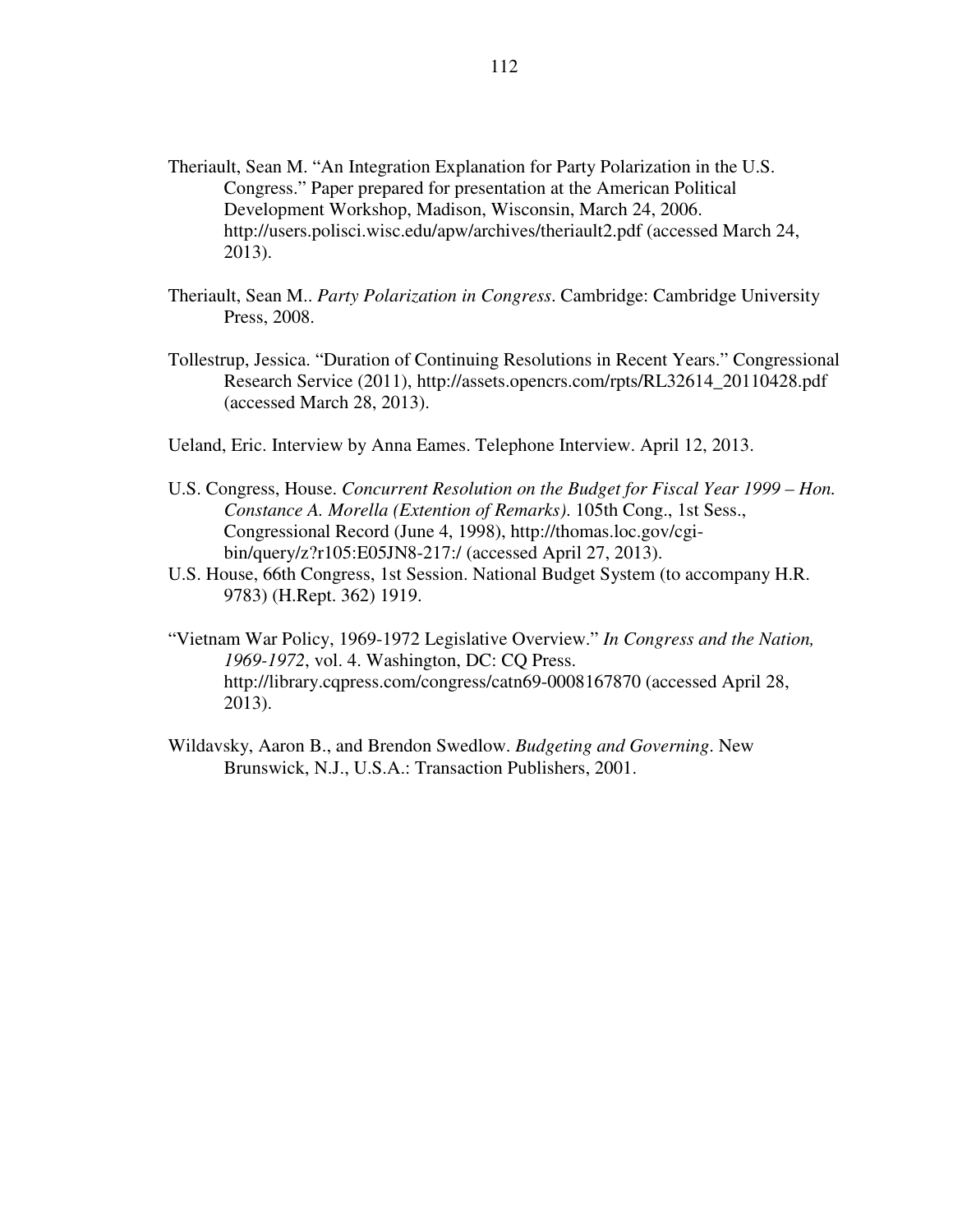Theriault, Sean M. "An Integration Explanation for Party Polarization in the U.S. Congress." Paper prepared for presentation at the American Political Development Workshop, Madison, Wisconsin, March 24, 2006. http://users.polisci.wisc.edu/apw/archives/theriault2.pdf (accessed March 24, 2013).

Theriault, Sean M.. *Party Polarization in Congress*. Cambridge: Cambridge University Press, 2008.

Tollestrup, Jessica. "Duration of Continuing Resolutions in Recent Years." Congressional Research Service (2011), http://assets.opencrs.com/rpts/RL32614_20110428.pdf (accessed March 28, 2013).

Ueland, Eric. Interview by Anna Eames. Telephone Interview. April 12, 2013.

U.S. Congress, House. *Concurrent Resolution on the Budget for Fiscal Year 1999 – Hon. Constance A. Morella (Extention of Remarks)*. 105th Cong., 1st Sess., Congressional Record (June 4, 1998), http://thomas.loc.gov/cgi-bin/query/z?r105:E05JN8-217:/ (accessed April 27, 2013).

U.S. House, 66th Congress, 1st Session. National Budget System (to accompany H.R. 9783) (H.Rept. 362) 1919.

"Vietnam War Policy, 1969-1972 Legislative Overview." *In Congress and the Nation, 1969-1972*, vol. 4. Washington, DC: CQ Press. http://library.cqpress.com/congress/catn69-0008167870 (accessed April 28, 2013).

Wildavsky, Aaron B., and Brendon Swedlow. *Budgeting and Governing*. New Brunswick, N.J., U.S.A.: Transaction Publishers, 2001.